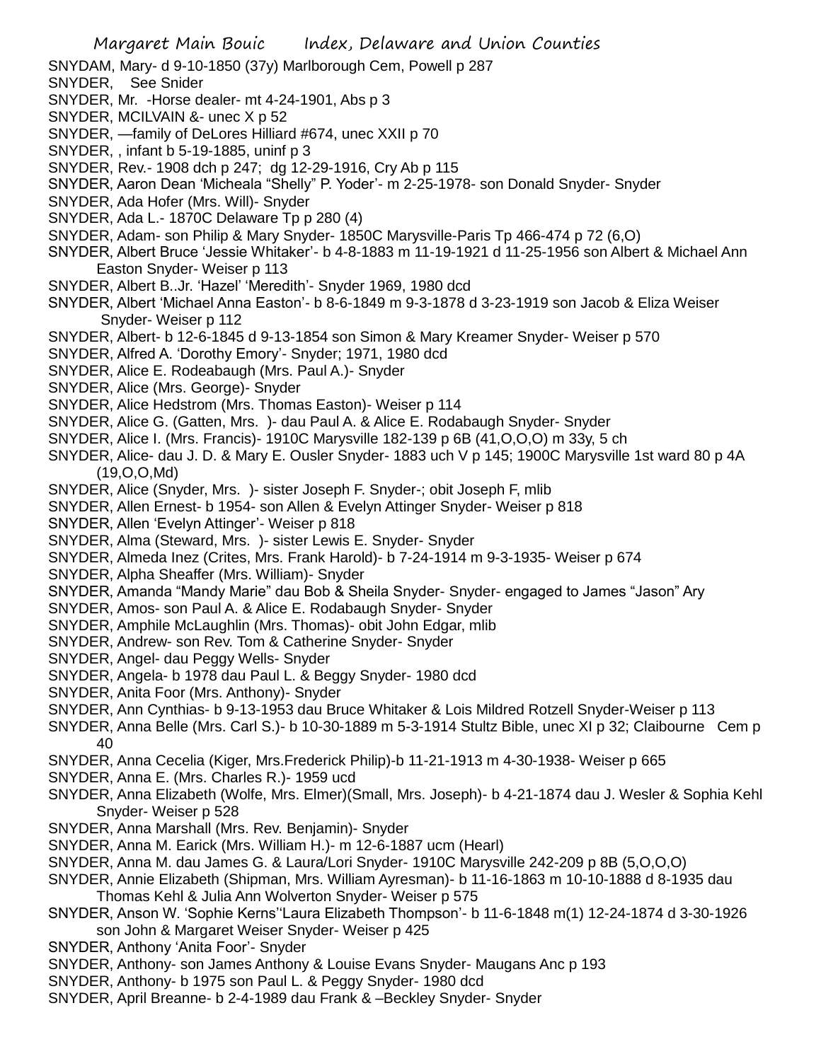SNYDAM, Mary- d 9-10-1850 (37y) Marlborough Cem, Powell p 287

SNYDER,   See Snider

SNYDER, Mr.  -Horse dealer- mt 4-24-1901, Abs p 3

SNYDER, MCILVAIN &- unec X p 52

SNYDER, —family of DeLores Hilliard #674, unec XXII p 70

SNYDER, , infant b 5-19-1885, uninf p 3

SNYDER, Rev.- 1908 dch p 247;  dg 12-29-1916, Cry Ab p 115

SNYDER, Aaron Dean 'Micheala "Shelly" P. Yoder'- m 2-25-1978- son Donald Snyder- Snyder

SNYDER, Ada Hofer (Mrs. Will)- Snyder

SNYDER, Ada L.- 1870C Delaware Tp p 280 (4)

SNYDER, Adam- son Philip & Mary Snyder- 1850C Marysville-Paris Tp 466-474 p 72 (6,O)

SNYDER, Albert Bruce 'Jessie Whitaker'- b 4-8-1883 m 11-19-1921 d 11-25-1956 son Albert & Michael Ann Easton Snyder- Weiser p 113

SNYDER, Albert B..Jr. 'Hazel' 'Meredith'- Snyder 1969, 1980 dcd

SNYDER, Albert 'Michael Anna Easton'- b 8-6-1849 m 9-3-1878 d 3-23-1919 son Jacob & Eliza Weiser Snyder- Weiser p 112

SNYDER, Albert- b 12-6-1845 d 9-13-1854 son Simon & Mary Kreamer Snyder- Weiser p 570

SNYDER, Alfred A. 'Dorothy Emory'- Snyder; 1971, 1980 dcd

SNYDER, Alice E. Rodeabaugh (Mrs. Paul A.)- Snyder

SNYDER, Alice (Mrs. George)- Snyder

SNYDER, Alice Hedstrom (Mrs. Thomas Easton)- Weiser p 114

SNYDER, Alice G. (Gatten, Mrs.  )- dau Paul A. & Alice E. Rodabaugh Snyder- Snyder

SNYDER, Alice I. (Mrs. Francis)- 1910C Marysville 182-139 p 6B (41,O,O,O) m 33y, 5 ch

SNYDER, Alice- dau J. D. & Mary E. Ousler Snyder- 1883 uch V p 145; 1900C Marysville 1st ward 80 p 4A (19,O,O,Md)

SNYDER, Alice (Snyder, Mrs.  )- sister Joseph F. Snyder-; obit Joseph F, mlib

SNYDER, Allen Ernest- b 1954- son Allen & Evelyn Attinger Snyder- Weiser p 818

SNYDER, Allen 'Evelyn Attinger'- Weiser p 818

SNYDER, Alma (Steward, Mrs.  )- sister Lewis E. Snyder- Snyder

SNYDER, Almeda Inez (Crites, Mrs. Frank Harold)- b 7-24-1914 m 9-3-1935- Weiser p 674

SNYDER, Alpha Sheaffer (Mrs. William)- Snyder

SNYDER, Amanda "Mandy Marie" dau Bob & Sheila Snyder- Snyder- engaged to James "Jason" Ary

SNYDER, Amos- son Paul A. & Alice E. Rodabaugh Snyder- Snyder

SNYDER, Amphile McLaughlin (Mrs. Thomas)- obit John Edgar, mlib

SNYDER, Andrew- son Rev. Tom & Catherine Snyder- Snyder

SNYDER, Angel- dau Peggy Wells- Snyder

SNYDER, Angela- b 1978 dau Paul L. & Beggy Snyder- 1980 dcd

SNYDER, Anita Foor (Mrs. Anthony)- Snyder

SNYDER, Ann Cynthias- b 9-13-1953 dau Bruce Whitaker & Lois Mildred Rotzell Snyder-Weiser p 113

SNYDER, Anna Belle (Mrs. Carl S.)- b 10-30-1889 m 5-3-1914 Stultz Bible, unec XI p 32; Claibourne Cem p 40

SNYDER, Anna Cecelia (Kiger, Mrs.Frederick Philip)-b 11-21-1913 m 4-30-1938- Weiser p 665

SNYDER, Anna E. (Mrs. Charles R.)- 1959 ucd

SNYDER, Anna Elizabeth (Wolfe, Mrs. Elmer)(Small, Mrs. Joseph)- b 4-21-1874 dau J. Wesler & Sophia Kehl Snyder- Weiser p 528

SNYDER, Anna Marshall (Mrs. Rev. Benjamin)- Snyder

SNYDER, Anna M. Earick (Mrs. William H.)- m 12-6-1887 ucm (Hearl)

SNYDER, Anna M. dau James G. & Laura/Lori Snyder- 1910C Marysville 242-209 p 8B (5,O,O,O)

SNYDER, Annie Elizabeth (Shipman, Mrs. William Ayresman)- b 11-16-1863 m 10-10-1888 d 8-1935 dau Thomas Kehl & Julia Ann Wolverton Snyder- Weiser p 575

SNYDER, Anson W. 'Sophie Kerns''Laura Elizabeth Thompson'- b 11-6-1848 m(1) 12-24-1874 d 3-30-1926 son John & Margaret Weiser Snyder- Weiser p 425

SNYDER, Anthony 'Anita Foor'- Snyder

SNYDER, Anthony- son James Anthony & Louise Evans Snyder- Maugans Anc p 193

SNYDER, Anthony- b 1975 son Paul L. & Peggy Snyder- 1980 dcd

SNYDER, April Breanne- b 2-4-1989 dau Frank & –Beckley Snyder- Snyder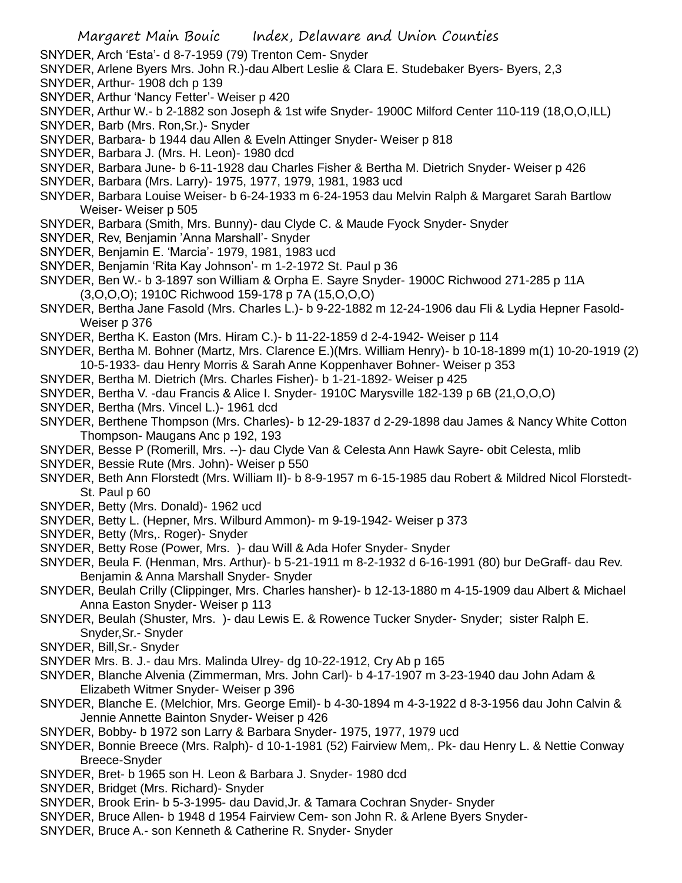SNYDER, Arch 'Esta'- d 8-7-1959 (79) Trenton Cem- Snyder

SNYDER, Arlene Byers Mrs. John R.)-dau Albert Leslie & Clara E. Studebaker Byers- Byers, 2,3

SNYDER, Arthur- 1908 dch p 139

SNYDER, Arthur 'Nancy Fetter'- Weiser p 420

SNYDER, Arthur W.- b 2-1882 son Joseph & 1st wife Snyder- 1900C Milford Center 110-119 (18,O,O,ILL)

SNYDER, Barb (Mrs. Ron,Sr.)- Snyder

SNYDER, Barbara- b 1944 dau Allen & Eveln Attinger Snyder- Weiser p 818

SNYDER, Barbara J. (Mrs. H. Leon)- 1980 dcd

SNYDER, Barbara June- b 6-11-1928 dau Charles Fisher & Bertha M. Dietrich Snyder- Weiser p 426

SNYDER, Barbara (Mrs. Larry)- 1975, 1977, 1979, 1981, 1983 ucd

SNYDER, Barbara Louise Weiser- b 6-24-1933 m 6-24-1953 dau Melvin Ralph & Margaret Sarah Bartlow Weiser- Weiser p 505

SNYDER, Barbara (Smith, Mrs. Bunny)- dau Clyde C. & Maude Fyock Snyder- Snyder

SNYDER, Rev, Benjamin 'Anna Marshall'- Snyder

SNYDER, Benjamin E. 'Marcia'- 1979, 1981, 1983 ucd

SNYDER, Benjamin 'Rita Kay Johnson'- m 1-2-1972 St. Paul p 36

SNYDER, Ben W.- b 3-1897 son William & Orpha E. Sayre Snyder- 1900C Richwood 271-285 p 11A (3,O,O,O); 1910C Richwood 159-178 p 7A (15,O,O,O)

SNYDER, Bertha Jane Fasold (Mrs. Charles L.)- b 9-22-1882 m 12-24-1906 dau Fli & Lydia Hepner Fasold- Weiser p 376

SNYDER, Bertha K. Easton (Mrs. Hiram C.)- b 11-22-1859 d 2-4-1942- Weiser p 114

SNYDER, Bertha M. Bohner (Martz, Mrs. Clarence E.)(Mrs. William Henry)- b 10-18-1899 m(1) 10-20-1919 (2) 10-5-1933- dau Henry Morris & Sarah Anne Koppenhaver Bohner- Weiser p 353

SNYDER, Bertha M. Dietrich (Mrs. Charles Fisher)- b 1-21-1892- Weiser p 425

SNYDER, Bertha V. -dau Francis & Alice I. Snyder- 1910C Marysville 182-139 p 6B (21,O,O,O)

SNYDER, Bertha (Mrs. Vincel L.)- 1961 dcd

SNYDER, Berthene Thompson (Mrs. Charles)- b 12-29-1837 d 2-29-1898 dau James & Nancy White Cotton Thompson- Maugans Anc p 192, 193

SNYDER, Besse P (Romerill, Mrs. --)- dau Clyde Van & Celesta Ann Hawk Sayre- obit Celesta, mlib

SNYDER, Bessie Rute (Mrs. John)- Weiser p 550

SNYDER, Beth Ann Florstedt (Mrs. William II)- b 8-9-1957 m 6-15-1985 dau Robert & Mildred Nicol Florstedt- St. Paul p 60

SNYDER, Betty (Mrs. Donald)- 1962 ucd

SNYDER, Betty L. (Hepner, Mrs. Wilburd Ammon)- m 9-19-1942- Weiser p 373

SNYDER, Betty (Mrs,. Roger)- Snyder

SNYDER, Betty Rose (Power, Mrs. )- dau Will & Ada Hofer Snyder- Snyder

SNYDER, Beula F. (Henman, Mrs. Arthur)- b 5-21-1911 m 8-2-1932 d 6-16-1991 (80) bur DeGraff- dau Rev. Benjamin & Anna Marshall Snyder- Snyder

SNYDER, Beulah Crilly (Clippinger, Mrs. Charles hansher)- b 12-13-1880 m 4-15-1909 dau Albert & Michael Anna Easton Snyder- Weiser p 113

SNYDER, Beulah (Shuster, Mrs. )- dau Lewis E. & Rowence Tucker Snyder- Snyder; sister Ralph E. Snyder,Sr.- Snyder

SNYDER, Bill,Sr.- Snyder

SNYDER Mrs. B. J.- dau Mrs. Malinda Ulrey- dg 10-22-1912, Cry Ab p 165

SNYDER, Blanche Alvenia (Zimmerman, Mrs. John Carl)- b 4-17-1907 m 3-23-1940 dau John Adam & Elizabeth Witmer Snyder- Weiser p 396

SNYDER, Blanche E. (Melchior, Mrs. George Emil)- b 4-30-1894 m 4-3-1922 d 8-3-1956 dau John Calvin & Jennie Annette Bainton Snyder- Weiser p 426

SNYDER, Bobby- b 1972 son Larry & Barbara Snyder- 1975, 1977, 1979 ucd

SNYDER, Bonnie Breece (Mrs. Ralph)- d 10-1-1981 (52) Fairview Mem,. Pk- dau Henry L. & Nettie Conway Breece-Snyder

SNYDER, Bret- b 1965 son H. Leon & Barbara J. Snyder- 1980 dcd

SNYDER, Bridget (Mrs. Richard)- Snyder

SNYDER, Brook Erin- b 5-3-1995- dau David,Jr. & Tamara Cochran Snyder- Snyder

SNYDER, Bruce Allen- b 1948 d 1954 Fairview Cem- son John R. & Arlene Byers Snyder-

SNYDER, Bruce A.- son Kenneth & Catherine R. Snyder- Snyder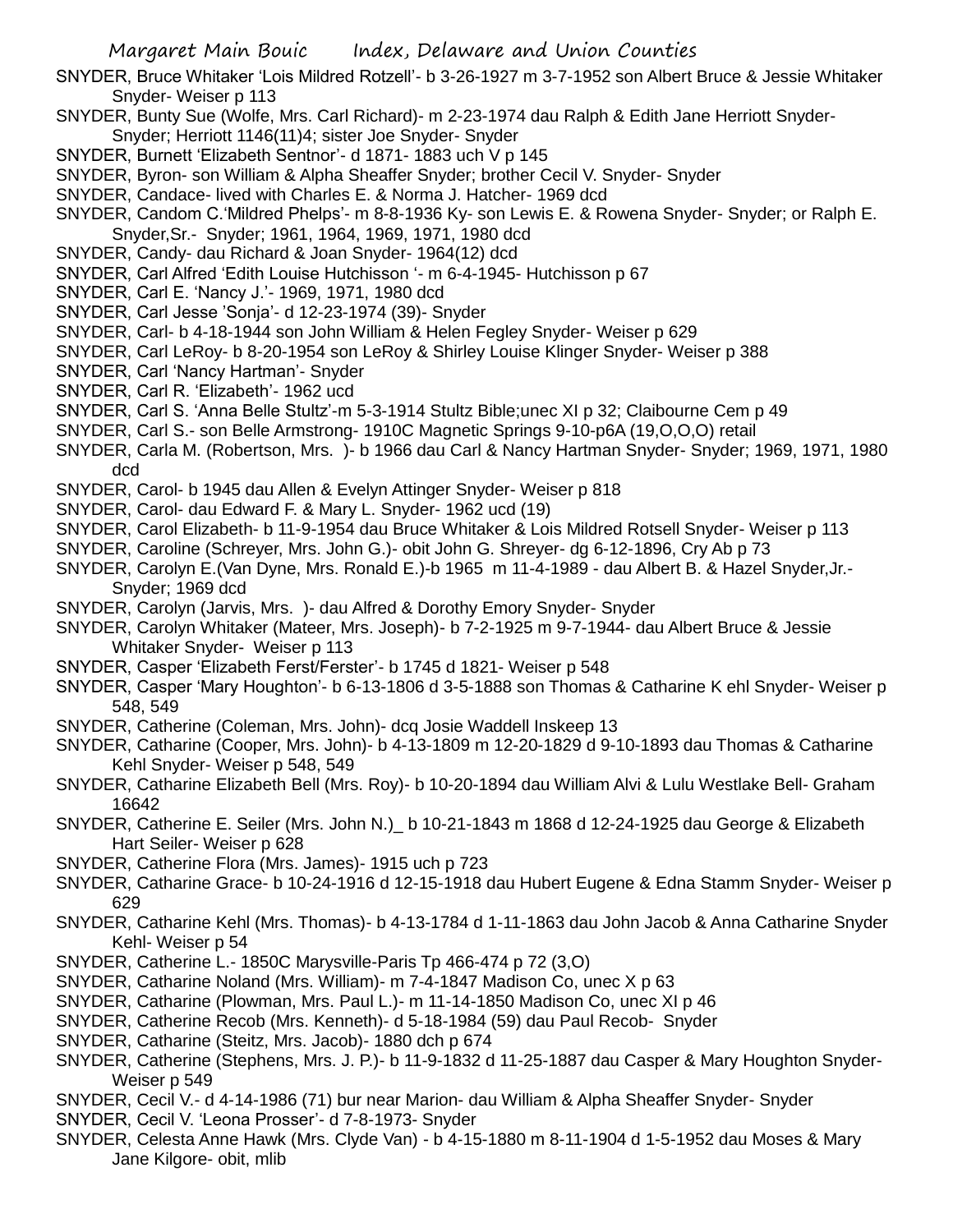SNYDER, Bruce Whitaker 'Lois Mildred Rotzell'- b 3-26-1927 m 3-7-1952 son Albert Bruce & Jessie Whitaker Snyder- Weiser p 113

SNYDER, Bunty Sue (Wolfe, Mrs. Carl Richard)- m 2-23-1974 dau Ralph & Edith Jane Herriott Snyder- Snyder; Herriott 1146(11)4; sister Joe Snyder- Snyder

SNYDER, Burnett 'Elizabeth Sentnor'- d 1871- 1883 uch V p 145

SNYDER, Byron- son William & Alpha Sheaffer Snyder; brother Cecil V. Snyder- Snyder

SNYDER, Candace- lived with Charles E. & Norma J. Hatcher- 1969 dcd

SNYDER, Candom C.'Mildred Phelps'- m 8-8-1936 Ky- son Lewis E. & Rowena Snyder- Snyder; or Ralph E. Snyder,Sr.- Snyder; 1961, 1964, 1969, 1971, 1980 dcd

SNYDER, Candy- dau Richard & Joan Snyder- 1964(12) dcd

SNYDER, Carl Alfred 'Edith Louise Hutchisson '- m 6-4-1945- Hutchisson p 67

SNYDER, Carl E. 'Nancy J.'- 1969, 1971, 1980 dcd

SNYDER, Carl Jesse 'Sonja'- d 12-23-1974 (39)- Snyder

SNYDER, Carl- b 4-18-1944 son John William & Helen Fegley Snyder- Weiser p 629

SNYDER, Carl LeRoy- b 8-20-1954 son LeRoy & Shirley Louise Klinger Snyder- Weiser p 388

SNYDER, Carl 'Nancy Hartman'- Snyder

SNYDER, Carl R. 'Elizabeth'- 1962 ucd

SNYDER, Carl S. 'Anna Belle Stultz'-m 5-3-1914 Stultz Bible;unec XI p 32; Claibourne Cem p 49

SNYDER, Carl S.- son Belle Armstrong- 1910C Magnetic Springs 9-10-p6A (19,O,O,O) retail

SNYDER, Carla M. (Robertson, Mrs. )- b 1966 dau Carl & Nancy Hartman Snyder- Snyder; 1969, 1971, 1980 dcd

SNYDER, Carol- b 1945 dau Allen & Evelyn Attinger Snyder- Weiser p 818

SNYDER, Carol- dau Edward F. & Mary L. Snyder- 1962 ucd (19)

SNYDER, Carol Elizabeth- b 11-9-1954 dau Bruce Whitaker & Lois Mildred Rotsell Snyder- Weiser p 113

SNYDER, Caroline (Schreyer, Mrs. John G.)- obit John G. Shreyer- dg 6-12-1896, Cry Ab p 73

SNYDER, Carolyn E.(Van Dyne, Mrs. Ronald E.)-b 1965 m 11-4-1989 - dau Albert B. & Hazel Snyder,Jr.- Snyder; 1969 dcd

SNYDER, Carolyn (Jarvis, Mrs. )- dau Alfred & Dorothy Emory Snyder- Snyder

SNYDER, Carolyn Whitaker (Mateer, Mrs. Joseph)- b 7-2-1925 m 9-7-1944- dau Albert Bruce & Jessie Whitaker Snyder- Weiser p 113

SNYDER, Casper 'Elizabeth Ferst/Ferster'- b 1745 d 1821- Weiser p 548

SNYDER, Casper 'Mary Houghton'- b 6-13-1806 d 3-5-1888 son Thomas & Catharine K ehl Snyder- Weiser p 548, 549

SNYDER, Catherine (Coleman, Mrs. John)- dcq Josie Waddell Inskeep 13

SNYDER, Catharine (Cooper, Mrs. John)- b 4-13-1809 m 12-20-1829 d 9-10-1893 dau Thomas & Catharine Kehl Snyder- Weiser p 548, 549

SNYDER, Catharine Elizabeth Bell (Mrs. Roy)- b 10-20-1894 dau William Alvi & Lulu Westlake Bell- Graham 16642

SNYDER, Catherine E. Seiler (Mrs. John N.)_ b 10-21-1843 m 1868 d 12-24-1925 dau George & Elizabeth Hart Seiler- Weiser p 628

SNYDER, Catherine Flora (Mrs. James)- 1915 uch p 723

SNYDER, Catharine Grace- b 10-24-1916 d 12-15-1918 dau Hubert Eugene & Edna Stamm Snyder- Weiser p 629

SNYDER, Catharine Kehl (Mrs. Thomas)- b 4-13-1784 d 1-11-1863 dau John Jacob & Anna Catharine Snyder Kehl- Weiser p 54

SNYDER, Catherine L.- 1850C Marysville-Paris Tp 466-474 p 72 (3,O)

SNYDER, Catharine Noland (Mrs. William)- m 7-4-1847 Madison Co, unec X p 63

SNYDER, Catharine (Plowman, Mrs. Paul L.)- m 11-14-1850 Madison Co, unec XI p 46

SNYDER, Catherine Recob (Mrs. Kenneth)- d 5-18-1984 (59) dau Paul Recob- Snyder

SNYDER, Catharine (Steitz, Mrs. Jacob)- 1880 dch p 674

SNYDER, Catherine (Stephens, Mrs. J. P.)- b 11-9-1832 d 11-25-1887 dau Casper & Mary Houghton Snyder- Weiser p 549

SNYDER, Cecil V.- d 4-14-1986 (71) bur near Marion- dau William & Alpha Sheaffer Snyder- Snyder

SNYDER, Cecil V. 'Leona Prosser'- d 7-8-1973- Snyder

SNYDER, Celesta Anne Hawk (Mrs. Clyde Van) - b 4-15-1880 m 8-11-1904 d 1-5-1952 dau Moses & Mary Jane Kilgore- obit, mlib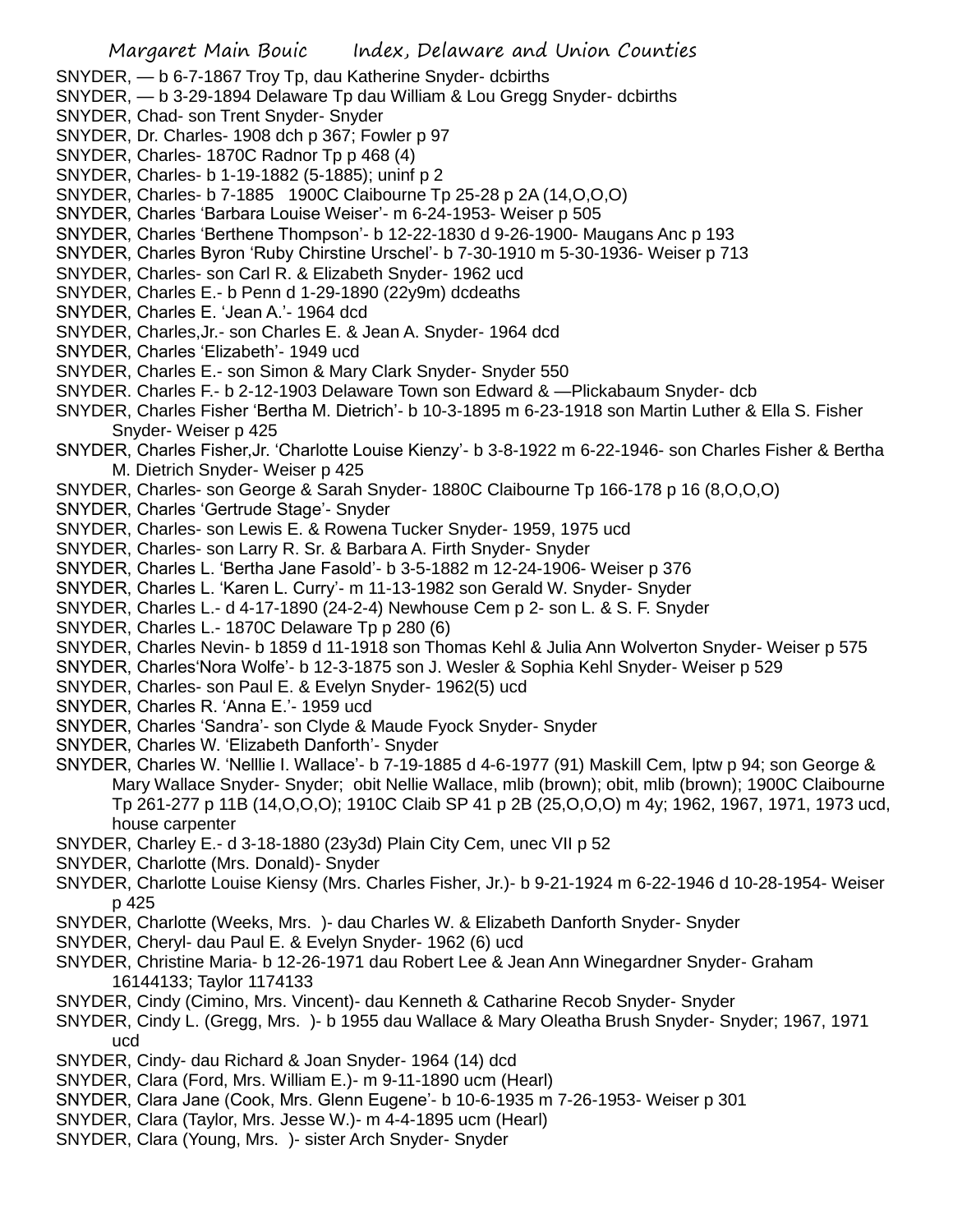SNYDER, — b 6-7-1867 Troy Tp, dau Katherine Snyder- dcbirths

SNYDER, — b 3-29-1894 Delaware Tp dau William & Lou Gregg Snyder- dcbirths

SNYDER, Chad- son Trent Snyder- Snyder

SNYDER, Dr. Charles- 1908 dch p 367; Fowler p 97

SNYDER, Charles- 1870C Radnor Tp p 468 (4)

SNYDER, Charles- b 1-19-1882 (5-1885); uninf p 2

SNYDER, Charles- b 7-1885 1900C Claibourne Tp 25-28 p 2A (14,O,O,O)

SNYDER, Charles 'Barbara Louise Weiser'- m 6-24-1953- Weiser p 505

SNYDER, Charles 'Berthene Thompson'- b 12-22-1830 d 9-26-1900- Maugans Anc p 193

SNYDER, Charles Byron 'Ruby Chirstine Urschel'- b 7-30-1910 m 5-30-1936- Weiser p 713

SNYDER, Charles- son Carl R. & Elizabeth Snyder- 1962 ucd

SNYDER, Charles E.- b Penn d 1-29-1890 (22y9m) dcdeaths

SNYDER, Charles E. 'Jean A.'- 1964 dcd

SNYDER, Charles,Jr.- son Charles E. & Jean A. Snyder- 1964 dcd

SNYDER, Charles 'Elizabeth'- 1949 ucd

SNYDER, Charles E.- son Simon & Mary Clark Snyder- Snyder 550

SNYDER. Charles F.- b 2-12-1903 Delaware Town son Edward & —Plickabaum Snyder- dcb

SNYDER, Charles Fisher 'Bertha M. Dietrich'- b 10-3-1895 m 6-23-1918 son Martin Luther & Ella S. Fisher Snyder- Weiser p 425

SNYDER, Charles Fisher,Jr. 'Charlotte Louise Kienzy'- b 3-8-1922 m 6-22-1946- son Charles Fisher & Bertha M. Dietrich Snyder- Weiser p 425

SNYDER, Charles- son George & Sarah Snyder- 1880C Claibourne Tp 166-178 p 16 (8,O,O,O)

SNYDER, Charles 'Gertrude Stage'- Snyder

SNYDER, Charles- son Lewis E. & Rowena Tucker Snyder- 1959, 1975 ucd

SNYDER, Charles- son Larry R. Sr. & Barbara A. Firth Snyder- Snyder

SNYDER, Charles L. 'Bertha Jane Fasold'- b 3-5-1882 m 12-24-1906- Weiser p 376

SNYDER, Charles L. 'Karen L. Curry'- m 11-13-1982 son Gerald W. Snyder- Snyder

SNYDER, Charles L.- d 4-17-1890 (24-2-4) Newhouse Cem p 2- son L. & S. F. Snyder

SNYDER, Charles L.- 1870C Delaware Tp p 280 (6)

SNYDER, Charles Nevin- b 1859 d 11-1918 son Thomas Kehl & Julia Ann Wolverton Snyder- Weiser p 575

SNYDER, Charles'Nora Wolfe'- b 12-3-1875 son J. Wesler & Sophia Kehl Snyder- Weiser p 529

SNYDER, Charles- son Paul E. & Evelyn Snyder- 1962(5) ucd

SNYDER, Charles R. 'Anna E.'- 1959 ucd

SNYDER, Charles 'Sandra'- son Clyde & Maude Fyock Snyder- Snyder

SNYDER, Charles W. 'Elizabeth Danforth'- Snyder

SNYDER, Charles W. 'Nelllie I. Wallace'- b 7-19-1885 d 4-6-1977 (91) Maskill Cem, lptw p 94; son George & Mary Wallace Snyder- Snyder; obit Nellie Wallace, mlib (brown); obit, mlib (brown); 1900C Claibourne Tp 261-277 p 11B (14,O,O,O); 1910C Claib SP 41 p 2B (25,O,O,O) m 4y; 1962, 1967, 1971, 1973 ucd, house carpenter

SNYDER, Charley E.- d 3-18-1880 (23y3d) Plain City Cem, unec VII p 52

SNYDER, Charlotte (Mrs. Donald)- Snyder

SNYDER, Charlotte Louise Kiensy (Mrs. Charles Fisher, Jr.)- b 9-21-1924 m 6-22-1946 d 10-28-1954- Weiser p 425

SNYDER, Charlotte (Weeks, Mrs. )- dau Charles W. & Elizabeth Danforth Snyder- Snyder

SNYDER, Cheryl- dau Paul E. & Evelyn Snyder- 1962 (6) ucd

SNYDER, Christine Maria- b 12-26-1971 dau Robert Lee & Jean Ann Winegardner Snyder- Graham 16144133; Taylor 1174133

SNYDER, Cindy (Cimino, Mrs. Vincent)- dau Kenneth & Catharine Recob Snyder- Snyder

SNYDER, Cindy L. (Gregg, Mrs. )- b 1955 dau Wallace & Mary Oleatha Brush Snyder- Snyder; 1967, 1971 ucd

SNYDER, Cindy- dau Richard & Joan Snyder- 1964 (14) dcd

SNYDER, Clara (Ford, Mrs. William E.)- m 9-11-1890 ucm (Hearl)

SNYDER, Clara Jane (Cook, Mrs. Glenn Eugene'- b 10-6-1935 m 7-26-1953- Weiser p 301

SNYDER, Clara (Taylor, Mrs. Jesse W.)- m 4-4-1895 ucm (Hearl)

SNYDER, Clara (Young, Mrs. )- sister Arch Snyder- Snyder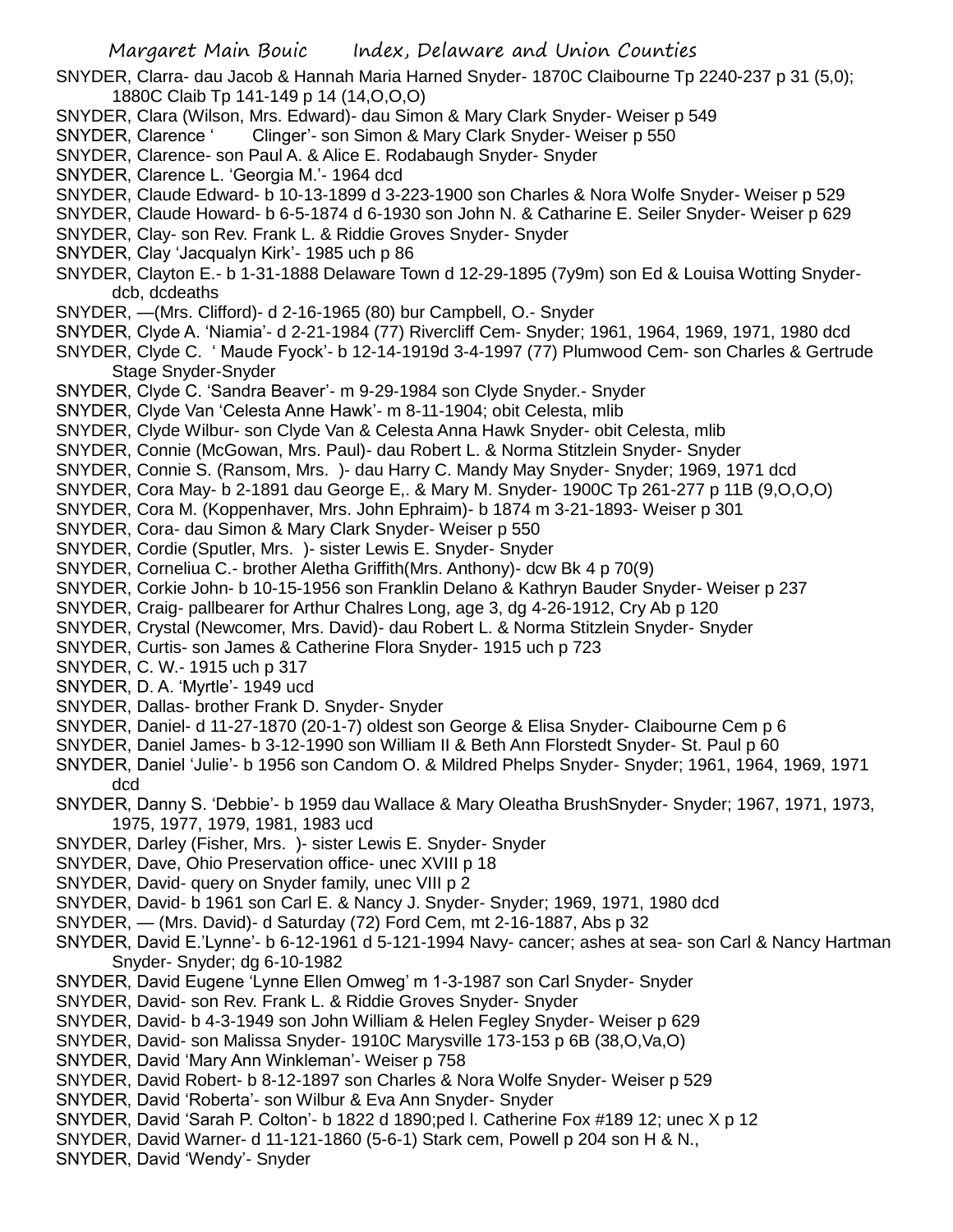SNYDER, Clarra- dau Jacob & Hannah Maria Harned Snyder- 1870C Claibourne Tp 2240-237 p 31 (5,0); 1880C Claib Tp 141-149 p 14 (14,O,O,O)

SNYDER, Clara (Wilson, Mrs. Edward)- dau Simon & Mary Clark Snyder- Weiser p 549

SNYDER, Clarence ' Clinger'- son Simon & Mary Clark Snyder- Weiser p 550

SNYDER, Clarence- son Paul A. & Alice E. Rodabaugh Snyder- Snyder

SNYDER, Clarence L. 'Georgia M.'- 1964 dcd

SNYDER, Claude Edward- b 10-13-1899 d 3-223-1900 son Charles & Nora Wolfe Snyder- Weiser p 529

SNYDER, Claude Howard- b 6-5-1874 d 6-1930 son John N. & Catharine E. Seiler Snyder- Weiser p 629

SNYDER, Clay- son Rev. Frank L. & Riddie Groves Snyder- Snyder

SNYDER, Clay 'Jacqualyn Kirk'- 1985 uch p 86

SNYDER, Clayton E.- b 1-31-1888 Delaware Town d 12-29-1895 (7y9m) son Ed & Louisa Wotting Snyder- dcb, dcdeaths

SNYDER, —(Mrs. Clifford)- d 2-16-1965 (80) bur Campbell, O.- Snyder

SNYDER, Clyde A. 'Niamia'- d 2-21-1984 (77) Rivercliff Cem- Snyder; 1961, 1964, 1969, 1971, 1980 dcd

SNYDER, Clyde C. ' Maude Fyock'- b 12-14-1919d 3-4-1997 (77) Plumwood Cem- son Charles & Gertrude Stage Snyder-Snyder

SNYDER, Clyde C. 'Sandra Beaver'- m 9-29-1984 son Clyde Snyder.- Snyder

SNYDER, Clyde Van 'Celesta Anne Hawk'- m 8-11-1904; obit Celesta, mlib

SNYDER, Clyde Wilbur- son Clyde Van & Celesta Anna Hawk Snyder- obit Celesta, mlib

SNYDER, Connie (McGowan, Mrs. Paul)- dau Robert L. & Norma Stitzlein Snyder- Snyder

SNYDER, Connie S. (Ransom, Mrs. )- dau Harry C. Mandy May Snyder- Snyder; 1969, 1971 dcd

SNYDER, Cora May- b 2-1891 dau George E,. & Mary M. Snyder- 1900C Tp 261-277 p 11B (9,O,O,O)

SNYDER, Cora M. (Koppenhaver, Mrs. John Ephraim)- b 1874 m 3-21-1893- Weiser p 301

SNYDER, Cora- dau Simon & Mary Clark Snyder- Weiser p 550

SNYDER, Cordie (Sputler, Mrs. )- sister Lewis E. Snyder- Snyder

SNYDER, Corneliua C.- brother Aletha Griffith(Mrs. Anthony)- dcw Bk 4 p 70(9)

SNYDER, Corkie John- b 10-15-1956 son Franklin Delano & Kathryn Bauder Snyder- Weiser p 237

SNYDER, Craig- pallbearer for Arthur Chalres Long, age 3, dg 4-26-1912, Cry Ab p 120

SNYDER, Crystal (Newcomer, Mrs. David)- dau Robert L. & Norma Stitzlein Snyder- Snyder

SNYDER, Curtis- son James & Catherine Flora Snyder- 1915 uch p 723

SNYDER, C. W.- 1915 uch p 317

SNYDER, D. A. 'Myrtle'- 1949 ucd

SNYDER, Dallas- brother Frank D. Snyder- Snyder

SNYDER, Daniel- d 11-27-1870 (20-1-7) oldest son George & Elisa Snyder- Claibourne Cem p 6

SNYDER, Daniel James- b 3-12-1990 son William II & Beth Ann Florstedt Snyder- St. Paul p 60

SNYDER, Daniel 'Julie'- b 1956 son Candom O. & Mildred Phelps Snyder- Snyder; 1961, 1964, 1969, 1971 dcd

SNYDER, Danny S. 'Debbie'- b 1959 dau Wallace & Mary Oleatha BrushSnyder- Snyder; 1967, 1971, 1973, 1975, 1977, 1979, 1981, 1983 ucd

SNYDER, Darley (Fisher, Mrs. )- sister Lewis E. Snyder- Snyder

SNYDER, Dave, Ohio Preservation office- unec XVIII p 18

SNYDER, David- query on Snyder family, unec VIII p 2

SNYDER, David- b 1961 son Carl E. & Nancy J. Snyder- Snyder; 1969, 1971, 1980 dcd

SNYDER, — (Mrs. David)- d Saturday (72) Ford Cem, mt 2-16-1887, Abs p 32

SNYDER, David E.'Lynne'- b 6-12-1961 d 5-121-1994 Navy- cancer; ashes at sea- son Carl & Nancy Hartman Snyder- Snyder; dg 6-10-1982

SNYDER, David Eugene 'Lynne Ellen Omweg' m 1-3-1987 son Carl Snyder- Snyder

SNYDER, David- son Rev. Frank L. & Riddie Groves Snyder- Snyder

SNYDER, David- b 4-3-1949 son John William & Helen Fegley Snyder- Weiser p 629

SNYDER, David- son Malissa Snyder- 1910C Marysville 173-153 p 6B (38,O,Va,O)

SNYDER, David 'Mary Ann Winkleman'- Weiser p 758

SNYDER, David Robert- b 8-12-1897 son Charles & Nora Wolfe Snyder- Weiser p 529

SNYDER, David 'Roberta'- son Wilbur & Eva Ann Snyder- Snyder

SNYDER, David 'Sarah P. Colton'- b 1822 d 1890;ped I. Catherine Fox #189 12; unec X p 12

SNYDER, David Warner- d 11-121-1860 (5-6-1) Stark cem, Powell p 204 son H & N.,

SNYDER, David 'Wendy'- Snyder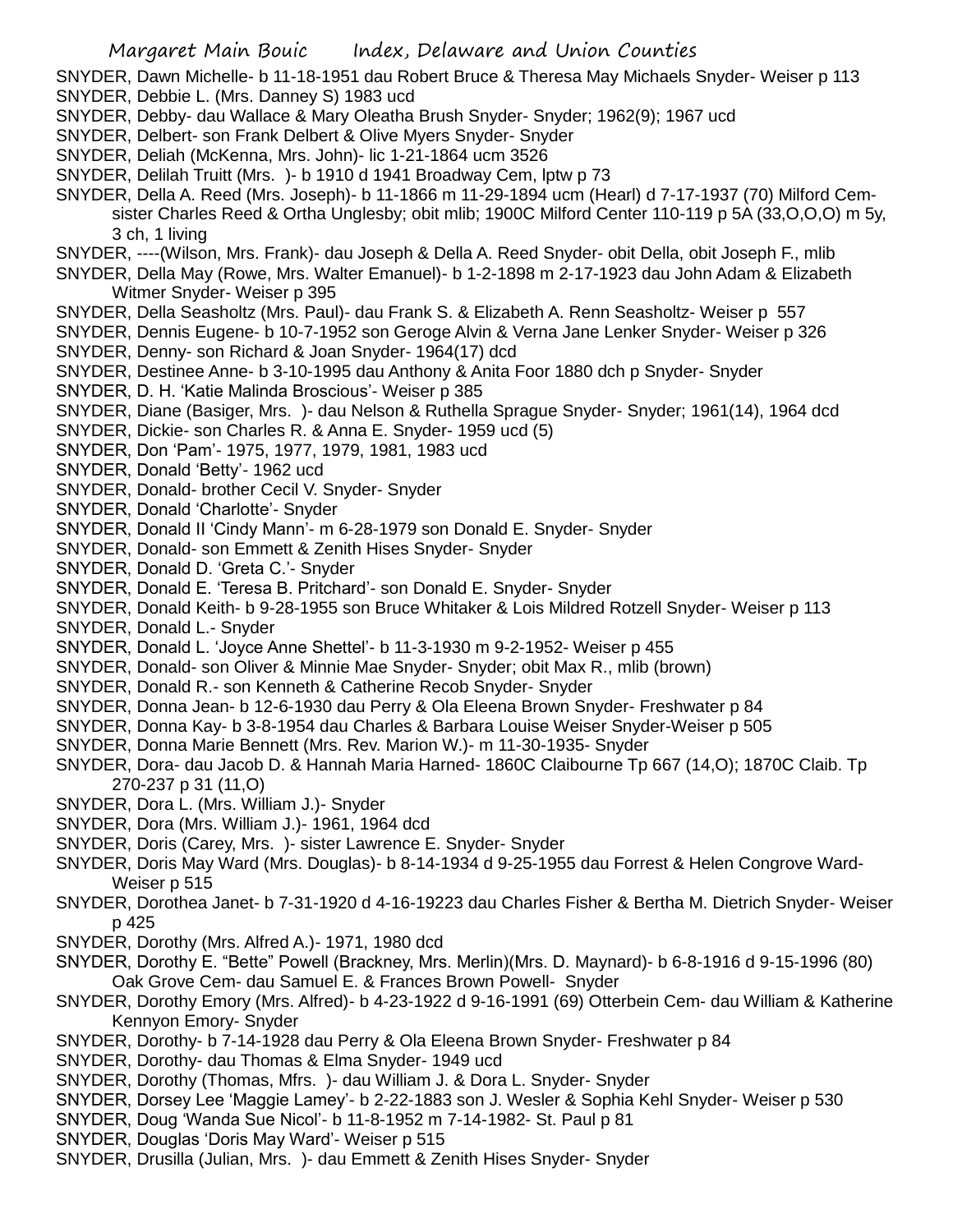SNYDER, Dawn Michelle- b 11-18-1951 dau Robert Bruce & Theresa May Michaels Snyder- Weiser p 113

SNYDER, Debbie L. (Mrs. Danney S) 1983 ucd

SNYDER, Debby- dau Wallace & Mary Oleatha Brush Snyder- Snyder; 1962(9); 1967 ucd

SNYDER, Delbert- son Frank Delbert & Olive Myers Snyder- Snyder

SNYDER, Deliah (McKenna, Mrs. John)- lic 1-21-1864 ucm 3526

SNYDER, Delilah Truitt (Mrs. )- b 1910 d 1941 Broadway Cem, lptw p 73

SNYDER, Della A. Reed (Mrs. Joseph)- b 11-1866 m 11-29-1894 ucm (Hearl) d 7-17-1937 (70) Milford Cem- sister Charles Reed & Ortha Unglesby; obit mlib; 1900C Milford Center 110-119 p 5A (33,O,O,O) m 5y, 3 ch, 1 living

SNYDER, ----(Wilson, Mrs. Frank)- dau Joseph & Della A. Reed Snyder- obit Della, obit Joseph F., mlib

SNYDER, Della May (Rowe, Mrs. Walter Emanuel)- b 1-2-1898 m 2-17-1923 dau John Adam & Elizabeth Witmer Snyder- Weiser p 395

SNYDER, Della Seasholtz (Mrs. Paul)- dau Frank S. & Elizabeth A. Renn Seasholtz- Weiser p 557

SNYDER, Dennis Eugene- b 10-7-1952 son Geroge Alvin & Verna Jane Lenker Snyder- Weiser p 326

SNYDER, Denny- son Richard & Joan Snyder- 1964(17) dcd

SNYDER, Destinee Anne- b 3-10-1995 dau Anthony & Anita Foor 1880 dch p Snyder- Snyder

SNYDER, D. H. 'Katie Malinda Broscious'- Weiser p 385

SNYDER, Diane (Basiger, Mrs. )- dau Nelson & Ruthella Sprague Snyder- Snyder; 1961(14), 1964 dcd

SNYDER, Dickie- son Charles R. & Anna E. Snyder- 1959 ucd (5)

SNYDER, Don 'Pam'- 1975, 1977, 1979, 1981, 1983 ucd

SNYDER, Donald 'Betty'- 1962 ucd

SNYDER, Donald- brother Cecil V. Snyder- Snyder

SNYDER, Donald 'Charlotte'- Snyder

SNYDER, Donald II 'Cindy Mann'- m 6-28-1979 son Donald E. Snyder- Snyder

SNYDER, Donald- son Emmett & Zenith Hises Snyder- Snyder

SNYDER, Donald D. 'Greta C.'- Snyder

SNYDER, Donald E. 'Teresa B. Pritchard'- son Donald E. Snyder- Snyder

SNYDER, Donald Keith- b 9-28-1955 son Bruce Whitaker & Lois Mildred Rotzell Snyder- Weiser p 113

SNYDER, Donald L.- Snyder

SNYDER, Donald L. 'Joyce Anne Shettel'- b 11-3-1930 m 9-2-1952- Weiser p 455

SNYDER, Donald- son Oliver & Minnie Mae Snyder- Snyder; obit Max R., mlib (brown)

SNYDER, Donald R.- son Kenneth & Catherine Recob Snyder- Snyder

SNYDER, Donna Jean- b 12-6-1930 dau Perry & Ola Eleena Brown Snyder- Freshwater p 84

SNYDER, Donna Kay- b 3-8-1954 dau Charles & Barbara Louise Weiser Snyder-Weiser p 505

SNYDER, Donna Marie Bennett (Mrs. Rev. Marion W.)- m 11-30-1935- Snyder

SNYDER, Dora- dau Jacob D. & Hannah Maria Harned- 1860C Claibourne Tp 667 (14,O); 1870C Claib. Tp 270-237 p 31 (11,O)

SNYDER, Dora L. (Mrs. William J.)- Snyder

SNYDER, Dora (Mrs. William J.)- 1961, 1964 dcd

SNYDER, Doris (Carey, Mrs. )- sister Lawrence E. Snyder- Snyder

SNYDER, Doris May Ward (Mrs. Douglas)- b 8-14-1934 d 9-25-1955 dau Forrest & Helen Congrove Ward- Weiser p 515

SNYDER, Dorothea Janet- b 7-31-1920 d 4-16-19223 dau Charles Fisher & Bertha M. Dietrich Snyder- Weiser p 425

SNYDER, Dorothy (Mrs. Alfred A.)- 1971, 1980 dcd

SNYDER, Dorothy E. "Bette" Powell (Brackney, Mrs. Merlin)(Mrs. D. Maynard)- b 6-8-1916 d 9-15-1996 (80) Oak Grove Cem- dau Samuel E. & Frances Brown Powell- Snyder

SNYDER, Dorothy Emory (Mrs. Alfred)- b 4-23-1922 d 9-16-1991 (69) Otterbein Cem- dau William & Katherine Kennyon Emory- Snyder

SNYDER, Dorothy- b 7-14-1928 dau Perry & Ola Eleena Brown Snyder- Freshwater p 84

SNYDER, Dorothy- dau Thomas & Elma Snyder- 1949 ucd

SNYDER, Dorothy (Thomas, Mfrs. )- dau William J. & Dora L. Snyder- Snyder

SNYDER, Dorsey Lee 'Maggie Lamey'- b 2-22-1883 son J. Wesler & Sophia Kehl Snyder- Weiser p 530

SNYDER, Doug 'Wanda Sue Nicol'- b 11-8-1952 m 7-14-1982- St. Paul p 81

SNYDER, Douglas 'Doris May Ward'- Weiser p 515

SNYDER, Drusilla (Julian, Mrs. )- dau Emmett & Zenith Hises Snyder- Snyder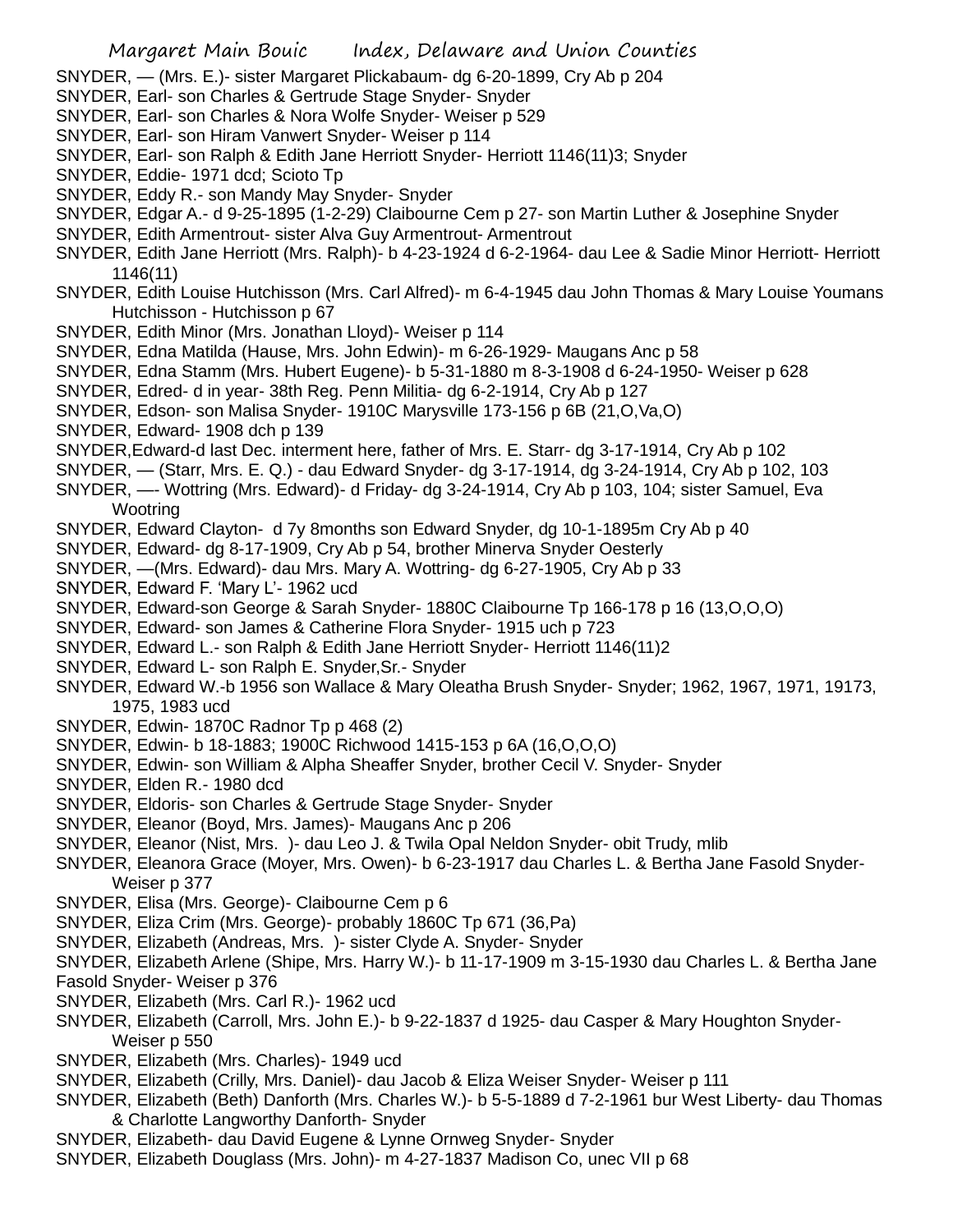SNYDER, — (Mrs. E.)- sister Margaret Plickabaum- dg 6-20-1899, Cry Ab p 204
SNYDER, Earl- son Charles & Gertrude Stage Snyder- Snyder
SNYDER, Earl- son Charles & Nora Wolfe Snyder- Weiser p 529
SNYDER, Earl- son Hiram Vanwert Snyder- Weiser p 114
SNYDER, Earl- son Ralph & Edith Jane Herriott Snyder- Herriott 1146(11)3; Snyder
SNYDER, Eddie- 1971 dcd; Scioto Tp
SNYDER, Eddy R.- son Mandy May Snyder- Snyder
SNYDER, Edgar A.- d 9-25-1895 (1-2-29) Claibourne Cem p 27- son Martin Luther & Josephine Snyder
SNYDER, Edith Armentrout- sister Alva Guy Armentrout- Armentrout
SNYDER, Edith Jane Herriott (Mrs. Ralph)- b 4-23-1924 d 6-2-1964- dau Lee & Sadie Minor Herriott- Herriott 1146(11)
SNYDER, Edith Louise Hutchisson (Mrs. Carl Alfred)- m 6-4-1945 dau John Thomas & Mary Louise Youmans Hutchisson - Hutchisson p 67
SNYDER, Edith Minor (Mrs. Jonathan Lloyd)- Weiser p 114
SNYDER, Edna Matilda (Hause, Mrs. John Edwin)- m 6-26-1929- Maugans Anc p 58
SNYDER, Edna Stamm (Mrs. Hubert Eugene)- b 5-31-1880 m 8-3-1908 d 6-24-1950- Weiser p 628
SNYDER, Edred- d in year- 38th Reg. Penn Militia- dg 6-2-1914, Cry Ab p 127
SNYDER, Edson- son Malisa Snyder- 1910C Marysville 173-156 p 6B (21,O,Va,O)
SNYDER, Edward- 1908 dch p 139
SNYDER,Edward-d last Dec. interment here, father of Mrs. E. Starr- dg 3-17-1914, Cry Ab p 102
SNYDER, — (Starr, Mrs. E. Q.) - dau Edward Snyder- dg 3-17-1914, dg 3-24-1914, Cry Ab p 102, 103
SNYDER, —- Wottring (Mrs. Edward)- d Friday- dg 3-24-1914, Cry Ab p 103, 104; sister Samuel, Eva Wootring
SNYDER, Edward Clayton- d 7y 8months son Edward Snyder, dg 10-1-1895m Cry Ab p 40
SNYDER, Edward- dg 8-17-1909, Cry Ab p 54, brother Minerva Snyder Oesterly
SNYDER, —(Mrs. Edward)- dau Mrs. Mary A. Wottring- dg 6-27-1905, Cry Ab p 33
SNYDER, Edward F. 'Mary L'- 1962 ucd
SNYDER, Edward-son George & Sarah Snyder- 1880C Claibourne Tp 166-178 p 16 (13,O,O,O)
SNYDER, Edward- son James & Catherine Flora Snyder- 1915 uch p 723
SNYDER, Edward L.- son Ralph & Edith Jane Herriott Snyder- Herriott 1146(11)2
SNYDER, Edward L- son Ralph E. Snyder,Sr.- Snyder
SNYDER, Edward W.-b 1956 son Wallace & Mary Oleatha Brush Snyder- Snyder; 1962, 1967, 1971, 19173, 1975, 1983 ucd
SNYDER, Edwin- 1870C Radnor Tp p 468 (2)
SNYDER, Edwin- b 18-1883; 1900C Richwood 1415-153 p 6A (16,O,O,O)
SNYDER, Edwin- son William & Alpha Sheaffer Snyder, brother Cecil V. Snyder- Snyder
SNYDER, Elden R.- 1980 dcd
SNYDER, Eldoris- son Charles & Gertrude Stage Snyder- Snyder
SNYDER, Eleanor (Boyd, Mrs. James)- Maugans Anc p 206
SNYDER, Eleanor (Nist, Mrs. )- dau Leo J. & Twila Opal Neldon Snyder- obit Trudy, mlib
SNYDER, Eleanora Grace (Moyer, Mrs. Owen)- b 6-23-1917 dau Charles L. & Bertha Jane Fasold Snyder- Weiser p 377
SNYDER, Elisa (Mrs. George)- Claibourne Cem p 6
SNYDER, Eliza Crim (Mrs. George)- probably 1860C Tp 671 (36,Pa)
SNYDER, Elizabeth (Andreas, Mrs. )- sister Clyde A. Snyder- Snyder
SNYDER, Elizabeth Arlene (Shipe, Mrs. Harry W.)- b 11-17-1909 m 3-15-1930 dau Charles L. & Bertha Jane Fasold Snyder- Weiser p 376
SNYDER, Elizabeth (Mrs. Carl R.)- 1962 ucd
SNYDER, Elizabeth (Carroll, Mrs. John E.)- b 9-22-1837 d 1925- dau Casper & Mary Houghton Snyder- Weiser p 550
SNYDER, Elizabeth (Mrs. Charles)- 1949 ucd
SNYDER, Elizabeth (Crilly, Mrs. Daniel)- dau Jacob & Eliza Weiser Snyder- Weiser p 111
SNYDER, Elizabeth (Beth) Danforth (Mrs. Charles W.)- b 5-5-1889 d 7-2-1961 bur West Liberty- dau Thomas & Charlotte Langworthy Danforth- Snyder
SNYDER, Elizabeth- dau David Eugene & Lynne Ornweg Snyder- Snyder
SNYDER, Elizabeth Douglass (Mrs. John)- m 4-27-1837 Madison Co, unec VII p 68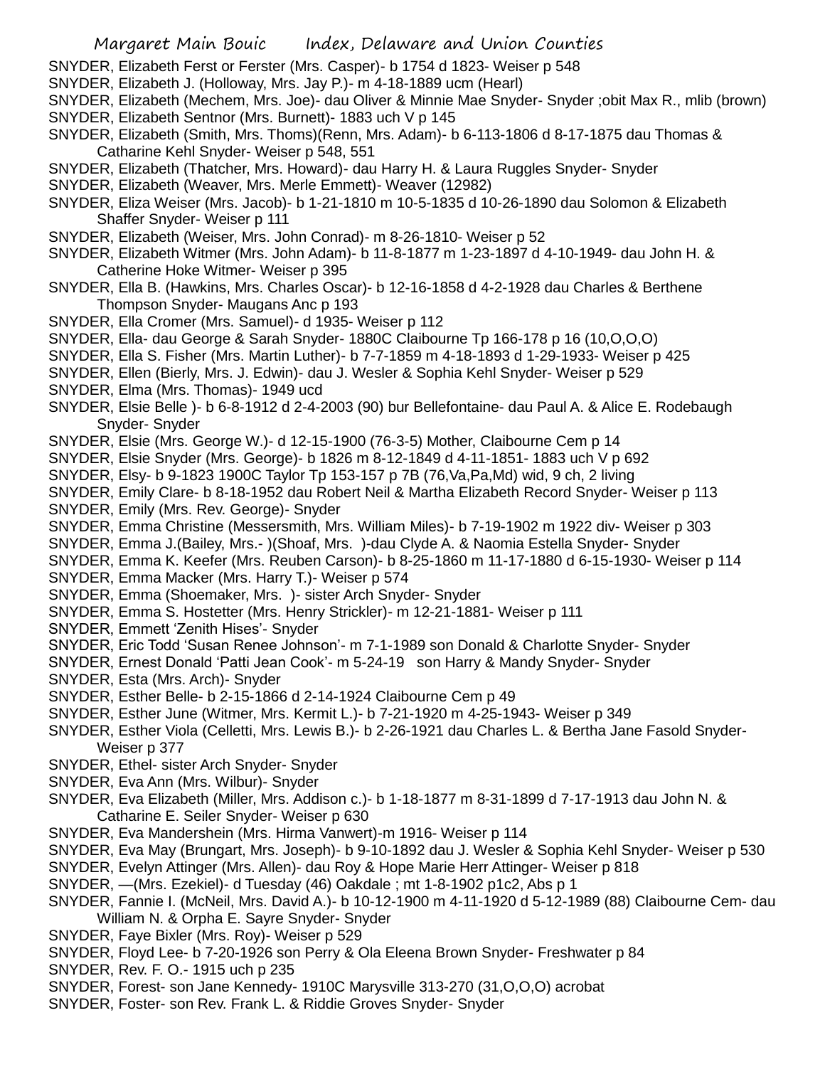SNYDER, Elizabeth Ferst or Ferster (Mrs. Casper)- b 1754 d 1823- Weiser p 548

SNYDER, Elizabeth J. (Holloway, Mrs. Jay P.)- m 4-18-1889 ucm (Hearl)

SNYDER, Elizabeth (Mechem, Mrs. Joe)- dau Oliver & Minnie Mae Snyder- Snyder ;obit Max R., mlib (brown)

SNYDER, Elizabeth Sentnor (Mrs. Burnett)- 1883 uch V p 145

SNYDER, Elizabeth (Smith, Mrs. Thoms)(Renn, Mrs. Adam)- b 6-113-1806 d 8-17-1875 dau Thomas & Catharine Kehl Snyder- Weiser p 548, 551

SNYDER, Elizabeth (Thatcher, Mrs. Howard)- dau Harry H. & Laura Ruggles Snyder- Snyder

SNYDER, Elizabeth (Weaver, Mrs. Merle Emmett)- Weaver (12982)

SNYDER, Eliza Weiser (Mrs. Jacob)- b 1-21-1810 m 10-5-1835 d 10-26-1890 dau Solomon & Elizabeth Shaffer Snyder- Weiser p 111

SNYDER, Elizabeth (Weiser, Mrs. John Conrad)- m 8-26-1810- Weiser p 52

SNYDER, Elizabeth Witmer (Mrs. John Adam)- b 11-8-1877 m 1-23-1897 d 4-10-1949- dau John H. & Catherine Hoke Witmer- Weiser p 395

SNYDER, Ella B. (Hawkins, Mrs. Charles Oscar)- b 12-16-1858 d 4-2-1928 dau Charles & Berthene Thompson Snyder- Maugans Anc p 193

SNYDER, Ella Cromer (Mrs. Samuel)- d 1935- Weiser p 112

SNYDER, Ella- dau George & Sarah Snyder- 1880C Claibourne Tp 166-178 p 16 (10,O,O,O)

SNYDER, Ella S. Fisher (Mrs. Martin Luther)- b 7-7-1859 m 4-18-1893 d 1-29-1933- Weiser p 425

SNYDER, Ellen (Bierly, Mrs. J. Edwin)- dau J. Wesler & Sophia Kehl Snyder- Weiser p 529

SNYDER, Elma (Mrs. Thomas)- 1949 ucd

SNYDER, Elsie Belle )- b 6-8-1912 d 2-4-2003 (90) bur Bellefontaine- dau Paul A. & Alice E. Rodebaugh Snyder- Snyder

SNYDER, Elsie (Mrs. George W.)- d 12-15-1900 (76-3-5) Mother, Claibourne Cem p 14

SNYDER, Elsie Snyder (Mrs. George)- b 1826 m 8-12-1849 d 4-11-1851- 1883 uch V p 692

SNYDER, Elsy- b 9-1823 1900C Taylor Tp 153-157 p 7B (76,Va,Pa,Md) wid, 9 ch, 2 living

SNYDER, Emily Clare- b 8-18-1952 dau Robert Neil & Martha Elizabeth Record Snyder- Weiser p 113

SNYDER, Emily (Mrs. Rev. George)- Snyder

SNYDER, Emma Christine (Messersmith, Mrs. William Miles)- b 7-19-1902 m 1922 div- Weiser p 303

SNYDER, Emma J.(Bailey, Mrs.- )(Shoaf, Mrs. )-dau Clyde A. & Naomia Estella Snyder- Snyder

SNYDER, Emma K. Keefer (Mrs. Reuben Carson)- b 8-25-1860 m 11-17-1880 d 6-15-1930- Weiser p 114

SNYDER, Emma Macker (Mrs. Harry T.)- Weiser p 574

SNYDER, Emma (Shoemaker, Mrs. )- sister Arch Snyder- Snyder

SNYDER, Emma S. Hostetter (Mrs. Henry Strickler)- m 12-21-1881- Weiser p 111

SNYDER, Emmett 'Zenith Hises'- Snyder

SNYDER, Eric Todd 'Susan Renee Johnson'- m 7-1-1989 son Donald & Charlotte Snyder- Snyder

SNYDER, Ernest Donald 'Patti Jean Cook'- m 5-24-19 son Harry & Mandy Snyder- Snyder

SNYDER, Esta (Mrs. Arch)- Snyder

SNYDER, Esther Belle- b 2-15-1866 d 2-14-1924 Claibourne Cem p 49

SNYDER, Esther June (Witmer, Mrs. Kermit L.)- b 7-21-1920 m 4-25-1943- Weiser p 349

SNYDER, Esther Viola (Celletti, Mrs. Lewis B.)- b 2-26-1921 dau Charles L. & Bertha Jane Fasold Snyder- Weiser p 377

SNYDER, Ethel- sister Arch Snyder- Snyder

SNYDER, Eva Ann (Mrs. Wilbur)- Snyder

SNYDER, Eva Elizabeth (Miller, Mrs. Addison c.)- b 1-18-1877 m 8-31-1899 d 7-17-1913 dau John N. & Catharine E. Seiler Snyder- Weiser p 630

SNYDER, Eva Mandershein (Mrs. Hirma Vanwert)-m 1916- Weiser p 114

SNYDER, Eva May (Brungart, Mrs. Joseph)- b 9-10-1892 dau J. Wesler & Sophia Kehl Snyder- Weiser p 530

SNYDER, Evelyn Attinger (Mrs. Allen)- dau Roy & Hope Marie Herr Attinger- Weiser p 818

SNYDER, —(Mrs. Ezekiel)- d Tuesday (46) Oakdale ; mt 1-8-1902 p1c2, Abs p 1

SNYDER, Fannie I. (McNeil, Mrs. David A.)- b 10-12-1900 m 4-11-1920 d 5-12-1989 (88) Claibourne Cem- dau William N. & Orpha E. Sayre Snyder- Snyder

SNYDER, Faye Bixler (Mrs. Roy)- Weiser p 529

SNYDER, Floyd Lee- b 7-20-1926 son Perry & Ola Eleena Brown Snyder- Freshwater p 84

SNYDER, Rev. F. O.- 1915 uch p 235

SNYDER, Forest- son Jane Kennedy- 1910C Marysville 313-270 (31,O,O,O) acrobat

SNYDER, Foster- son Rev. Frank L. & Riddie Groves Snyder- Snyder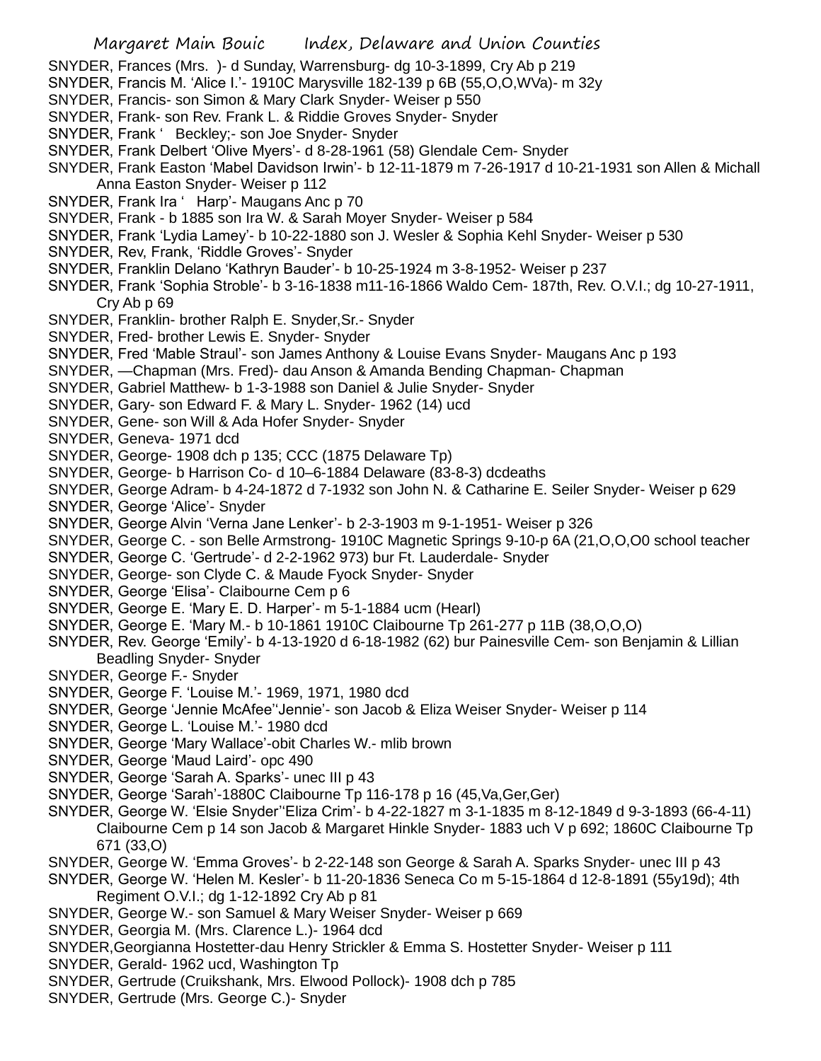SNYDER, Frances (Mrs. )- d Sunday, Warrensburg- dg 10-3-1899, Cry Ab p 219

SNYDER, Francis M. 'Alice I.'- 1910C Marysville 182-139 p 6B (55,O,O,WVa)- m 32y

SNYDER, Francis- son Simon & Mary Clark Snyder- Weiser p 550

SNYDER, Frank- son Rev. Frank L. & Riddie Groves Snyder- Snyder

SNYDER, Frank ' Beckley;- son Joe Snyder- Snyder

SNYDER, Frank Delbert 'Olive Myers'- d 8-28-1961 (58) Glendale Cem- Snyder

SNYDER, Frank Easton 'Mabel Davidson Irwin'- b 12-11-1879 m 7-26-1917 d 10-21-1931 son Allen & Michall Anna Easton Snyder- Weiser p 112

SNYDER, Frank Ira ' Harp'- Maugans Anc p 70

SNYDER, Frank - b 1885 son Ira W. & Sarah Moyer Snyder- Weiser p 584

SNYDER, Frank 'Lydia Lamey'- b 10-22-1880 son J. Wesler & Sophia Kehl Snyder- Weiser p 530

SNYDER, Rev, Frank, 'Riddle Groves'- Snyder

SNYDER, Franklin Delano 'Kathryn Bauder'- b 10-25-1924 m 3-8-1952- Weiser p 237

SNYDER, Frank 'Sophia Stroble'- b 3-16-1838 m11-16-1866 Waldo Cem- 187th, Rev. O.V.I.; dg 10-27-1911, Cry Ab p 69

SNYDER, Franklin- brother Ralph E. Snyder,Sr.- Snyder

SNYDER, Fred- brother Lewis E. Snyder- Snyder

SNYDER, Fred 'Mable Straul'- son James Anthony & Louise Evans Snyder- Maugans Anc p 193

SNYDER, —Chapman (Mrs. Fred)- dau Anson & Amanda Bending Chapman- Chapman

SNYDER, Gabriel Matthew- b 1-3-1988 son Daniel & Julie Snyder- Snyder

SNYDER, Gary- son Edward F. & Mary L. Snyder- 1962 (14) ucd

SNYDER, Gene- son Will & Ada Hofer Snyder- Snyder

SNYDER, Geneva- 1971 dcd

SNYDER, George- 1908 dch p 135; CCC (1875 Delaware Tp)

SNYDER, George- b Harrison Co- d 10–6-1884 Delaware (83-8-3) dcdeaths

SNYDER, George Adram- b 4-24-1872 d 7-1932 son John N. & Catharine E. Seiler Snyder- Weiser p 629

SNYDER, George 'Alice'- Snyder

SNYDER, George Alvin 'Verna Jane Lenker'- b 2-3-1903 m 9-1-1951- Weiser p 326

SNYDER, George C. - son Belle Armstrong- 1910C Magnetic Springs 9-10-p 6A (21,O,O,O0 school teacher

SNYDER, George C. 'Gertrude'- d 2-2-1962 973) bur Ft. Lauderdale- Snyder

SNYDER, George- son Clyde C. & Maude Fyock Snyder- Snyder

SNYDER, George 'Elisa'- Claibourne Cem p 6

SNYDER, George E. 'Mary E. D. Harper'- m 5-1-1884 ucm (Hearl)

SNYDER, George E. 'Mary M.- b 10-1861 1910C Claibourne Tp 261-277 p 11B (38,O,O,O)

SNYDER, Rev. George 'Emily'- b 4-13-1920 d 6-18-1982 (62) bur Painesville Cem- son Benjamin & Lillian Beadling Snyder- Snyder

SNYDER, George F.- Snyder

SNYDER, George F. 'Louise M.'- 1969, 1971, 1980 dcd

SNYDER, George 'Jennie McAfee''Jennie'- son Jacob & Eliza Weiser Snyder- Weiser p 114

SNYDER, George L. 'Louise M.'- 1980 dcd

SNYDER, George 'Mary Wallace'-obit Charles W.- mlib brown

SNYDER, George 'Maud Laird'- opc 490

SNYDER, George 'Sarah A. Sparks'- unec III p 43

SNYDER, George 'Sarah'-1880C Claibourne Tp 116-178 p 16 (45,Va,Ger,Ger)

SNYDER, George W. 'Elsie Snyder''Eliza Crim'- b 4-22-1827 m 3-1-1835 m 8-12-1849 d 9-3-1893 (66-4-11) Claibourne Cem p 14 son Jacob & Margaret Hinkle Snyder- 1883 uch V p 692; 1860C Claibourne Tp 671 (33,O)

SNYDER, George W. 'Emma Groves'- b 2-22-148 son George & Sarah A. Sparks Snyder- unec III p 43

SNYDER, George W. 'Helen M. Kesler'- b 11-20-1836 Seneca Co m 5-15-1864 d 12-8-1891 (55y19d); 4th Regiment O.V.I.; dg 1-12-1892 Cry Ab p 81

SNYDER, George W.- son Samuel & Mary Weiser Snyder- Weiser p 669

SNYDER, Georgia M. (Mrs. Clarence L.)- 1964 dcd

SNYDER,Georgianna Hostetter-dau Henry Strickler & Emma S. Hostetter Snyder- Weiser p 111

SNYDER, Gerald- 1962 ucd, Washington Tp

SNYDER, Gertrude (Cruikshank, Mrs. Elwood Pollock)- 1908 dch p 785

SNYDER, Gertrude (Mrs. George C.)- Snyder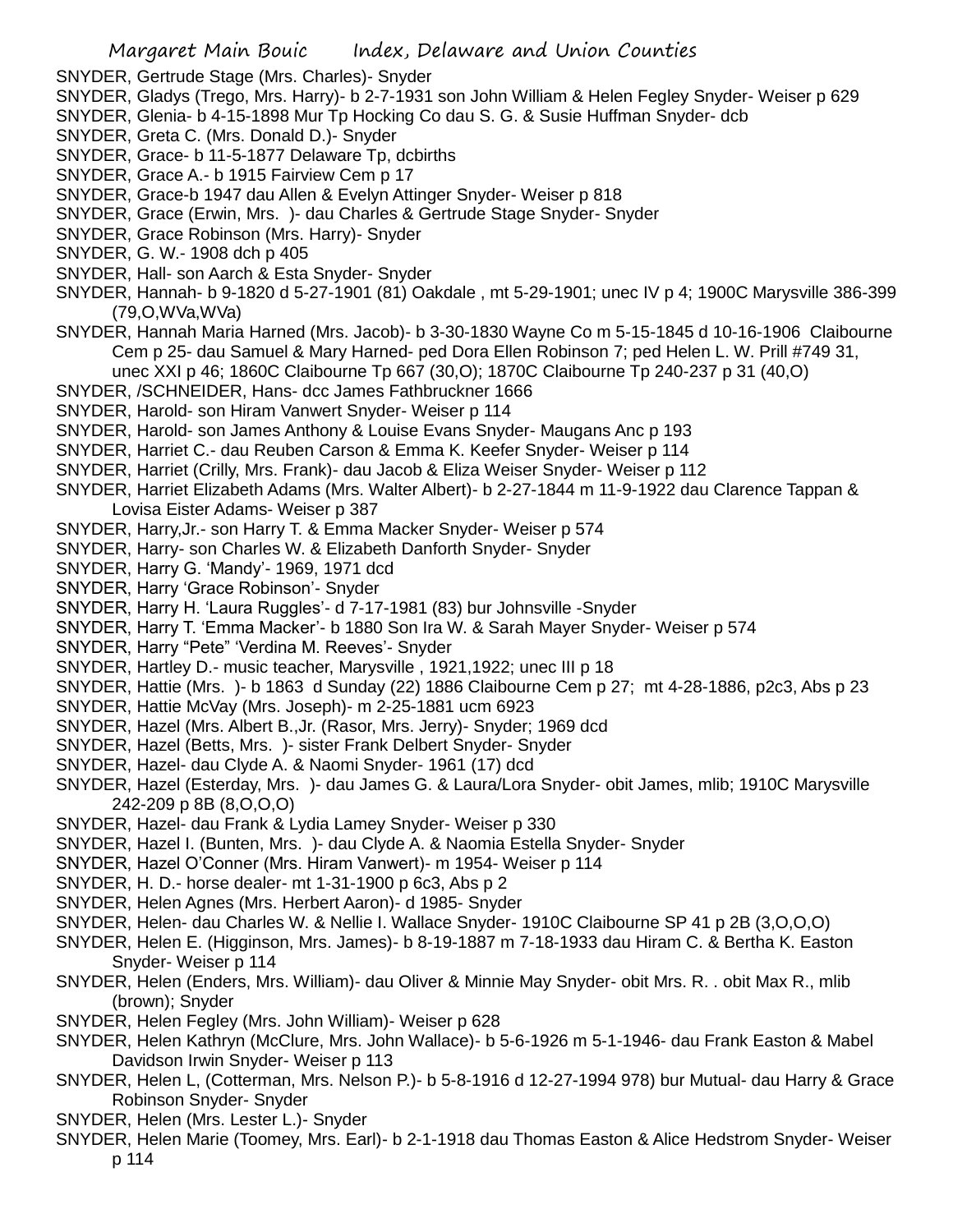SNYDER, Gertrude Stage (Mrs. Charles)- Snyder

SNYDER, Gladys (Trego, Mrs. Harry)- b 2-7-1931 son John William & Helen Fegley Snyder- Weiser p 629

SNYDER, Glenia- b 4-15-1898 Mur Tp Hocking Co dau S. G. & Susie Huffman Snyder- dcb

SNYDER, Grace- b 11-5-1877 Delaware Tp, dcbirths

SNYDER, Grace A.- b 1915 Fairview Cem p 17

SNYDER, Grace-b 1947 dau Allen & Evelyn Attinger Snyder- Weiser p 818

SNYDER, Grace (Erwin, Mrs. )- dau Charles & Gertrude Stage Snyder- Snyder

SNYDER, Grace Robinson (Mrs. Harry)- Snyder

SNYDER, G. W.- 1908 dch p 405

SNYDER, Hall- son Aarch & Esta Snyder- Snyder

SNYDER, Hannah- b 9-1820 d 5-27-1901 (81) Oakdale , mt 5-29-1901; unec IV p 4; 1900C Marysville 386-399 (79,O,WVa,WVa)

SNYDER, Hannah Maria Harned (Mrs. Jacob)- b 3-30-1830 Wayne Co m 5-15-1845 d 10-16-1906 Claibourne Cem p 25- dau Samuel & Mary Harned- ped Dora Ellen Robinson 7; ped Helen L. W. Prill #749 31, unec XXI p 46; 1860C Claibourne Tp 667 (30,O); 1870C Claibourne Tp 240-237 p 31 (40,O)

SNYDER, /SCHNEIDER, Hans- dcc James Fathbruckner 1666

SNYDER, Harold- son Hiram Vanwert Snyder- Weiser p 114

SNYDER, Harold- son James Anthony & Louise Evans Snyder- Maugans Anc p 193

SNYDER, Harriet C.- dau Reuben Carson & Emma K. Keefer Snyder- Weiser p 114

SNYDER, Harriet (Crilly, Mrs. Frank)- dau Jacob & Eliza Weiser Snyder- Weiser p 112

SNYDER, Harriet Elizabeth Adams (Mrs. Walter Albert)- b 2-27-1844 m 11-9-1922 dau Clarence Tappan & Lovisa Eister Adams- Weiser p 387

SNYDER, Harry,Jr.- son Harry T. & Emma Macker Snyder- Weiser p 574

SNYDER, Harry- son Charles W. & Elizabeth Danforth Snyder- Snyder

SNYDER, Harry G. 'Mandy'- 1969, 1971 dcd

SNYDER, Harry 'Grace Robinson'- Snyder

SNYDER, Harry H. 'Laura Ruggles'- d 7-17-1981 (83) bur Johnsville -Snyder

SNYDER, Harry T. 'Emma Macker'- b 1880 Son Ira W. & Sarah Mayer Snyder- Weiser p 574

SNYDER, Harry "Pete" 'Verdina M. Reeves'- Snyder

SNYDER, Hartley D.- music teacher, Marysville , 1921,1922; unec III p 18

SNYDER, Hattie (Mrs. )- b 1863 d Sunday (22) 1886 Claibourne Cem p 27; mt 4-28-1886, p2c3, Abs p 23

SNYDER, Hattie McVay (Mrs. Joseph)- m 2-25-1881 ucm 6923

SNYDER, Hazel (Mrs. Albert B.,Jr. (Rasor, Mrs. Jerry)- Snyder; 1969 dcd

SNYDER, Hazel (Betts, Mrs. )- sister Frank Delbert Snyder- Snyder

SNYDER, Hazel- dau Clyde A. & Naomi Snyder- 1961 (17) dcd

SNYDER, Hazel (Esterday, Mrs. )- dau James G. & Laura/Lora Snyder- obit James, mlib; 1910C Marysville 242-209 p 8B (8,O,O,O)

SNYDER, Hazel- dau Frank & Lydia Lamey Snyder- Weiser p 330

SNYDER, Hazel I. (Bunten, Mrs. )- dau Clyde A. & Naomia Estella Snyder- Snyder

SNYDER, Hazel O'Conner (Mrs. Hiram Vanwert)- m 1954- Weiser p 114

SNYDER, H. D.- horse dealer- mt 1-31-1900 p 6c3, Abs p 2

SNYDER, Helen Agnes (Mrs. Herbert Aaron)- d 1985- Snyder

SNYDER, Helen- dau Charles W. & Nellie I. Wallace Snyder- 1910C Claibourne SP 41 p 2B (3,O,O,O)

SNYDER, Helen E. (Higginson, Mrs. James)- b 8-19-1887 m 7-18-1933 dau Hiram C. & Bertha K. Easton Snyder- Weiser p 114

SNYDER, Helen (Enders, Mrs. William)- dau Oliver & Minnie May Snyder- obit Mrs. R. . obit Max R., mlib (brown); Snyder

SNYDER, Helen Fegley (Mrs. John William)- Weiser p 628

SNYDER, Helen Kathryn (McClure, Mrs. John Wallace)- b 5-6-1926 m 5-1-1946- dau Frank Easton & Mabel Davidson Irwin Snyder- Weiser p 113

SNYDER, Helen L, (Cotterman, Mrs. Nelson P.)- b 5-8-1916 d 12-27-1994 978) bur Mutual- dau Harry & Grace Robinson Snyder- Snyder

SNYDER, Helen (Mrs. Lester L.)- Snyder

SNYDER, Helen Marie (Toomey, Mrs. Earl)- b 2-1-1918 dau Thomas Easton & Alice Hedstrom Snyder- Weiser p 114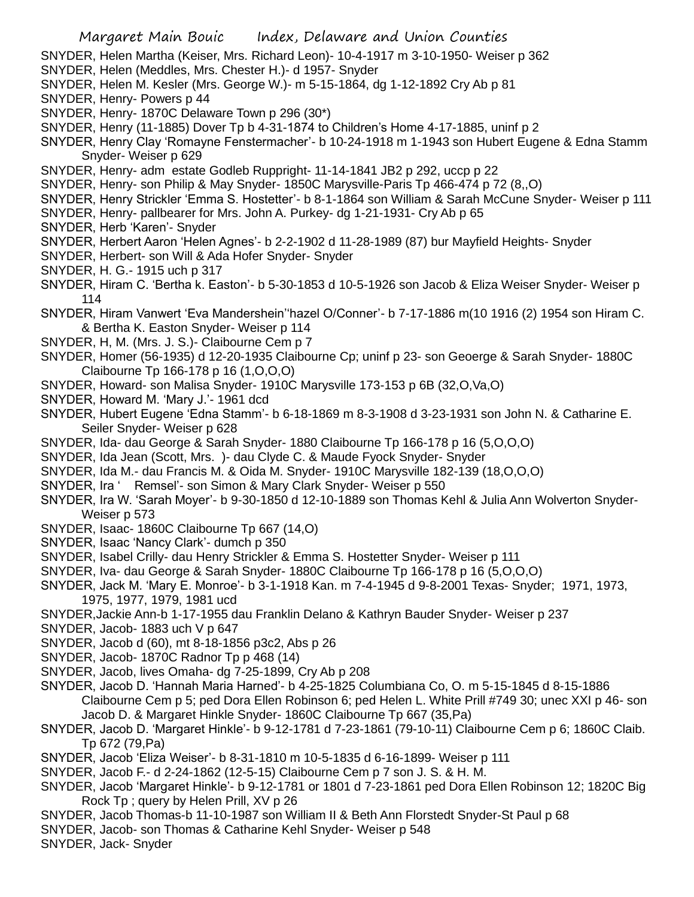SNYDER, Helen Martha (Keiser, Mrs. Richard Leon)- 10-4-1917 m 3-10-1950- Weiser p 362

SNYDER, Helen (Meddles, Mrs. Chester H.)- d 1957- Snyder

SNYDER, Helen M. Kesler (Mrs. George W.)- m 5-15-1864, dg 1-12-1892 Cry Ab p 81

SNYDER, Henry- Powers p 44

SNYDER, Henry- 1870C Delaware Town p 296 (30*)

SNYDER, Henry (11-1885) Dover Tp b 4-31-1874 to Children's Home 4-17-1885, uninf p 2

SNYDER, Henry Clay 'Romayne Fenstermacher'- b 10-24-1918 m 1-1943 son Hubert Eugene & Edna Stamm Snyder- Weiser p 629

SNYDER, Henry- adm estate Godleb Ruppright- 11-14-1841 JB2 p 292, uccp p 22

SNYDER, Henry- son Philip & May Snyder- 1850C Marysville-Paris Tp 466-474 p 72 (8,,O)

SNYDER, Henry Strickler 'Emma S. Hostetter'- b 8-1-1864 son William & Sarah McCune Snyder- Weiser p 111

SNYDER, Henry- pallbearer for Mrs. John A. Purkey- dg 1-21-1931- Cry Ab p 65

SNYDER, Herb 'Karen'- Snyder

SNYDER, Herbert Aaron 'Helen Agnes'- b 2-2-1902 d 11-28-1989 (87) bur Mayfield Heights- Snyder

SNYDER, Herbert- son Will & Ada Hofer Snyder- Snyder

SNYDER, H. G.- 1915 uch p 317

SNYDER, Hiram C. 'Bertha k. Easton'- b 5-30-1853 d 10-5-1926 son Jacob & Eliza Weiser Snyder- Weiser p 114

SNYDER, Hiram Vanwert 'Eva Mandershein''hazel O/Conner'- b 7-17-1886 m(10 1916 (2) 1954 son Hiram C. & Bertha K. Easton Snyder- Weiser p 114

SNYDER, H, M. (Mrs. J. S.)- Claibourne Cem p 7

SNYDER, Homer (56-1935) d 12-20-1935 Claibourne Cp; uninf p 23- son Geoerge & Sarah Snyder- 1880C Claibourne Tp 166-178 p 16 (1,O,O,O)

SNYDER, Howard- son Malisa Snyder- 1910C Marysville 173-153 p 6B (32,O,Va,O)

SNYDER, Howard M. 'Mary J.'- 1961 dcd

SNYDER, Hubert Eugene 'Edna Stamm'- b 6-18-1869 m 8-3-1908 d 3-23-1931 son John N. & Catharine E. Seiler Snyder- Weiser p 628

SNYDER, Ida- dau George & Sarah Snyder- 1880 Claibourne Tp 166-178 p 16 (5,O,O,O)

SNYDER, Ida Jean (Scott, Mrs. )- dau Clyde C. & Maude Fyock Snyder- Snyder

SNYDER, Ida M.- dau Francis M. & Oida M. Snyder- 1910C Marysville 182-139 (18,O,O,O)

SNYDER, Ira ' Remsel'- son Simon & Mary Clark Snyder- Weiser p 550

SNYDER, Ira W. 'Sarah Moyer'- b 9-30-1850 d 12-10-1889 son Thomas Kehl & Julia Ann Wolverton Snyder- Weiser p 573

SNYDER, Isaac- 1860C Claibourne Tp 667 (14,O)

SNYDER, Isaac 'Nancy Clark'- dumch p 350

SNYDER, Isabel Crilly- dau Henry Strickler & Emma S. Hostetter Snyder- Weiser p 111

SNYDER, Iva- dau George & Sarah Snyder- 1880C Claibourne Tp 166-178 p 16 (5,O,O,O)

SNYDER, Jack M. 'Mary E. Monroe'- b 3-1-1918 Kan. m 7-4-1945 d 9-8-2001 Texas- Snyder; 1971, 1973, 1975, 1977, 1979, 1981 ucd

SNYDER,Jackie Ann-b 1-17-1955 dau Franklin Delano & Kathryn Bauder Snyder- Weiser p 237

SNYDER, Jacob- 1883 uch V p 647

SNYDER, Jacob d (60), mt 8-18-1856 p3c2, Abs p 26

SNYDER, Jacob- 1870C Radnor Tp p 468 (14)

SNYDER, Jacob, lives Omaha- dg 7-25-1899, Cry Ab p 208

SNYDER, Jacob D. 'Hannah Maria Harned'- b 4-25-1825 Columbiana Co, O. m 5-15-1845 d 8-15-1886 Claibourne Cem p 5; ped Dora Ellen Robinson 6; ped Helen L. White Prill #749 30; unec XXI p 46- son Jacob D. & Margaret Hinkle Snyder- 1860C Claibourne Tp 667 (35,Pa)

SNYDER, Jacob D. 'Margaret Hinkle'- b 9-12-1781 d 7-23-1861 (79-10-11) Claibourne Cem p 6; 1860C Claib. Tp 672 (79,Pa)

SNYDER, Jacob 'Eliza Weiser'- b 8-31-1810 m 10-5-1835 d 6-16-1899- Weiser p 111

SNYDER, Jacob F.- d 2-24-1862 (12-5-15) Claibourne Cem p 7 son J. S. & H. M.

SNYDER, Jacob 'Margaret Hinkle'- b 9-12-1781 or 1801 d 7-23-1861 ped Dora Ellen Robinson 12; 1820C Big Rock Tp ; query by Helen Prill, XV p 26

SNYDER, Jacob Thomas-b 11-10-1987 son William II & Beth Ann Florstedt Snyder-St Paul p 68

SNYDER, Jacob- son Thomas & Catharine Kehl Snyder- Weiser p 548

SNYDER, Jack- Snyder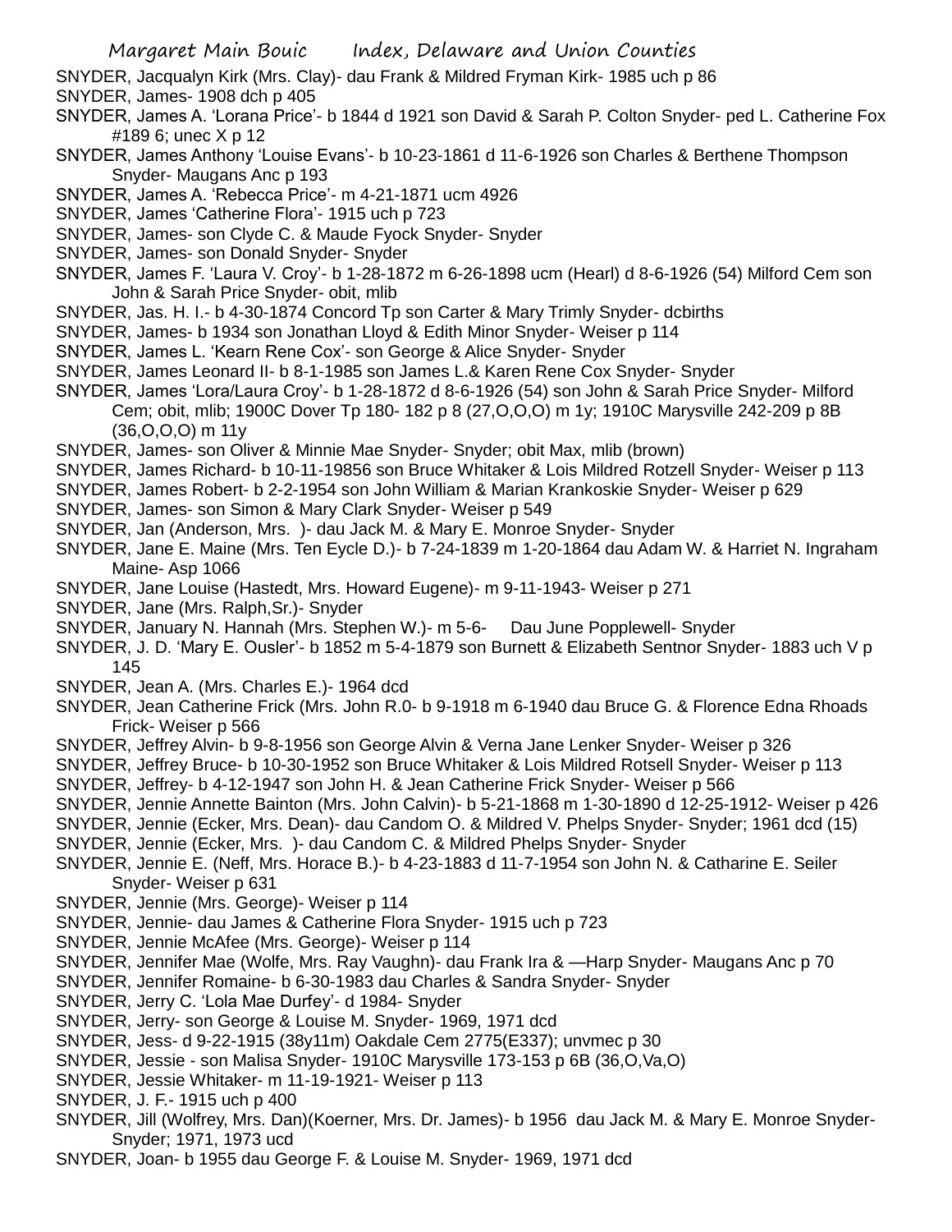SNYDER, Jacqualyn Kirk (Mrs. Clay)- dau Frank & Mildred Fryman Kirk- 1985 uch p 86

SNYDER, James- 1908 dch p 405

SNYDER, James A. 'Lorana Price'- b 1844 d 1921 son David & Sarah P. Colton Snyder- ped L. Catherine Fox #189 6; unec X p 12

SNYDER, James Anthony 'Louise Evans'- b 10-23-1861 d 11-6-1926 son Charles & Berthene Thompson Snyder- Maugans Anc p 193

SNYDER, James A. 'Rebecca Price'- m 4-21-1871 ucm 4926

SNYDER, James 'Catherine Flora'- 1915 uch p 723

SNYDER, James- son Clyde C. & Maude Fyock Snyder- Snyder

SNYDER, James- son Donald Snyder- Snyder

SNYDER, James F. 'Laura V. Croy'- b 1-28-1872 m 6-26-1898 ucm (Hearl) d 8-6-1926 (54) Milford Cem son John & Sarah Price Snyder- obit, mlib

SNYDER, Jas. H. I.- b 4-30-1874 Concord Tp son Carter & Mary Trimly Snyder- dcbirths

SNYDER, James- b 1934 son Jonathan Lloyd & Edith Minor Snyder- Weiser p 114

SNYDER, James L. 'Kearn Rene Cox'- son George & Alice Snyder- Snyder

SNYDER, James Leonard II- b 8-1-1985 son James L.& Karen Rene Cox Snyder- Snyder

SNYDER, James 'Lora/Laura Croy'- b 1-28-1872 d 8-6-1926 (54) son John & Sarah Price Snyder- Milford Cem; obit, mlib; 1900C Dover Tp 180- 182 p 8 (27,O,O,O) m 1y; 1910C Marysville 242-209 p 8B (36,O,O,O) m 11y

SNYDER, James- son Oliver & Minnie Mae Snyder- Snyder; obit Max, mlib (brown)

SNYDER, James Richard- b 10-11-19856 son Bruce Whitaker & Lois Mildred Rotzell Snyder- Weiser p 113

SNYDER, James Robert- b 2-2-1954 son John William & Marian Krankoskie Snyder- Weiser p 629

SNYDER, James- son Simon & Mary Clark Snyder- Weiser p 549

SNYDER, Jan (Anderson, Mrs. )- dau Jack M. & Mary E. Monroe Snyder- Snyder

SNYDER, Jane E. Maine (Mrs. Ten Eycle D.)- b 7-24-1839 m 1-20-1864 dau Adam W. & Harriet N. Ingraham Maine- Asp 1066

SNYDER, Jane Louise (Hastedt, Mrs. Howard Eugene)- m 9-11-1943- Weiser p 271

SNYDER, Jane (Mrs. Ralph,Sr.)- Snyder

SNYDER, January N. Hannah (Mrs. Stephen W.)- m 5-6- Dau June Popplewell- Snyder

SNYDER, J. D. 'Mary E. Ousler'- b 1852 m 5-4-1879 son Burnett & Elizabeth Sentnor Snyder- 1883 uch V p 145

SNYDER, Jean A. (Mrs. Charles E.)- 1964 dcd

SNYDER, Jean Catherine Frick (Mrs. John R.0- b 9-1918 m 6-1940 dau Bruce G. & Florence Edna Rhoads Frick- Weiser p 566

SNYDER, Jeffrey Alvin- b 9-8-1956 son George Alvin & Verna Jane Lenker Snyder- Weiser p 326

SNYDER, Jeffrey Bruce- b 10-30-1952 son Bruce Whitaker & Lois Mildred Rotsell Snyder- Weiser p 113

SNYDER, Jeffrey- b 4-12-1947 son John H. & Jean Catherine Frick Snyder- Weiser p 566

SNYDER, Jennie Annette Bainton (Mrs. John Calvin)- b 5-21-1868 m 1-30-1890 d 12-25-1912- Weiser p 426

SNYDER, Jennie (Ecker, Mrs. Dean)- dau Candom O. & Mildred V. Phelps Snyder- Snyder; 1961 dcd (15)

SNYDER, Jennie (Ecker, Mrs. )- dau Candom C. & Mildred Phelps Snyder- Snyder

SNYDER, Jennie E. (Neff, Mrs. Horace B.)- b 4-23-1883 d 11-7-1954 son John N. & Catharine E. Seiler Snyder- Weiser p 631

SNYDER, Jennie (Mrs. George)- Weiser p 114

SNYDER, Jennie- dau James & Catherine Flora Snyder- 1915 uch p 723

SNYDER, Jennie McAfee (Mrs. George)- Weiser p 114

SNYDER, Jennifer Mae (Wolfe, Mrs. Ray Vaughn)- dau Frank Ira & —Harp Snyder- Maugans Anc p 70

SNYDER, Jennifer Romaine- b 6-30-1983 dau Charles & Sandra Snyder- Snyder

SNYDER, Jerry C. 'Lola Mae Durfey'- d 1984- Snyder

SNYDER, Jerry- son George & Louise M. Snyder- 1969, 1971 dcd

SNYDER, Jess- d 9-22-1915 (38y11m) Oakdale Cem 2775(E337); unvmec p 30

SNYDER, Jessie - son Malisa Snyder- 1910C Marysville 173-153 p 6B (36,O,Va,O)

SNYDER, Jessie Whitaker- m 11-19-1921- Weiser p 113

SNYDER, J. F.- 1915 uch p 400

SNYDER, Jill (Wolfrey, Mrs. Dan)(Koerner, Mrs. Dr. James)- b 1956 dau Jack M. & Mary E. Monroe Snyder- Snyder; 1971, 1973 ucd

SNYDER, Joan- b 1955 dau George F. & Louise M. Snyder- 1969, 1971 dcd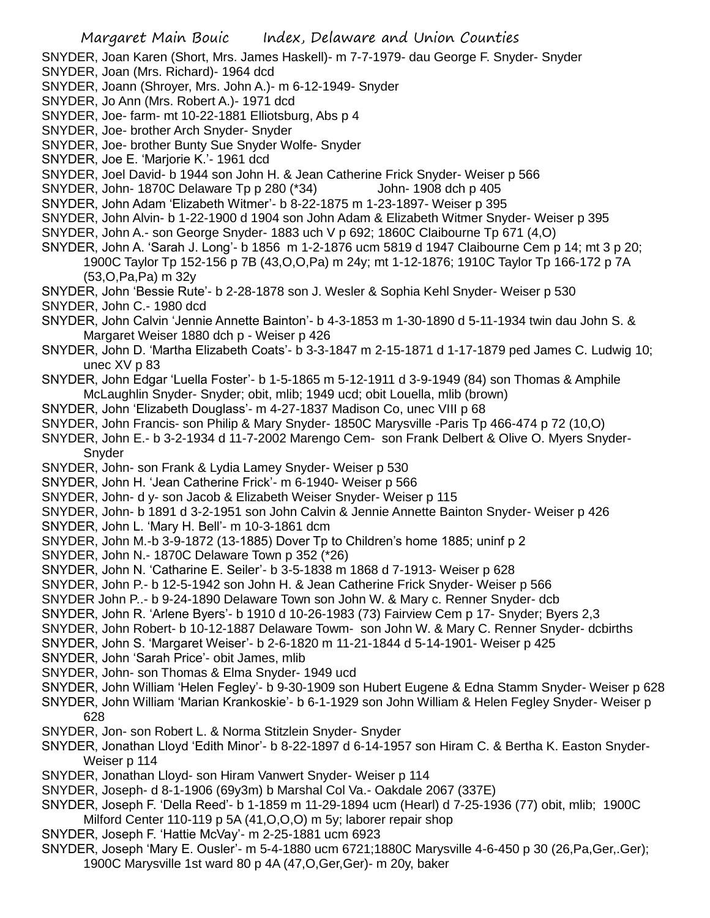SNYDER, Joan Karen (Short, Mrs. James Haskell)- m 7-7-1979- dau George F. Snyder- Snyder

SNYDER, Joan (Mrs. Richard)- 1964 dcd

SNYDER, Joann (Shroyer, Mrs. John A.)- m 6-12-1949- Snyder

SNYDER, Jo Ann (Mrs. Robert A.)- 1971 dcd

SNYDER, Joe- farm- mt 10-22-1881 Elliotsburg, Abs p 4

SNYDER, Joe- brother Arch Snyder- Snyder

SNYDER, Joe- brother Bunty Sue Snyder Wolfe- Snyder

SNYDER, Joe E. 'Marjorie K.'- 1961 dcd

SNYDER, Joel David- b 1944 son John H. & Jean Catherine Frick Snyder- Weiser p 566

SNYDER, John- 1870C Delaware Tp p 280 (*34) John- 1908 dch p 405

SNYDER, John Adam 'Elizabeth Witmer'- b 8-22-1875 m 1-23-1897- Weiser p 395

SNYDER, John Alvin- b 1-22-1900 d 1904 son John Adam & Elizabeth Witmer Snyder- Weiser p 395

SNYDER, John A.- son George Snyder- 1883 uch V p 692; 1860C Claibourne Tp 671 (4,O)

SNYDER, John A. 'Sarah J. Long'- b 1856 m 1-2-1876 ucm 5819 d 1947 Claibourne Cem p 14; mt 3 p 20; 1900C Taylor Tp 152-156 p 7B (43,O,O,Pa) m 24y; mt 1-12-1876; 1910C Taylor Tp 166-172 p 7A (53,O,Pa,Pa) m 32y

SNYDER, John 'Bessie Rute'- b 2-28-1878 son J. Wesler & Sophia Kehl Snyder- Weiser p 530

SNYDER, John C.- 1980 dcd

SNYDER, John Calvin 'Jennie Annette Bainton'- b 4-3-1853 m 1-30-1890 d 5-11-1934 twin dau John S. & Margaret Weiser 1880 dch p - Weiser p 426

SNYDER, John D. 'Martha Elizabeth Coats'- b 3-3-1847 m 2-15-1871 d 1-17-1879 ped James C. Ludwig 10; unec XV p 83

SNYDER, John Edgar 'Luella Foster'- b 1-5-1865 m 5-12-1911 d 3-9-1949 (84) son Thomas & Amphile McLaughlin Snyder- Snyder; obit, mlib; 1949 ucd; obit Louella, mlib (brown)

SNYDER, John 'Elizabeth Douglass'- m 4-27-1837 Madison Co, unec VIII p 68

SNYDER, John Francis- son Philip & Mary Snyder- 1850C Marysville -Paris Tp 466-474 p 72 (10,O)

SNYDER, John E.- b 3-2-1934 d 11-7-2002 Marengo Cem- son Frank Delbert & Olive O. Myers Snyder- Snyder

SNYDER, John- son Frank & Lydia Lamey Snyder- Weiser p 530

SNYDER, John H. 'Jean Catherine Frick'- m 6-1940- Weiser p 566

SNYDER, John- d y- son Jacob & Elizabeth Weiser Snyder- Weiser p 115

SNYDER, John- b 1891 d 3-2-1951 son John Calvin & Jennie Annette Bainton Snyder- Weiser p 426

SNYDER, John L. 'Mary H. Bell'- m 10-3-1861 dcm

SNYDER, John M.-b 3-9-1872 (13-1885) Dover Tp to Children's home 1885; uninf p 2

SNYDER, John N.- 1870C Delaware Town p 352 (*26)

SNYDER, John N. 'Catharine E. Seiler'- b 3-5-1838 m 1868 d 7-1913- Weiser p 628

SNYDER, John P.- b 12-5-1942 son John H. & Jean Catherine Frick Snyder- Weiser p 566

SNYDER John P..- b 9-24-1890 Delaware Town son John W. & Mary c. Renner Snyder- dcb

SNYDER, John R. 'Arlene Byers'- b 1910 d 10-26-1983 (73) Fairview Cem p 17- Snyder; Byers 2,3

SNYDER, John Robert- b 10-12-1887 Delaware Towm- son John W. & Mary C. Renner Snyder- dcbirths

SNYDER, John S. 'Margaret Weiser'- b 2-6-1820 m 11-21-1844 d 5-14-1901- Weiser p 425

SNYDER, John 'Sarah Price'- obit James, mlib

SNYDER, John- son Thomas & Elma Snyder- 1949 ucd

SNYDER, John William 'Helen Fegley'- b 9-30-1909 son Hubert Eugene & Edna Stamm Snyder- Weiser p 628

SNYDER, John William 'Marian Krankoskie'- b 6-1-1929 son John William & Helen Fegley Snyder- Weiser p 628

SNYDER, Jon- son Robert L. & Norma Stitzlein Snyder- Snyder

SNYDER, Jonathan Lloyd 'Edith Minor'- b 8-22-1897 d 6-14-1957 son Hiram C. & Bertha K. Easton Snyder- Weiser p 114

SNYDER, Jonathan Lloyd- son Hiram Vanwert Snyder- Weiser p 114

SNYDER, Joseph- d 8-1-1906 (69y3m) b Marshal Col Va.- Oakdale 2067 (337E)

SNYDER, Joseph F. 'Della Reed'- b 1-1859 m 11-29-1894 ucm (Hearl) d 7-25-1936 (77) obit, mlib; 1900C Milford Center 110-119 p 5A (41,O,O,O) m 5y; laborer repair shop

SNYDER, Joseph F. 'Hattie McVay'- m 2-25-1881 ucm 6923

SNYDER, Joseph 'Mary E. Ousler'- m 5-4-1880 ucm 6721;1880C Marysville 4-6-450 p 30 (26,Pa,Ger,.Ger); 1900C Marysville 1st ward 80 p 4A (47,O,Ger,Ger)- m 20y, baker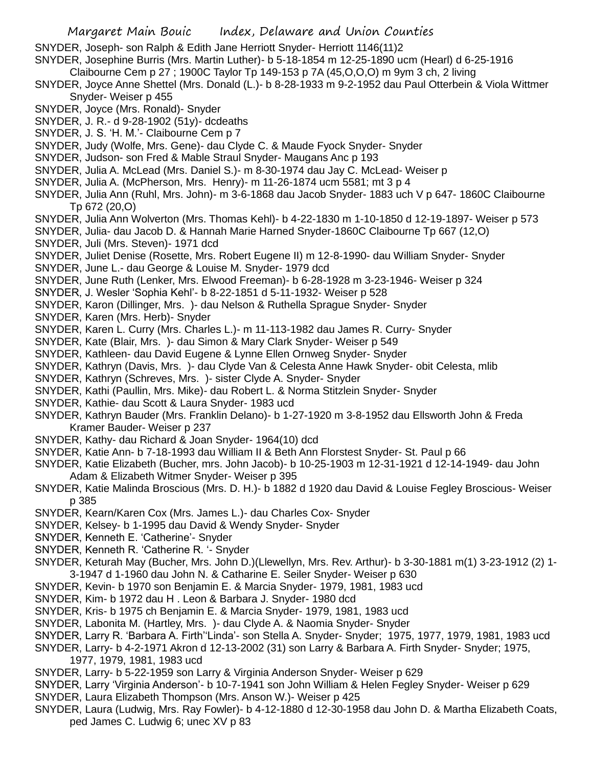SNYDER, Joseph- son Ralph & Edith Jane Herriott Snyder- Herriott 1146(11)2

SNYDER, Josephine Burris (Mrs. Martin Luther)- b 5-18-1854 m 12-25-1890 ucm (Hearl) d 6-25-1916 Claibourne Cem p 27 ; 1900C Taylor Tp 149-153 p 7A (45,O,O,O) m 9ym 3 ch, 2 living

SNYDER, Joyce Anne Shettel (Mrs. Donald (L.)- b 8-28-1933 m 9-2-1952 dau Paul Otterbein & Viola Wittmer Snyder- Weiser p 455

SNYDER, Joyce (Mrs. Ronald)- Snyder

SNYDER, J. R.- d 9-28-1902 (51y)- dcdeaths

SNYDER, J. S. 'H. M.'- Claibourne Cem p 7

SNYDER, Judy (Wolfe, Mrs. Gene)- dau Clyde C. & Maude Fyock Snyder- Snyder

SNYDER, Judson- son Fred & Mable Straul Snyder- Maugans Anc p 193

SNYDER, Julia A. McLead (Mrs. Daniel S.)- m 8-30-1974 dau Jay C. McLead- Weiser p

SNYDER, Julia A. (McPherson, Mrs. Henry)- m 11-26-1874 ucm 5581; mt 3 p 4

SNYDER, Julia Ann (Ruhl, Mrs. John)- m 3-6-1868 dau Jacob Snyder- 1883 uch V p 647- 1860C Claibourne Tp 672 (20,O)

SNYDER, Julia Ann Wolverton (Mrs. Thomas Kehl)- b 4-22-1830 m 1-10-1850 d 12-19-1897- Weiser p 573

SNYDER, Julia- dau Jacob D. & Hannah Marie Harned Snyder-1860C Claibourne Tp 667 (12,O)

SNYDER, Juli (Mrs. Steven)- 1971 dcd

SNYDER, Juliet Denise (Rosette, Mrs. Robert Eugene II) m 12-8-1990- dau William Snyder- Snyder

SNYDER, June L.- dau George & Louise M. Snyder- 1979 dcd

SNYDER, June Ruth (Lenker, Mrs. Elwood Freeman)- b 6-28-1928 m 3-23-1946- Weiser p 324

SNYDER, J. Wesler 'Sophia Kehl'- b 8-22-1851 d 5-11-1932- Weiser p 528

SNYDER, Karon (Dillinger, Mrs. )- dau Nelson & Ruthella Sprague Snyder- Snyder

SNYDER, Karen (Mrs. Herb)- Snyder

SNYDER, Karen L. Curry (Mrs. Charles L.)- m 11-113-1982 dau James R. Curry- Snyder

SNYDER, Kate (Blair, Mrs. )- dau Simon & Mary Clark Snyder- Weiser p 549

SNYDER, Kathleen- dau David Eugene & Lynne Ellen Ornweg Snyder- Snyder

SNYDER, Kathryn (Davis, Mrs. )- dau Clyde Van & Celesta Anne Hawk Snyder- obit Celesta, mlib

SNYDER, Kathryn (Schreves, Mrs. )- sister Clyde A. Snyder- Snyder

SNYDER, Kathi (Paullin, Mrs. Mike)- dau Robert L. & Norma Stitzlein Snyder- Snyder

SNYDER, Kathie- dau Scott & Laura Snyder- 1983 ucd

SNYDER, Kathryn Bauder (Mrs. Franklin Delano)- b 1-27-1920 m 3-8-1952 dau Ellsworth John & Freda Kramer Bauder- Weiser p 237

SNYDER, Kathy- dau Richard & Joan Snyder- 1964(10) dcd

SNYDER, Katie Ann- b 7-18-1993 dau William II & Beth Ann Florstest Snyder- St. Paul p 66

SNYDER, Katie Elizabeth (Bucher, mrs. John Jacob)- b 10-25-1903 m 12-31-1921 d 12-14-1949- dau John Adam & Elizabeth Witmer Snyder- Weiser p 395

SNYDER, Katie Malinda Broscious (Mrs. D. H.)- b 1882 d 1920 dau David & Louise Fegley Broscious- Weiser p 385

SNYDER, Kearn/Karen Cox (Mrs. James L.)- dau Charles Cox- Snyder

SNYDER, Kelsey- b 1-1995 dau David & Wendy Snyder- Snyder

SNYDER, Kenneth E. 'Catherine'- Snyder

SNYDER, Kenneth R. 'Catherine R. '- Snyder

SNYDER, Keturah May (Bucher, Mrs. John D.)(Llewellyn, Mrs. Rev. Arthur)- b 3-30-1881 m(1) 3-23-1912 (2) 1-3-1947 d 1-1960 dau John N. & Catharine E. Seiler Snyder- Weiser p 630

SNYDER, Kevin- b 1970 son Benjamin E. & Marcia Snyder- 1979, 1981, 1983 ucd

SNYDER, Kim- b 1972 dau H . Leon & Barbara J. Snyder- 1980 dcd

SNYDER, Kris- b 1975 ch Benjamin E. & Marcia Snyder- 1979, 1981, 1983 ucd

SNYDER, Labonita M. (Hartley, Mrs. )- dau Clyde A. & Naomia Snyder- Snyder

SNYDER, Larry R. 'Barbara A. Firth''Linda'- son Stella A. Snyder- Snyder; 1975, 1977, 1979, 1981, 1983 ucd

SNYDER, Larry- b 4-2-1971 Akron d 12-13-2002 (31) son Larry & Barbara A. Firth Snyder- Snyder; 1975, 1977, 1979, 1981, 1983 ucd

SNYDER, Larry- b 5-22-1959 son Larry & Virginia Anderson Snyder- Weiser p 629

SNYDER, Larry 'Virginia Anderson'- b 10-7-1941 son John William & Helen Fegley Snyder- Weiser p 629

SNYDER, Laura Elizabeth Thompson (Mrs. Anson W.)- Weiser p 425

SNYDER, Laura (Ludwig, Mrs. Ray Fowler)- b 4-12-1880 d 12-30-1958 dau John D. & Martha Elizabeth Coats, ped James C. Ludwig 6; unec XV p 83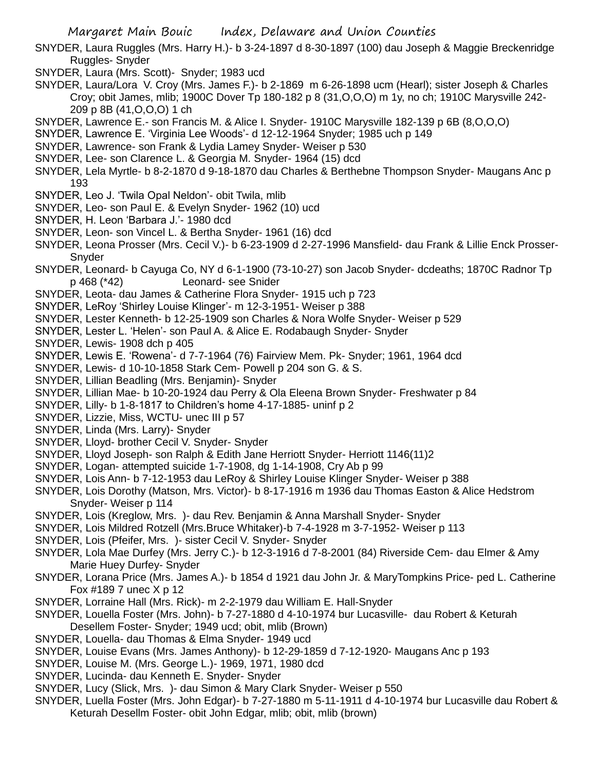SNYDER, Laura Ruggles (Mrs. Harry H.)- b 3-24-1897 d 8-30-1897 (100) dau Joseph & Maggie Breckenridge Ruggles- Snyder

SNYDER, Laura (Mrs. Scott)- Snyder; 1983 ucd

SNYDER, Laura/Lora V. Croy (Mrs. James F.)- b 2-1869 m 6-26-1898 ucm (Hearl); sister Joseph & Charles Croy; obit James, mlib; 1900C Dover Tp 180-182 p 8 (31,O,O,O) m 1y, no ch; 1910C Marysville 242-209 p 8B (41,O,O,O) 1 ch

SNYDER, Lawrence E.- son Francis M. & Alice I. Snyder- 1910C Marysville 182-139 p 6B (8,O,O,O)

SNYDER, Lawrence E. 'Virginia Lee Woods'- d 12-12-1964 Snyder; 1985 uch p 149

SNYDER, Lawrence- son Frank & Lydia Lamey Snyder- Weiser p 530

SNYDER, Lee- son Clarence L. & Georgia M. Snyder- 1964 (15) dcd

SNYDER, Lela Myrtle- b 8-2-1870 d 9-18-1870 dau Charles & Berthebne Thompson Snyder- Maugans Anc p 193

SNYDER, Leo J. 'Twila Opal Neldon'- obit Twila, mlib

SNYDER, Leo- son Paul E. & Evelyn Snyder- 1962 (10) ucd

SNYDER, H. Leon 'Barbara J.'- 1980 dcd

SNYDER, Leon- son Vincel L. & Bertha Snyder- 1961 (16) dcd

SNYDER, Leona Prosser (Mrs. Cecil V.)- b 6-23-1909 d 2-27-1996 Mansfield- dau Frank & Lillie Enck Prosser- Snyder

SNYDER, Leonard- b Cayuga Co, NY d 6-1-1900 (73-10-27) son Jacob Snyder- dcdeaths; 1870C Radnor Tp p 468 (*42) Leonard- see Snider

SNYDER, Leota- dau James & Catherine Flora Snyder- 1915 uch p 723

SNYDER, LeRoy 'Shirley Louise Klinger'- m 12-3-1951- Weiser p 388

SNYDER, Lester Kenneth- b 12-25-1909 son Charles & Nora Wolfe Snyder- Weiser p 529

SNYDER, Lester L. 'Helen'- son Paul A. & Alice E. Rodabaugh Snyder- Snyder

SNYDER, Lewis- 1908 dch p 405

SNYDER, Lewis E. 'Rowena'- d 7-7-1964 (76) Fairview Mem. Pk- Snyder; 1961, 1964 dcd

SNYDER, Lewis- d 10-10-1858 Stark Cem- Powell p 204 son G. & S.

SNYDER, Lillian Beadling (Mrs. Benjamin)- Snyder

SNYDER, Lillian Mae- b 10-20-1924 dau Perry & Ola Eleena Brown Snyder- Freshwater p 84

SNYDER, Lilly- b 1-8-1817 to Children's home 4-17-1885- uninf p 2

SNYDER, Lizzie, Miss, WCTU- unec III p 57

SNYDER, Linda (Mrs. Larry)- Snyder

SNYDER, Lloyd- brother Cecil V. Snyder- Snyder

SNYDER, Lloyd Joseph- son Ralph & Edith Jane Herriott Snyder- Herriott 1146(11)2

SNYDER, Logan- attempted suicide 1-7-1908, dg 1-14-1908, Cry Ab p 99

SNYDER, Lois Ann- b 7-12-1953 dau LeRoy & Shirley Louise Klinger Snyder- Weiser p 388

SNYDER, Lois Dorothy (Matson, Mrs. Victor)- b 8-17-1916 m 1936 dau Thomas Easton & Alice Hedstrom Snyder- Weiser p 114

SNYDER, Lois (Kreglow, Mrs. )- dau Rev. Benjamin & Anna Marshall Snyder- Snyder

SNYDER, Lois Mildred Rotzell (Mrs.Bruce Whitaker)-b 7-4-1928 m 3-7-1952- Weiser p 113

SNYDER, Lois (Pfeifer, Mrs. )- sister Cecil V. Snyder- Snyder

SNYDER, Lola Mae Durfey (Mrs. Jerry C.)- b 12-3-1916 d 7-8-2001 (84) Riverside Cem- dau Elmer & Amy Marie Huey Durfey- Snyder

SNYDER, Lorana Price (Mrs. James A.)- b 1854 d 1921 dau John Jr. & MaryTompkins Price- ped L. Catherine Fox #189 7 unec X p 12

SNYDER, Lorraine Hall (Mrs. Rick)- m 2-2-1979 dau William E. Hall-Snyder

SNYDER, Louella Foster (Mrs. John)- b 7-27-1880 d 4-10-1974 bur Lucasville- dau Robert & Keturah Desellem Foster- Snyder; 1949 ucd; obit, mlib (Brown)

SNYDER, Louella- dau Thomas & Elma Snyder- 1949 ucd

SNYDER, Louise Evans (Mrs. James Anthony)- b 12-29-1859 d 7-12-1920- Maugans Anc p 193

SNYDER, Louise M. (Mrs. George L.)- 1969, 1971, 1980 dcd

SNYDER, Lucinda- dau Kenneth E. Snyder- Snyder

SNYDER, Lucy (Slick, Mrs. )- dau Simon & Mary Clark Snyder- Weiser p 550

SNYDER, Luella Foster (Mrs. John Edgar)- b 7-27-1880 m 5-11-1911 d 4-10-1974 bur Lucasville dau Robert & Keturah Desellm Foster- obit John Edgar, mlib; obit, mlib (brown)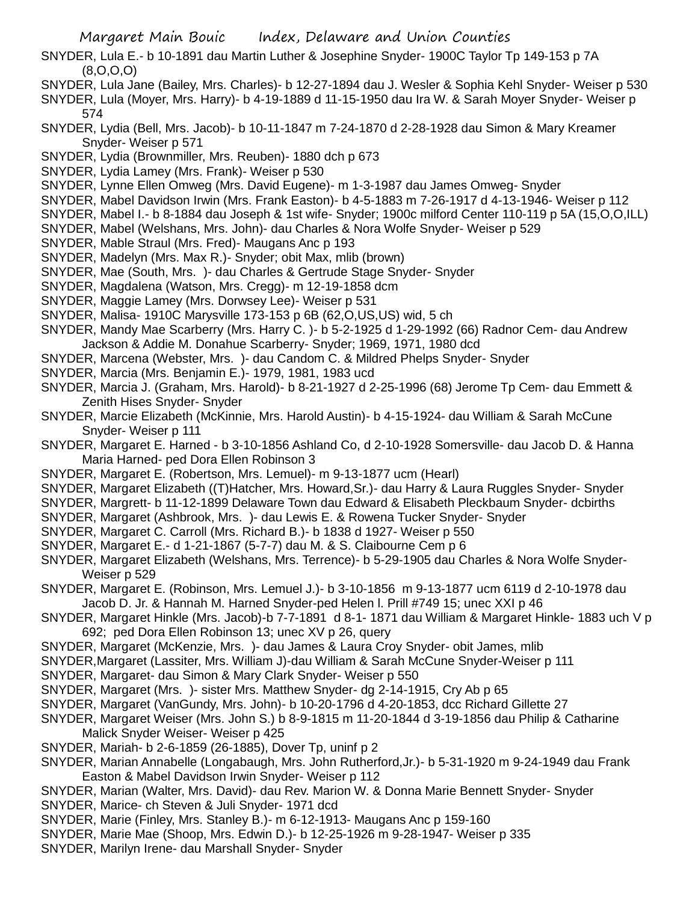SNYDER, Lula E.- b 10-1891 dau Martin Luther & Josephine Snyder- 1900C Taylor Tp 149-153 p 7A (8,O,O,O)

SNYDER, Lula Jane (Bailey, Mrs. Charles)- b 12-27-1894 dau J. Wesler & Sophia Kehl Snyder- Weiser p 530

SNYDER, Lula (Moyer, Mrs. Harry)- b 4-19-1889 d 11-15-1950 dau Ira W. & Sarah Moyer Snyder- Weiser p 574

SNYDER, Lydia (Bell, Mrs. Jacob)- b 10-11-1847 m 7-24-1870 d 2-28-1928 dau Simon & Mary Kreamer Snyder- Weiser p 571

SNYDER, Lydia (Brownmiller, Mrs. Reuben)- 1880 dch p 673

SNYDER, Lydia Lamey (Mrs. Frank)- Weiser p 530

SNYDER, Lynne Ellen Omweg (Mrs. David Eugene)- m 1-3-1987 dau James Omweg- Snyder

SNYDER, Mabel Davidson Irwin (Mrs. Frank Easton)- b 4-5-1883 m 7-26-1917 d 4-13-1946- Weiser p 112

SNYDER, Mabel I.- b 8-1884 dau Joseph & 1st wife- Snyder; 1900c milford Center 110-119 p 5A (15,O,O,ILL)

SNYDER, Mabel (Welshans, Mrs. John)- dau Charles & Nora Wolfe Snyder- Weiser p 529

SNYDER, Mable Straul (Mrs. Fred)- Maugans Anc p 193

SNYDER, Madelyn (Mrs. Max R.)- Snyder; obit Max, mlib (brown)

SNYDER, Mae (South, Mrs. )- dau Charles & Gertrude Stage Snyder- Snyder

SNYDER, Magdalena (Watson, Mrs. Cregg)- m 12-19-1858 dcm

SNYDER, Maggie Lamey (Mrs. Dorwsey Lee)- Weiser p 531

SNYDER, Malisa- 1910C Marysville 173-153 p 6B (62,O,US,US) wid, 5 ch

SNYDER, Mandy Mae Scarberry (Mrs. Harry C. )- b 5-2-1925 d 1-29-1992 (66) Radnor Cem- dau Andrew Jackson & Addie M. Donahue Scarberry- Snyder; 1969, 1971, 1980 dcd

SNYDER, Marcena (Webster, Mrs. )- dau Candom C. & Mildred Phelps Snyder- Snyder

SNYDER, Marcia (Mrs. Benjamin E.)- 1979, 1981, 1983 ucd

SNYDER, Marcia J. (Graham, Mrs. Harold)- b 8-21-1927 d 2-25-1996 (68) Jerome Tp Cem- dau Emmett & Zenith Hises Snyder- Snyder

SNYDER, Marcie Elizabeth (McKinnie, Mrs. Harold Austin)- b 4-15-1924- dau William & Sarah McCune Snyder- Weiser p 111

SNYDER, Margaret E. Harned - b 3-10-1856 Ashland Co, d 2-10-1928 Somersville- dau Jacob D. & Hanna Maria Harned- ped Dora Ellen Robinson 3

SNYDER, Margaret E. (Robertson, Mrs. Lemuel)- m 9-13-1877 ucm (Hearl)

SNYDER, Margaret Elizabeth ((T)Hatcher, Mrs. Howard,Sr.)- dau Harry & Laura Ruggles Snyder- Snyder

SNYDER, Margrett- b 11-12-1899 Delaware Town dau Edward & Elisabeth Pleckbaum Snyder- dcbirths

SNYDER, Margaret (Ashbrook, Mrs. )- dau Lewis E. & Rowena Tucker Snyder- Snyder

SNYDER, Margaret C. Carroll (Mrs. Richard B.)- b 1838 d 1927- Weiser p 550

SNYDER, Margaret E.- d 1-21-1867 (5-7-7) dau M. & S. Claibourne Cem p 6

SNYDER, Margaret Elizabeth (Welshans, Mrs. Terrence)- b 5-29-1905 dau Charles & Nora Wolfe Snyder- Weiser p 529

SNYDER, Margaret E. (Robinson, Mrs. Lemuel J.)- b 3-10-1856 m 9-13-1877 ucm 6119 d 2-10-1978 dau Jacob D. Jr. & Hannah M. Harned Snyder-ped Helen I. Prill #749 15; unec XXI p 46

SNYDER, Margaret Hinkle (Mrs. Jacob)-b 7-7-1891 d 8-1- 1871 dau William & Margaret Hinkle- 1883 uch V p 692; ped Dora Ellen Robinson 13; unec XV p 26, query

SNYDER, Margaret (McKenzie, Mrs. )- dau James & Laura Croy Snyder- obit James, mlib

SNYDER,Margaret (Lassiter, Mrs. William J)-dau William & Sarah McCune Snyder-Weiser p 111

SNYDER, Margaret- dau Simon & Mary Clark Snyder- Weiser p 550

SNYDER, Margaret (Mrs. )- sister Mrs. Matthew Snyder- dg 2-14-1915, Cry Ab p 65

SNYDER, Margaret (VanGundy, Mrs. John)- b 10-20-1796 d 4-20-1853, dcc Richard Gillette 27

SNYDER, Margaret Weiser (Mrs. John S.) b 8-9-1815 m 11-20-1844 d 3-19-1856 dau Philip & Catharine Malick Snyder Weiser- Weiser p 425

SNYDER, Mariah- b 2-6-1859 (26-1885), Dover Tp, uninf p 2

SNYDER, Marian Annabelle (Longabaugh, Mrs. John Rutherford,Jr.)- b 5-31-1920 m 9-24-1949 dau Frank Easton & Mabel Davidson Irwin Snyder- Weiser p 112

SNYDER, Marian (Walter, Mrs. David)- dau Rev. Marion W. & Donna Marie Bennett Snyder- Snyder

SNYDER, Marice- ch Steven & Juli Snyder- 1971 dcd

SNYDER, Marie (Finley, Mrs. Stanley B.)- m 6-12-1913- Maugans Anc p 159-160

SNYDER, Marie Mae (Shoop, Mrs. Edwin D.)- b 12-25-1926 m 9-28-1947- Weiser p 335

SNYDER, Marilyn Irene- dau Marshall Snyder- Snyder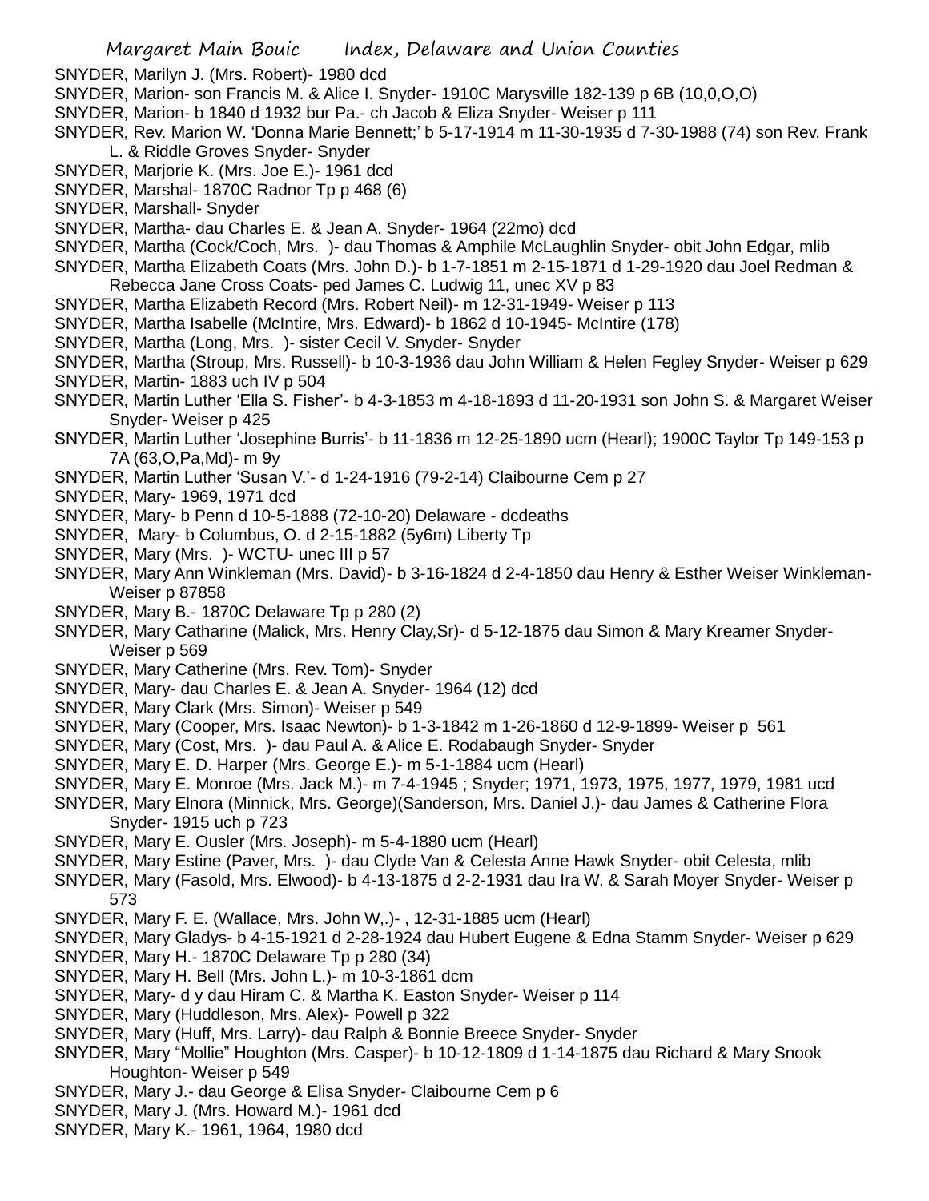SNYDER, Marilyn J. (Mrs. Robert)- 1980 dcd

SNYDER, Marion- son Francis M. & Alice I. Snyder- 1910C Marysville 182-139 p 6B (10,0,O,O)

SNYDER, Marion- b 1840 d 1932 bur Pa.- ch Jacob & Eliza Snyder- Weiser p 111

SNYDER, Rev. Marion W. 'Donna Marie Bennett;' b 5-17-1914 m 11-30-1935 d 7-30-1988 (74) son Rev. Frank L. & Riddle Groves Snyder- Snyder

SNYDER, Marjorie K. (Mrs. Joe E.)- 1961 dcd

SNYDER, Marshal- 1870C Radnor Tp p 468 (6)

SNYDER, Marshall- Snyder

SNYDER, Martha- dau Charles E. & Jean A. Snyder- 1964 (22mo) dcd

SNYDER, Martha (Cock/Coch, Mrs. )- dau Thomas & Amphile McLaughlin Snyder- obit John Edgar, mlib

SNYDER, Martha Elizabeth Coats (Mrs. John D.)- b 1-7-1851 m 2-15-1871 d 1-29-1920 dau Joel Redman & Rebecca Jane Cross Coats- ped James C. Ludwig 11, unec XV p 83

SNYDER, Martha Elizabeth Record (Mrs. Robert Neil)- m 12-31-1949- Weiser p 113

SNYDER, Martha Isabelle (McIntire, Mrs. Edward)- b 1862 d 10-1945- McIntire (178)

SNYDER, Martha (Long, Mrs. )- sister Cecil V. Snyder- Snyder

SNYDER, Martha (Stroup, Mrs. Russell)- b 10-3-1936 dau John William & Helen Fegley Snyder- Weiser p 629

SNYDER, Martin- 1883 uch IV p 504

SNYDER, Martin Luther 'Ella S. Fisher'- b 4-3-1853 m 4-18-1893 d 11-20-1931 son John S. & Margaret Weiser Snyder- Weiser p 425

SNYDER, Martin Luther 'Josephine Burris'- b 11-1836 m 12-25-1890 ucm (Hearl); 1900C Taylor Tp 149-153 p 7A (63,O,Pa,Md)- m 9y

SNYDER, Martin Luther 'Susan V.'- d 1-24-1916 (79-2-14) Claibourne Cem p 27

SNYDER, Mary- 1969, 1971 dcd

SNYDER, Mary- b Penn d 10-5-1888 (72-10-20) Delaware - dcdeaths

SNYDER, Mary- b Columbus, O. d 2-15-1882 (5y6m) Liberty Tp

SNYDER, Mary (Mrs. )- WCTU- unec III p 57

SNYDER, Mary Ann Winkleman (Mrs. David)- b 3-16-1824 d 2-4-1850 dau Henry & Esther Weiser Winkleman- Weiser p 87858

SNYDER, Mary B.- 1870C Delaware Tp p 280 (2)

SNYDER, Mary Catharine (Malick, Mrs. Henry Clay,Sr)- d 5-12-1875 dau Simon & Mary Kreamer Snyder- Weiser p 569

SNYDER, Mary Catherine (Mrs. Rev. Tom)- Snyder

SNYDER, Mary- dau Charles E. & Jean A. Snyder- 1964 (12) dcd

SNYDER, Mary Clark (Mrs. Simon)- Weiser p 549

SNYDER, Mary (Cooper, Mrs. Isaac Newton)- b 1-3-1842 m 1-26-1860 d 12-9-1899- Weiser p 561

SNYDER, Mary (Cost, Mrs. )- dau Paul A. & Alice E. Rodabaugh Snyder- Snyder

SNYDER, Mary E. D. Harper (Mrs. George E.)- m 5-1-1884 ucm (Hearl)

SNYDER, Mary E. Monroe (Mrs. Jack M.)- m 7-4-1945 ; Snyder; 1971, 1973, 1975, 1977, 1979, 1981 ucd

SNYDER, Mary Elnora (Minnick, Mrs. George)(Sanderson, Mrs. Daniel J.)- dau James & Catherine Flora Snyder- 1915 uch p 723

SNYDER, Mary E. Ousler (Mrs. Joseph)- m 5-4-1880 ucm (Hearl)

SNYDER, Mary Estine (Paver, Mrs. )- dau Clyde Van & Celesta Anne Hawk Snyder- obit Celesta, mlib

SNYDER, Mary (Fasold, Mrs. Elwood)- b 4-13-1875 d 2-2-1931 dau Ira W. & Sarah Moyer Snyder- Weiser p 573

SNYDER, Mary F. E. (Wallace, Mrs. John W,.)- , 12-31-1885 ucm (Hearl)

SNYDER, Mary Gladys- b 4-15-1921 d 2-28-1924 dau Hubert Eugene & Edna Stamm Snyder- Weiser p 629

SNYDER, Mary H.- 1870C Delaware Tp p 280 (34)

SNYDER, Mary H. Bell (Mrs. John L.)- m 10-3-1861 dcm

SNYDER, Mary- d y dau Hiram C. & Martha K. Easton Snyder- Weiser p 114

SNYDER, Mary (Huddleson, Mrs. Alex)- Powell p 322

SNYDER, Mary (Huff, Mrs. Larry)- dau Ralph & Bonnie Breece Snyder- Snyder

SNYDER, Mary "Mollie" Houghton (Mrs. Casper)- b 10-12-1809 d 1-14-1875 dau Richard & Mary Snook Houghton- Weiser p 549

SNYDER, Mary J.- dau George & Elisa Snyder- Claibourne Cem p 6

SNYDER, Mary J. (Mrs. Howard M.)- 1961 dcd

SNYDER, Mary K.- 1961, 1964, 1980 dcd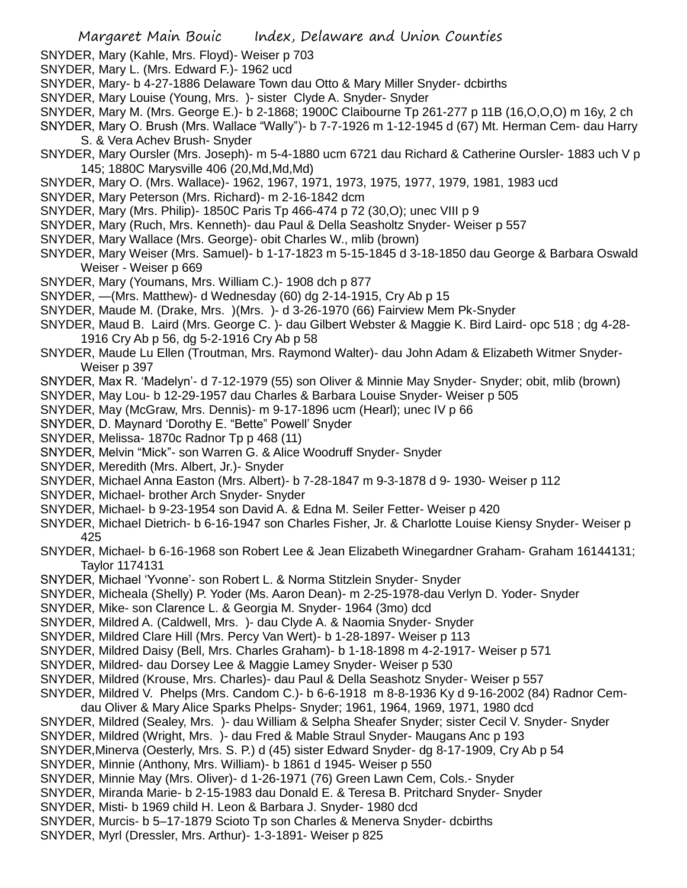SNYDER, Mary (Kahle, Mrs. Floyd)- Weiser p 703

SNYDER, Mary L. (Mrs. Edward F.)- 1962 ucd

SNYDER, Mary- b 4-27-1886 Delaware Town dau Otto & Mary Miller Snyder- dcbirths

SNYDER, Mary Louise (Young, Mrs. )- sister Clyde A. Snyder- Snyder

SNYDER, Mary M. (Mrs. George E.)- b 2-1868; 1900C Claibourne Tp 261-277 p 11B (16,O,O,O) m 16y, 2 ch

SNYDER, Mary O. Brush (Mrs. Wallace "Wally")- b 7-7-1926 m 1-12-1945 d (67) Mt. Herman Cem- dau Harry S. & Vera Achev Brush- Snyder

SNYDER, Mary Oursler (Mrs. Joseph)- m 5-4-1880 ucm 6721 dau Richard & Catherine Oursler- 1883 uch V p 145; 1880C Marysville 406 (20,Md,Md,Md)

SNYDER, Mary O. (Mrs. Wallace)- 1962, 1967, 1971, 1973, 1975, 1977, 1979, 1981, 1983 ucd

SNYDER, Mary Peterson (Mrs. Richard)- m 2-16-1842 dcm

SNYDER, Mary (Mrs. Philip)- 1850C Paris Tp 466-474 p 72 (30,O); unec VIII p 9

SNYDER, Mary (Ruch, Mrs. Kenneth)- dau Paul & Della Seasholtz Snyder- Weiser p 557

SNYDER, Mary Wallace (Mrs. George)- obit Charles W., mlib (brown)

SNYDER, Mary Weiser (Mrs. Samuel)- b 1-17-1823 m 5-15-1845 d 3-18-1850 dau George & Barbara Oswald Weiser - Weiser p 669

SNYDER, Mary (Youmans, Mrs. William C.)- 1908 dch p 877

SNYDER, —(Mrs. Matthew)- d Wednesday (60) dg 2-14-1915, Cry Ab p 15

SNYDER, Maude M. (Drake, Mrs. )(Mrs. )- d 3-26-1970 (66) Fairview Mem Pk-Snyder

SNYDER, Maud B. Laird (Mrs. George C. )- dau Gilbert Webster & Maggie K. Bird Laird- opc 518 ; dg 4-28-1916 Cry Ab p 56, dg 5-2-1916 Cry Ab p 58

SNYDER, Maude Lu Ellen (Troutman, Mrs. Raymond Walter)- dau John Adam & Elizabeth Witmer Snyder- Weiser p 397

SNYDER, Max R. 'Madelyn'- d 7-12-1979 (55) son Oliver & Minnie May Snyder- Snyder; obit, mlib (brown)

SNYDER, May Lou- b 12-29-1957 dau Charles & Barbara Louise Snyder- Weiser p 505

SNYDER, May (McGraw, Mrs. Dennis)- m 9-17-1896 ucm (Hearl); unec IV p 66

SNYDER, D. Maynard 'Dorothy E. "Bette" Powell' Snyder

SNYDER, Melissa- 1870c Radnor Tp p 468 (11)

SNYDER, Melvin "Mick"- son Warren G. & Alice Woodruff Snyder- Snyder

SNYDER, Meredith (Mrs. Albert, Jr.)- Snyder

SNYDER, Michael Anna Easton (Mrs. Albert)- b 7-28-1847 m 9-3-1878 d 9- 1930- Weiser p 112

SNYDER, Michael- brother Arch Snyder- Snyder

SNYDER, Michael- b 9-23-1954 son David A. & Edna M. Seiler Fetter- Weiser p 420

SNYDER, Michael Dietrich- b 6-16-1947 son Charles Fisher, Jr. & Charlotte Louise Kiensy Snyder- Weiser p 425

SNYDER, Michael- b 6-16-1968 son Robert Lee & Jean Elizabeth Winegardner Graham- Graham 16144131; Taylor 1174131

SNYDER, Michael 'Yvonne'- son Robert L. & Norma Stitzlein Snyder- Snyder

SNYDER, Micheala (Shelly) P. Yoder (Ms. Aaron Dean)- m 2-25-1978-dau Verlyn D. Yoder- Snyder

SNYDER, Mike- son Clarence L. & Georgia M. Snyder- 1964 (3mo) dcd

SNYDER, Mildred A. (Caldwell, Mrs. )- dau Clyde A. & Naomia Snyder- Snyder

SNYDER, Mildred Clare Hill (Mrs. Percy Van Wert)- b 1-28-1897- Weiser p 113

SNYDER, Mildred Daisy (Bell, Mrs. Charles Graham)- b 1-18-1898 m 4-2-1917- Weiser p 571

SNYDER, Mildred- dau Dorsey Lee & Maggie Lamey Snyder- Weiser p 530

SNYDER, Mildred (Krouse, Mrs. Charles)- dau Paul & Della Seashotz Snyder- Weiser p 557

SNYDER, Mildred V. Phelps (Mrs. Candom C.)- b 6-6-1918 m 8-8-1936 Ky d 9-16-2002 (84) Radnor Cem- dau Oliver & Mary Alice Sparks Phelps- Snyder; 1961, 1964, 1969, 1971, 1980 dcd

SNYDER, Mildred (Sealey, Mrs. )- dau William & Selpha Sheafer Snyder; sister Cecil V. Snyder- Snyder

SNYDER, Mildred (Wright, Mrs. )- dau Fred & Mable Straul Snyder- Maugans Anc p 193

SNYDER,Minerva (Oesterly, Mrs. S. P.) d (45) sister Edward Snyder- dg 8-17-1909, Cry Ab p 54

SNYDER, Minnie (Anthony, Mrs. William)- b 1861 d 1945- Weiser p 550

SNYDER, Minnie May (Mrs. Oliver)- d 1-26-1971 (76) Green Lawn Cem, Cols.- Snyder

SNYDER, Miranda Marie- b 2-15-1983 dau Donald E. & Teresa B. Pritchard Snyder- Snyder

SNYDER, Misti- b 1969 child H. Leon & Barbara J. Snyder- 1980 dcd

SNYDER, Murcis- b 5–17-1879 Scioto Tp son Charles & Menerva Snyder- dcbirths

SNYDER, Myrl (Dressler, Mrs. Arthur)- 1-3-1891- Weiser p 825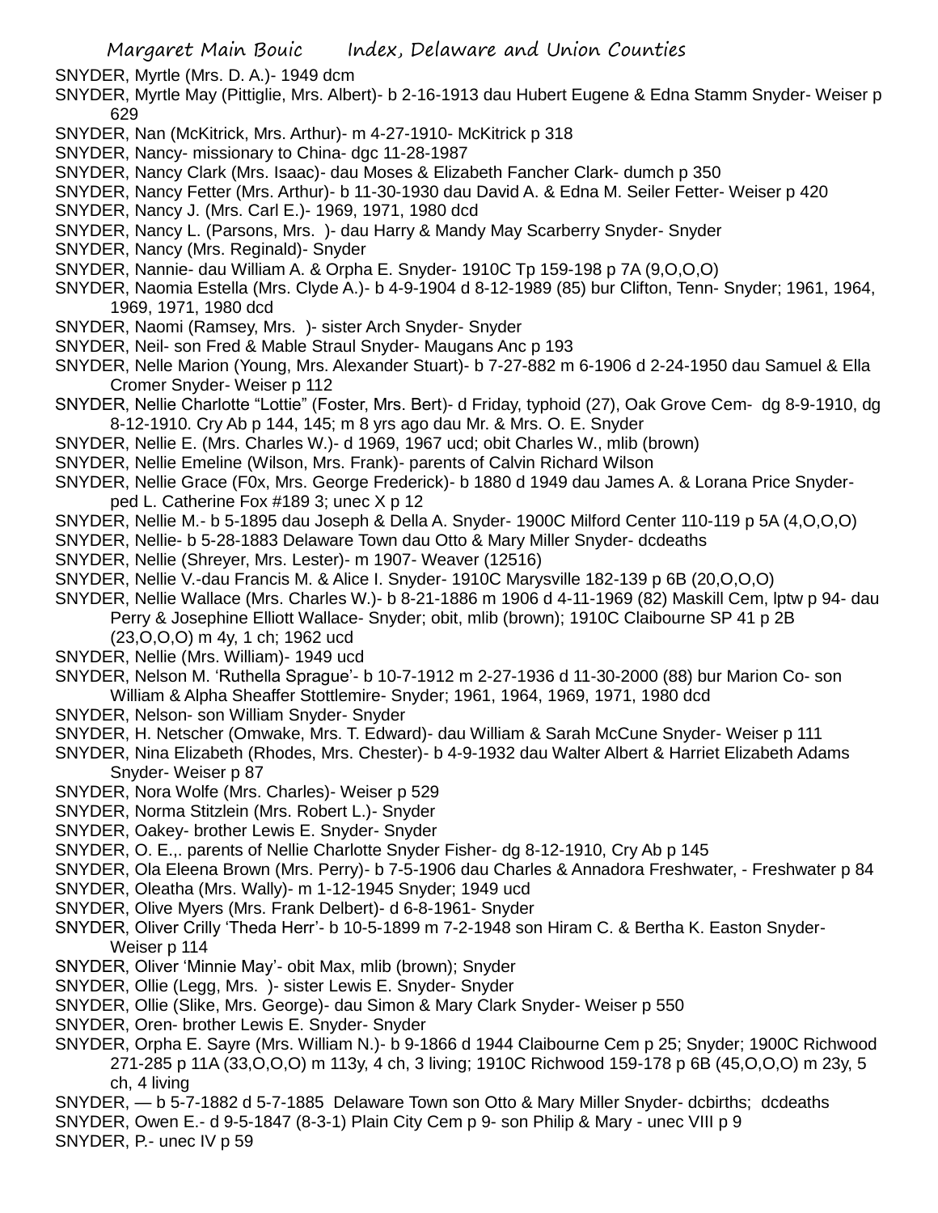SNYDER, Myrtle (Mrs. D. A.)- 1949 dcm

SNYDER, Myrtle May (Pittiglie, Mrs. Albert)- b 2-16-1913 dau Hubert Eugene & Edna Stamm Snyder- Weiser p 629

SNYDER, Nan (McKitrick, Mrs. Arthur)- m 4-27-1910- McKitrick p 318

SNYDER, Nancy- missionary to China- dgc 11-28-1987

SNYDER, Nancy Clark (Mrs. Isaac)- dau Moses & Elizabeth Fancher Clark- dumch p 350

SNYDER, Nancy Fetter (Mrs. Arthur)- b 11-30-1930 dau David A. & Edna M. Seiler Fetter- Weiser p 420

SNYDER, Nancy J. (Mrs. Carl E.)- 1969, 1971, 1980 dcd

SNYDER, Nancy L. (Parsons, Mrs. )- dau Harry & Mandy May Scarberry Snyder- Snyder

SNYDER, Nancy (Mrs. Reginald)- Snyder

SNYDER, Nannie- dau William A. & Orpha E. Snyder- 1910C Tp 159-198 p 7A (9,O,O,O)

SNYDER, Naomia Estella (Mrs. Clyde A.)- b 4-9-1904 d 8-12-1989 (85) bur Clifton, Tenn- Snyder; 1961, 1964, 1969, 1971, 1980 dcd

SNYDER, Naomi (Ramsey, Mrs. )- sister Arch Snyder- Snyder

SNYDER, Neil- son Fred & Mable Straul Snyder- Maugans Anc p 193

SNYDER, Nelle Marion (Young, Mrs. Alexander Stuart)- b 7-27-882 m 6-1906 d 2-24-1950 dau Samuel & Ella Cromer Snyder- Weiser p 112

SNYDER, Nellie Charlotte "Lottie" (Foster, Mrs. Bert)- d Friday, typhoid (27), Oak Grove Cem- dg 8-9-1910, dg 8-12-1910. Cry Ab p 144, 145; m 8 yrs ago dau Mr. & Mrs. O. E. Snyder

SNYDER, Nellie E. (Mrs. Charles W.)- d 1969, 1967 ucd; obit Charles W., mlib (brown)

SNYDER, Nellie Emeline (Wilson, Mrs. Frank)- parents of Calvin Richard Wilson

SNYDER, Nellie Grace (F0x, Mrs. George Frederick)- b 1880 d 1949 dau James A. & Lorana Price Snyder- ped L. Catherine Fox #189 3; unec X p 12

SNYDER, Nellie M.- b 5-1895 dau Joseph & Della A. Snyder- 1900C Milford Center 110-119 p 5A (4,O,O,O)

SNYDER, Nellie- b 5-28-1883 Delaware Town dau Otto & Mary Miller Snyder- dcdeaths

SNYDER, Nellie (Shreyer, Mrs. Lester)- m 1907- Weaver (12516)

SNYDER, Nellie V.-dau Francis M. & Alice I. Snyder- 1910C Marysville 182-139 p 6B (20,O,O,O)

SNYDER, Nellie Wallace (Mrs. Charles W.)- b 8-21-1886 m 1906 d 4-11-1969 (82) Maskill Cem, lptw p 94- dau Perry & Josephine Elliott Wallace- Snyder; obit, mlib (brown); 1910C Claibourne SP 41 p 2B (23,O,O,O) m 4y, 1 ch; 1962 ucd

SNYDER, Nellie (Mrs. William)- 1949 ucd

SNYDER, Nelson M. 'Ruthella Sprague'- b 10-7-1912 m 2-27-1936 d 11-30-2000 (88) bur Marion Co- son William & Alpha Sheaffer Stottlemire- Snyder; 1961, 1964, 1969, 1971, 1980 dcd

SNYDER, Nelson- son William Snyder- Snyder

SNYDER, H. Netscher (Omwake, Mrs. T. Edward)- dau William & Sarah McCune Snyder- Weiser p 111

SNYDER, Nina Elizabeth (Rhodes, Mrs. Chester)- b 4-9-1932 dau Walter Albert & Harriet Elizabeth Adams Snyder- Weiser p 87

SNYDER, Nora Wolfe (Mrs. Charles)- Weiser p 529

SNYDER, Norma Stitzlein (Mrs. Robert L.)- Snyder

SNYDER, Oakey- brother Lewis E. Snyder- Snyder

SNYDER, O. E.,. parents of Nellie Charlotte Snyder Fisher- dg 8-12-1910, Cry Ab p 145

SNYDER, Ola Eleena Brown (Mrs. Perry)- b 7-5-1906 dau Charles & Annadora Freshwater, - Freshwater p 84

SNYDER, Oleatha (Mrs. Wally)- m 1-12-1945 Snyder; 1949 ucd

SNYDER, Olive Myers (Mrs. Frank Delbert)- d 6-8-1961- Snyder

SNYDER, Oliver Crilly 'Theda Herr'- b 10-5-1899 m 7-2-1948 son Hiram C. & Bertha K. Easton Snyder- Weiser p 114

SNYDER, Oliver 'Minnie May'- obit Max, mlib (brown); Snyder

SNYDER, Ollie (Legg, Mrs. )- sister Lewis E. Snyder- Snyder

SNYDER, Ollie (Slike, Mrs. George)- dau Simon & Mary Clark Snyder- Weiser p 550

SNYDER, Oren- brother Lewis E. Snyder- Snyder

SNYDER, Orpha E. Sayre (Mrs. William N.)- b 9-1866 d 1944 Claibourne Cem p 25; Snyder; 1900C Richwood 271-285 p 11A (33,O,O,O) m 113y, 4 ch, 3 living; 1910C Richwood 159-178 p 6B (45,O,O,O) m 23y, 5 ch, 4 living

SNYDER, — b 5-7-1882 d 5-7-1885 Delaware Town son Otto & Mary Miller Snyder- dcbirths; dcdeaths

SNYDER, Owen E.- d 9-5-1847 (8-3-1) Plain City Cem p 9- son Philip & Mary - unec VIII p 9

SNYDER, P.- unec IV p 59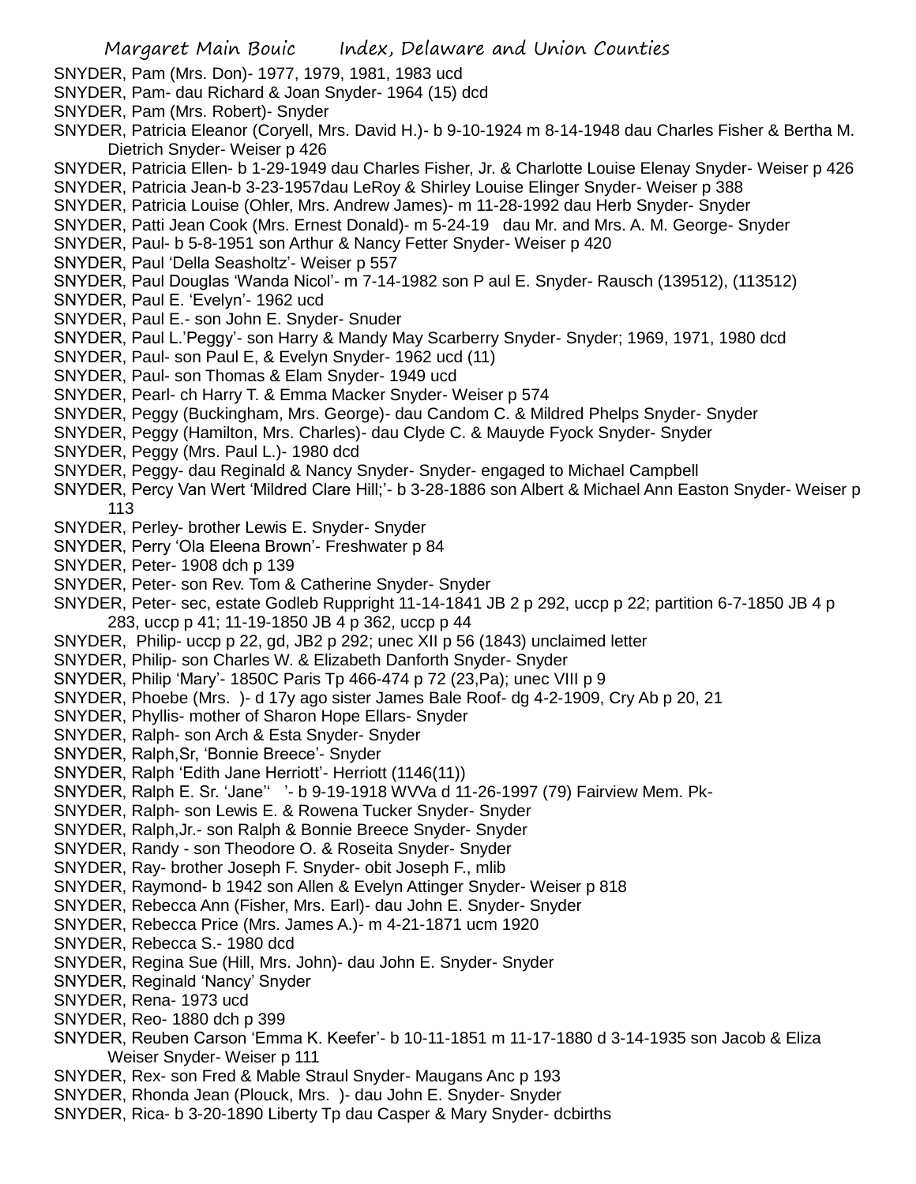SNYDER, Pam (Mrs. Don)- 1977, 1979, 1981, 1983 ucd

SNYDER, Pam- dau Richard & Joan Snyder- 1964 (15) dcd

SNYDER, Pam (Mrs. Robert)- Snyder

SNYDER, Patricia Eleanor (Coryell, Mrs. David H.)- b 9-10-1924 m 8-14-1948 dau Charles Fisher & Bertha M. Dietrich Snyder- Weiser p 426

SNYDER, Patricia Ellen- b 1-29-1949 dau Charles Fisher, Jr. & Charlotte Louise Elenay Snyder- Weiser p 426

SNYDER, Patricia Jean-b 3-23-1957dau LeRoy & Shirley Louise Elinger Snyder- Weiser p 388

SNYDER, Patricia Louise (Ohler, Mrs. Andrew James)- m 11-28-1992 dau Herb Snyder- Snyder

SNYDER, Patti Jean Cook (Mrs. Ernest Donald)- m 5-24-19 dau Mr. and Mrs. A. M. George- Snyder

SNYDER, Paul- b 5-8-1951 son Arthur & Nancy Fetter Snyder- Weiser p 420

SNYDER, Paul 'Della Seasholtz'- Weiser p 557

SNYDER, Paul Douglas 'Wanda Nicol'- m 7-14-1982 son P aul E. Snyder- Rausch (139512), (113512)

SNYDER, Paul E. 'Evelyn'- 1962 ucd

SNYDER, Paul E.- son John E. Snyder- Snuder

SNYDER, Paul L.'Peggy'- son Harry & Mandy May Scarberry Snyder- Snyder; 1969, 1971, 1980 dcd

SNYDER, Paul- son Paul E, & Evelyn Snyder- 1962 ucd (11)

SNYDER, Paul- son Thomas & Elam Snyder- 1949 ucd

SNYDER, Pearl- ch Harry T. & Emma Macker Snyder- Weiser p 574

SNYDER, Peggy (Buckingham, Mrs. George)- dau Candom C. & Mildred Phelps Snyder- Snyder

SNYDER, Peggy (Hamilton, Mrs. Charles)- dau Clyde C. & Mauyde Fyock Snyder- Snyder

SNYDER, Peggy (Mrs. Paul L.)- 1980 dcd

SNYDER, Peggy- dau Reginald & Nancy Snyder- Snyder- engaged to Michael Campbell

SNYDER, Percy Van Wert 'Mildred Clare Hill;'- b 3-28-1886 son Albert & Michael Ann Easton Snyder- Weiser p 113

SNYDER, Perley- brother Lewis E. Snyder- Snyder

SNYDER, Perry 'Ola Eleena Brown'- Freshwater p 84

SNYDER, Peter- 1908 dch p 139

SNYDER, Peter- son Rev. Tom & Catherine Snyder- Snyder

SNYDER, Peter- sec, estate Godleb Ruppright 11-14-1841 JB 2 p 292, uccp p 22; partition 6-7-1850 JB 4 p 283, uccp p 41; 11-19-1850 JB 4 p 362, uccp p 44

SNYDER, Philip- uccp p 22, gd, JB2 p 292; unec XII p 56 (1843) unclaimed letter

SNYDER, Philip- son Charles W. & Elizabeth Danforth Snyder- Snyder

SNYDER, Philip 'Mary'- 1850C Paris Tp 466-474 p 72 (23,Pa); unec VIII p 9

SNYDER, Phoebe (Mrs. )- d 17y ago sister James Bale Roof- dg 4-2-1909, Cry Ab p 20, 21

SNYDER, Phyllis- mother of Sharon Hope Ellars- Snyder

SNYDER, Ralph- son Arch & Esta Snyder- Snyder

SNYDER, Ralph,Sr, 'Bonnie Breece'- Snyder

SNYDER, Ralph 'Edith Jane Herriott'- Herriott (1146(11))

SNYDER, Ralph E. Sr. 'Jane'' '- b 9-19-1918 WVVa d 11-26-1997 (79) Fairview Mem. Pk-

SNYDER, Ralph- son Lewis E. & Rowena Tucker Snyder- Snyder

SNYDER, Ralph,Jr.- son Ralph & Bonnie Breece Snyder- Snyder

SNYDER, Randy - son Theodore O. & Roseita Snyder- Snyder

SNYDER, Ray- brother Joseph F. Snyder- obit Joseph F., mlib

SNYDER, Raymond- b 1942 son Allen & Evelyn Attinger Snyder- Weiser p 818

SNYDER, Rebecca Ann (Fisher, Mrs. Earl)- dau John E. Snyder- Snyder

SNYDER, Rebecca Price (Mrs. James A.)- m 4-21-1871 ucm 1920

SNYDER, Rebecca S.- 1980 dcd

SNYDER, Regina Sue (Hill, Mrs. John)- dau John E. Snyder- Snyder

SNYDER, Reginald 'Nancy' Snyder

SNYDER, Rena- 1973 ucd

SNYDER, Reo- 1880 dch p 399

SNYDER, Reuben Carson 'Emma K. Keefer'- b 10-11-1851 m 11-17-1880 d 3-14-1935 son Jacob & Eliza Weiser Snyder- Weiser p 111

SNYDER, Rex- son Fred & Mable Straul Snyder- Maugans Anc p 193

SNYDER, Rhonda Jean (Plouck, Mrs. )- dau John E. Snyder- Snyder

SNYDER, Rica- b 3-20-1890 Liberty Tp dau Casper & Mary Snyder- dcbirths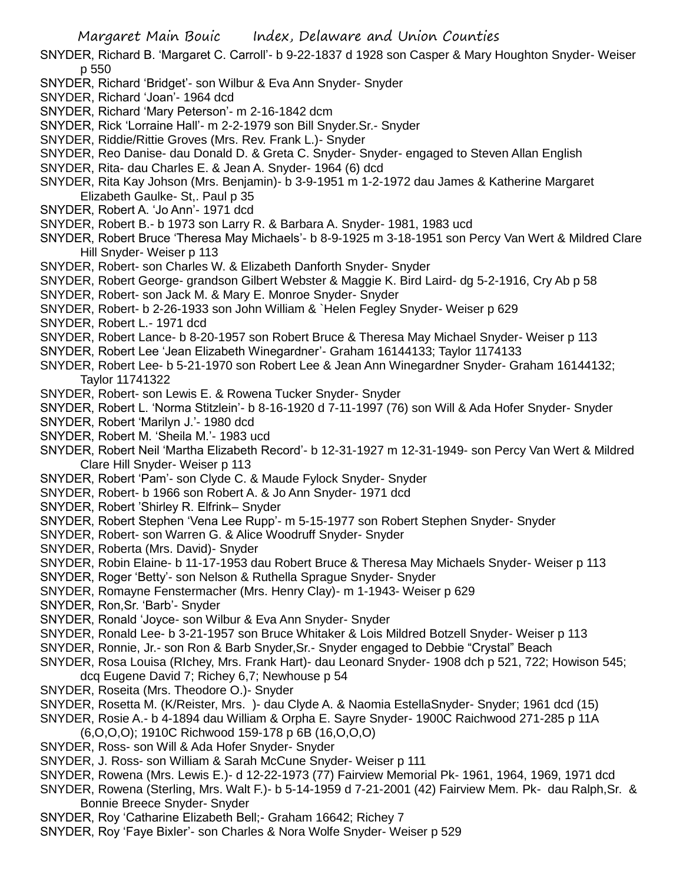SNYDER, Richard B. 'Margaret C. Carroll'- b 9-22-1837 d 1928 son Casper & Mary Houghton Snyder- Weiser p 550

SNYDER, Richard 'Bridget'- son Wilbur & Eva Ann Snyder- Snyder

SNYDER, Richard 'Joan'- 1964 dcd

SNYDER, Richard 'Mary Peterson'- m 2-16-1842 dcm

SNYDER, Rick 'Lorraine Hall'- m 2-2-1979 son Bill Snyder.Sr.- Snyder

SNYDER, Riddie/Rittie Groves (Mrs. Rev. Frank L.)- Snyder

SNYDER, Reo Danise- dau Donald D. & Greta C. Snyder- Snyder- engaged to Steven Allan English

SNYDER, Rita- dau Charles E. & Jean A. Snyder- 1964 (6) dcd

SNYDER, Rita Kay Johson (Mrs. Benjamin)- b 3-9-1951 m 1-2-1972 dau James & Katherine Margaret Elizabeth Gaulke- St,. Paul p 35

SNYDER, Robert A. 'Jo Ann'- 1971 dcd

SNYDER, Robert B.- b 1973 son Larry R. & Barbara A. Snyder- 1981, 1983 ucd

SNYDER, Robert Bruce 'Theresa May Michaels'- b 8-9-1925 m 3-18-1951 son Percy Van Wert & Mildred Clare Hill Snyder- Weiser p 113

SNYDER, Robert- son Charles W. & Elizabeth Danforth Snyder- Snyder

SNYDER, Robert George- grandson Gilbert Webster & Maggie K. Bird Laird- dg 5-2-1916, Cry Ab p 58

SNYDER, Robert- son Jack M. & Mary E. Monroe Snyder- Snyder

SNYDER, Robert- b 2-26-1933 son John William & `Helen Fegley Snyder- Weiser p 629

SNYDER, Robert L.- 1971 dcd

SNYDER, Robert Lance- b 8-20-1957 son Robert Bruce & Theresa May Michael Snyder- Weiser p 113

SNYDER, Robert Lee 'Jean Elizabeth Winegardner'- Graham 16144133; Taylor 1174133

SNYDER, Robert Lee- b 5-21-1970 son Robert Lee & Jean Ann Winegardner Snyder- Graham 16144132; Taylor 11741322

SNYDER, Robert- son Lewis E. & Rowena Tucker Snyder- Snyder

SNYDER, Robert L. 'Norma Stitzlein'- b 8-16-1920 d 7-11-1997 (76) son Will & Ada Hofer Snyder- Snyder

SNYDER, Robert 'Marilyn J.'- 1980 dcd

SNYDER, Robert M. 'Sheila M.'- 1983 ucd

SNYDER, Robert Neil 'Martha Elizabeth Record'- b 12-31-1927 m 12-31-1949- son Percy Van Wert & Mildred Clare Hill Snyder- Weiser p 113

SNYDER, Robert 'Pam'- son Clyde C. & Maude Fylock Snyder- Snyder

SNYDER, Robert- b 1966 son Robert A. & Jo Ann Snyder- 1971 dcd

SNYDER, Robert 'Shirley R. Elfrink– Snyder

SNYDER, Robert Stephen 'Vena Lee Rupp'- m 5-15-1977 son Robert Stephen Snyder- Snyder

SNYDER, Robert- son Warren G. & Alice Woodruff Snyder- Snyder

SNYDER, Roberta (Mrs. David)- Snyder

SNYDER, Robin Elaine- b 11-17-1953 dau Robert Bruce & Theresa May Michaels Snyder- Weiser p 113

SNYDER, Roger 'Betty'- son Nelson & Ruthella Sprague Snyder- Snyder

SNYDER, Romayne Fenstermacher (Mrs. Henry Clay)- m 1-1943- Weiser p 629

SNYDER, Ron,Sr. 'Barb'- Snyder

SNYDER, Ronald 'Joyce- son Wilbur & Eva Ann Snyder- Snyder

SNYDER, Ronald Lee- b 3-21-1957 son Bruce Whitaker & Lois Mildred Botzell Snyder- Weiser p 113

SNYDER, Ronnie, Jr.- son Ron & Barb Snyder,Sr.- Snyder engaged to Debbie "Crystal" Beach

SNYDER, Rosa Louisa (RIchey, Mrs. Frank Hart)- dau Leonard Snyder- 1908 dch p 521, 722; Howison 545; dcq Eugene David 7; Richey 6,7; Newhouse p 54

SNYDER, Roseita (Mrs. Theodore O.)- Snyder

SNYDER, Rosetta M. (K/Reister, Mrs. )- dau Clyde A. & Naomia EstellaSnyder- Snyder; 1961 dcd (15)

SNYDER, Rosie A.- b 4-1894 dau William & Orpha E. Sayre Snyder- 1900C Raichwood 271-285 p 11A (6,O,O,O); 1910C Richwood 159-178 p 6B (16,O,O,O)

SNYDER, Ross- son Will & Ada Hofer Snyder- Snyder

SNYDER, J. Ross- son William & Sarah McCune Snyder- Weiser p 111

SNYDER, Rowena (Mrs. Lewis E.)- d 12-22-1973 (77) Fairview Memorial Pk- 1961, 1964, 1969, 1971 dcd

SNYDER, Rowena (Sterling, Mrs. Walt F.)- b 5-14-1959 d 7-21-2001 (42) Fairview Mem. Pk- dau Ralph,Sr. & Bonnie Breece Snyder- Snyder

SNYDER, Roy 'Catharine Elizabeth Bell;- Graham 16642; Richey 7

SNYDER, Roy 'Faye Bixler'- son Charles & Nora Wolfe Snyder- Weiser p 529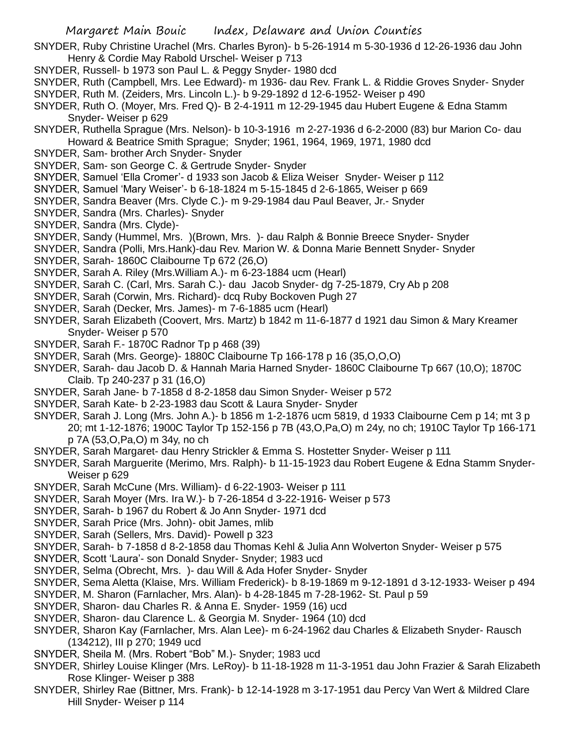SNYDER, Ruby Christine Urachel (Mrs. Charles Byron)- b 5-26-1914 m 5-30-1936 d 12-26-1936 dau John Henry & Cordie May Rabold Urschel- Weiser p 713

SNYDER, Russell- b 1973 son Paul L. & Peggy Snyder- 1980 dcd

SNYDER, Ruth (Campbell, Mrs. Lee Edward)- m 1936- dau Rev. Frank L. & Riddie Groves Snyder- Snyder

SNYDER, Ruth M. (Zeiders, Mrs. Lincoln L.)- b 9-29-1892 d 12-6-1952- Weiser p 490

SNYDER, Ruth O. (Moyer, Mrs. Fred Q)- B 2-4-1911 m 12-29-1945 dau Hubert Eugene & Edna Stamm Snyder- Weiser p 629

SNYDER, Ruthella Sprague (Mrs. Nelson)- b 10-3-1916 m 2-27-1936 d 6-2-2000 (83) bur Marion Co- dau Howard & Beatrice Smith Sprague; Snyder; 1961, 1964, 1969, 1971, 1980 dcd

SNYDER, Sam- brother Arch Snyder- Snyder

SNYDER, Sam- son George C. & Gertrude Snyder- Snyder

SNYDER, Samuel 'Ella Cromer'- d 1933 son Jacob & Eliza Weiser Snyder- Weiser p 112

SNYDER, Samuel 'Mary Weiser'- b 6-18-1824 m 5-15-1845 d 2-6-1865, Weiser p 669

SNYDER, Sandra Beaver (Mrs. Clyde C.)- m 9-29-1984 dau Paul Beaver, Jr.- Snyder

SNYDER, Sandra (Mrs. Charles)- Snyder

SNYDER, Sandra (Mrs. Clyde)-

SNYDER, Sandy (Hummel, Mrs. )(Brown, Mrs. )- dau Ralph & Bonnie Breece Snyder- Snyder

SNYDER, Sandra (Polli, Mrs.Hank)-dau Rev. Marion W. & Donna Marie Bennett Snyder- Snyder

SNYDER, Sarah- 1860C Claibourne Tp 672 (26,O)

SNYDER, Sarah A. Riley (Mrs.William A.)- m 6-23-1884 ucm (Hearl)

SNYDER, Sarah C. (Carl, Mrs. Sarah C.)- dau Jacob Snyder- dg 7-25-1879, Cry Ab p 208

SNYDER, Sarah (Corwin, Mrs. Richard)- dcq Ruby Bockoven Pugh 27

SNYDER, Sarah (Decker, Mrs. James)- m 7-6-1885 ucm (Hearl)

SNYDER, Sarah Elizabeth (Coovert, Mrs. Martz) b 1842 m 11-6-1877 d 1921 dau Simon & Mary Kreamer Snyder- Weiser p 570

SNYDER, Sarah F.- 1870C Radnor Tp p 468 (39)

SNYDER, Sarah (Mrs. George)- 1880C Claibourne Tp 166-178 p 16 (35,O,O,O)

SNYDER, Sarah- dau Jacob D. & Hannah Maria Harned Snyder- 1860C Claibourne Tp 667 (10,O); 1870C Claib. Tp 240-237 p 31 (16,O)

SNYDER, Sarah Jane- b 7-1858 d 8-2-1858 dau Simon Snyder- Weiser p 572

SNYDER, Sarah Kate- b 2-23-1983 dau Scott & Laura Snyder- Snyder

SNYDER, Sarah J. Long (Mrs. John A.)- b 1856 m 1-2-1876 ucm 5819, d 1933 Claibourne Cem p 14; mt 3 p 20; mt 1-12-1876; 1900C Taylor Tp 152-156 p 7B (43,O,Pa,O) m 24y, no ch; 1910C Taylor Tp 166-171 p 7A (53,O,Pa,O) m 34y, no ch

SNYDER, Sarah Margaret- dau Henry Strickler & Emma S. Hostetter Snyder- Weiser p 111

SNYDER, Sarah Marguerite (Merimo, Mrs. Ralph)- b 11-15-1923 dau Robert Eugene & Edna Stamm Snyder- Weiser p 629

SNYDER, Sarah McCune (Mrs. William)- d 6-22-1903- Weiser p 111

SNYDER, Sarah Moyer (Mrs. Ira W.)- b 7-26-1854 d 3-22-1916- Weiser p 573

SNYDER, Sarah- b 1967 du Robert & Jo Ann Snyder- 1971 dcd

SNYDER, Sarah Price (Mrs. John)- obit James, mlib

SNYDER, Sarah (Sellers, Mrs. David)- Powell p 323

SNYDER, Sarah- b 7-1858 d 8-2-1858 dau Thomas Kehl & Julia Ann Wolverton Snyder- Weiser p 575

SNYDER, Scott 'Laura'- son Donald Snyder- Snyder; 1983 ucd

SNYDER, Selma (Obrecht, Mrs. )- dau Will & Ada Hofer Snyder- Snyder

SNYDER, Sema Aletta (Klaise, Mrs. William Frederick)- b 8-19-1869 m 9-12-1891 d 3-12-1933- Weiser p 494

SNYDER, M. Sharon (Farnlacher, Mrs. Alan)- b 4-28-1845 m 7-28-1962- St. Paul p 59

SNYDER, Sharon- dau Charles R. & Anna E. Snyder- 1959 (16) ucd

SNYDER, Sharon- dau Clarence L. & Georgia M. Snyder- 1964 (10) dcd

SNYDER, Sharon Kay (Farnlacher, Mrs. Alan Lee)- m 6-24-1962 dau Charles & Elizabeth Snyder- Rausch (134212), III p 270; 1949 ucd

SNYDER, Sheila M. (Mrs. Robert "Bob" M.)- Snyder; 1983 ucd

SNYDER, Shirley Louise Klinger (Mrs. LeRoy)- b 11-18-1928 m 11-3-1951 dau John Frazier & Sarah Elizabeth Rose Klinger- Weiser p 388

SNYDER, Shirley Rae (Bittner, Mrs. Frank)- b 12-14-1928 m 3-17-1951 dau Percy Van Wert & Mildred Clare Hill Snyder- Weiser p 114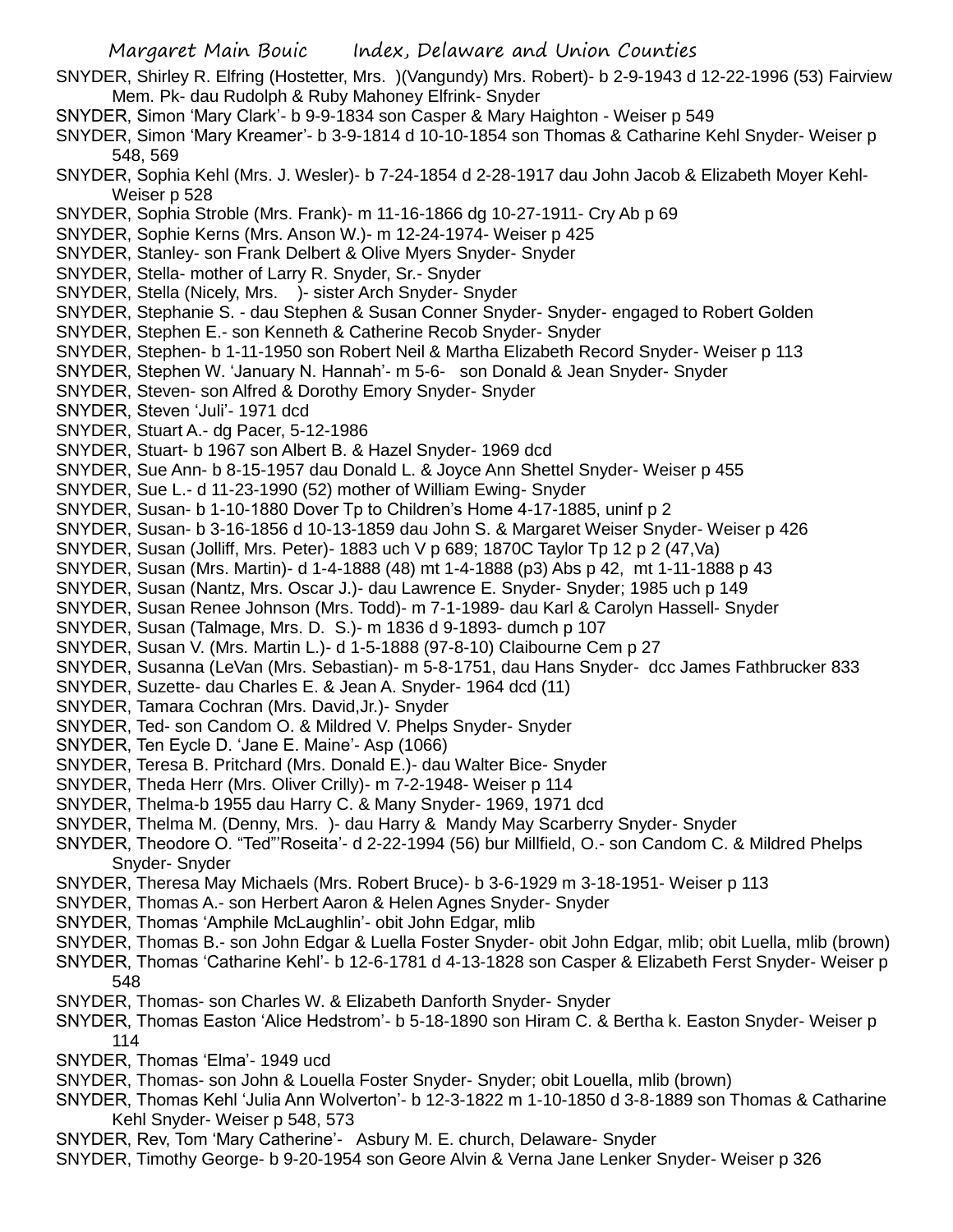SNYDER, Shirley R. Elfring (Hostetter, Mrs. )(Vangundy) Mrs. Robert)- b 2-9-1943 d 12-22-1996 (53) Fairview Mem. Pk- dau Rudolph & Ruby Mahoney Elfrink- Snyder

SNYDER, Simon 'Mary Clark'- b 9-9-1834 son Casper & Mary Haighton - Weiser p 549

SNYDER, Simon 'Mary Kreamer'- b 3-9-1814 d 10-10-1854 son Thomas & Catharine Kehl Snyder- Weiser p 548, 569

SNYDER, Sophia Kehl (Mrs. J. Wesler)- b 7-24-1854 d 2-28-1917 dau John Jacob & Elizabeth Moyer Kehl- Weiser p 528

SNYDER, Sophia Stroble (Mrs. Frank)- m 11-16-1866 dg 10-27-1911- Cry Ab p 69

SNYDER, Sophie Kerns (Mrs. Anson W.)- m 12-24-1974- Weiser p 425

SNYDER, Stanley- son Frank Delbert & Olive Myers Snyder- Snyder

SNYDER, Stella- mother of Larry R. Snyder, Sr.- Snyder

SNYDER, Stella (Nicely, Mrs. )- sister Arch Snyder- Snyder

SNYDER, Stephanie S. - dau Stephen & Susan Conner Snyder- Snyder- engaged to Robert Golden

SNYDER, Stephen E.- son Kenneth & Catherine Recob Snyder- Snyder

SNYDER, Stephen- b 1-11-1950 son Robert Neil & Martha Elizabeth Record Snyder- Weiser p 113

SNYDER, Stephen W. 'January N. Hannah'- m 5-6- son Donald & Jean Snyder- Snyder

SNYDER, Steven- son Alfred & Dorothy Emory Snyder- Snyder

SNYDER, Steven 'Juli'- 1971 dcd

SNYDER, Stuart A.- dg Pacer, 5-12-1986

SNYDER, Stuart- b 1967 son Albert B. & Hazel Snyder- 1969 dcd

SNYDER, Sue Ann- b 8-15-1957 dau Donald L. & Joyce Ann Shettel Snyder- Weiser p 455

SNYDER, Sue L.- d 11-23-1990 (52) mother of William Ewing- Snyder

SNYDER, Susan- b 1-10-1880 Dover Tp to Children's Home 4-17-1885, uninf p 2

SNYDER, Susan- b 3-16-1856 d 10-13-1859 dau John S. & Margaret Weiser Snyder- Weiser p 426

SNYDER, Susan (Jolliff, Mrs. Peter)- 1883 uch V p 689; 1870C Taylor Tp 12 p 2 (47,Va)

SNYDER, Susan (Mrs. Martin)- d 1-4-1888 (48) mt 1-4-1888 (p3) Abs p 42, mt 1-11-1888 p 43

SNYDER, Susan (Nantz, Mrs. Oscar J.)- dau Lawrence E. Snyder- Snyder; 1985 uch p 149

SNYDER, Susan Renee Johnson (Mrs. Todd)- m 7-1-1989- dau Karl & Carolyn Hassell- Snyder

SNYDER, Susan (Talmage, Mrs. D. S.)- m 1836 d 9-1893- dumch p 107

SNYDER, Susan V. (Mrs. Martin L.)- d 1-5-1888 (97-8-10) Claibourne Cem p 27

SNYDER, Susanna (LeVan (Mrs. Sebastian)- m 5-8-1751, dau Hans Snyder- dcc James Fathbrucker 833

SNYDER, Suzette- dau Charles E. & Jean A. Snyder- 1964 dcd (11)

SNYDER, Tamara Cochran (Mrs. David,Jr.)- Snyder

SNYDER, Ted- son Candom O. & Mildred V. Phelps Snyder- Snyder

SNYDER, Ten Eycle D. 'Jane E. Maine'- Asp (1066)

SNYDER, Teresa B. Pritchard (Mrs. Donald E.)- dau Walter Bice- Snyder

SNYDER, Theda Herr (Mrs. Oliver Crilly)- m 7-2-1948- Weiser p 114

SNYDER, Thelma-b 1955 dau Harry C. & Many Snyder- 1969, 1971 dcd

SNYDER, Thelma M. (Denny, Mrs. )- dau Harry & Mandy May Scarberry Snyder- Snyder

SNYDER, Theodore O. "Ted"'Roseita'- d 2-22-1994 (56) bur Millfield, O.- son Candom C. & Mildred Phelps Snyder- Snyder

SNYDER, Theresa May Michaels (Mrs. Robert Bruce)- b 3-6-1929 m 3-18-1951- Weiser p 113

SNYDER, Thomas A.- son Herbert Aaron & Helen Agnes Snyder- Snyder

SNYDER, Thomas 'Amphile McLaughlin'- obit John Edgar, mlib

SNYDER, Thomas B.- son John Edgar & Luella Foster Snyder- obit John Edgar, mlib; obit Luella, mlib (brown)

SNYDER, Thomas 'Catharine Kehl'- b 12-6-1781 d 4-13-1828 son Casper & Elizabeth Ferst Snyder- Weiser p 548

SNYDER, Thomas- son Charles W. & Elizabeth Danforth Snyder- Snyder

SNYDER, Thomas Easton 'Alice Hedstrom'- b 5-18-1890 son Hiram C. & Bertha k. Easton Snyder- Weiser p 114

SNYDER, Thomas 'Elma'- 1949 ucd

SNYDER, Thomas- son John & Louella Foster Snyder- Snyder; obit Louella, mlib (brown)

SNYDER, Thomas Kehl 'Julia Ann Wolverton'- b 12-3-1822 m 1-10-1850 d 3-8-1889 son Thomas & Catharine Kehl Snyder- Weiser p 548, 573

SNYDER, Rev, Tom 'Mary Catherine'- Asbury M. E. church, Delaware- Snyder

SNYDER, Timothy George- b 9-20-1954 son Geore Alvin & Verna Jane Lenker Snyder- Weiser p 326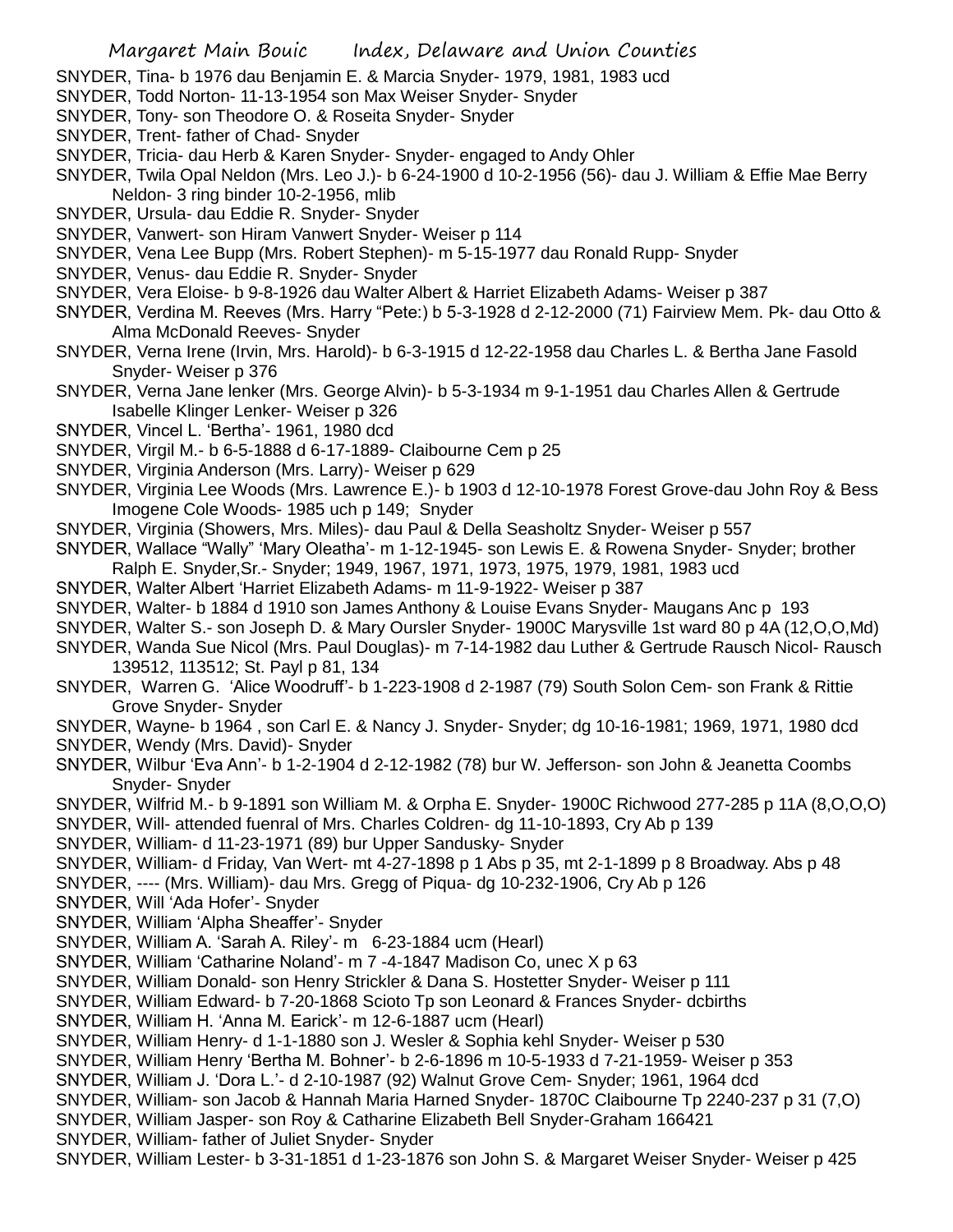SNYDER, Tina- b 1976 dau Benjamin E. & Marcia Snyder- 1979, 1981, 1983 ucd

SNYDER, Todd Norton- 11-13-1954 son Max Weiser Snyder- Snyder

SNYDER, Tony- son Theodore O. & Roseita Snyder- Snyder

SNYDER, Trent- father of Chad- Snyder

SNYDER, Tricia- dau Herb & Karen Snyder- Snyder- engaged to Andy Ohler

SNYDER, Twila Opal Neldon (Mrs. Leo J.)- b 6-24-1900 d 10-2-1956 (56)- dau J. William & Effie Mae Berry Neldon- 3 ring binder 10-2-1956, mlib

SNYDER, Ursula- dau Eddie R. Snyder- Snyder

SNYDER, Vanwert- son Hiram Vanwert Snyder- Weiser p 114

SNYDER, Vena Lee Bupp (Mrs. Robert Stephen)- m 5-15-1977 dau Ronald Rupp- Snyder

SNYDER, Venus- dau Eddie R. Snyder- Snyder

SNYDER, Vera Eloise- b 9-8-1926 dau Walter Albert & Harriet Elizabeth Adams- Weiser p 387

SNYDER, Verdina M. Reeves (Mrs. Harry "Pete:) b 5-3-1928 d 2-12-2000 (71) Fairview Mem. Pk- dau Otto & Alma McDonald Reeves- Snyder

SNYDER, Verna Irene (Irvin, Mrs. Harold)- b 6-3-1915 d 12-22-1958 dau Charles L. & Bertha Jane Fasold Snyder- Weiser p 376

SNYDER, Verna Jane lenker (Mrs. George Alvin)- b 5-3-1934 m 9-1-1951 dau Charles Allen & Gertrude Isabelle Klinger Lenker- Weiser p 326

SNYDER, Vincel L. 'Bertha'- 1961, 1980 dcd

SNYDER, Virgil M.- b 6-5-1888 d 6-17-1889- Claibourne Cem p 25

SNYDER, Virginia Anderson (Mrs. Larry)- Weiser p 629

SNYDER, Virginia Lee Woods (Mrs. Lawrence E.)- b 1903 d 12-10-1978 Forest Grove-dau John Roy & Bess Imogene Cole Woods- 1985 uch p 149; Snyder

SNYDER, Virginia (Showers, Mrs. Miles)- dau Paul & Della Seasholtz Snyder- Weiser p 557

SNYDER, Wallace "Wally" 'Mary Oleatha'- m 1-12-1945- son Lewis E. & Rowena Snyder- Snyder; brother Ralph E. Snyder,Sr.- Snyder; 1949, 1967, 1971, 1973, 1975, 1979, 1981, 1983 ucd

SNYDER, Walter Albert 'Harriet Elizabeth Adams- m 11-9-1922- Weiser p 387

SNYDER, Walter- b 1884 d 1910 son James Anthony & Louise Evans Snyder- Maugans Anc p 193

SNYDER, Walter S.- son Joseph D. & Mary Oursler Snyder- 1900C Marysville 1st ward 80 p 4A (12,O,O,Md)

SNYDER, Wanda Sue Nicol (Mrs. Paul Douglas)- m 7-14-1982 dau Luther & Gertrude Rausch Nicol- Rausch 139512, 113512; St. Payl p 81, 134

SNYDER, Warren G. 'Alice Woodruff'- b 1-223-1908 d 2-1987 (79) South Solon Cem- son Frank & Rittie Grove Snyder- Snyder

SNYDER, Wayne- b 1964 , son Carl E. & Nancy J. Snyder- Snyder; dg 10-16-1981; 1969, 1971, 1980 dcd

SNYDER, Wendy (Mrs. David)- Snyder

SNYDER, Wilbur 'Eva Ann'- b 1-2-1904 d 2-12-1982 (78) bur W. Jefferson- son John & Jeanetta Coombs Snyder- Snyder

SNYDER, Wilfrid M.- b 9-1891 son William M. & Orpha E. Snyder- 1900C Richwood 277-285 p 11A (8,O,O,O)

SNYDER, Will- attended fuenral of Mrs. Charles Coldren- dg 11-10-1893, Cry Ab p 139

SNYDER, William- d 11-23-1971 (89) bur Upper Sandusky- Snyder

SNYDER, William- d Friday, Van Wert- mt 4-27-1898 p 1 Abs p 35, mt 2-1-1899 p 8 Broadway. Abs p 48

SNYDER, ---- (Mrs. William)- dau Mrs. Gregg of Piqua- dg 10-232-1906, Cry Ab p 126

SNYDER, Will 'Ada Hofer'- Snyder

SNYDER, William 'Alpha Sheaffer'- Snyder

SNYDER, William A. 'Sarah A. Riley'- m 6-23-1884 ucm (Hearl)

SNYDER, William 'Catharine Noland'- m 7 -4-1847 Madison Co, unec X p 63

SNYDER, William Donald- son Henry Strickler & Dana S. Hostetter Snyder- Weiser p 111

SNYDER, William Edward- b 7-20-1868 Scioto Tp son Leonard & Frances Snyder- dcbirths

SNYDER, William H. 'Anna M. Earick'- m 12-6-1887 ucm (Hearl)

SNYDER, William Henry- d 1-1-1880 son J. Wesler & Sophia kehl Snyder- Weiser p 530

SNYDER, William Henry 'Bertha M. Bohner'- b 2-6-1896 m 10-5-1933 d 7-21-1959- Weiser p 353

SNYDER, William J. 'Dora L.'- d 2-10-1987 (92) Walnut Grove Cem- Snyder; 1961, 1964 dcd

SNYDER, William- son Jacob & Hannah Maria Harned Snyder- 1870C Claibourne Tp 2240-237 p 31 (7,O)

SNYDER, William Jasper- son Roy & Catharine Elizabeth Bell Snyder-Graham 166421

SNYDER, William- father of Juliet Snyder- Snyder

SNYDER, William Lester- b 3-31-1851 d 1-23-1876 son John S. & Margaret Weiser Snyder- Weiser p 425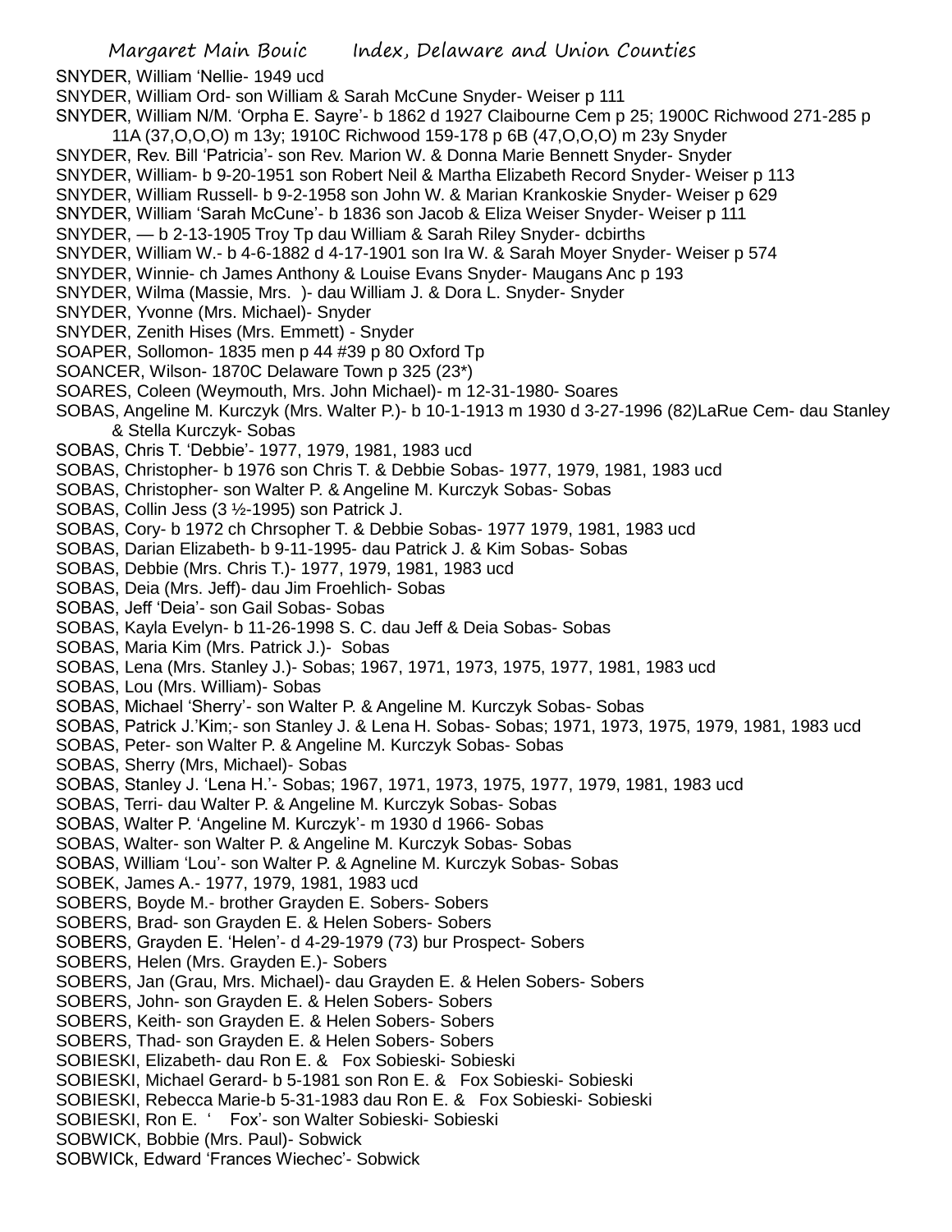SNYDER, William 'Nellie- 1949 ucd

SNYDER, William Ord- son William & Sarah McCune Snyder- Weiser p 111

SNYDER, William N/M. 'Orpha E. Sayre'- b 1862 d 1927 Claibourne Cem p 25; 1900C Richwood 271-285 p 11A (37,O,O,O) m 13y; 1910C Richwood 159-178 p 6B (47,O,O,O) m 23y Snyder

SNYDER, Rev. Bill 'Patricia'- son Rev. Marion W. & Donna Marie Bennett Snyder- Snyder

SNYDER, William- b 9-20-1951 son Robert Neil & Martha Elizabeth Record Snyder- Weiser p 113

SNYDER, William Russell- b 9-2-1958 son John W. & Marian Krankoskie Snyder- Weiser p 629

SNYDER, William 'Sarah McCune'- b 1836 son Jacob & Eliza Weiser Snyder- Weiser p 111

SNYDER, — b 2-13-1905 Troy Tp dau William & Sarah Riley Snyder- dcbirths

SNYDER, William W.- b 4-6-1882 d 4-17-1901 son Ira W. & Sarah Moyer Snyder- Weiser p 574

SNYDER, Winnie- ch James Anthony & Louise Evans Snyder- Maugans Anc p 193

SNYDER, Wilma (Massie, Mrs. )- dau William J. & Dora L. Snyder- Snyder

SNYDER, Yvonne (Mrs. Michael)- Snyder

SNYDER, Zenith Hises (Mrs. Emmett) - Snyder

SOAPER, Sollomon- 1835 men p 44 #39 p 80 Oxford Tp

SOANCER, Wilson- 1870C Delaware Town p 325 (23*)

SOARES, Coleen (Weymouth, Mrs. John Michael)- m 12-31-1980- Soares

SOBAS, Angeline M. Kurczyk (Mrs. Walter P.)- b 10-1-1913 m 1930 d 3-27-1996 (82)LaRue Cem- dau Stanley & Stella Kurczyk- Sobas

SOBAS, Chris T. 'Debbie'- 1977, 1979, 1981, 1983 ucd

SOBAS, Christopher- b 1976 son Chris T. & Debbie Sobas- 1977, 1979, 1981, 1983 ucd

SOBAS, Christopher- son Walter P. & Angeline M. Kurczyk Sobas- Sobas

SOBAS, Collin Jess (3 ½-1995) son Patrick J.

SOBAS, Cory- b 1972 ch Chrsopher T. & Debbie Sobas- 1977 1979, 1981, 1983 ucd

SOBAS, Darian Elizabeth- b 9-11-1995- dau Patrick J. & Kim Sobas- Sobas

SOBAS, Debbie (Mrs. Chris T.)- 1977, 1979, 1981, 1983 ucd

SOBAS, Deia (Mrs. Jeff)- dau Jim Froehlich- Sobas

SOBAS, Jeff 'Deia'- son Gail Sobas- Sobas

SOBAS, Kayla Evelyn- b 11-26-1998 S. C. dau Jeff & Deia Sobas- Sobas

SOBAS, Maria Kim (Mrs. Patrick J.)- Sobas

SOBAS, Lena (Mrs. Stanley J.)- Sobas; 1967, 1971, 1973, 1975, 1977, 1981, 1983 ucd

SOBAS, Lou (Mrs. William)- Sobas

SOBAS, Michael 'Sherry'- son Walter P. & Angeline M. Kurczyk Sobas- Sobas

SOBAS, Patrick J.'Kim;- son Stanley J. & Lena H. Sobas- Sobas; 1971, 1973, 1975, 1979, 1981, 1983 ucd

SOBAS, Peter- son Walter P. & Angeline M. Kurczyk Sobas- Sobas

SOBAS, Sherry (Mrs, Michael)- Sobas

SOBAS, Stanley J. 'Lena H.'- Sobas; 1967, 1971, 1973, 1975, 1977, 1979, 1981, 1983 ucd

SOBAS, Terri- dau Walter P. & Angeline M. Kurczyk Sobas- Sobas

SOBAS, Walter P. 'Angeline M. Kurczyk'- m 1930 d 1966- Sobas

SOBAS, Walter- son Walter P. & Angeline M. Kurczyk Sobas- Sobas

SOBAS, William 'Lou'- son Walter P. & Agneline M. Kurczyk Sobas- Sobas

SOBEK, James A.- 1977, 1979, 1981, 1983 ucd

SOBERS, Boyde M.- brother Grayden E. Sobers- Sobers

SOBERS, Brad- son Grayden E. & Helen Sobers- Sobers

SOBERS, Grayden E. 'Helen'- d 4-29-1979 (73) bur Prospect- Sobers

SOBERS, Helen (Mrs. Grayden E.)- Sobers

SOBERS, Jan (Grau, Mrs. Michael)- dau Grayden E. & Helen Sobers- Sobers

SOBERS, John- son Grayden E. & Helen Sobers- Sobers

SOBERS, Keith- son Grayden E. & Helen Sobers- Sobers

SOBERS, Thad- son Grayden E. & Helen Sobers- Sobers

SOBIESKI, Elizabeth- dau Ron E. & Fox Sobieski- Sobieski

SOBIESKI, Michael Gerard- b 5-1981 son Ron E. & Fox Sobieski- Sobieski

SOBIESKI, Rebecca Marie-b 5-31-1983 dau Ron E. & Fox Sobieski- Sobieski

SOBIESKI, Ron E. ' Fox'- son Walter Sobieski- Sobieski

SOBWICK, Bobbie (Mrs. Paul)- Sobwick

SOBWICk, Edward 'Frances Wiechec'- Sobwick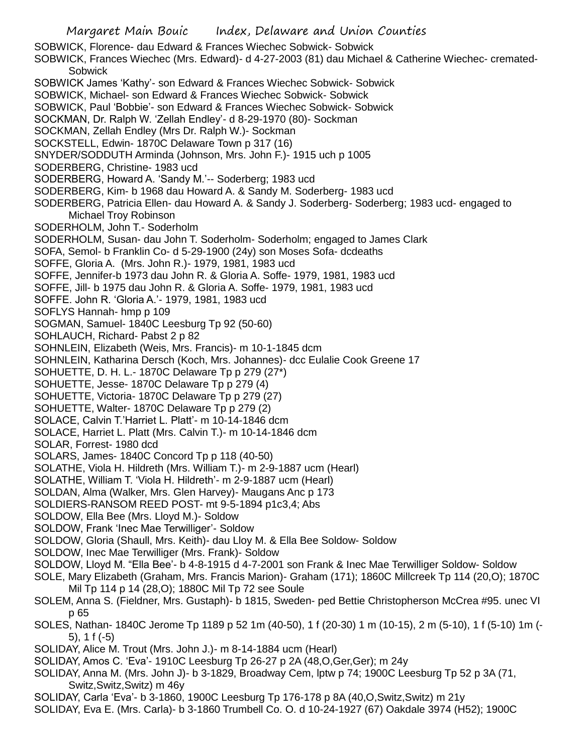SOBWICK, Florence- dau Edward & Frances Wiechec Sobwick- Sobwick

SOBWICK, Frances Wiechec (Mrs. Edward)- d 4-27-2003 (81) dau Michael & Catherine Wiechec- cremated- Sobwick

SOBWICK James 'Kathy'- son Edward & Frances Wiechec Sobwick- Sobwick

SOBWICK, Michael- son Edward & Frances Wiechec Sobwick- Sobwick

SOBWICK, Paul 'Bobbie'- son Edward & Frances Wiechec Sobwick- Sobwick

SOCKMAN, Dr. Ralph W. 'Zellah Endley'- d 8-29-1970 (80)- Sockman

SOCKMAN, Zellah Endley (Mrs Dr. Ralph W.)- Sockman

SOCKSTELL, Edwin- 1870C Delaware Town p 317 (16)

SNYDER/SODDUTH Arminda (Johnson, Mrs. John F.)- 1915 uch p 1005

SODERBERG, Christine- 1983 ucd

SODERBERG, Howard A. 'Sandy M.'-- Soderberg; 1983 ucd

SODERBERG, Kim- b 1968 dau Howard A. & Sandy M. Soderberg- 1983 ucd

SODERBERG, Patricia Ellen- dau Howard A. & Sandy J. Soderberg- Soderberg; 1983 ucd- engaged to Michael Troy Robinson

SODERHOLM, John T.- Soderholm

SODERHOLM, Susan- dau John T. Soderholm- Soderholm; engaged to James Clark

SOFA, Semol- b Franklin Co- d 5-29-1900 (24y) son Moses Sofa- dcdeaths

SOFFE, Gloria A. (Mrs. John R.)- 1979, 1981, 1983 ucd

SOFFE, Jennifer-b 1973 dau John R. & Gloria A. Soffe- 1979, 1981, 1983 ucd

SOFFE, Jill- b 1975 dau John R. & Gloria A. Soffe- 1979, 1981, 1983 ucd

SOFFE. John R. 'Gloria A.'- 1979, 1981, 1983 ucd

SOFLYS Hannah- hmp p 109

SOGMAN, Samuel- 1840C Leesburg Tp 92 (50-60)

SOHLAUCH, Richard- Pabst 2 p 82

SOHNLEIN, Elizabeth (Weis, Mrs. Francis)- m 10-1-1845 dcm

SOHNLEIN, Katharina Dersch (Koch, Mrs. Johannes)- dcc Eulalie Cook Greene 17

SOHUETTE, D. H. L.- 1870C Delaware Tp p 279 (27*)

SOHUETTE, Jesse- 1870C Delaware Tp p 279 (4)

SOHUETTE, Victoria- 1870C Delaware Tp p 279 (27)

SOHUETTE, Walter- 1870C Delaware Tp p 279 (2)

SOLACE, Calvin T.'Harriet L. Platt'- m 10-14-1846 dcm

SOLACE, Harriet L. Platt (Mrs. Calvin T.)- m 10-14-1846 dcm

SOLAR, Forrest- 1980 dcd

SOLARS, James- 1840C Concord Tp p 118 (40-50)

SOLATHE, Viola H. Hildreth (Mrs. William T.)- m 2-9-1887 ucm (Hearl)

SOLATHE, William T. 'Viola H. Hildreth'- m 2-9-1887 ucm (Hearl)

SOLDAN, Alma (Walker, Mrs. Glen Harvey)- Maugans Anc p 173

SOLDIERS-RANSOM REED POST- mt 9-5-1894 p1c3,4; Abs

SOLDOW, Ella Bee (Mrs. Lloyd M.)- Soldow

SOLDOW, Frank 'Inec Mae Terwilliger'- Soldow

SOLDOW, Gloria (Shaull, Mrs. Keith)- dau Lloy M. & Ella Bee Soldow- Soldow

SOLDOW, Inec Mae Terwilliger (Mrs. Frank)- Soldow

SOLDOW, Lloyd M. "Ella Bee'- b 4-8-1915 d 4-7-2001 son Frank & Inec Mae Terwilliger Soldow- Soldow

SOLE, Mary Elizabeth (Graham, Mrs. Francis Marion)- Graham (171); 1860C Millcreek Tp 114 (20,O); 1870C Mil Tp 114 p 14 (28,O); 1880C Mil Tp 72 see Soule

SOLEM, Anna S. (Fieldner, Mrs. Gustaph)- b 1815, Sweden- ped Bettie Christopherson McCrea #95. unec VI p 65

SOLES, Nathan- 1840C Jerome Tp 1189 p 52 1m (40-50), 1 f (20-30) 1 m (10-15), 2 m (5-10), 1 f (5-10) 1m (-5), 1 f (-5)

SOLIDAY, Alice M. Trout (Mrs. John J.)- m 8-14-1884 ucm (Hearl)

SOLIDAY, Amos C. 'Eva'- 1910C Leesburg Tp 26-27 p 2A (48,O,Ger,Ger); m 24y

SOLIDAY, Anna M. (Mrs. John J)- b 3-1829, Broadway Cem, lptw p 74; 1900C Leesburg Tp 52 p 3A (71, Switz,Switz,Switz) m 46y

SOLIDAY, Carla 'Eva'- b 3-1860, 1900C Leesburg Tp 176-178 p 8A (40,O,Switz,Switz) m 21y

SOLIDAY, Eva E. (Mrs. Carla)- b 3-1860 Trumbell Co. O. d 10-24-1927 (67) Oakdale 3974 (H52); 1900C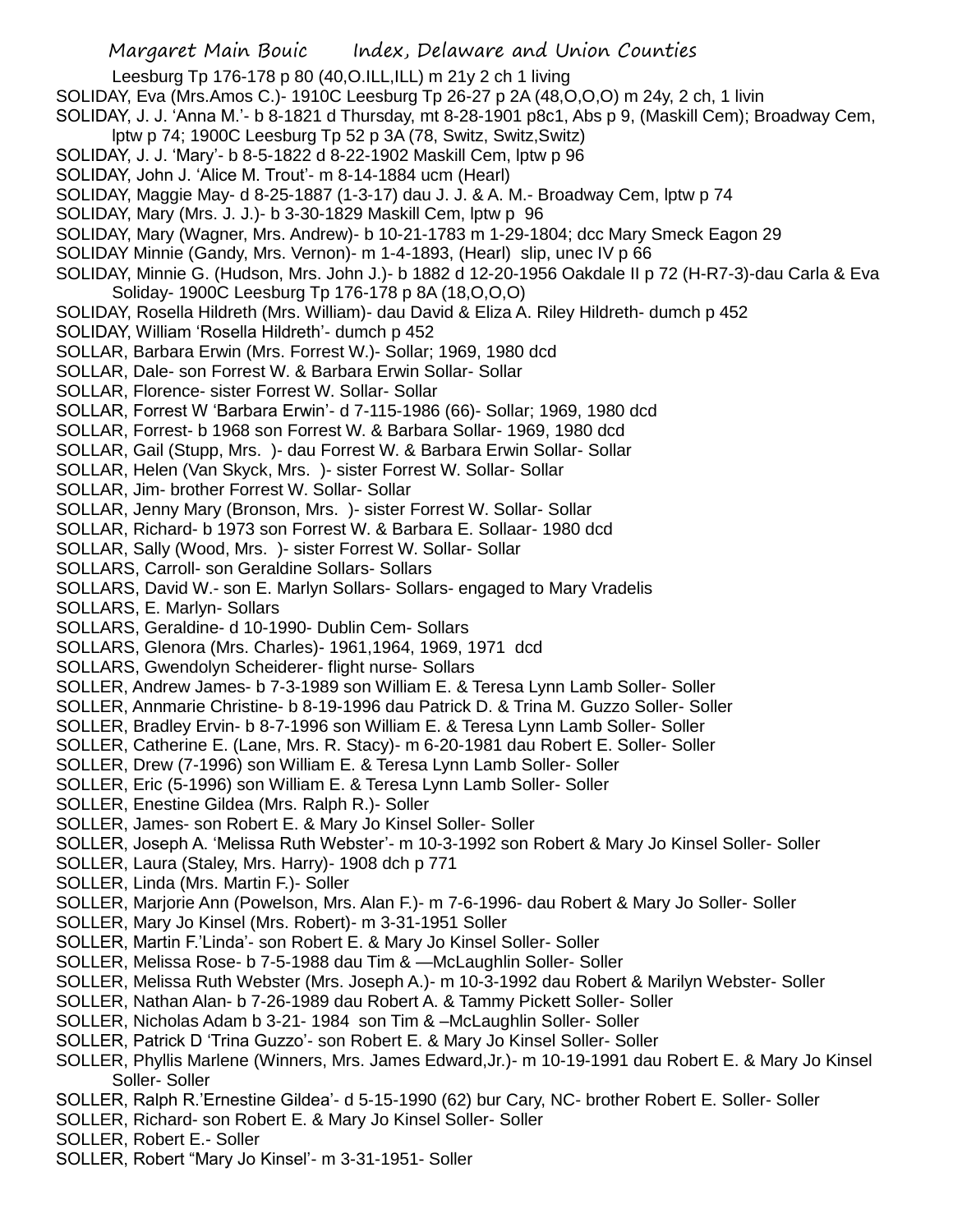Leesburg Tp 176-178 p 80 (40,O.ILL,ILL) m 21y 2 ch 1 living

SOLIDAY, Eva (Mrs.Amos C.)- 1910C Leesburg Tp 26-27 p 2A (48,O,O,O) m 24y, 2 ch, 1 livin

SOLIDAY, J. J. 'Anna M.'- b 8-1821 d Thursday, mt 8-28-1901 p8c1, Abs p 9, (Maskill Cem); Broadway Cem, lptw p 74; 1900C Leesburg Tp 52 p 3A (78, Switz, Switz,Switz)

SOLIDAY, J. J. 'Mary'- b 8-5-1822 d 8-22-1902 Maskill Cem, lptw p 96

SOLIDAY, John J. 'Alice M. Trout'- m 8-14-1884 ucm (Hearl)

SOLIDAY, Maggie May- d 8-25-1887 (1-3-17) dau J. J. & A. M.- Broadway Cem, lptw p 74

SOLIDAY, Mary (Mrs. J. J.)- b 3-30-1829 Maskill Cem, lptw p 96

SOLIDAY, Mary (Wagner, Mrs. Andrew)- b 10-21-1783 m 1-29-1804; dcc Mary Smeck Eagon 29

SOLIDAY Minnie (Gandy, Mrs. Vernon)- m 1-4-1893, (Hearl) slip, unec IV p 66

SOLIDAY, Minnie G. (Hudson, Mrs. John J.)- b 1882 d 12-20-1956 Oakdale II p 72 (H-R7-3)-dau Carla & Eva Soliday- 1900C Leesburg Tp 176-178 p 8A (18,O,O,O)

SOLIDAY, Rosella Hildreth (Mrs. William)- dau David & Eliza A. Riley Hildreth- dumch p 452

SOLIDAY, William 'Rosella Hildreth'- dumch p 452

SOLLAR, Barbara Erwin (Mrs. Forrest W.)- Sollar; 1969, 1980 dcd

SOLLAR, Dale- son Forrest W. & Barbara Erwin Sollar- Sollar

SOLLAR, Florence- sister Forrest W. Sollar- Sollar

SOLLAR, Forrest W 'Barbara Erwin'- d 7-115-1986 (66)- Sollar; 1969, 1980 dcd

SOLLAR, Forrest- b 1968 son Forrest W. & Barbara Sollar- 1969, 1980 dcd

SOLLAR, Gail (Stupp, Mrs. )- dau Forrest W. & Barbara Erwin Sollar- Sollar

SOLLAR, Helen (Van Skyck, Mrs. )- sister Forrest W. Sollar- Sollar

SOLLAR, Jim- brother Forrest W. Sollar- Sollar

SOLLAR, Jenny Mary (Bronson, Mrs. )- sister Forrest W. Sollar- Sollar

SOLLAR, Richard- b 1973 son Forrest W. & Barbara E. Sollaar- 1980 dcd

SOLLAR, Sally (Wood, Mrs. )- sister Forrest W. Sollar- Sollar

SOLLARS, Carroll- son Geraldine Sollars- Sollars

SOLLARS, David W.- son E. Marlyn Sollars- Sollars- engaged to Mary Vradelis

SOLLARS, E. Marlyn- Sollars

SOLLARS, Geraldine- d 10-1990- Dublin Cem- Sollars

SOLLARS, Glenora (Mrs. Charles)- 1961,1964, 1969, 1971 dcd

SOLLARS, Gwendolyn Scheiderer- flight nurse- Sollars

SOLLER, Andrew James- b 7-3-1989 son William E. & Teresa Lynn Lamb Soller- Soller

SOLLER, Annmarie Christine- b 8-19-1996 dau Patrick D. & Trina M. Guzzo Soller- Soller

SOLLER, Bradley Ervin- b 8-7-1996 son William E. & Teresa Lynn Lamb Soller- Soller

SOLLER, Catherine E. (Lane, Mrs. R. Stacy)- m 6-20-1981 dau Robert E. Soller- Soller

SOLLER, Drew (7-1996) son William E. & Teresa Lynn Lamb Soller- Soller

SOLLER, Eric (5-1996) son William E. & Teresa Lynn Lamb Soller- Soller

SOLLER, Enestine Gildea (Mrs. Ralph R.)- Soller

SOLLER, James- son Robert E. & Mary Jo Kinsel Soller- Soller

SOLLER, Joseph A. 'Melissa Ruth Webster'- m 10-3-1992 son Robert & Mary Jo Kinsel Soller- Soller

SOLLER, Laura (Staley, Mrs. Harry)- 1908 dch p 771

SOLLER, Linda (Mrs. Martin F.)- Soller

SOLLER, Marjorie Ann (Powelson, Mrs. Alan F.)- m 7-6-1996- dau Robert & Mary Jo Soller- Soller

SOLLER, Mary Jo Kinsel (Mrs. Robert)- m 3-31-1951 Soller

SOLLER, Martin F.'Linda'- son Robert E. & Mary Jo Kinsel Soller- Soller

SOLLER, Melissa Rose- b 7-5-1988 dau Tim & —McLaughlin Soller- Soller

SOLLER, Melissa Ruth Webster (Mrs. Joseph A.)- m 10-3-1992 dau Robert & Marilyn Webster- Soller

SOLLER, Nathan Alan- b 7-26-1989 dau Robert A. & Tammy Pickett Soller- Soller

SOLLER, Nicholas Adam b 3-21- 1984 son Tim & –McLaughlin Soller- Soller

SOLLER, Patrick D 'Trina Guzzo'- son Robert E. & Mary Jo Kinsel Soller- Soller

SOLLER, Phyllis Marlene (Winners, Mrs. James Edward,Jr.)- m 10-19-1991 dau Robert E. & Mary Jo Kinsel Soller- Soller

SOLLER, Ralph R.'Ernestine Gildea'- d 5-15-1990 (62) bur Cary, NC- brother Robert E. Soller- Soller

SOLLER, Richard- son Robert E. & Mary Jo Kinsel Soller- Soller

SOLLER, Robert E.- Soller

SOLLER, Robert "Mary Jo Kinsel'- m 3-31-1951- Soller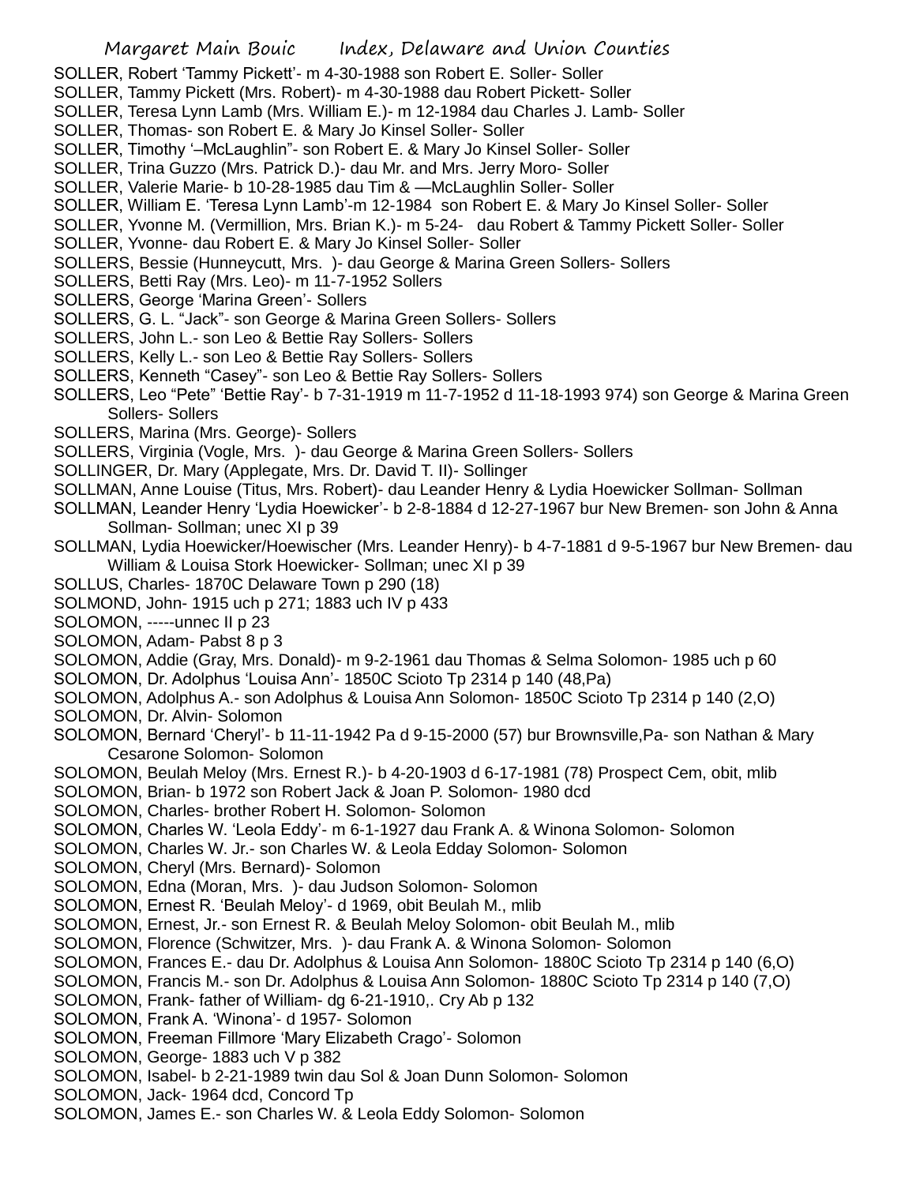SOLLER, Robert 'Tammy Pickett'- m 4-30-1988 son Robert E. Soller- Soller
SOLLER, Tammy Pickett (Mrs. Robert)- m 4-30-1988 dau Robert Pickett- Soller
SOLLER, Teresa Lynn Lamb (Mrs. William E.)- m 12-1984 dau Charles J. Lamb- Soller
SOLLER, Thomas- son Robert E. & Mary Jo Kinsel Soller- Soller
SOLLER, Timothy '–McLaughlin"- son Robert E. & Mary Jo Kinsel Soller- Soller
SOLLER, Trina Guzzo (Mrs. Patrick D.)- dau Mr. and Mrs. Jerry Moro- Soller
SOLLER, Valerie Marie- b 10-28-1985 dau Tim & —McLaughlin Soller- Soller
SOLLER, William E. 'Teresa Lynn Lamb'-m 12-1984 son Robert E. & Mary Jo Kinsel Soller- Soller
SOLLER, Yvonne M. (Vermillion, Mrs. Brian K.)- m 5-24- dau Robert & Tammy Pickett Soller- Soller
SOLLER, Yvonne- dau Robert E. & Mary Jo Kinsel Soller- Soller
SOLLERS, Bessie (Hunneycutt, Mrs. )- dau George & Marina Green Sollers- Sollers
SOLLERS, Betti Ray (Mrs. Leo)- m 11-7-1952 Sollers
SOLLERS, George 'Marina Green'- Sollers
SOLLERS, G. L. "Jack"- son George & Marina Green Sollers- Sollers
SOLLERS, John L.- son Leo & Bettie Ray Sollers- Sollers
SOLLERS, Kelly L.- son Leo & Bettie Ray Sollers- Sollers
SOLLERS, Kenneth "Casey"- son Leo & Bettie Ray Sollers- Sollers
SOLLERS, Leo "Pete" 'Bettie Ray'- b 7-31-1919 m 11-7-1952 d 11-18-1993 974) son George & Marina Green Sollers- Sollers
SOLLERS, Marina (Mrs. George)- Sollers
SOLLERS, Virginia (Vogle, Mrs. )- dau George & Marina Green Sollers- Sollers
SOLLINGER, Dr. Mary (Applegate, Mrs. Dr. David T. II)- Sollinger
SOLLMAN, Anne Louise (Titus, Mrs. Robert)- dau Leander Henry & Lydia Hoewicker Sollman- Sollman
SOLLMAN, Leander Henry 'Lydia Hoewicker'- b 2-8-1884 d 12-27-1967 bur New Bremen- son John & Anna Sollman- Sollman; unec XI p 39
SOLLMAN, Lydia Hoewicker/Hoewischer (Mrs. Leander Henry)- b 4-7-1881 d 9-5-1967 bur New Bremen- dau William & Louisa Stork Hoewicker- Sollman; unec XI p 39
SOLLUS, Charles- 1870C Delaware Town p 290 (18)
SOLMOND, John- 1915 uch p 271; 1883 uch IV p 433
SOLOMON, -----unnec II p 23
SOLOMON, Adam- Pabst 8 p 3
SOLOMON, Addie (Gray, Mrs. Donald)- m 9-2-1961 dau Thomas & Selma Solomon- 1985 uch p 60
SOLOMON, Dr. Adolphus 'Louisa Ann'- 1850C Scioto Tp 2314 p 140 (48,Pa)
SOLOMON, Adolphus A.- son Adolphus & Louisa Ann Solomon- 1850C Scioto Tp 2314 p 140 (2,O)
SOLOMON, Dr. Alvin- Solomon
SOLOMON, Bernard 'Cheryl'- b 11-11-1942 Pa d 9-15-2000 (57) bur Brownsville,Pa- son Nathan & Mary Cesarone Solomon- Solomon
SOLOMON, Beulah Meloy (Mrs. Ernest R.)- b 4-20-1903 d 6-17-1981 (78) Prospect Cem, obit, mlib
SOLOMON, Brian- b 1972 son Robert Jack & Joan P. Solomon- 1980 dcd
SOLOMON, Charles- brother Robert H. Solomon- Solomon
SOLOMON, Charles W. 'Leola Eddy'- m 6-1-1927 dau Frank A. & Winona Solomon- Solomon
SOLOMON, Charles W. Jr.- son Charles W. & Leola Edday Solomon- Solomon
SOLOMON, Cheryl (Mrs. Bernard)- Solomon
SOLOMON, Edna (Moran, Mrs. )- dau Judson Solomon- Solomon
SOLOMON, Ernest R. 'Beulah Meloy'- d 1969, obit Beulah M., mlib
SOLOMON, Ernest, Jr.- son Ernest R. & Beulah Meloy Solomon- obit Beulah M., mlib
SOLOMON, Florence (Schwitzer, Mrs. )- dau Frank A. & Winona Solomon- Solomon
SOLOMON, Frances E.- dau Dr. Adolphus & Louisa Ann Solomon- 1880C Scioto Tp 2314 p 140 (6,O)
SOLOMON, Francis M.- son Dr. Adolphus & Louisa Ann Solomon- 1880C Scioto Tp 2314 p 140 (7,O)
SOLOMON, Frank- father of William- dg 6-21-1910,. Cry Ab p 132
SOLOMON, Frank A. 'Winona'- d 1957- Solomon
SOLOMON, Freeman Fillmore 'Mary Elizabeth Crago'- Solomon
SOLOMON, George- 1883 uch V p 382
SOLOMON, Isabel- b 2-21-1989 twin dau Sol & Joan Dunn Solomon- Solomon
SOLOMON, Jack- 1964 dcd, Concord Tp
SOLOMON, James E.- son Charles W. & Leola Eddy Solomon- Solomon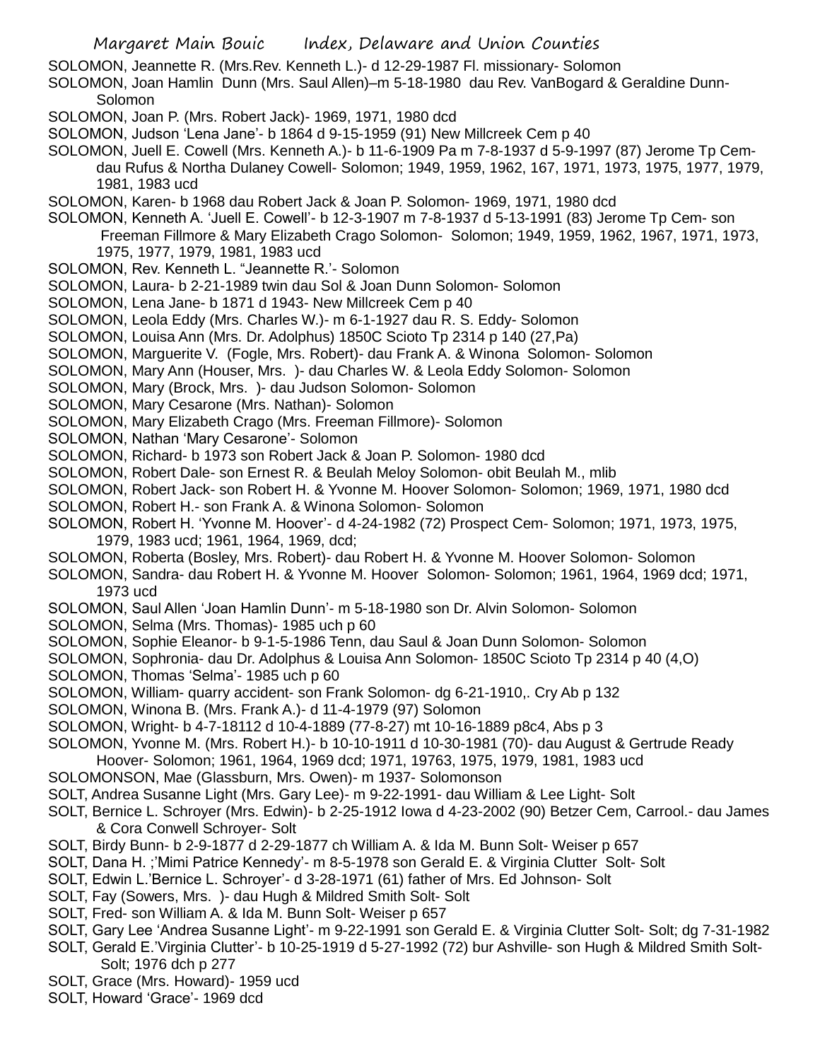SOLOMON, Jeannette R. (Mrs.Rev. Kenneth L.)- d 12-29-1987 Fl. missionary- Solomon

SOLOMON, Joan Hamlin Dunn (Mrs. Saul Allen)–m 5-18-1980 dau Rev. VanBogard & Geraldine Dunn- Solomon

SOLOMON, Joan P. (Mrs. Robert Jack)- 1969, 1971, 1980 dcd

SOLOMON, Judson 'Lena Jane'- b 1864 d 9-15-1959 (91) New Millcreek Cem p 40

SOLOMON, Juell E. Cowell (Mrs. Kenneth A.)- b 11-6-1909 Pa m 7-8-1937 d 5-9-1997 (87) Jerome Tp Cem- dau Rufus & Northa Dulaney Cowell- Solomon; 1949, 1959, 1962, 167, 1971, 1973, 1975, 1977, 1979, 1981, 1983 ucd

SOLOMON, Karen- b 1968 dau Robert Jack & Joan P. Solomon- 1969, 1971, 1980 dcd

SOLOMON, Kenneth A. 'Juell E. Cowell'- b 12-3-1907 m 7-8-1937 d 5-13-1991 (83) Jerome Tp Cem- son Freeman Fillmore & Mary Elizabeth Crago Solomon- Solomon; 1949, 1959, 1962, 1967, 1971, 1973, 1975, 1977, 1979, 1981, 1983 ucd

SOLOMON, Rev. Kenneth L. "Jeannette R.'- Solomon

SOLOMON, Laura- b 2-21-1989 twin dau Sol & Joan Dunn Solomon- Solomon

SOLOMON, Lena Jane- b 1871 d 1943- New Millcreek Cem p 40

SOLOMON, Leola Eddy (Mrs. Charles W.)- m 6-1-1927 dau R. S. Eddy- Solomon

SOLOMON, Louisa Ann (Mrs. Dr. Adolphus) 1850C Scioto Tp 2314 p 140 (27,Pa)

SOLOMON, Marguerite V. (Fogle, Mrs. Robert)- dau Frank A. & Winona Solomon- Solomon

SOLOMON, Mary Ann (Houser, Mrs. )- dau Charles W. & Leola Eddy Solomon- Solomon

SOLOMON, Mary (Brock, Mrs. )- dau Judson Solomon- Solomon

SOLOMON, Mary Cesarone (Mrs. Nathan)- Solomon

SOLOMON, Mary Elizabeth Crago (Mrs. Freeman Fillmore)- Solomon

SOLOMON, Nathan 'Mary Cesarone'- Solomon

SOLOMON, Richard- b 1973 son Robert Jack & Joan P. Solomon- 1980 dcd

SOLOMON, Robert Dale- son Ernest R. & Beulah Meloy Solomon- obit Beulah M., mlib

SOLOMON, Robert Jack- son Robert H. & Yvonne M. Hoover Solomon- Solomon; 1969, 1971, 1980 dcd

SOLOMON, Robert H.- son Frank A. & Winona Solomon- Solomon

SOLOMON, Robert H. 'Yvonne M. Hoover'- d 4-24-1982 (72) Prospect Cem- Solomon; 1971, 1973, 1975, 1979, 1983 ucd; 1961, 1964, 1969, dcd;

SOLOMON, Roberta (Bosley, Mrs. Robert)- dau Robert H. & Yvonne M. Hoover Solomon- Solomon

SOLOMON, Sandra- dau Robert H. & Yvonne M. Hoover Solomon- Solomon; 1961, 1964, 1969 dcd; 1971, 1973 ucd

SOLOMON, Saul Allen 'Joan Hamlin Dunn'- m 5-18-1980 son Dr. Alvin Solomon- Solomon

SOLOMON, Selma (Mrs. Thomas)- 1985 uch p 60

SOLOMON, Sophie Eleanor- b 9-1-5-1986 Tenn, dau Saul & Joan Dunn Solomon- Solomon

SOLOMON, Sophronia- dau Dr. Adolphus & Louisa Ann Solomon- 1850C Scioto Tp 2314 p 40 (4,O)

SOLOMON, Thomas 'Selma'- 1985 uch p 60

SOLOMON, William- quarry accident- son Frank Solomon- dg 6-21-1910,. Cry Ab p 132

SOLOMON, Winona B. (Mrs. Frank A.)- d 11-4-1979 (97) Solomon

SOLOMON, Wright- b 4-7-18112 d 10-4-1889 (77-8-27) mt 10-16-1889 p8c4, Abs p 3

SOLOMON, Yvonne M. (Mrs. Robert H.)- b 10-10-1911 d 10-30-1981 (70)- dau August & Gertrude Ready Hoover- Solomon; 1961, 1964, 1969 dcd; 1971, 19763, 1975, 1979, 1981, 1983 ucd

SOLOMONSON, Mae (Glassburn, Mrs. Owen)- m 1937- Solomonson

SOLT, Andrea Susanne Light (Mrs. Gary Lee)- m 9-22-1991- dau William & Lee Light- Solt

SOLT, Bernice L. Schroyer (Mrs. Edwin)- b 2-25-1912 Iowa d 4-23-2002 (90) Betzer Cem, Carrool.- dau James & Cora Conwell Schroyer- Solt

SOLT, Birdy Bunn- b 2-9-1877 d 2-29-1877 ch William A. & Ida M. Bunn Solt- Weiser p 657

SOLT, Dana H. ;'Mimi Patrice Kennedy'- m 8-5-1978 son Gerald E. & Virginia Clutter Solt- Solt

SOLT, Edwin L.'Bernice L. Schroyer'- d 3-28-1971 (61) father of Mrs. Ed Johnson- Solt

SOLT, Fay (Sowers, Mrs. )- dau Hugh & Mildred Smith Solt- Solt

SOLT, Fred- son William A. & Ida M. Bunn Solt- Weiser p 657

SOLT, Gary Lee 'Andrea Susanne Light'- m 9-22-1991 son Gerald E. & Virginia Clutter Solt- Solt; dg 7-31-1982

SOLT, Gerald E.'Virginia Clutter'- b 10-25-1919 d 5-27-1992 (72) bur Ashville- son Hugh & Mildred Smith Solt- Solt; 1976 dch p 277

SOLT, Grace (Mrs. Howard)- 1959 ucd

SOLT, Howard 'Grace'- 1969 dcd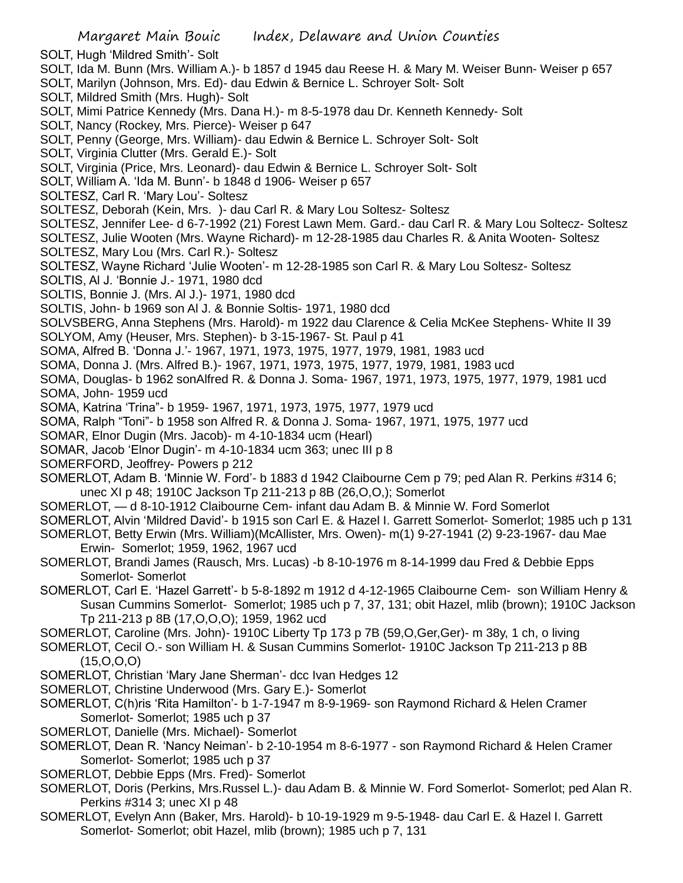SOLT, Hugh 'Mildred Smith'- Solt

SOLT, Ida M. Bunn (Mrs. William A.)- b 1857 d 1945 dau Reese H. & Mary M. Weiser Bunn- Weiser p 657

SOLT, Marilyn (Johnson, Mrs. Ed)- dau Edwin & Bernice L. Schroyer Solt- Solt

SOLT, Mildred Smith (Mrs. Hugh)- Solt

SOLT, Mimi Patrice Kennedy (Mrs. Dana H.)- m 8-5-1978 dau Dr. Kenneth Kennedy- Solt

SOLT, Nancy (Rockey, Mrs. Pierce)- Weiser p 647

SOLT, Penny (George, Mrs. William)- dau Edwin & Bernice L. Schroyer Solt- Solt

SOLT, Virginia Clutter (Mrs. Gerald E.)- Solt

SOLT, Virginia (Price, Mrs. Leonard)- dau Edwin & Bernice L. Schroyer Solt- Solt

SOLT, William A. 'Ida M. Bunn'- b 1848 d 1906- Weiser p 657

SOLTESZ, Carl R. 'Mary Lou'- Soltesz

SOLTESZ, Deborah (Kein, Mrs. )- dau Carl R. & Mary Lou Soltesz- Soltesz

SOLTESZ, Jennifer Lee- d 6-7-1992 (21) Forest Lawn Mem. Gard.- dau Carl R. & Mary Lou Soltecz- Soltesz

SOLTESZ, Julie Wooten (Mrs. Wayne Richard)- m 12-28-1985 dau Charles R. & Anita Wooten- Soltesz

SOLTESZ, Mary Lou (Mrs. Carl R.)- Soltesz

SOLTESZ, Wayne Richard 'Julie Wooten'- m 12-28-1985 son Carl R. & Mary Lou Soltesz- Soltesz

SOLTIS, Al J. 'Bonnie J.- 1971, 1980 dcd

SOLTIS, Bonnie J. (Mrs. Al J.)- 1971, 1980 dcd

SOLTIS, John- b 1969 son Al J. & Bonnie Soltis- 1971, 1980 dcd

SOLVSBERG, Anna Stephens (Mrs. Harold)- m 1922 dau Clarence & Celia McKee Stephens- White II 39

SOLYOM, Amy (Heuser, Mrs. Stephen)- b 3-15-1967- St. Paul p 41

SOMA, Alfred B. 'Donna J.'- 1967, 1971, 1973, 1975, 1977, 1979, 1981, 1983 ucd

SOMA, Donna J. (Mrs. Alfred B.)- 1967, 1971, 1973, 1975, 1977, 1979, 1981, 1983 ucd

SOMA, Douglas- b 1962 sonAlfred R. & Donna J. Soma- 1967, 1971, 1973, 1975, 1977, 1979, 1981 ucd

SOMA, John- 1959 ucd

SOMA, Katrina 'Trina"- b 1959- 1967, 1971, 1973, 1975, 1977, 1979 ucd

SOMA, Ralph "Toni"- b 1958 son Alfred R. & Donna J. Soma- 1967, 1971, 1975, 1977 ucd

SOMAR, Elnor Dugin (Mrs. Jacob)- m 4-10-1834 ucm (Hearl)

SOMAR, Jacob 'Elnor Dugin'- m 4-10-1834 ucm 363; unec III p 8

SOMERFORD, Jeoffrey- Powers p 212

SOMERLOT, Adam B. 'Minnie W. Ford'- b 1883 d 1942 Claibourne Cem p 79; ped Alan R. Perkins #314 6; unec XI p 48; 1910C Jackson Tp 211-213 p 8B (26,O,O,); Somerlot

SOMERLOT, — d 8-10-1912 Claibourne Cem- infant dau Adam B. & Minnie W. Ford Somerlot

SOMERLOT, Alvin 'Mildred David'- b 1915 son Carl E. & Hazel I. Garrett Somerlot- Somerlot; 1985 uch p 131

SOMERLOT, Betty Erwin (Mrs. William)(McAllister, Mrs. Owen)- m(1) 9-27-1941 (2) 9-23-1967- dau Mae Erwin- Somerlot; 1959, 1962, 1967 ucd

SOMERLOT, Brandi James (Rausch, Mrs. Lucas) -b 8-10-1976 m 8-14-1999 dau Fred & Debbie Epps Somerlot- Somerlot

SOMERLOT, Carl E. 'Hazel Garrett'- b 5-8-1892 m 1912 d 4-12-1965 Claibourne Cem- son William Henry & Susan Cummins Somerlot- Somerlot; 1985 uch p 7, 37, 131; obit Hazel, mlib (brown); 1910C Jackson Tp 211-213 p 8B (17,O,O,O); 1959, 1962 ucd

SOMERLOT, Caroline (Mrs. John)- 1910C Liberty Tp 173 p 7B (59,O,Ger,Ger)- m 38y, 1 ch, o living

SOMERLOT, Cecil O.- son William H. & Susan Cummins Somerlot- 1910C Jackson Tp 211-213 p 8B (15,O,O,O)

SOMERLOT, Christian 'Mary Jane Sherman'- dcc Ivan Hedges 12

SOMERLOT, Christine Underwood (Mrs. Gary E.)- Somerlot

SOMERLOT, C(h)ris 'Rita Hamilton'- b 1-7-1947 m 8-9-1969- son Raymond Richard & Helen Cramer Somerlot- Somerlot; 1985 uch p 37

SOMERLOT, Danielle (Mrs. Michael)- Somerlot

SOMERLOT, Dean R. 'Nancy Neiman'- b 2-10-1954 m 8-6-1977 - son Raymond Richard & Helen Cramer Somerlot- Somerlot; 1985 uch p 37

SOMERLOT, Debbie Epps (Mrs. Fred)- Somerlot

SOMERLOT, Doris (Perkins, Mrs.Russel L.)- dau Adam B. & Minnie W. Ford Somerlot- Somerlot; ped Alan R. Perkins #314 3; unec XI p 48

SOMERLOT, Evelyn Ann (Baker, Mrs. Harold)- b 10-19-1929 m 9-5-1948- dau Carl E. & Hazel I. Garrett Somerlot- Somerlot; obit Hazel, mlib (brown); 1985 uch p 7, 131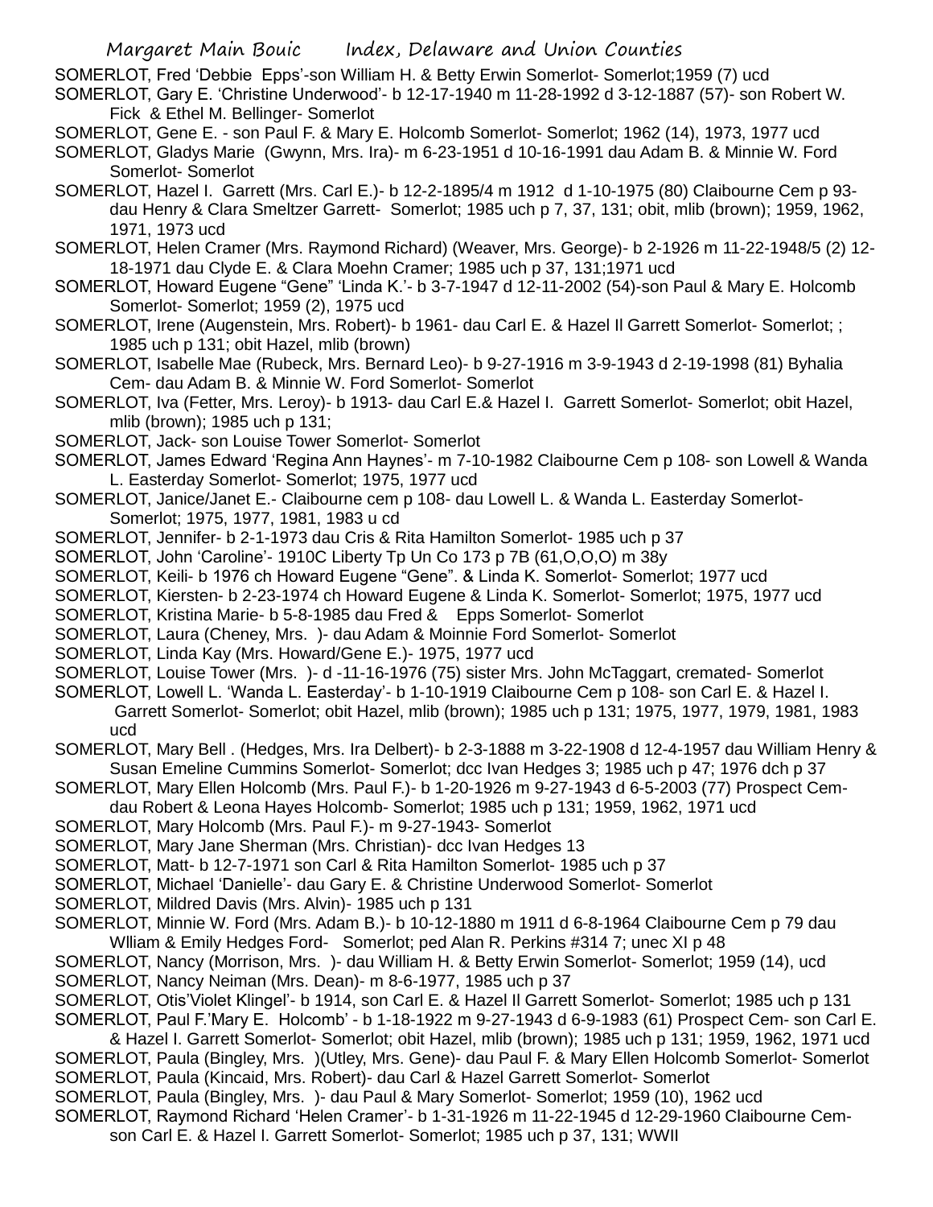SOMERLOT, Fred 'Debbie Epps'-son William H. & Betty Erwin Somerlot- Somerlot;1959 (7) ucd

SOMERLOT, Gary E. 'Christine Underwood'- b 12-17-1940 m 11-28-1992 d 3-12-1887 (57)- son Robert W. Fick & Ethel M. Bellinger- Somerlot

SOMERLOT, Gene E. - son Paul F. & Mary E. Holcomb Somerlot- Somerlot; 1962 (14), 1973, 1977 ucd

SOMERLOT, Gladys Marie (Gwynn, Mrs. Ira)- m 6-23-1951 d 10-16-1991 dau Adam B. & Minnie W. Ford Somerlot- Somerlot

SOMERLOT, Hazel I. Garrett (Mrs. Carl E.)- b 12-2-1895/4 m 1912 d 1-10-1975 (80) Claibourne Cem p 93- dau Henry & Clara Smeltzer Garrett- Somerlot; 1985 uch p 7, 37, 131; obit, mlib (brown); 1959, 1962, 1971, 1973 ucd

SOMERLOT, Helen Cramer (Mrs. Raymond Richard) (Weaver, Mrs. George)- b 2-1926 m 11-22-1948/5 (2) 12-18-1971 dau Clyde E. & Clara Moehn Cramer; 1985 uch p 37, 131;1971 ucd

SOMERLOT, Howard Eugene "Gene" 'Linda K.'- b 3-7-1947 d 12-11-2002 (54)-son Paul & Mary E. Holcomb Somerlot- Somerlot; 1959 (2), 1975 ucd

SOMERLOT, Irene (Augenstein, Mrs. Robert)- b 1961- dau Carl E. & Hazel Il Garrett Somerlot- Somerlot; ; 1985 uch p 131; obit Hazel, mlib (brown)

SOMERLOT, Isabelle Mae (Rubeck, Mrs. Bernard Leo)- b 9-27-1916 m 3-9-1943 d 2-19-1998 (81) Byhalia Cem- dau Adam B. & Minnie W. Ford Somerlot- Somerlot

SOMERLOT, Iva (Fetter, Mrs. Leroy)- b 1913- dau Carl E.& Hazel I. Garrett Somerlot- Somerlot; obit Hazel, mlib (brown); 1985 uch p 131;

SOMERLOT, Jack- son Louise Tower Somerlot- Somerlot

SOMERLOT, James Edward 'Regina Ann Haynes'- m 7-10-1982 Claibourne Cem p 108- son Lowell & Wanda L. Easterday Somerlot- Somerlot; 1975, 1977 ucd

SOMERLOT, Janice/Janet E.- Claibourne cem p 108- dau Lowell L. & Wanda L. Easterday Somerlot- Somerlot; 1975, 1977, 1981, 1983 u cd

SOMERLOT, Jennifer- b 2-1-1973 dau Cris & Rita Hamilton Somerlot- 1985 uch p 37

SOMERLOT, John 'Caroline'- 1910C Liberty Tp Un Co 173 p 7B (61,O,O,O) m 38y

SOMERLOT, Keili- b 1976 ch Howard Eugene "Gene". & Linda K. Somerlot- Somerlot; 1977 ucd

SOMERLOT, Kiersten- b 2-23-1974 ch Howard Eugene & Linda K. Somerlot- Somerlot; 1975, 1977 ucd

SOMERLOT, Kristina Marie- b 5-8-1985 dau Fred & Epps Somerlot- Somerlot

SOMERLOT, Laura (Cheney, Mrs. )- dau Adam & Moinnie Ford Somerlot- Somerlot

SOMERLOT, Linda Kay (Mrs. Howard/Gene E.)- 1975, 1977 ucd

SOMERLOT, Louise Tower (Mrs. )- d -11-16-1976 (75) sister Mrs. John McTaggart, cremated- Somerlot

SOMERLOT, Lowell L. 'Wanda L. Easterday'- b 1-10-1919 Claibourne Cem p 108- son Carl E. & Hazel I. Garrett Somerlot- Somerlot; obit Hazel, mlib (brown); 1985 uch p 131; 1975, 1977, 1979, 1981, 1983 ucd

SOMERLOT, Mary Bell . (Hedges, Mrs. Ira Delbert)- b 2-3-1888 m 3-22-1908 d 12-4-1957 dau William Henry & Susan Emeline Cummins Somerlot- Somerlot; dcc Ivan Hedges 3; 1985 uch p 47; 1976 dch p 37

SOMERLOT, Mary Ellen Holcomb (Mrs. Paul F.)- b 1-20-1926 m 9-27-1943 d 6-5-2003 (77) Prospect Cem- dau Robert & Leona Hayes Holcomb- Somerlot; 1985 uch p 131; 1959, 1962, 1971 ucd

SOMERLOT, Mary Holcomb (Mrs. Paul F.)- m 9-27-1943- Somerlot

SOMERLOT, Mary Jane Sherman (Mrs. Christian)- dcc Ivan Hedges 13

SOMERLOT, Matt- b 12-7-1971 son Carl & Rita Hamilton Somerlot- 1985 uch p 37

SOMERLOT, Michael 'Danielle'- dau Gary E. & Christine Underwood Somerlot- Somerlot

SOMERLOT, Mildred Davis (Mrs. Alvin)- 1985 uch p 131

SOMERLOT, Minnie W. Ford (Mrs. Adam B.)- b 10-12-1880 m 1911 d 6-8-1964 Claibourne Cem p 79 dau Wlliam & Emily Hedges Ford- Somerlot; ped Alan R. Perkins #314 7; unec XI p 48

SOMERLOT, Nancy (Morrison, Mrs. )- dau William H. & Betty Erwin Somerlot- Somerlot; 1959 (14), ucd

SOMERLOT, Nancy Neiman (Mrs. Dean)- m 8-6-1977, 1985 uch p 37

SOMERLOT, Otis'Violet Klingel'- b 1914, son Carl E. & Hazel Il Garrett Somerlot- Somerlot; 1985 uch p 131

SOMERLOT, Paul F.'Mary E. Holcomb' - b 1-18-1922 m 9-27-1943 d 6-9-1983 (61) Prospect Cem- son Carl E. & Hazel I. Garrett Somerlot- Somerlot; obit Hazel, mlib (brown); 1985 uch p 131; 1959, 1962, 1971 ucd

SOMERLOT, Paula (Bingley, Mrs. )(Utley, Mrs. Gene)- dau Paul F. & Mary Ellen Holcomb Somerlot- Somerlot

SOMERLOT, Paula (Kincaid, Mrs. Robert)- dau Carl & Hazel Garrett Somerlot- Somerlot

SOMERLOT, Paula (Bingley, Mrs. )- dau Paul & Mary Somerlot- Somerlot; 1959 (10), 1962 ucd

SOMERLOT, Raymond Richard 'Helen Cramer'- b 1-31-1926 m 11-22-1945 d 12-29-1960 Claibourne Cem- son Carl E. & Hazel I. Garrett Somerlot- Somerlot; 1985 uch p 37, 131; WWII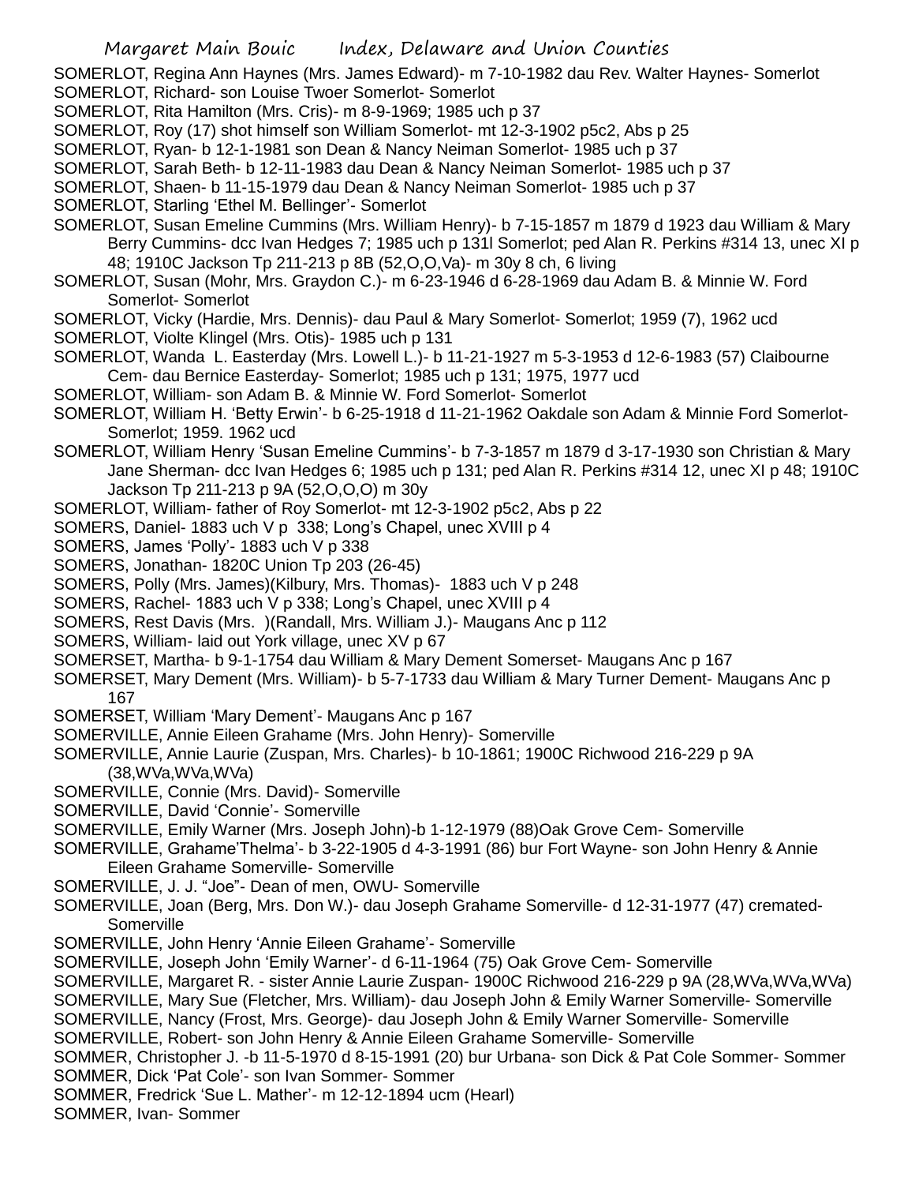SOMERLOT, Regina Ann Haynes (Mrs. James Edward)- m 7-10-1982 dau Rev. Walter Haynes- Somerlot

SOMERLOT, Richard- son Louise Twoer Somerlot- Somerlot

SOMERLOT, Rita Hamilton (Mrs. Cris)- m 8-9-1969; 1985 uch p 37

SOMERLOT, Roy (17) shot himself son William Somerlot- mt 12-3-1902 p5c2, Abs p 25

SOMERLOT, Ryan- b 12-1-1981 son Dean & Nancy Neiman Somerlot- 1985 uch p 37

SOMERLOT, Sarah Beth- b 12-11-1983 dau Dean & Nancy Neiman Somerlot- 1985 uch p 37

SOMERLOT, Shaen- b 11-15-1979 dau Dean & Nancy Neiman Somerlot- 1985 uch p 37

SOMERLOT, Starling 'Ethel M. Bellinger'- Somerlot

SOMERLOT, Susan Emeline Cummins (Mrs. William Henry)- b 7-15-1857 m 1879 d 1923 dau William & Mary Berry Cummins- dcc Ivan Hedges 7; 1985 uch p 131l Somerlot; ped Alan R. Perkins #314 13, unec XI p 48; 1910C Jackson Tp 211-213 p 8B (52,O,O,Va)- m 30y 8 ch, 6 living

SOMERLOT, Susan (Mohr, Mrs. Graydon C.)- m 6-23-1946 d 6-28-1969 dau Adam B. & Minnie W. Ford Somerlot- Somerlot

SOMERLOT, Vicky (Hardie, Mrs. Dennis)- dau Paul & Mary Somerlot- Somerlot; 1959 (7), 1962 ucd

SOMERLOT, Violte Klingel (Mrs. Otis)- 1985 uch p 131

SOMERLOT, Wanda L. Easterday (Mrs. Lowell L.)- b 11-21-1927 m 5-3-1953 d 12-6-1983 (57) Claibourne Cem- dau Bernice Easterday- Somerlot; 1985 uch p 131; 1975, 1977 ucd

SOMERLOT, William- son Adam B. & Minnie W. Ford Somerlot- Somerlot

SOMERLOT, William H. 'Betty Erwin'- b 6-25-1918 d 11-21-1962 Oakdale son Adam & Minnie Ford Somerlot- Somerlot; 1959. 1962 ucd

SOMERLOT, William Henry 'Susan Emeline Cummins'- b 7-3-1857 m 1879 d 3-17-1930 son Christian & Mary Jane Sherman- dcc Ivan Hedges 6; 1985 uch p 131; ped Alan R. Perkins #314 12, unec XI p 48; 1910C Jackson Tp 211-213 p 9A (52,O,O,O) m 30y

SOMERLOT, William- father of Roy Somerlot- mt 12-3-1902 p5c2, Abs p 22

SOMERS, Daniel- 1883 uch V p 338; Long's Chapel, unec XVIII p 4

SOMERS, James 'Polly'- 1883 uch V p 338

SOMERS, Jonathan- 1820C Union Tp 203 (26-45)

SOMERS, Polly (Mrs. James)(Kilbury, Mrs. Thomas)- 1883 uch V p 248

SOMERS, Rachel- 1883 uch V p 338; Long's Chapel, unec XVIII p 4

SOMERS, Rest Davis (Mrs. )(Randall, Mrs. William J.)- Maugans Anc p 112

SOMERS, William- laid out York village, unec XV p 67

SOMERSET, Martha- b 9-1-1754 dau William & Mary Dement Somerset- Maugans Anc p 167

SOMERSET, Mary Dement (Mrs. William)- b 5-7-1733 dau William & Mary Turner Dement- Maugans Anc p 167

SOMERSET, William 'Mary Dement'- Maugans Anc p 167

SOMERVILLE, Annie Eileen Grahame (Mrs. John Henry)- Somerville

SOMERVILLE, Annie Laurie (Zuspan, Mrs. Charles)- b 10-1861; 1900C Richwood 216-229 p 9A (38,WVa,WVa,WVa)

SOMERVILLE, Connie (Mrs. David)- Somerville

SOMERVILLE, David 'Connie'- Somerville

SOMERVILLE, Emily Warner (Mrs. Joseph John)-b 1-12-1979 (88)Oak Grove Cem- Somerville

SOMERVILLE, Grahame'Thelma'- b 3-22-1905 d 4-3-1991 (86) bur Fort Wayne- son John Henry & Annie Eileen Grahame Somerville- Somerville

SOMERVILLE, J. J. "Joe"- Dean of men, OWU- Somerville

SOMERVILLE, Joan (Berg, Mrs. Don W.)- dau Joseph Grahame Somerville- d 12-31-1977 (47) cremated- Somerville

SOMERVILLE, John Henry 'Annie Eileen Grahame'- Somerville

SOMERVILLE, Joseph John 'Emily Warner'- d 6-11-1964 (75) Oak Grove Cem- Somerville

SOMERVILLE, Margaret R. - sister Annie Laurie Zuspan- 1900C Richwood 216-229 p 9A (28,WVa,WVa,WVa)

SOMERVILLE, Mary Sue (Fletcher, Mrs. William)- dau Joseph John & Emily Warner Somerville- Somerville

SOMERVILLE, Nancy (Frost, Mrs. George)- dau Joseph John & Emily Warner Somerville- Somerville

SOMERVILLE, Robert- son John Henry & Annie Eileen Grahame Somerville- Somerville

SOMMER, Christopher J. -b 11-5-1970 d 8-15-1991 (20) bur Urbana- son Dick & Pat Cole Sommer- Sommer

SOMMER, Dick 'Pat Cole'- son Ivan Sommer- Sommer

SOMMER, Fredrick 'Sue L. Mather'- m 12-12-1894 ucm (Hearl)

SOMMER, Ivan- Sommer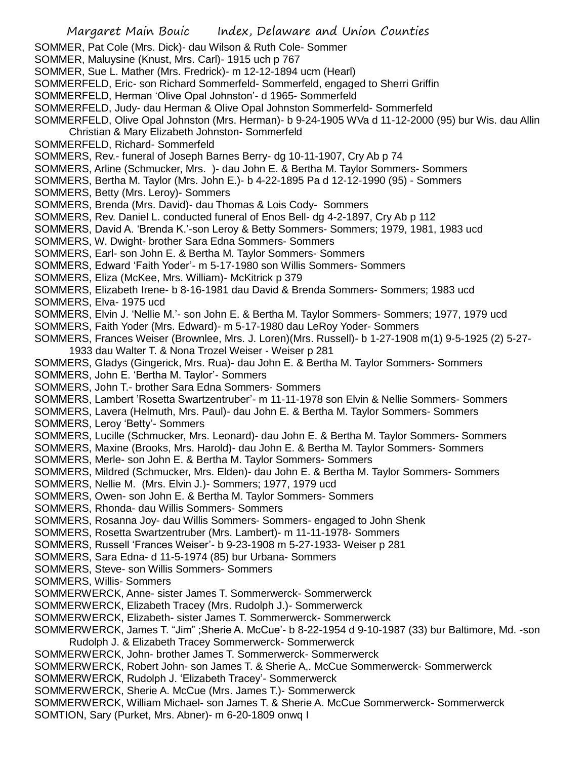SOMMER, Pat Cole (Mrs. Dick)- dau Wilson & Ruth Cole- Sommer
SOMMER, Maluysine (Knust, Mrs. Carl)- 1915 uch p 767
SOMMER, Sue L. Mather (Mrs. Fredrick)- m 12-12-1894 ucm (Hearl)
SOMMERFELD, Eric- son Richard Sommerfeld- Sommerfeld, engaged to Sherri Griffin
SOMMERFELD, Herman 'Olive Opal Johnston'- d 1965- Sommerfeld
SOMMERFELD, Judy- dau Herman & Olive Opal Johnston Sommerfeld- Sommerfeld
SOMMERFELD, Olive Opal Johnston (Mrs. Herman)- b 9-24-1905 WVa d 11-12-2000 (95) bur Wis. dau Allin Christian & Mary Elizabeth Johnston- Sommerfeld
SOMMERFELD, Richard- Sommerfeld
SOMMERS, Rev.- funeral of Joseph Barnes Berry- dg 10-11-1907, Cry Ab p 74
SOMMERS, Arline (Schmucker, Mrs. )- dau John E. & Bertha M. Taylor Sommers- Sommers
SOMMERS, Bertha M. Taylor (Mrs. John E.)- b 4-22-1895 Pa d 12-12-1990 (95) - Sommers
SOMMERS, Betty (Mrs. Leroy)- Sommers
SOMMERS, Brenda (Mrs. David)- dau Thomas & Lois Cody- Sommers
SOMMERS, Rev. Daniel L. conducted funeral of Enos Bell- dg 4-2-1897, Cry Ab p 112
SOMMERS, David A. 'Brenda K.'-son Leroy & Betty Sommers- Sommers; 1979, 1981, 1983 ucd
SOMMERS, W. Dwight- brother Sara Edna Sommers- Sommers
SOMMERS, Earl- son John E. & Bertha M. Taylor Sommers- Sommers
SOMMERS, Edward 'Faith Yoder'- m 5-17-1980 son Willis Sommers- Sommers
SOMMERS, Eliza (McKee, Mrs. William)- McKitrick p 379
SOMMERS, Elizabeth Irene- b 8-16-1981 dau David & Brenda Sommers- Sommers; 1983 ucd
SOMMERS, Elva- 1975 ucd
SOMMERS, Elvin J. 'Nellie M.'- son John E. & Bertha M. Taylor Sommers- Sommers; 1977, 1979 ucd
SOMMERS, Faith Yoder (Mrs. Edward)- m 5-17-1980 dau LeRoy Yoder- Sommers
SOMMERS, Frances Weiser (Brownlee, Mrs. J. Loren)(Mrs. Russell)- b 1-27-1908 m(1) 9-5-1925 (2) 5-27-1933 dau Walter T. & Nona Trozel Weiser - Weiser p 281
SOMMERS, Gladys (Gingerick, Mrs. Rua)- dau John E. & Bertha M. Taylor Sommers- Sommers
SOMMERS, John E. 'Bertha M. Taylor'- Sommers
SOMMERS, John T.- brother Sara Edna Sommers- Sommers
SOMMERS, Lambert 'Rosetta Swartzentruber'- m 11-11-1978 son Elvin & Nellie Sommers- Sommers
SOMMERS, Lavera (Helmuth, Mrs. Paul)- dau John E. & Bertha M. Taylor Sommers- Sommers
SOMMERS, Leroy 'Betty'- Sommers
SOMMERS, Lucille (Schmucker, Mrs. Leonard)- dau John E. & Bertha M. Taylor Sommers- Sommers
SOMMERS, Maxine (Brooks, Mrs. Harold)- dau John E. & Bertha M. Taylor Sommers- Sommers
SOMMERS, Merle- son John E. & Bertha M. Taylor Sommers- Sommers
SOMMERS, Mildred (Schmucker, Mrs. Elden)- dau John E. & Bertha M. Taylor Sommers- Sommers
SOMMERS, Nellie M. (Mrs. Elvin J.)- Sommers; 1977, 1979 ucd
SOMMERS, Owen- son John E. & Bertha M. Taylor Sommers- Sommers
SOMMERS, Rhonda- dau Willis Sommers- Sommers
SOMMERS, Rosanna Joy- dau Willis Sommers- Sommers- engaged to John Shenk
SOMMERS, Rosetta Swartzentruber (Mrs. Lambert)- m 11-11-1978- Sommers
SOMMERS, Russell 'Frances Weiser'- b 9-23-1908 m 5-27-1933- Weiser p 281
SOMMERS, Sara Edna- d 11-5-1974 (85) bur Urbana- Sommers
SOMMERS, Steve- son Willis Sommers- Sommers
SOMMERS, Willis- Sommers
SOMMERWERCK, Anne- sister James T. Sommerwerck- Sommerwerck
SOMMERWERCK, Elizabeth Tracey (Mrs. Rudolph J.)- Sommerwerck
SOMMERWERCK, Elizabeth- sister James T. Sommerwerck- Sommerwerck
SOMMERWERCK, James T. "Jim" ;Sherie A. McCue'- b 8-22-1954 d 9-10-1987 (33) bur Baltimore, Md. -son Rudolph J. & Elizabeth Tracey Sommerwerck- Sommerwerck
SOMMERWERCK, John- brother James T. Sommerwerck- Sommerwerck
SOMMERWERCK, Robert John- son James T. & Sherie A,. McCue Sommerwerck- Sommerwerck
SOMMERWERCK, Rudolph J. 'Elizabeth Tracey'- Sommerwerck
SOMMERWERCK, Sherie A. McCue (Mrs. James T.)- Sommerwerck
SOMMERWERCK, William Michael- son James T. & Sherie A. McCue Sommerwerck- Sommerwerck
SOMTION, Sary (Purket, Mrs. Abner)- m 6-20-1809 onwq I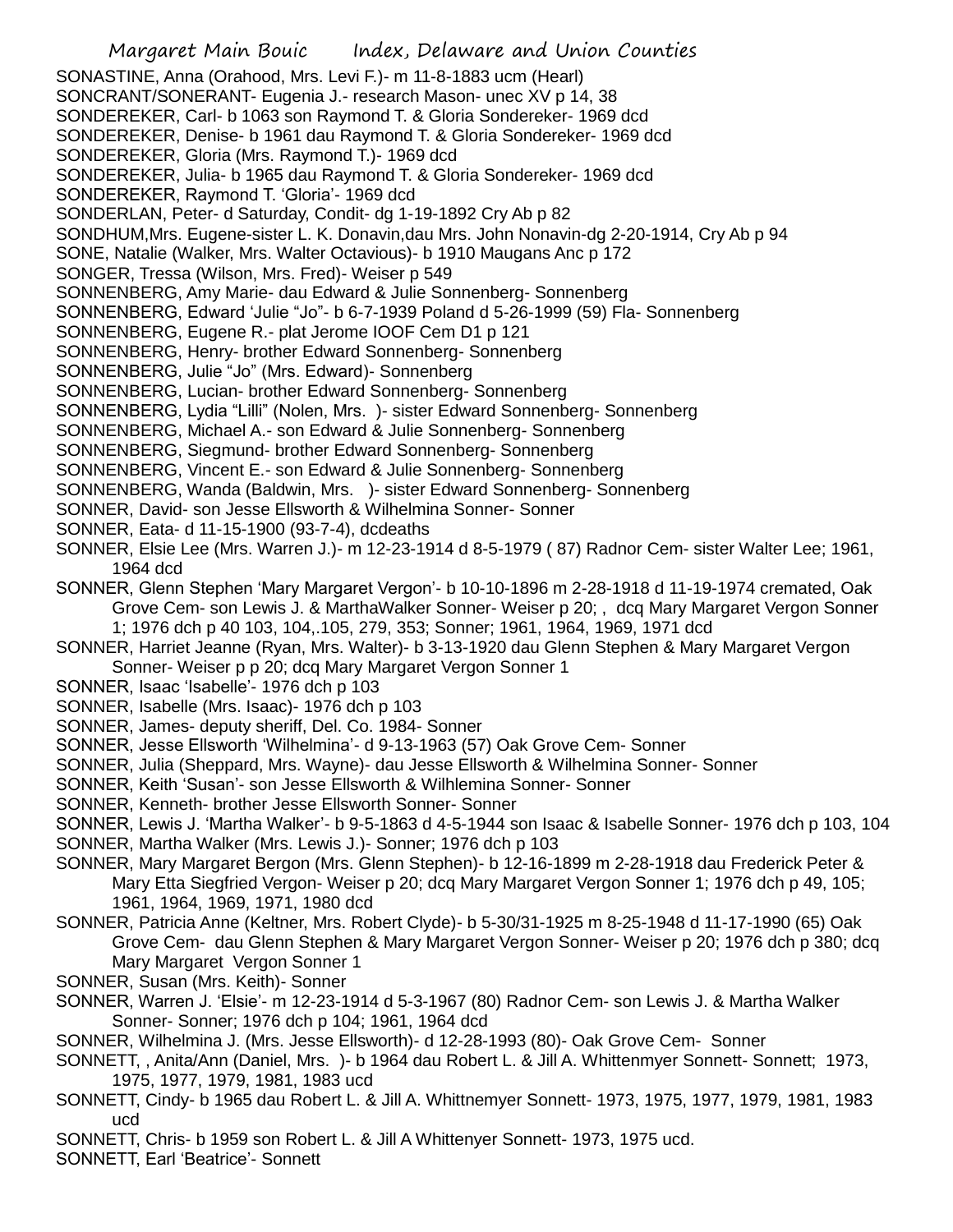SONASTINE, Anna (Orahood, Mrs. Levi F.)- m 11-8-1883 ucm (Hearl)
SONCRANT/SONERANT- Eugenia J.- research Mason- unec XV p 14, 38
SONDEREKER, Carl- b 1063 son Raymond T. & Gloria Sondereker- 1969 dcd
SONDEREKER, Denise- b 1961 dau Raymond T. & Gloria Sondereker- 1969 dcd
SONDEREKER, Gloria (Mrs. Raymond T.)- 1969 dcd
SONDEREKER, Julia- b 1965 dau Raymond T. & Gloria Sondereker- 1969 dcd
SONDEREKER, Raymond T. 'Gloria'- 1969 dcd
SONDERLAN, Peter- d Saturday, Condit- dg 1-19-1892 Cry Ab p 82
SONDHUM,Mrs. Eugene-sister L. K. Donavin,dau Mrs. John Nonavin-dg 2-20-1914, Cry Ab p 94
SONE, Natalie (Walker, Mrs. Walter Octavious)- b 1910 Maugans Anc p 172
SONGER, Tressa (Wilson, Mrs. Fred)- Weiser p 549
SONNENBERG, Amy Marie- dau Edward & Julie Sonnenberg- Sonnenberg
SONNENBERG, Edward 'Julie "Jo"- b 6-7-1939 Poland d 5-26-1999 (59) Fla- Sonnenberg
SONNENBERG, Eugene R.- plat Jerome IOOF Cem D1 p 121
SONNENBERG, Henry- brother Edward Sonnenberg- Sonnenberg
SONNENBERG, Julie "Jo" (Mrs. Edward)- Sonnenberg
SONNENBERG, Lucian- brother Edward Sonnenberg- Sonnenberg
SONNENBERG, Lydia "Lilli" (Nolen, Mrs. )- sister Edward Sonnenberg- Sonnenberg
SONNENBERG, Michael A.- son Edward & Julie Sonnenberg- Sonnenberg
SONNENBERG, Siegmund- brother Edward Sonnenberg- Sonnenberg
SONNENBERG, Vincent E.- son Edward & Julie Sonnenberg- Sonnenberg
SONNENBERG, Wanda (Baldwin, Mrs. )- sister Edward Sonnenberg- Sonnenberg
SONNER, David- son Jesse Ellsworth & Wilhelmina Sonner- Sonner
SONNER, Eata- d 11-15-1900 (93-7-4), dcdeaths
SONNER, Elsie Lee (Mrs. Warren J.)- m 12-23-1914 d 8-5-1979 ( 87) Radnor Cem- sister Walter Lee; 1961, 1964 dcd
SONNER, Glenn Stephen 'Mary Margaret Vergon'- b 10-10-1896 m 2-28-1918 d 11-19-1974 cremated, Oak Grove Cem- son Lewis J. & MarthaWalker Sonner- Weiser p 20; , dcq Mary Margaret Vergon Sonner 1; 1976 dch p 40 103, 104,.105, 279, 353; Sonner; 1961, 1964, 1969, 1971 dcd
SONNER, Harriet Jeanne (Ryan, Mrs. Walter)- b 3-13-1920 dau Glenn Stephen & Mary Margaret Vergon Sonner- Weiser p p 20; dcq Mary Margaret Vergon Sonner 1
SONNER, Isaac 'Isabelle'- 1976 dch p 103
SONNER, Isabelle (Mrs. Isaac)- 1976 dch p 103
SONNER, James- deputy sheriff, Del. Co. 1984- Sonner
SONNER, Jesse Ellsworth 'Wilhelmina'- d 9-13-1963 (57) Oak Grove Cem- Sonner
SONNER, Julia (Sheppard, Mrs. Wayne)- dau Jesse Ellsworth & Wilhelmina Sonner- Sonner
SONNER, Keith 'Susan'- son Jesse Ellsworth & Wilhlemina Sonner- Sonner
SONNER, Kenneth- brother Jesse Ellsworth Sonner- Sonner
SONNER, Lewis J. 'Martha Walker'- b 9-5-1863 d 4-5-1944 son Isaac & Isabelle Sonner- 1976 dch p 103, 104
SONNER, Martha Walker (Mrs. Lewis J.)- Sonner; 1976 dch p 103
SONNER, Mary Margaret Bergon (Mrs. Glenn Stephen)- b 12-16-1899 m 2-28-1918 dau Frederick Peter & Mary Etta Siegfried Vergon- Weiser p 20; dcq Mary Margaret Vergon Sonner 1; 1976 dch p 49, 105; 1961, 1964, 1969, 1971, 1980 dcd
SONNER, Patricia Anne (Keltner, Mrs. Robert Clyde)- b 5-30/31-1925 m 8-25-1948 d 11-17-1990 (65) Oak Grove Cem- dau Glenn Stephen & Mary Margaret Vergon Sonner- Weiser p 20; 1976 dch p 380; dcq Mary Margaret Vergon Sonner 1
SONNER, Susan (Mrs. Keith)- Sonner
SONNER, Warren J. 'Elsie'- m 12-23-1914 d 5-3-1967 (80) Radnor Cem- son Lewis J. & Martha Walker Sonner- Sonner; 1976 dch p 104; 1961, 1964 dcd
SONNER, Wilhelmina J. (Mrs. Jesse Ellsworth)- d 12-28-1993 (80)- Oak Grove Cem- Sonner
SONNETT, , Anita/Ann (Daniel, Mrs. )- b 1964 dau Robert L. & Jill A. Whittenmyer Sonnett- Sonnett; 1973, 1975, 1977, 1979, 1981, 1983 ucd
SONNETT, Cindy- b 1965 dau Robert L. & Jill A. Whittnemyer Sonnett- 1973, 1975, 1977, 1979, 1981, 1983 ucd
SONNETT, Chris- b 1959 son Robert L. & Jill A Whittenyer Sonnett- 1973, 1975 ucd.
SONNETT, Earl 'Beatrice'- Sonnett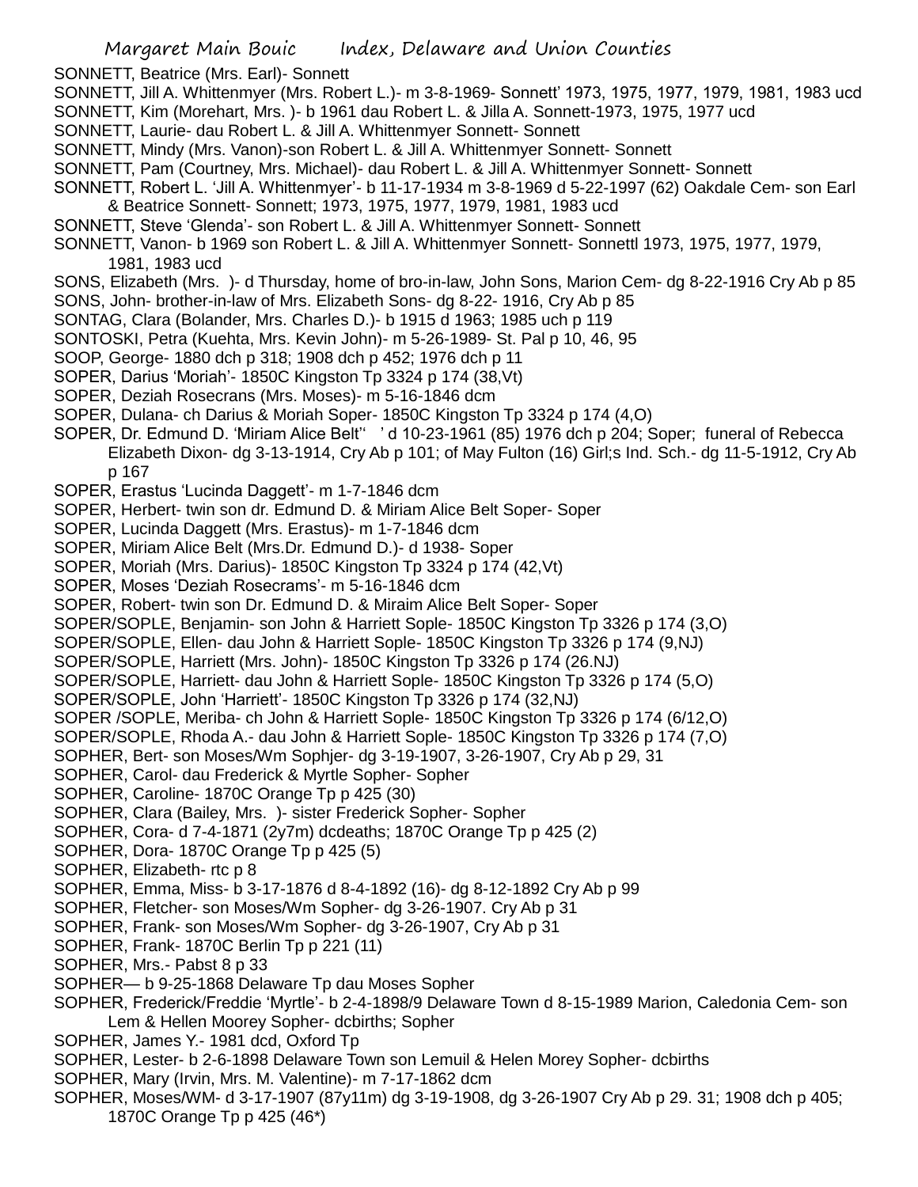SONNETT, Beatrice (Mrs. Earl)- Sonnett

SONNETT, Jill A. Whittenmyer (Mrs. Robert L.)- m 3-8-1969- Sonnett' 1973, 1975, 1977, 1979, 1981, 1983 ucd

SONNETT, Kim (Morehart, Mrs. )- b 1961 dau Robert L. & Jilla A. Sonnett-1973, 1975, 1977 ucd

SONNETT, Laurie- dau Robert L. & Jill A. Whittenmyer Sonnett- Sonnett

SONNETT, Mindy (Mrs. Vanon)-son Robert L. & Jill A. Whittenmyer Sonnett- Sonnett

SONNETT, Pam (Courtney, Mrs. Michael)- dau Robert L. & Jill A. Whittenmyer Sonnett- Sonnett

SONNETT, Robert L. 'Jill A. Whittenmyer'- b 11-17-1934 m 3-8-1969 d 5-22-1997 (62) Oakdale Cem- son Earl & Beatrice Sonnett- Sonnett; 1973, 1975, 1977, 1979, 1981, 1983 ucd

SONNETT, Steve 'Glenda'- son Robert L. & Jill A. Whittenmyer Sonnett- Sonnett

SONNETT, Vanon- b 1969 son Robert L. & Jill A. Whittenmyer Sonnett- Sonnettl 1973, 1975, 1977, 1979, 1981, 1983 ucd

SONS, Elizabeth (Mrs. )- d Thursday, home of bro-in-law, John Sons, Marion Cem- dg 8-22-1916 Cry Ab p 85

SONS, John- brother-in-law of Mrs. Elizabeth Sons- dg 8-22- 1916, Cry Ab p 85

SONTAG, Clara (Bolander, Mrs. Charles D.)- b 1915 d 1963; 1985 uch p 119

SONTOSKI, Petra (Kuehta, Mrs. Kevin John)- m 5-26-1989- St. Pal p 10, 46, 95

SOOP, George- 1880 dch p 318; 1908 dch p 452; 1976 dch p 11

SOPER, Darius 'Moriah'- 1850C Kingston Tp 3324 p 174 (38,Vt)

SOPER, Deziah Rosecrans (Mrs. Moses)- m 5-16-1846 dcm

SOPER, Dulana- ch Darius & Moriah Soper- 1850C Kingston Tp 3324 p 174 (4,O)

SOPER, Dr. Edmund D. 'Miriam Alice Belt'' ' d 10-23-1961 (85) 1976 dch p 204; Soper; funeral of Rebecca Elizabeth Dixon- dg 3-13-1914, Cry Ab p 101; of May Fulton (16) Girl;s Ind. Sch.- dg 11-5-1912, Cry Ab p 167

SOPER, Erastus 'Lucinda Daggett'- m 1-7-1846 dcm

SOPER, Herbert- twin son dr. Edmund D. & Miriam Alice Belt Soper- Soper

SOPER, Lucinda Daggett (Mrs. Erastus)- m 1-7-1846 dcm

SOPER, Miriam Alice Belt (Mrs.Dr. Edmund D.)- d 1938- Soper

SOPER, Moriah (Mrs. Darius)- 1850C Kingston Tp 3324 p 174 (42,Vt)

SOPER, Moses 'Deziah Rosecrams'- m 5-16-1846 dcm

SOPER, Robert- twin son Dr. Edmund D. & Miraim Alice Belt Soper- Soper

SOPER/SOPLE, Benjamin- son John & Harriett Sople- 1850C Kingston Tp 3326 p 174 (3,O)

SOPER/SOPLE, Ellen- dau John & Harriett Sople- 1850C Kingston Tp 3326 p 174 (9,NJ)

SOPER/SOPLE, Harriett (Mrs. John)- 1850C Kingston Tp 3326 p 174 (26.NJ)

SOPER/SOPLE, Harriett- dau John & Harriett Sople- 1850C Kingston Tp 3326 p 174 (5,O)

SOPER/SOPLE, John 'Harriett'- 1850C Kingston Tp 3326 p 174 (32,NJ)

SOPER /SOPLE, Meriba- ch John & Harriett Sople- 1850C Kingston Tp 3326 p 174 (6/12,O)

SOPER/SOPLE, Rhoda A.- dau John & Harriett Sople- 1850C Kingston Tp 3326 p 174 (7,O)

SOPHER, Bert- son Moses/Wm Sophjer- dg 3-19-1907, 3-26-1907, Cry Ab p 29, 31

SOPHER, Carol- dau Frederick & Myrtle Sopher- Sopher

SOPHER, Caroline- 1870C Orange Tp p 425 (30)

SOPHER, Clara (Bailey, Mrs. )- sister Frederick Sopher- Sopher

SOPHER, Cora- d 7-4-1871 (2y7m) dcdeaths; 1870C Orange Tp p 425 (2)

SOPHER, Dora- 1870C Orange Tp p 425 (5)

SOPHER, Elizabeth- rtc p 8

SOPHER, Emma, Miss- b 3-17-1876 d 8-4-1892 (16)- dg 8-12-1892 Cry Ab p 99

SOPHER, Fletcher- son Moses/Wm Sopher- dg 3-26-1907. Cry Ab p 31

SOPHER, Frank- son Moses/Wm Sopher- dg 3-26-1907, Cry Ab p 31

SOPHER, Frank- 1870C Berlin Tp p 221 (11)

SOPHER, Mrs.- Pabst 8 p 33

SOPHER— b 9-25-1868 Delaware Tp dau Moses Sopher

SOPHER, Frederick/Freddie 'Myrtle'- b 2-4-1898/9 Delaware Town d 8-15-1989 Marion, Caledonia Cem- son Lem & Hellen Moorey Sopher- dcbirths; Sopher

SOPHER, James Y.- 1981 dcd, Oxford Tp

SOPHER, Lester- b 2-6-1898 Delaware Town son Lemuil & Helen Morey Sopher- dcbirths

SOPHER, Mary (Irvin, Mrs. M. Valentine)- m 7-17-1862 dcm

SOPHER, Moses/WM- d 3-17-1907 (87y11m) dg 3-19-1908, dg 3-26-1907 Cry Ab p 29. 31; 1908 dch p 405; 1870C Orange Tp p 425 (46*)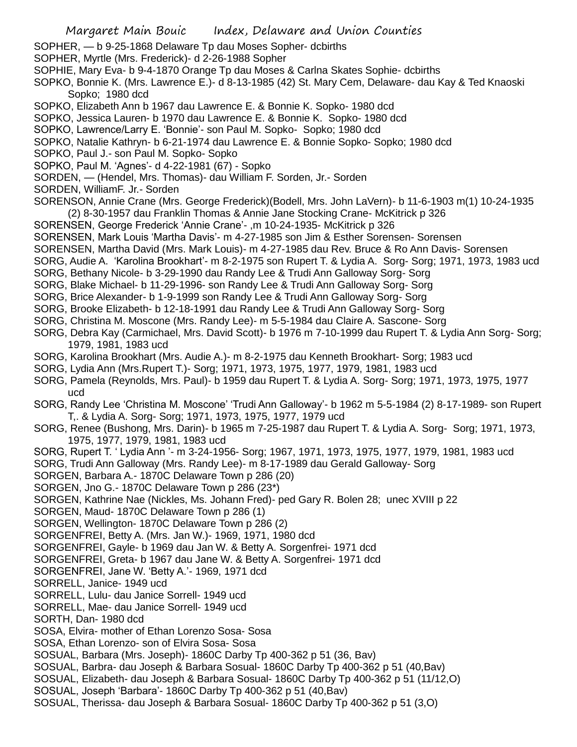SOPHER, — b 9-25-1868 Delaware Tp dau Moses Sopher- dcbirths

SOPHER, Myrtle (Mrs. Frederick)- d 2-26-1988 Sopher

SOPHIE, Mary Eva- b 9-4-1870 Orange Tp dau Moses & Carlna Skates Sophie- dcbirths

SOPKO, Bonnie K. (Mrs. Lawrence E.)- d 8-13-1985 (42) St. Mary Cem, Delaware- dau Kay & Ted Knaoski Sopko; 1980 dcd

SOPKO, Elizabeth Ann b 1967 dau Lawrence E. & Bonnie K. Sopko- 1980 dcd

SOPKO, Jessica Lauren- b 1970 dau Lawrence E. & Bonnie K. Sopko- 1980 dcd

SOPKO, Lawrence/Larry E. 'Bonnie'- son Paul M. Sopko- Sopko; 1980 dcd

SOPKO, Natalie Kathryn- b 6-21-1974 dau Lawrence E. & Bonnie Sopko- Sopko; 1980 dcd

SOPKO, Paul J.- son Paul M. Sopko- Sopko

SOPKO, Paul M. 'Agnes'- d 4-22-1981 (67) - Sopko

SORDEN, — (Hendel, Mrs. Thomas)- dau William F. Sorden, Jr.- Sorden

SORDEN, WilliamF. Jr.- Sorden

SORENSON, Annie Crane (Mrs. George Frederick)(Bodell, Mrs. John LaVern)- b 11-6-1903 m(1) 10-24-1935 (2) 8-30-1957 dau Franklin Thomas & Annie Jane Stocking Crane- McKitrick p 326

SORENSEN, George Frederick 'Annie Crane'- ,m 10-24-1935- McKitrick p 326

SORENSEN, Mark Louis 'Martha Davis'- m 4-27-1985 son Jim & Esther Sorensen- Sorensen

SORENSEN, Martha David (Mrs. Mark Louis)- m 4-27-1985 dau Rev. Bruce & Ro Ann Davis- Sorensen

SORG, Audie A. 'Karolina Brookhart'- m 8-2-1975 son Rupert T. & Lydia A. Sorg- Sorg; 1971, 1973, 1983 ucd

SORG, Bethany Nicole- b 3-29-1990 dau Randy Lee & Trudi Ann Galloway Sorg- Sorg

SORG, Blake Michael- b 11-29-1996- son Randy Lee & Trudi Ann Galloway Sorg- Sorg

SORG, Brice Alexander- b 1-9-1999 son Randy Lee & Trudi Ann Galloway Sorg- Sorg

SORG, Brooke Elizabeth- b 12-18-1991 dau Randy Lee & Trudi Ann Galloway Sorg- Sorg

SORG, Christina M. Moscone (Mrs. Randy Lee)- m 5-5-1984 dau Claire A. Sascone- Sorg

SORG, Debra Kay (Carmichael, Mrs. David Scott)- b 1976 m 7-10-1999 dau Rupert T. & Lydia Ann Sorg- Sorg; 1979, 1981, 1983 ucd

SORG, Karolina Brookhart (Mrs. Audie A.)- m 8-2-1975 dau Kenneth Brookhart- Sorg; 1983 ucd

SORG, Lydia Ann (Mrs.Rupert T.)- Sorg; 1971, 1973, 1975, 1977, 1979, 1981, 1983 ucd

SORG, Pamela (Reynolds, Mrs. Paul)- b 1959 dau Rupert T. & Lydia A. Sorg- Sorg; 1971, 1973, 1975, 1977 ucd

SORG, Randy Lee 'Christina M. Moscone' 'Trudi Ann Galloway'- b 1962 m 5-5-1984 (2) 8-17-1989- son Rupert T,. & Lydia A. Sorg- Sorg; 1971, 1973, 1975, 1977, 1979 ucd

SORG, Renee (Bushong, Mrs. Darin)- b 1965 m 7-25-1987 dau Rupert T. & Lydia A. Sorg- Sorg; 1971, 1973, 1975, 1977, 1979, 1981, 1983 ucd

SORG, Rupert T. ' Lydia Ann '- m 3-24-1956- Sorg; 1967, 1971, 1973, 1975, 1977, 1979, 1981, 1983 ucd

SORG, Trudi Ann Galloway (Mrs. Randy Lee)- m 8-17-1989 dau Gerald Galloway- Sorg

SORGEN, Barbara A.- 1870C Delaware Town p 286 (20)

SORGEN, Jno G.- 1870C Delaware Town p 286 (23*)

SORGEN, Kathrine Nae (Nickles, Ms. Johann Fred)- ped Gary R. Bolen 28; unec XVIII p 22

SORGEN, Maud- 1870C Delaware Town p 286 (1)

SORGEN, Wellington- 1870C Delaware Town p 286 (2)

SORGENFREI, Betty A. (Mrs. Jan W.)- 1969, 1971, 1980 dcd

SORGENFREI, Gayle- b 1969 dau Jan W. & Betty A. Sorgenfrei- 1971 dcd

SORGENFREI, Greta- b 1967 dau Jane W. & Betty A. Sorgenfrei- 1971 dcd

SORGENFREI, Jane W. 'Betty A.'- 1969, 1971 dcd

SORRELL, Janice- 1949 ucd

SORRELL, Lulu- dau Janice Sorrell- 1949 ucd

SORRELL, Mae- dau Janice Sorrell- 1949 ucd

SORTH, Dan- 1980 dcd

SOSA, Elvira- mother of Ethan Lorenzo Sosa- Sosa

SOSA, Ethan Lorenzo- son of Elvira Sosa- Sosa

SOSUAL, Barbara (Mrs. Joseph)- 1860C Darby Tp 400-362 p 51 (36, Bav)

SOSUAL, Barbra- dau Joseph & Barbara Sosual- 1860C Darby Tp 400-362 p 51 (40,Bav)

SOSUAL, Elizabeth- dau Joseph & Barbara Sosual- 1860C Darby Tp 400-362 p 51 (11/12,O)

SOSUAL, Joseph 'Barbara'- 1860C Darby Tp 400-362 p 51 (40,Bav)

SOSUAL, Therissa- dau Joseph & Barbara Sosual- 1860C Darby Tp 400-362 p 51 (3,O)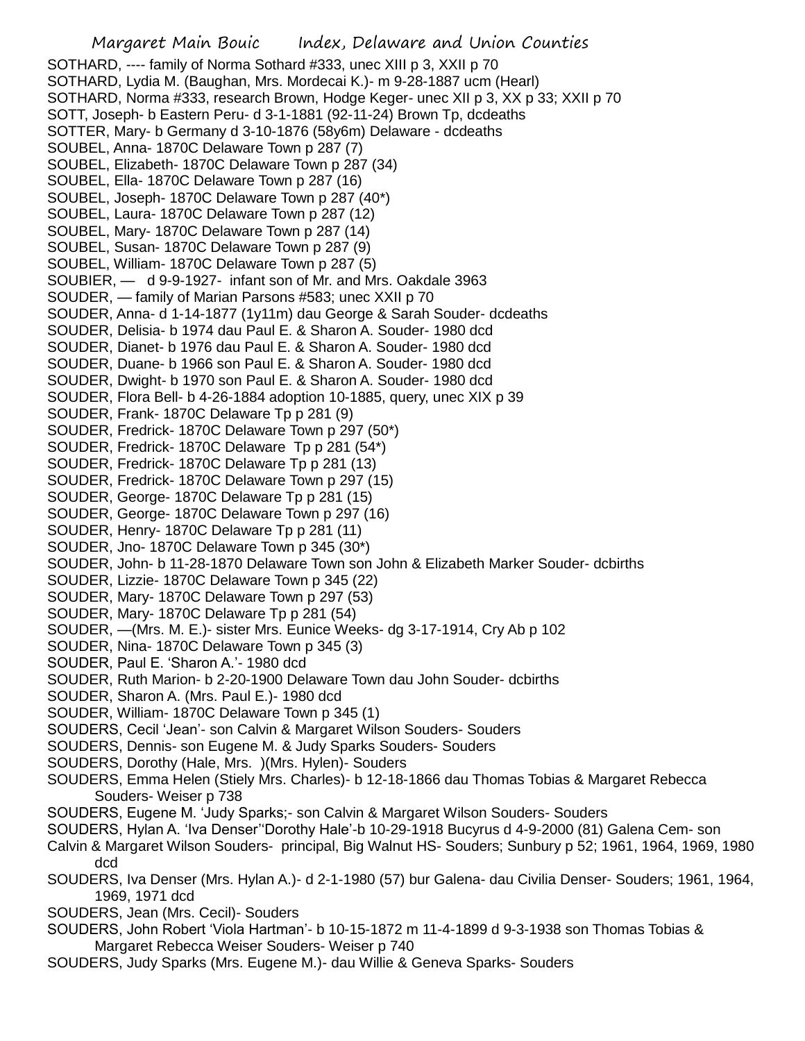SOTHARD, ---- family of Norma Sothard #333, unec XIII p 3, XXII p 70
SOTHARD, Lydia M. (Baughan, Mrs. Mordecai K.)- m 9-28-1887 ucm (Hearl)
SOTHARD, Norma #333, research Brown, Hodge Keger- unec XII p 3, XX p 33; XXII p 70
SOTT, Joseph- b Eastern Peru- d 3-1-1881 (92-11-24) Brown Tp, dcdeaths
SOTTER, Mary- b Germany d 3-10-1876 (58y6m) Delaware - dcdeaths
SOUBEL, Anna- 1870C Delaware Town p 287 (7)
SOUBEL, Elizabeth- 1870C Delaware Town p 287 (34)
SOUBEL, Ella- 1870C Delaware Town p 287 (16)
SOUBEL, Joseph- 1870C Delaware Town p 287 (40*)
SOUBEL, Laura- 1870C Delaware Town p 287 (12)
SOUBEL, Mary- 1870C Delaware Town p 287 (14)
SOUBEL, Susan- 1870C Delaware Town p 287 (9)
SOUBEL, William- 1870C Delaware Town p 287 (5)
SOUBIER, — d 9-9-1927- infant son of Mr. and Mrs. Oakdale 3963
SOUDER, — family of Marian Parsons #583; unec XXII p 70
SOUDER, Anna- d 1-14-1877 (1y11m) dau George & Sarah Souder- dcdeaths
SOUDER, Delisia- b 1974 dau Paul E. & Sharon A. Souder- 1980 dcd
SOUDER, Dianet- b 1976 dau Paul E. & Sharon A. Souder- 1980 dcd
SOUDER, Duane- b 1966 son Paul E. & Sharon A. Souder- 1980 dcd
SOUDER, Dwight- b 1970 son Paul E. & Sharon A. Souder- 1980 dcd
SOUDER, Flora Bell- b 4-26-1884 adoption 10-1885, query, unec XIX p 39
SOUDER, Frank- 1870C Delaware Tp p 281 (9)
SOUDER, Fredrick- 1870C Delaware Town p 297 (50*)
SOUDER, Fredrick- 1870C Delaware Tp p 281 (54*)
SOUDER, Fredrick- 1870C Delaware Tp p 281 (13)
SOUDER, Fredrick- 1870C Delaware Town p 297 (15)
SOUDER, George- 1870C Delaware Tp p 281 (15)
SOUDER, George- 1870C Delaware Town p 297 (16)
SOUDER, Henry- 1870C Delaware Tp p 281 (11)
SOUDER, Jno- 1870C Delaware Town p 345 (30*)
SOUDER, John- b 11-28-1870 Delaware Town son John & Elizabeth Marker Souder- dcbirths
SOUDER, Lizzie- 1870C Delaware Town p 345 (22)
SOUDER, Mary- 1870C Delaware Town p 297 (53)
SOUDER, Mary- 1870C Delaware Tp p 281 (54)
SOUDER, —(Mrs. M. E.)- sister Mrs. Eunice Weeks- dg 3-17-1914, Cry Ab p 102
SOUDER, Nina- 1870C Delaware Town p 345 (3)
SOUDER, Paul E. 'Sharon A.'- 1980 dcd
SOUDER, Ruth Marion- b 2-20-1900 Delaware Town dau John Souder- dcbirths
SOUDER, Sharon A. (Mrs. Paul E.)- 1980 dcd
SOUDER, William- 1870C Delaware Town p 345 (1)
SOUDERS, Cecil 'Jean'- son Calvin & Margaret Wilson Souders- Souders
SOUDERS, Dennis- son Eugene M. & Judy Sparks Souders- Souders
SOUDERS, Dorothy (Hale, Mrs. )(Mrs. Hylen)- Souders
SOUDERS, Emma Helen (Stiely Mrs. Charles)- b 12-18-1866 dau Thomas Tobias & Margaret Rebecca Souders- Weiser p 738
SOUDERS, Eugene M. 'Judy Sparks;- son Calvin & Margaret Wilson Souders- Souders
SOUDERS, Hylan A. 'Iva Denser''Dorothy Hale'-b 10-29-1918 Bucyrus d 4-9-2000 (81) Galena Cem- son Calvin & Margaret Wilson Souders- principal, Big Walnut HS- Souders; Sunbury p 52; 1961, 1964, 1969, 1980 dcd
SOUDERS, Iva Denser (Mrs. Hylan A.)- d 2-1-1980 (57) bur Galena- dau Civilia Denser- Souders; 1961, 1964, 1969, 1971 dcd
SOUDERS, Jean (Mrs. Cecil)- Souders
SOUDERS, John Robert 'Viola Hartman'- b 10-15-1872 m 11-4-1899 d 9-3-1938 son Thomas Tobias & Margaret Rebecca Weiser Souders- Weiser p 740
SOUDERS, Judy Sparks (Mrs. Eugene M.)- dau Willie & Geneva Sparks- Souders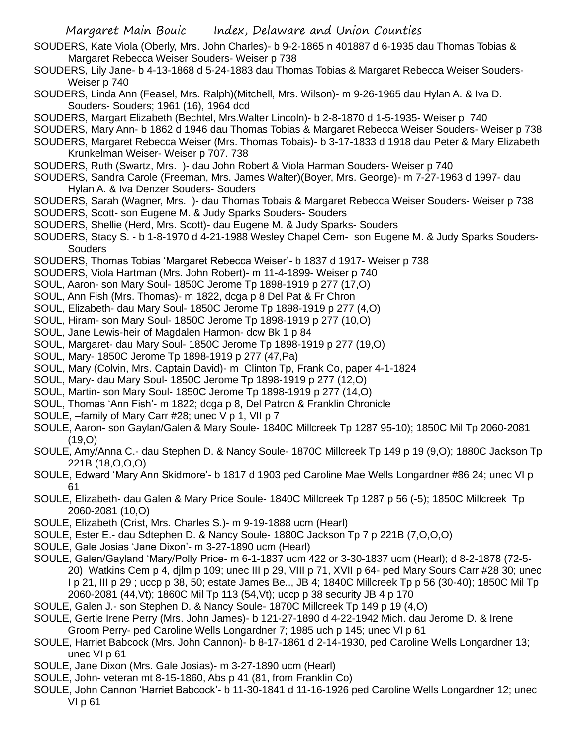SOUDERS, Kate Viola (Oberly, Mrs. John Charles)- b 9-2-1865 n 401887 d 6-1935 dau Thomas Tobias & Margaret Rebecca Weiser Souders- Weiser p 738

SOUDERS, Lily Jane- b 4-13-1868 d 5-24-1883 dau Thomas Tobias & Margaret Rebecca Weiser Souders- Weiser p 740

SOUDERS, Linda Ann (Feasel, Mrs. Ralph)(Mitchell, Mrs. Wilson)- m 9-26-1965 dau Hylan A. & Iva D. Souders- Souders; 1961 (16), 1964 dcd

SOUDERS, Margart Elizabeth (Bechtel, Mrs.Walter Lincoln)- b 2-8-1870 d 1-5-1935- Weiser p 740

SOUDERS, Mary Ann- b 1862 d 1946 dau Thomas Tobias & Margaret Rebecca Weiser Souders- Weiser p 738

SOUDERS, Margaret Rebecca Weiser (Mrs. Thomas Tobais)- b 3-17-1833 d 1918 dau Peter & Mary Elizabeth Krunkelman Weiser- Weiser p 707. 738

SOUDERS, Ruth (Swartz, Mrs. )- dau John Robert & Viola Harman Souders- Weiser p 740

SOUDERS, Sandra Carole (Freeman, Mrs. James Walter)(Boyer, Mrs. George)- m 7-27-1963 d 1997- dau Hylan A. & Iva Denzer Souders- Souders

SOUDERS, Sarah (Wagner, Mrs. )- dau Thomas Tobais & Margaret Rebecca Weiser Souders- Weiser p 738

SOUDERS, Scott- son Eugene M. & Judy Sparks Souders- Souders

SOUDERS, Shellie (Herd, Mrs. Scott)- dau Eugene M. & Judy Sparks- Souders

SOUDERS, Stacy S. - b 1-8-1970 d 4-21-1988 Wesley Chapel Cem- son Eugene M. & Judy Sparks Souders- Souders

SOUDERS, Thomas Tobias 'Margaret Rebecca Weiser'- b 1837 d 1917- Weiser p 738

SOUDERS, Viola Hartman (Mrs. John Robert)- m 11-4-1899- Weiser p 740

SOUL, Aaron- son Mary Soul- 1850C Jerome Tp 1898-1919 p 277 (17,O)

SOUL, Ann Fish (Mrs. Thomas)- m 1822, dcga p 8 Del Pat & Fr Chron

SOUL, Elizabeth- dau Mary Soul- 1850C Jerome Tp 1898-1919 p 277 (4,O)

SOUL, Hiram- son Mary Soul- 1850C Jerome Tp 1898-1919 p 277 (10,O)

SOUL, Jane Lewis-heir of Magdalen Harmon- dcw Bk 1 p 84

SOUL, Margaret- dau Mary Soul- 1850C Jerome Tp 1898-1919 p 277 (19,O)

SOUL, Mary- 1850C Jerome Tp 1898-1919 p 277 (47,Pa)

SOUL, Mary (Colvin, Mrs. Captain David)- m Clinton Tp, Frank Co, paper 4-1-1824

SOUL, Mary- dau Mary Soul- 1850C Jerome Tp 1898-1919 p 277 (12,O)

SOUL, Martin- son Mary Soul- 1850C Jerome Tp 1898-1919 p 277 (14,O)

SOUL, Thomas 'Ann Fish'- m 1822; dcga p 8, Del Patron & Franklin Chronicle

SOULE, –family of Mary Carr #28; unec V p 1, VII p 7

SOULE, Aaron- son Gaylan/Galen & Mary Soule- 1840C Millcreek Tp 1287 95-10); 1850C Mil Tp 2060-2081 (19,O)

SOULE, Amy/Anna C.- dau Stephen D. & Nancy Soule- 1870C Millcreek Tp 149 p 19 (9,O); 1880C Jackson Tp 221B (18,O,O,O)

SOULE, Edward 'Mary Ann Skidmore'- b 1817 d 1903 ped Caroline Mae Wells Longardner #86 24; unec VI p 61

SOULE, Elizabeth- dau Galen & Mary Price Soule- 1840C Millcreek Tp 1287 p 56 (-5); 1850C Millcreek Tp 2060-2081 (10,O)

SOULE, Elizabeth (Crist, Mrs. Charles S.)- m 9-19-1888 ucm (Hearl)

SOULE, Ester E.- dau Sdtephen D. & Nancy Soule- 1880C Jackson Tp 7 p 221B (7,O,O,O)

SOULE, Gale Josias 'Jane Dixon'- m 3-27-1890 ucm (Hearl)

SOULE, Galen/Gayland 'Mary/Polly Price- m 6-1-1837 ucm 422 or 3-30-1837 ucm (Hearl); d 8-2-1878 (72-5-20) Watkins Cem p 4, djlm p 109; unec III p 29, VIII p 71, XVII p 64- ped Mary Sours Carr #28 30; unec I p 21, III p 29 ; uccp p 38, 50; estate James Be.., JB 4; 1840C Millcreek Tp p 56 (30-40); 1850C Mil Tp 2060-2081 (44,Vt); 1860C Mil Tp 113 (54,Vt); uccp p 38 security JB 4 p 170

SOULE, Galen J.- son Stephen D. & Nancy Soule- 1870C Millcreek Tp 149 p 19 (4,O)

SOULE, Gertie Irene Perry (Mrs. John James)- b 121-27-1890 d 4-22-1942 Mich. dau Jerome D. & Irene Groom Perry- ped Caroline Wells Longardner 7; 1985 uch p 145; unec VI p 61

SOULE, Harriet Babcock (Mrs. John Cannon)- b 8-17-1861 d 2-14-1930, ped Caroline Wells Longardner 13; unec VI p 61

SOULE, Jane Dixon (Mrs. Gale Josias)- m 3-27-1890 ucm (Hearl)

SOULE, John- veteran mt 8-15-1860, Abs p 41 (81, from Franklin Co)

SOULE, John Cannon 'Harriet Babcock'- b 11-30-1841 d 11-16-1926 ped Caroline Wells Longardner 12; unec VI p 61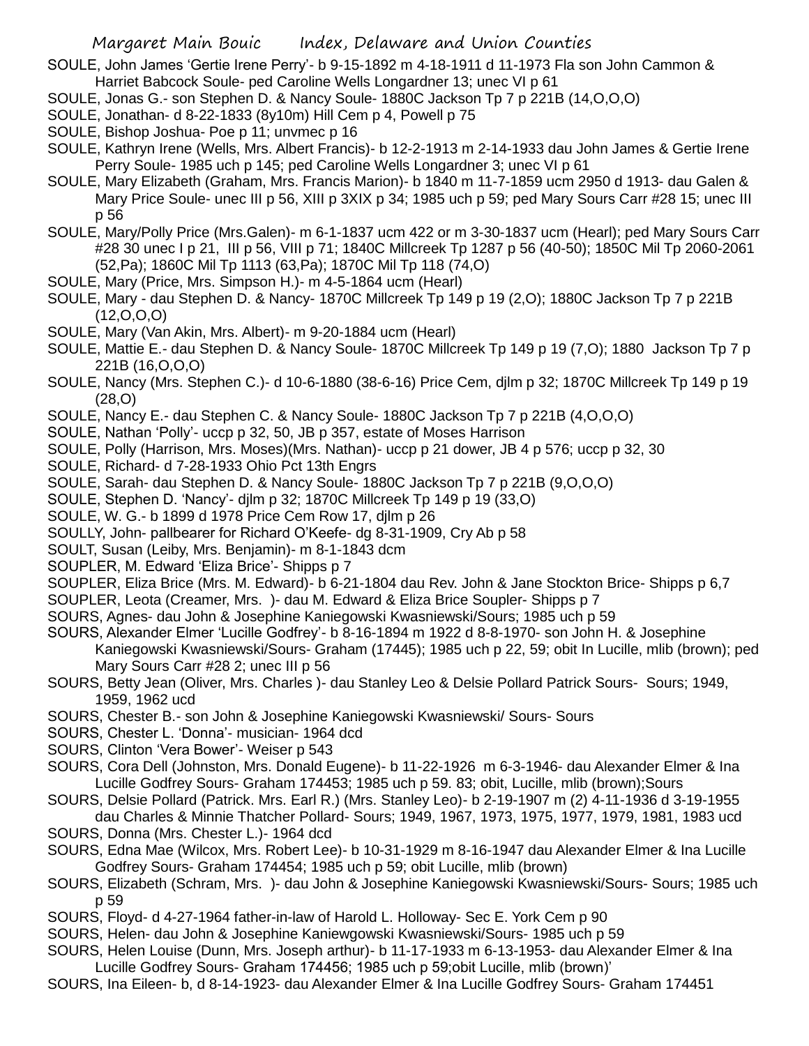SOULE, John James 'Gertie Irene Perry'- b 9-15-1892 m 4-18-1911 d 11-1973 Fla son John Cammon & Harriet Babcock Soule- ped Caroline Wells Longardner 13; unec VI p 61

SOULE, Jonas G.- son Stephen D. & Nancy Soule- 1880C Jackson Tp 7 p 221B (14,O,O,O)

SOULE, Jonathan- d 8-22-1833 (8y10m) Hill Cem p 4, Powell p 75

SOULE, Bishop Joshua- Poe p 11; unvmec p 16

SOULE, Kathryn Irene (Wells, Mrs. Albert Francis)- b 12-2-1913 m 2-14-1933 dau John James & Gertie Irene Perry Soule- 1985 uch p 145; ped Caroline Wells Longardner 3; unec VI p 61

SOULE, Mary Elizabeth (Graham, Mrs. Francis Marion)- b 1840 m 11-7-1859 ucm 2950 d 1913- dau Galen & Mary Price Soule- unec III p 56, XIII p 3XIX p 34; 1985 uch p 59; ped Mary Sours Carr #28 15; unec III p 56

SOULE, Mary/Polly Price (Mrs.Galen)- m 6-1-1837 ucm 422 or m 3-30-1837 ucm (Hearl); ped Mary Sours Carr #28 30 unec I p 21, III p 56, VIII p 71; 1840C Millcreek Tp 1287 p 56 (40-50); 1850C Mil Tp 2060-2061 (52,Pa); 1860C Mil Tp 1113 (63,Pa); 1870C Mil Tp 118 (74,O)

SOULE, Mary (Price, Mrs. Simpson H.)- m 4-5-1864 ucm (Hearl)

SOULE, Mary - dau Stephen D. & Nancy- 1870C Millcreek Tp 149 p 19 (2,O); 1880C Jackson Tp 7 p 221B (12,O,O,O)

SOULE, Mary (Van Akin, Mrs. Albert)- m 9-20-1884 ucm (Hearl)

SOULE, Mattie E.- dau Stephen D. & Nancy Soule- 1870C Millcreek Tp 149 p 19 (7,O); 1880 Jackson Tp 7 p 221B (16,O,O,O)

SOULE, Nancy (Mrs. Stephen C.)- d 10-6-1880 (38-6-16) Price Cem, djlm p 32; 1870C Millcreek Tp 149 p 19 (28,O)

SOULE, Nancy E.- dau Stephen C. & Nancy Soule- 1880C Jackson Tp 7 p 221B (4,O,O,O)

SOULE, Nathan 'Polly'- uccp p 32, 50, JB p 357, estate of Moses Harrison

SOULE, Polly (Harrison, Mrs. Moses)(Mrs. Nathan)- uccp p 21 dower, JB 4 p 576; uccp p 32, 30

SOULE, Richard- d 7-28-1933 Ohio Pct 13th Engrs

SOULE, Sarah- dau Stephen D. & Nancy Soule- 1880C Jackson Tp 7 p 221B (9,O,O,O)

SOULE, Stephen D. 'Nancy'- djlm p 32; 1870C Millcreek Tp 149 p 19 (33,O)

SOULE, W. G.- b 1899 d 1978 Price Cem Row 17, djlm p 26

SOULLY, John- pallbearer for Richard O'Keefe- dg 8-31-1909, Cry Ab p 58

SOULT, Susan (Leiby, Mrs. Benjamin)- m 8-1-1843 dcm

SOUPLER, M. Edward 'Eliza Brice'- Shipps p 7

SOUPLER, Eliza Brice (Mrs. M. Edward)- b 6-21-1804 dau Rev. John & Jane Stockton Brice- Shipps p 6,7

SOUPLER, Leota (Creamer, Mrs. )- dau M. Edward & Eliza Brice Soupler- Shipps p 7

SOURS, Agnes- dau John & Josephine Kaniegowski Kwasniewski/Sours; 1985 uch p 59

SOURS, Alexander Elmer 'Lucille Godfrey'- b 8-16-1894 m 1922 d 8-8-1970- son John H. & Josephine Kaniegowski Kwasniewski/Sours- Graham (17445); 1985 uch p 22, 59; obit In Lucille, mlib (brown); ped Mary Sours Carr #28 2; unec III p 56

SOURS, Betty Jean (Oliver, Mrs. Charles )- dau Stanley Leo & Delsie Pollard Patrick Sours- Sours; 1949, 1959, 1962 ucd

SOURS, Chester B.- son John & Josephine Kaniegowski Kwasniewski/ Sours- Sours

SOURS, Chester L. 'Donna'- musician- 1964 dcd

SOURS, Clinton 'Vera Bower'- Weiser p 543

SOURS, Cora Dell (Johnston, Mrs. Donald Eugene)- b 11-22-1926 m 6-3-1946- dau Alexander Elmer & Ina Lucille Godfrey Sours- Graham 174453; 1985 uch p 59. 83; obit, Lucille, mlib (brown);Sours

SOURS, Delsie Pollard (Patrick. Mrs. Earl R.) (Mrs. Stanley Leo)- b 2-19-1907 m (2) 4-11-1936 d 3-19-1955 dau Charles & Minnie Thatcher Pollard- Sours; 1949, 1967, 1973, 1975, 1977, 1979, 1981, 1983 ucd

SOURS, Donna (Mrs. Chester L.)- 1964 dcd

SOURS, Edna Mae (Wilcox, Mrs. Robert Lee)- b 10-31-1929 m 8-16-1947 dau Alexander Elmer & Ina Lucille Godfrey Sours- Graham 174454; 1985 uch p 59; obit Lucille, mlib (brown)

SOURS, Elizabeth (Schram, Mrs. )- dau John & Josephine Kaniegowski Kwasniewski/Sours- Sours; 1985 uch p 59

SOURS, Floyd- d 4-27-1964 father-in-law of Harold L. Holloway- Sec E. York Cem p 90

SOURS, Helen- dau John & Josephine Kaniewgowski Kwasniewski/Sours- 1985 uch p 59

SOURS, Helen Louise (Dunn, Mrs. Joseph arthur)- b 11-17-1933 m 6-13-1953- dau Alexander Elmer & Ina Lucille Godfrey Sours- Graham 174456; 1985 uch p 59;obit Lucille, mlib (brown)'

SOURS, Ina Eileen- b, d 8-14-1923- dau Alexander Elmer & Ina Lucille Godfrey Sours- Graham 174451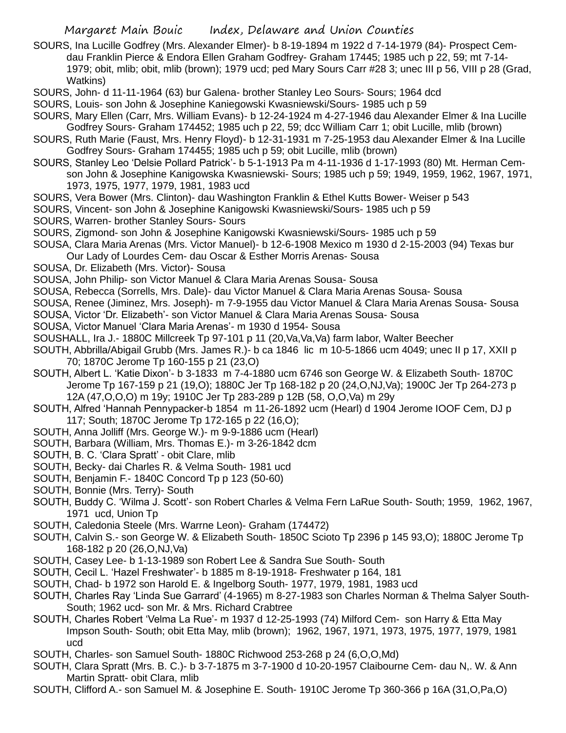SOURS, Ina Lucille Godfrey (Mrs. Alexander Elmer)- b 8-19-1894 m 1922 d 7-14-1979 (84)- Prospect Cem- dau Franklin Pierce & Endora Ellen Graham Godfrey- Graham 17445; 1985 uch p 22, 59; mt 7-14-1979; obit, mlib; obit, mlib (brown); 1979 ucd; ped Mary Sours Carr #28 3; unec III p 56, VIII p 28 (Grad, Watkins)

SOURS, John- d 11-11-1964 (63) bur Galena- brother Stanley Leo Sours- Sours; 1964 dcd

SOURS, Louis- son John & Josephine Kaniegowski Kwasniewski/Sours- 1985 uch p 59

SOURS, Mary Ellen (Carr, Mrs. William Evans)- b 12-24-1924 m 4-27-1946 dau Alexander Elmer & Ina Lucille Godfrey Sours- Graham 174452; 1985 uch p 22, 59; dcc William Carr 1; obit Lucille, mlib (brown)

SOURS, Ruth Marie (Faust, Mrs. Henry Floyd)- b 12-31-1931 m 7-25-1953 dau Alexander Elmer & Ina Lucille Godfrey Sours- Graham 174455; 1985 uch p 59; obit Lucille, mlib (brown)

SOURS, Stanley Leo 'Delsie Pollard Patrick'- b 5-1-1913 Pa m 4-11-1936 d 1-17-1993 (80) Mt. Herman Cem- son John & Josephine Kanigowska Kwasniewski- Sours; 1985 uch p 59; 1949, 1959, 1962, 1967, 1971, 1973, 1975, 1977, 1979, 1981, 1983 ucd

SOURS, Vera Bower (Mrs. Clinton)- dau Washington Franklin & Ethel Kutts Bower- Weiser p 543

SOURS, Vincent- son John & Josephine Kanigowski Kwasniewski/Sours- 1985 uch p 59

SOURS, Warren- brother Stanley Sours- Sours

SOURS, Zigmond- son John & Josephine Kanigowski Kwasniewski/Sours- 1985 uch p 59

SOUSA, Clara Maria Arenas (Mrs. Victor Manuel)- b 12-6-1908 Mexico m 1930 d 2-15-2003 (94) Texas bur Our Lady of Lourdes Cem- dau Oscar & Esther Morris Arenas- Sousa

SOUSA, Dr. Elizabeth (Mrs. Victor)- Sousa

SOUSA, John Philip- son Victor Manuel & Clara Maria Arenas Sousa- Sousa

SOUSA, Rebecca (Sorrells, Mrs. Dale)- dau Victor Manuel & Clara Maria Arenas Sousa- Sousa

SOUSA, Renee (Jiminez, Mrs. Joseph)- m 7-9-1955 dau Victor Manuel & Clara Maria Arenas Sousa- Sousa

SOUSA, Victor 'Dr. Elizabeth'- son Victor Manuel & Clara Maria Arenas Sousa- Sousa

SOUSA, Victor Manuel 'Clara Maria Arenas'- m 1930 d 1954- Sousa

SOUSHALL, Ira J.- 1880C Millcreek Tp 97-101 p 11 (20,Va,Va,Va) farm labor, Walter Beecher

SOUTH, Abbrilla/Abigail Grubb (Mrs. James R.)- b ca 1846 lic m 10-5-1866 ucm 4049; unec II p 17, XXII p 70; 1870C Jerome Tp 160-155 p 21 (23,O)

SOUTH, Albert L. 'Katie Dixon'- b 3-1833 m 7-4-1880 ucm 6746 son George W. & Elizabeth South- 1870C Jerome Tp 167-159 p 21 (19,O); 1880C Jer Tp 168-182 p 20 (24,O,NJ,Va); 1900C Jer Tp 264-273 p 12A (47,O,O,O) m 19y; 1910C Jer Tp 283-289 p 12B (58, O,O,Va) m 29y

SOUTH, Alfred 'Hannah Pennypacker-b 1854 m 11-26-1892 ucm (Hearl) d 1904 Jerome IOOF Cem, DJ p 117; South; 1870C Jerome Tp 172-165 p 22 (16,O);

SOUTH, Anna Jolliff (Mrs. George W.)- m 9-9-1886 ucm (Hearl)

SOUTH, Barbara (William, Mrs. Thomas E.)- m 3-26-1842 dcm

SOUTH, B. C. 'Clara Spratt' - obit Clare, mlib

SOUTH, Becky- dai Charles R. & Velma South- 1981 ucd

SOUTH, Benjamin F.- 1840C Concord Tp p 123 (50-60)

SOUTH, Bonnie (Mrs. Terry)- South

SOUTH, Buddy C. 'Wilma J. Scott'- son Robert Charles & Velma Fern LaRue South- South; 1959, 1962, 1967, 1971 ucd, Union Tp

SOUTH, Caledonia Steele (Mrs. Warrne Leon)- Graham (174472)

SOUTH, Calvin S.- son George W. & Elizabeth South- 1850C Scioto Tp 2396 p 145 93,O); 1880C Jerome Tp 168-182 p 20 (26,O,NJ,Va)

SOUTH, Casey Lee- b 1-13-1989 son Robert Lee & Sandra Sue South- South

SOUTH, Cecil L. 'Hazel Freshwater'- b 1885 m 8-19-1918- Freshwater p 164, 181

SOUTH, Chad- b 1972 son Harold E. & Ingelborg South- 1977, 1979, 1981, 1983 ucd

SOUTH, Charles Ray 'Linda Sue Garrard' (4-1965) m 8-27-1983 son Charles Norman & Thelma Salyer South- South; 1962 ucd- son Mr. & Mrs. Richard Crabtree

SOUTH, Charles Robert 'Velma La Rue'- m 1937 d 12-25-1993 (74) Milford Cem- son Harry & Etta May Impson South- South; obit Etta May, mlib (brown); 1962, 1967, 1971, 1973, 1975, 1977, 1979, 1981 ucd

SOUTH, Charles- son Samuel South- 1880C Richwood 253-268 p 24 (6,O,O,Md)

SOUTH, Clara Spratt (Mrs. B. C.)- b 3-7-1875 m 3-7-1900 d 10-20-1957 Claibourne Cem- dau N,. W. & Ann Martin Spratt- obit Clara, mlib

SOUTH, Clifford A.- son Samuel M. & Josephine E. South- 1910C Jerome Tp 360-366 p 16A (31,O,Pa,O)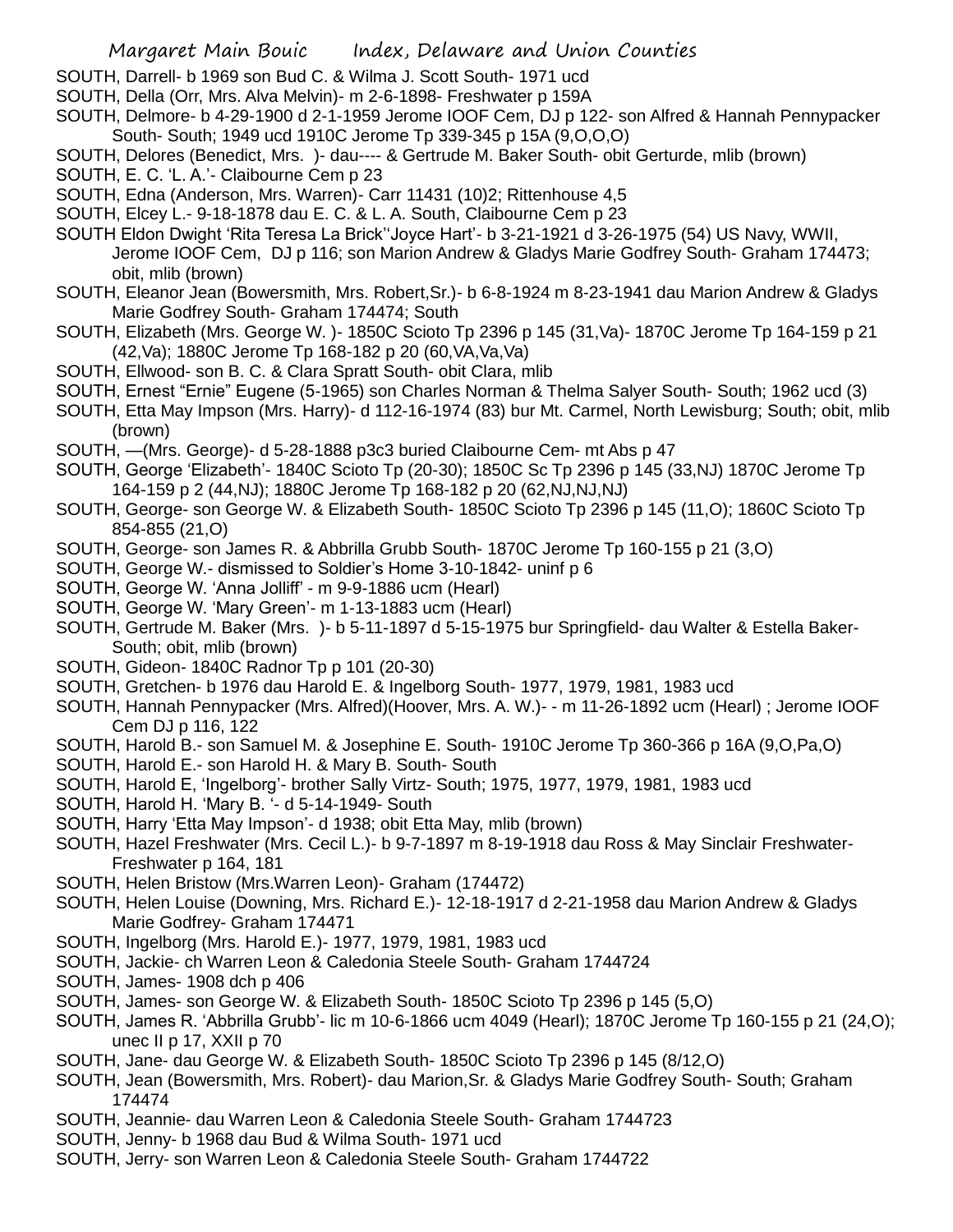SOUTH, Darrell- b 1969 son Bud C. & Wilma J. Scott South- 1971 ucd

SOUTH, Della (Orr, Mrs. Alva Melvin)- m 2-6-1898- Freshwater p 159A

SOUTH, Delmore- b 4-29-1900 d 2-1-1959 Jerome IOOF Cem, DJ p 122- son Alfred & Hannah Pennypacker South- South; 1949 ucd 1910C Jerome Tp 339-345 p 15A (9,O,O,O)

SOUTH, Delores (Benedict, Mrs. )- dau---- & Gertrude M. Baker South- obit Gerturde, mlib (brown)

SOUTH, E. C. 'L. A.'- Claibourne Cem p 23

SOUTH, Edna (Anderson, Mrs. Warren)- Carr 11431 (10)2; Rittenhouse 4,5

SOUTH, Elcey L.- 9-18-1878 dau E. C. & L. A. South, Claibourne Cem p 23

SOUTH Eldon Dwight 'Rita Teresa La Brick''Joyce Hart'- b 3-21-1921 d 3-26-1975 (54) US Navy, WWII, Jerome IOOF Cem, DJ p 116; son Marion Andrew & Gladys Marie Godfrey South- Graham 174473; obit, mlib (brown)

SOUTH, Eleanor Jean (Bowersmith, Mrs. Robert,Sr.)- b 6-8-1924 m 8-23-1941 dau Marion Andrew & Gladys Marie Godfrey South- Graham 174474; South

SOUTH, Elizabeth (Mrs. George W. )- 1850C Scioto Tp 2396 p 145 (31,Va)- 1870C Jerome Tp 164-159 p 21 (42,Va); 1880C Jerome Tp 168-182 p 20 (60,VA,Va,Va)

SOUTH, Ellwood- son B. C. & Clara Spratt South- obit Clara, mlib

SOUTH, Ernest "Ernie" Eugene (5-1965) son Charles Norman & Thelma Salyer South- South; 1962 ucd (3)

SOUTH, Etta May Impson (Mrs. Harry)- d 112-16-1974 (83) bur Mt. Carmel, North Lewisburg; South; obit, mlib (brown)

SOUTH, —(Mrs. George)- d 5-28-1888 p3c3 buried Claibourne Cem- mt Abs p 47

SOUTH, George 'Elizabeth'- 1840C Scioto Tp (20-30); 1850C Sc Tp 2396 p 145 (33,NJ) 1870C Jerome Tp 164-159 p 2 (44,NJ); 1880C Jerome Tp 168-182 p 20 (62,NJ,NJ,NJ)

SOUTH, George- son George W. & Elizabeth South- 1850C Scioto Tp 2396 p 145 (11,O); 1860C Scioto Tp 854-855 (21,O)

SOUTH, George- son James R. & Abbrilla Grubb South- 1870C Jerome Tp 160-155 p 21 (3,O)

SOUTH, George W.- dismissed to Soldier's Home 3-10-1842- uninf p 6

SOUTH, George W. 'Anna Jolliff' - m 9-9-1886 ucm (Hearl)

SOUTH, George W. 'Mary Green'- m 1-13-1883 ucm (Hearl)

SOUTH, Gertrude M. Baker (Mrs. )- b 5-11-1897 d 5-15-1975 bur Springfield- dau Walter & Estella Baker- South; obit, mlib (brown)

SOUTH, Gideon- 1840C Radnor Tp p 101 (20-30)

SOUTH, Gretchen- b 1976 dau Harold E. & Ingelborg South- 1977, 1979, 1981, 1983 ucd

SOUTH, Hannah Pennypacker (Mrs. Alfred)(Hoover, Mrs. A. W.)- - m 11-26-1892 ucm (Hearl) ; Jerome IOOF Cem DJ p 116, 122

SOUTH, Harold B.- son Samuel M. & Josephine E. South- 1910C Jerome Tp 360-366 p 16A (9,O,Pa,O)

SOUTH, Harold E.- son Harold H. & Mary B. South- South

SOUTH, Harold E, 'Ingelborg'- brother Sally Virtz- South; 1975, 1977, 1979, 1981, 1983 ucd

SOUTH, Harold H. 'Mary B. '- d 5-14-1949- South

SOUTH, Harry 'Etta May Impson'- d 1938; obit Etta May, mlib (brown)

SOUTH, Hazel Freshwater (Mrs. Cecil L.)- b 9-7-1897 m 8-19-1918 dau Ross & May Sinclair Freshwater- Freshwater p 164, 181

SOUTH, Helen Bristow (Mrs.Warren Leon)- Graham (174472)

SOUTH, Helen Louise (Downing, Mrs. Richard E.)- 12-18-1917 d 2-21-1958 dau Marion Andrew & Gladys Marie Godfrey- Graham 174471

SOUTH, Ingelborg (Mrs. Harold E.)- 1977, 1979, 1981, 1983 ucd

SOUTH, Jackie- ch Warren Leon & Caledonia Steele South- Graham 1744724

SOUTH, James- 1908 dch p 406

SOUTH, James- son George W. & Elizabeth South- 1850C Scioto Tp 2396 p 145 (5,O)

SOUTH, James R. 'Abbrilla Grubb'- lic m 10-6-1866 ucm 4049 (Hearl); 1870C Jerome Tp 160-155 p 21 (24,O); unec II p 17, XXII p 70

SOUTH, Jane- dau George W. & Elizabeth South- 1850C Scioto Tp 2396 p 145 (8/12,O)

SOUTH, Jean (Bowersmith, Mrs. Robert)- dau Marion,Sr. & Gladys Marie Godfrey South- South; Graham 174474

SOUTH, Jeannie- dau Warren Leon & Caledonia Steele South- Graham 1744723

SOUTH, Jenny- b 1968 dau Bud & Wilma South- 1971 ucd

SOUTH, Jerry- son Warren Leon & Caledonia Steele South- Graham 1744722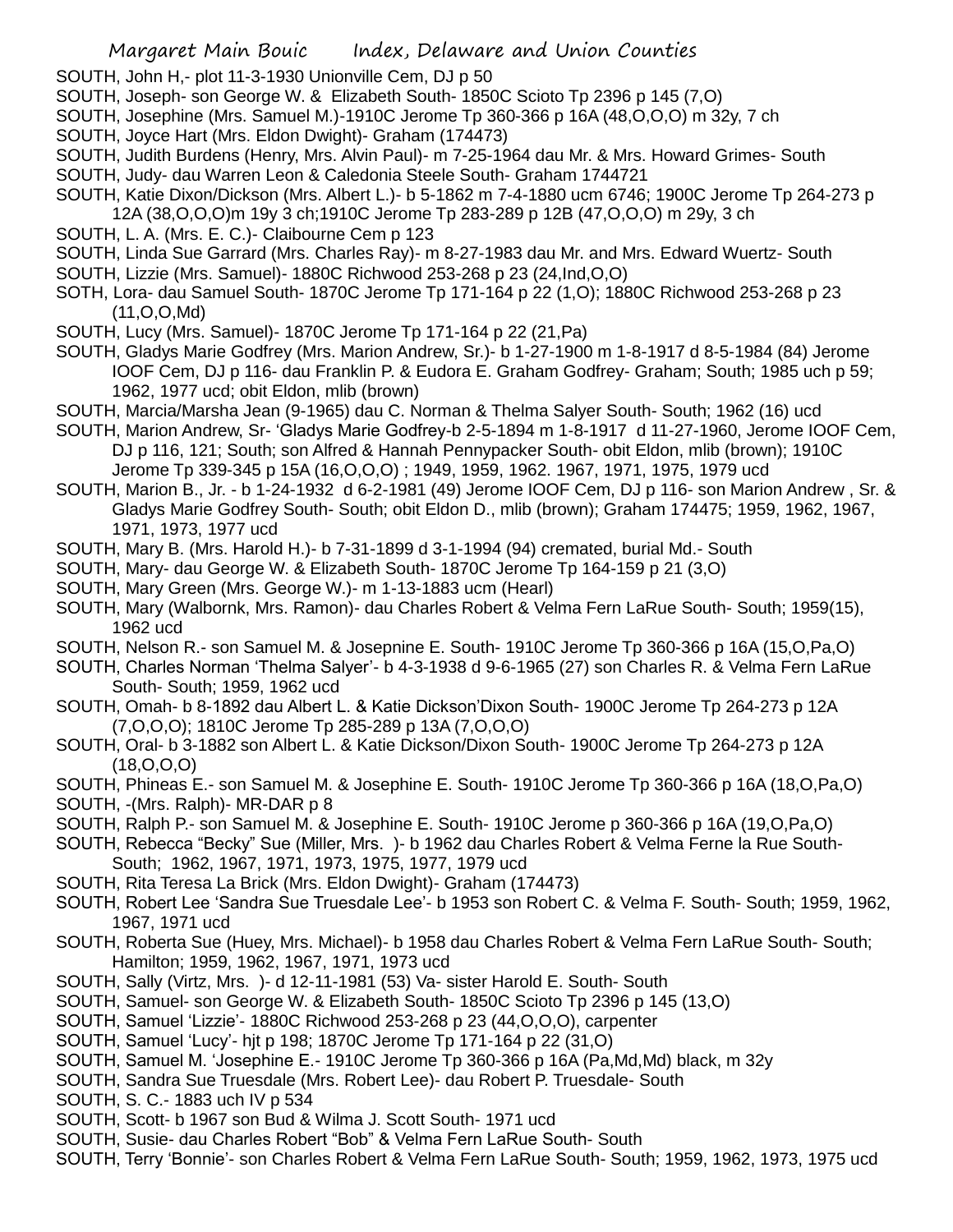SOUTH, John H,- plot 11-3-1930 Unionville Cem, DJ p 50

SOUTH, Joseph- son George W. & Elizabeth South- 1850C Scioto Tp 2396 p 145 (7,O)

SOUTH, Josephine (Mrs. Samuel M.)-1910C Jerome Tp 360-366 p 16A (48,O,O,O) m 32y, 7 ch

SOUTH, Joyce Hart (Mrs. Eldon Dwight)- Graham (174473)

SOUTH, Judith Burdens (Henry, Mrs. Alvin Paul)- m 7-25-1964 dau Mr. & Mrs. Howard Grimes- South

SOUTH, Judy- dau Warren Leon & Caledonia Steele South- Graham 1744721

SOUTH, Katie Dixon/Dickson (Mrs. Albert L.)- b 5-1862 m 7-4-1880 ucm 6746; 1900C Jerome Tp 264-273 p 12A (38,O,O,O)m 19y 3 ch;1910C Jerome Tp 283-289 p 12B (47,O,O,O) m 29y, 3 ch

SOUTH, L. A. (Mrs. E. C.)- Claibourne Cem p 123

SOUTH, Linda Sue Garrard (Mrs. Charles Ray)- m 8-27-1983 dau Mr. and Mrs. Edward Wuertz- South

SOUTH, Lizzie (Mrs. Samuel)- 1880C Richwood 253-268 p 23 (24,Ind,O,O)

SOTH, Lora- dau Samuel South- 1870C Jerome Tp 171-164 p 22 (1,O); 1880C Richwood 253-268 p 23 (11,O,O,Md)

SOUTH, Lucy (Mrs. Samuel)- 1870C Jerome Tp 171-164 p 22 (21,Pa)

SOUTH, Gladys Marie Godfrey (Mrs. Marion Andrew, Sr.)- b 1-27-1900 m 1-8-1917 d 8-5-1984 (84) Jerome IOOF Cem, DJ p 116- dau Franklin P. & Eudora E. Graham Godfrey- Graham; South; 1985 uch p 59; 1962, 1977 ucd; obit Eldon, mlib (brown)

SOUTH, Marcia/Marsha Jean (9-1965) dau C. Norman & Thelma Salyer South- South; 1962 (16) ucd

SOUTH, Marion Andrew, Sr- 'Gladys Marie Godfrey-b 2-5-1894 m 1-8-1917 d 11-27-1960, Jerome IOOF Cem, DJ p 116, 121; South; son Alfred & Hannah Pennypacker South- obit Eldon, mlib (brown); 1910C Jerome Tp 339-345 p 15A (16,O,O,O) ; 1949, 1959, 1962. 1967, 1971, 1975, 1979 ucd

SOUTH, Marion B., Jr. - b 1-24-1932 d 6-2-1981 (49) Jerome IOOF Cem, DJ p 116- son Marion Andrew , Sr. & Gladys Marie Godfrey South- South; obit Eldon D., mlib (brown); Graham 174475; 1959, 1962, 1967, 1971, 1973, 1977 ucd

SOUTH, Mary B. (Mrs. Harold H.)- b 7-31-1899 d 3-1-1994 (94) cremated, burial Md.- South

SOUTH, Mary- dau George W. & Elizabeth South- 1870C Jerome Tp 164-159 p 21 (3,O)

SOUTH, Mary Green (Mrs. George W.)- m 1-13-1883 ucm (Hearl)

SOUTH, Mary (Walbornk, Mrs. Ramon)- dau Charles Robert & Velma Fern LaRue South- South; 1959(15), 1962 ucd

SOUTH, Nelson R.- son Samuel M. & Josepnine E. South- 1910C Jerome Tp 360-366 p 16A (15,O,Pa,O)

SOUTH, Charles Norman 'Thelma Salyer'- b 4-3-1938 d 9-6-1965 (27) son Charles R. & Velma Fern LaRue South- South; 1959, 1962 ucd

SOUTH, Omah- b 8-1892 dau Albert L. & Katie Dickson'Dixon South- 1900C Jerome Tp 264-273 p 12A (7,O,O,O); 1810C Jerome Tp 285-289 p 13A (7,O,O,O)

SOUTH, Oral- b 3-1882 son Albert L. & Katie Dickson/Dixon South- 1900C Jerome Tp 264-273 p 12A (18,O,O,O)

SOUTH, Phineas E.- son Samuel M. & Josephine E. South- 1910C Jerome Tp 360-366 p 16A (18,O,Pa,O)

SOUTH, -(Mrs. Ralph)- MR-DAR p 8

SOUTH, Ralph P.- son Samuel M. & Josephine E. South- 1910C Jerome p 360-366 p 16A (19,O,Pa,O)

SOUTH, Rebecca "Becky" Sue (Miller, Mrs. )- b 1962 dau Charles Robert & Velma Ferne la Rue South- South; 1962, 1967, 1971, 1973, 1975, 1977, 1979 ucd

SOUTH, Rita Teresa La Brick (Mrs. Eldon Dwight)- Graham (174473)

SOUTH, Robert Lee 'Sandra Sue Truesdale Lee'- b 1953 son Robert C. & Velma F. South- South; 1959, 1962, 1967, 1971 ucd

SOUTH, Roberta Sue (Huey, Mrs. Michael)- b 1958 dau Charles Robert & Velma Fern LaRue South- South; Hamilton; 1959, 1962, 1967, 1971, 1973 ucd

SOUTH, Sally (Virtz, Mrs. )- d 12-11-1981 (53) Va- sister Harold E. South- South

SOUTH, Samuel- son George W. & Elizabeth South- 1850C Scioto Tp 2396 p 145 (13,O)

SOUTH, Samuel 'Lizzie'- 1880C Richwood 253-268 p 23 (44,O,O,O), carpenter

SOUTH, Samuel 'Lucy'- hjt p 198; 1870C Jerome Tp 171-164 p 22 (31,O)

SOUTH, Samuel M. 'Josephine E.- 1910C Jerome Tp 360-366 p 16A (Pa,Md,Md) black, m 32y

SOUTH, Sandra Sue Truesdale (Mrs. Robert Lee)- dau Robert P. Truesdale- South

SOUTH, S. C.- 1883 uch IV p 534

SOUTH, Scott- b 1967 son Bud & Wilma J. Scott South- 1971 ucd

SOUTH, Susie- dau Charles Robert "Bob" & Velma Fern LaRue South- South

SOUTH, Terry 'Bonnie'- son Charles Robert & Velma Fern LaRue South- South; 1959, 1962, 1973, 1975 ucd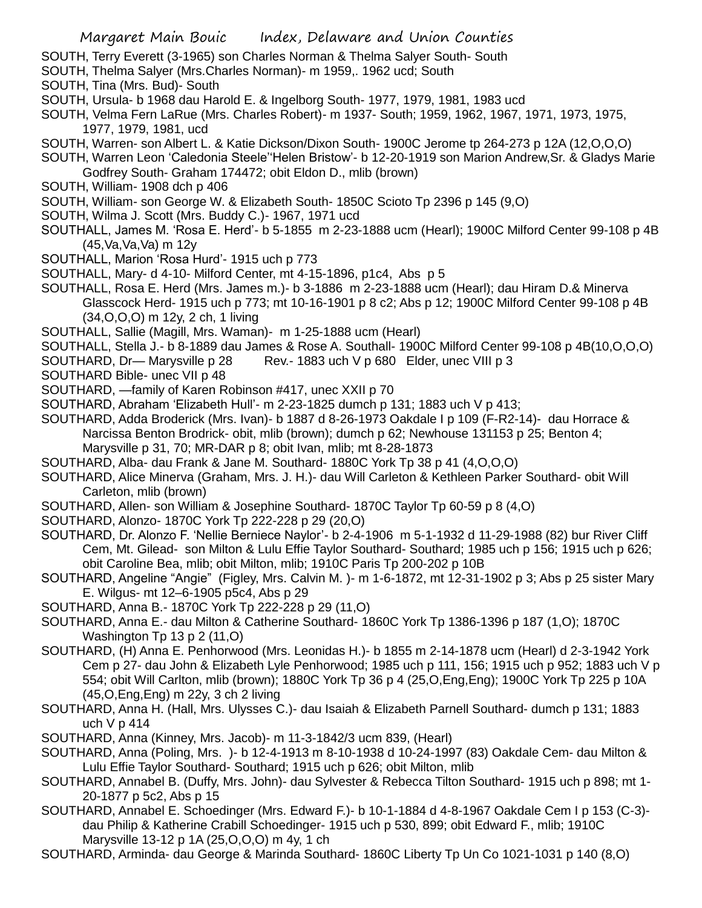SOUTH, Terry Everett (3-1965) son Charles Norman & Thelma Salyer South- South

SOUTH, Thelma Salyer (Mrs.Charles Norman)- m 1959,. 1962 ucd; South

SOUTH, Tina (Mrs. Bud)- South

SOUTH, Ursula- b 1968 dau Harold E. & Ingelborg South- 1977, 1979, 1981, 1983 ucd

SOUTH, Velma Fern LaRue (Mrs. Charles Robert)- m 1937- South; 1959, 1962, 1967, 1971, 1973, 1975, 1977, 1979, 1981, ucd

SOUTH, Warren- son Albert L. & Katie Dickson/Dixon South- 1900C Jerome tp 264-273 p 12A (12,O,O,O)

SOUTH, Warren Leon 'Caledonia Steele''Helen Bristow'- b 12-20-1919 son Marion Andrew,Sr. & Gladys Marie Godfrey South- Graham 174472; obit Eldon D., mlib (brown)

SOUTH, William- 1908 dch p 406

SOUTH, William- son George W. & Elizabeth South- 1850C Scioto Tp 2396 p 145 (9,O)

SOUTH, Wilma J. Scott (Mrs. Buddy C.)- 1967, 1971 ucd

SOUTHALL, James M. 'Rosa E. Herd'- b 5-1855 m 2-23-1888 ucm (Hearl); 1900C Milford Center 99-108 p 4B (45,Va,Va,Va) m 12y

SOUTHALL, Marion 'Rosa Hurd'- 1915 uch p 773

SOUTHALL, Mary- d 4-10- Milford Center, mt 4-15-1896, p1c4, Abs p 5

SOUTHALL, Rosa E. Herd (Mrs. James m.)- b 3-1886 m 2-23-1888 ucm (Hearl); dau Hiram D.& Minerva Glasscock Herd- 1915 uch p 773; mt 10-16-1901 p 8 c2; Abs p 12; 1900C Milford Center 99-108 p 4B (34,O,O,O) m 12y, 2 ch, 1 living

SOUTHALL, Sallie (Magill, Mrs. Waman)- m 1-25-1888 ucm (Hearl)

SOUTHALL, Stella J.- b 8-1889 dau James & Rose A. Southall- 1900C Milford Center 99-108 p 4B(10,O,O,O)

SOUTHARD, Dr— Marysville p 28 Rev.- 1883 uch V p 680 Elder, unec VIII p 3

SOUTHARD Bible- unec VII p 48

SOUTHARD, —family of Karen Robinson #417, unec XXII p 70

SOUTHARD, Abraham 'Elizabeth Hull'- m 2-23-1825 dumch p 131; 1883 uch V p 413;

SOUTHARD, Adda Broderick (Mrs. Ivan)- b 1887 d 8-26-1973 Oakdale I p 109 (F-R2-14)- dau Horrace & Narcissa Benton Brodrick- obit, mlib (brown); dumch p 62; Newhouse 131153 p 25; Benton 4; Marysville p 31, 70; MR-DAR p 8; obit Ivan, mlib; mt 8-28-1873

SOUTHARD, Alba- dau Frank & Jane M. Southard- 1880C York Tp 38 p 41 (4,O,O,O)

SOUTHARD, Alice Minerva (Graham, Mrs. J. H.)- dau Will Carleton & Kethleen Parker Southard- obit Will Carleton, mlib (brown)

SOUTHARD, Allen- son William & Josephine Southard- 1870C Taylor Tp 60-59 p 8 (4,O)

SOUTHARD, Alonzo- 1870C York Tp 222-228 p 29 (20,O)

SOUTHARD, Dr. Alonzo F. 'Nellie Berniece Naylor'- b 2-4-1906 m 5-1-1932 d 11-29-1988 (82) bur River Cliff Cem, Mt. Gilead- son Milton & Lulu Effie Taylor Southard- Southard; 1985 uch p 156; 1915 uch p 626; obit Caroline Bea, mlib; obit Milton, mlib; 1910C Paris Tp 200-202 p 10B

SOUTHARD, Angeline "Angie" (Figley, Mrs. Calvin M. )- m 1-6-1872, mt 12-31-1902 p 3; Abs p 25 sister Mary E. Wilgus- mt 12–6-1905 p5c4, Abs p 29

SOUTHARD, Anna B.- 1870C York Tp 222-228 p 29 (11,O)

SOUTHARD, Anna E.- dau Milton & Catherine Southard- 1860C York Tp 1386-1396 p 187 (1,O); 1870C Washington Tp 13 p 2 (11,O)

SOUTHARD, (H) Anna E. Penhorwood (Mrs. Leonidas H.)- b 1855 m 2-14-1878 ucm (Hearl) d 2-3-1942 York Cem p 27- dau John & Elizabeth Lyle Penhorwood; 1985 uch p 111, 156; 1915 uch p 952; 1883 uch V p 554; obit Will Carlton, mlib (brown); 1880C York Tp 36 p 4 (25,O,Eng,Eng); 1900C York Tp 225 p 10A (45,O,Eng,Eng) m 22y, 3 ch 2 living

SOUTHARD, Anna H. (Hall, Mrs. Ulysses C.)- dau Isaiah & Elizabeth Parnell Southard- dumch p 131; 1883 uch V p 414

SOUTHARD, Anna (Kinney, Mrs. Jacob)- m 11-3-1842/3 ucm 839, (Hearl)

SOUTHARD, Anna (Poling, Mrs. )- b 12-4-1913 m 8-10-1938 d 10-24-1997 (83) Oakdale Cem- dau Milton & Lulu Effie Taylor Southard- Southard; 1915 uch p 626; obit Milton, mlib

SOUTHARD, Annabel B. (Duffy, Mrs. John)- dau Sylvester & Rebecca Tilton Southard- 1915 uch p 898; mt 1-20-1877 p 5c2, Abs p 15

SOUTHARD, Annabel E. Schoedinger (Mrs. Edward F.)- b 10-1-1884 d 4-8-1967 Oakdale Cem I p 153 (C-3)- dau Philip & Katherine Crabill Schoedinger- 1915 uch p 530, 899; obit Edward F., mlib; 1910C Marysville 13-12 p 1A (25,O,O,O) m 4y, 1 ch

SOUTHARD, Arminda- dau George & Marinda Southard- 1860C Liberty Tp Un Co 1021-1031 p 140 (8,O)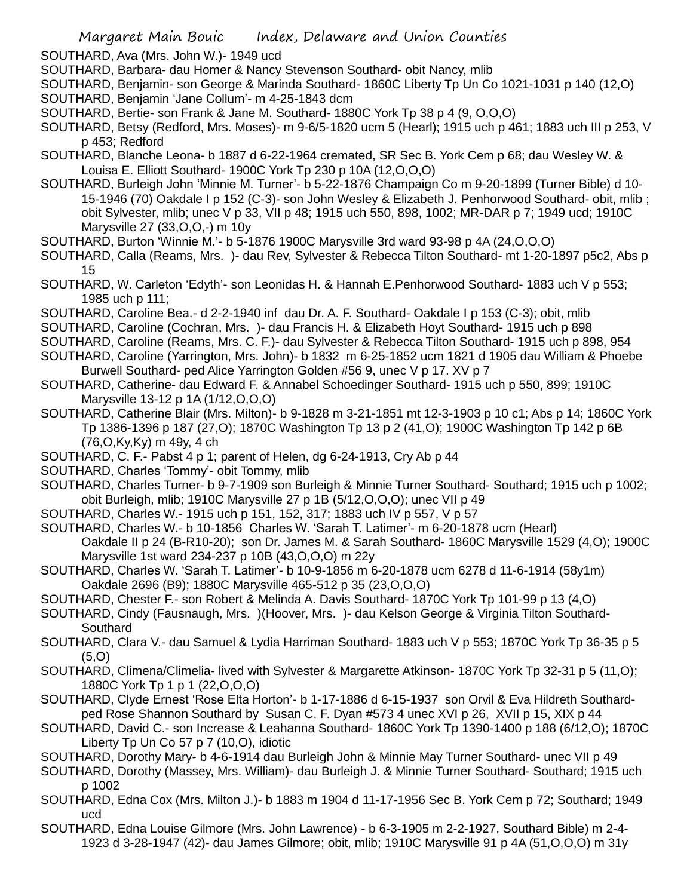SOUTHARD, Ava (Mrs. John W.)- 1949 ucd

SOUTHARD, Barbara- dau Homer & Nancy Stevenson Southard- obit Nancy, mlib

SOUTHARD, Benjamin- son George & Marinda Southard- 1860C Liberty Tp Un Co 1021-1031 p 140 (12,O)

SOUTHARD, Benjamin 'Jane Collum'- m 4-25-1843 dcm

SOUTHARD, Bertie- son Frank & Jane M. Southard- 1880C York Tp 38 p 4 (9, O,O,O)

SOUTHARD, Betsy (Redford, Mrs. Moses)- m 9-6/5-1820 ucm 5 (Hearl); 1915 uch p 461; 1883 uch III p 253, V p 453; Redford

SOUTHARD, Blanche Leona- b 1887 d 6-22-1964 cremated, SR Sec B. York Cem p 68; dau Wesley W. & Louisa E. Elliott Southard- 1900C York Tp 230 p 10A (12,O,O,O)

SOUTHARD, Burleigh John 'Minnie M. Turner'- b 5-22-1876 Champaign Co m 9-20-1899 (Turner Bible) d 10-15-1946 (70) Oakdale I p 152 (C-3)- son John Wesley & Elizabeth J. Penhorwood Southard- obit, mlib ; obit Sylvester, mlib; unec V p 33, VII p 48; 1915 uch 550, 898, 1002; MR-DAR p 7; 1949 ucd; 1910C Marysville 27 (33,O,O,-) m 10y

SOUTHARD, Burton 'Winnie M.'- b 5-1876 1900C Marysville 3rd ward 93-98 p 4A (24,O,O,O)

SOUTHARD, Calla (Reams, Mrs. )- dau Rev, Sylvester & Rebecca Tilton Southard- mt 1-20-1897 p5c2, Abs p 15

SOUTHARD, W. Carleton 'Edyth'- son Leonidas H. & Hannah E.Penhorwood Southard- 1883 uch V p 553; 1985 uch p 111;

SOUTHARD, Caroline Bea.- d 2-2-1940 inf dau Dr. A. F. Southard- Oakdale I p 153 (C-3); obit, mlib

SOUTHARD, Caroline (Cochran, Mrs. )- dau Francis H. & Elizabeth Hoyt Southard- 1915 uch p 898

SOUTHARD, Caroline (Reams, Mrs. C. F.)- dau Sylvester & Rebecca Tilton Southard- 1915 uch p 898, 954

SOUTHARD, Caroline (Yarrington, Mrs. John)- b 1832 m 6-25-1852 ucm 1821 d 1905 dau William & Phoebe Burwell Southard- ped Alice Yarrington Golden #56 9, unec V p 17. XV p 7

SOUTHARD, Catherine- dau Edward F. & Annabel Schoedinger Southard- 1915 uch p 550, 899; 1910C Marysville 13-12 p 1A (1/12,O,O,O)

SOUTHARD, Catherine Blair (Mrs. Milton)- b 9-1828 m 3-21-1851 mt 12-3-1903 p 10 c1; Abs p 14; 1860C York Tp 1386-1396 p 187 (27,O); 1870C Washington Tp 13 p 2 (41,O); 1900C Washington Tp 142 p 6B (76,O,Ky,Ky) m 49y, 4 ch

SOUTHARD, C. F.- Pabst 4 p 1; parent of Helen, dg 6-24-1913, Cry Ab p 44

SOUTHARD, Charles 'Tommy'- obit Tommy, mlib

SOUTHARD, Charles Turner- b 9-7-1909 son Burleigh & Minnie Turner Southard- Southard; 1915 uch p 1002; obit Burleigh, mlib; 1910C Marysville 27 p 1B (5/12,O,O,O); unec VII p 49

SOUTHARD, Charles W.- 1915 uch p 151, 152, 317; 1883 uch IV p 557, V p 57

SOUTHARD, Charles W.- b 10-1856 Charles W. 'Sarah T. Latimer'- m 6-20-1878 ucm (Hearl) Oakdale II p 24 (B-R10-20); son Dr. James M. & Sarah Southard- 1860C Marysville 1529 (4,O); 1900C Marysville 1st ward 234-237 p 10B (43,O,O,O) m 22y

SOUTHARD, Charles W. 'Sarah T. Latimer'- b 10-9-1856 m 6-20-1878 ucm 6278 d 11-6-1914 (58y1m) Oakdale 2696 (B9); 1880C Marysville 465-512 p 35 (23,O,O,O)

SOUTHARD, Chester F.- son Robert & Melinda A. Davis Southard- 1870C York Tp 101-99 p 13 (4,O)

SOUTHARD, Cindy (Fausnaugh, Mrs. )(Hoover, Mrs. )- dau Kelson George & Virginia Tilton Southard- Southard

SOUTHARD, Clara V.- dau Samuel & Lydia Harriman Southard- 1883 uch V p 553; 1870C York Tp 36-35 p 5 (5,O)

SOUTHARD, Climena/Climelia- lived with Sylvester & Margarette Atkinson- 1870C York Tp 32-31 p 5 (11,O); 1880C York Tp 1 p 1 (22,O,O,O)

SOUTHARD, Clyde Ernest 'Rose Elta Horton'- b 1-17-1886 d 6-15-1937 son Orvil & Eva Hildreth Southard- ped Rose Shannon Southard by Susan C. F. Dyan #573 4 unec XVI p 26, XVII p 15, XIX p 44

SOUTHARD, David C.- son Increase & Leahanna Southard- 1860C York Tp 1390-1400 p 188 (6/12,O); 1870C Liberty Tp Un Co 57 p 7 (10,O), idiotic

SOUTHARD, Dorothy Mary- b 4-6-1914 dau Burleigh John & Minnie May Turner Southard- unec VII p 49

SOUTHARD, Dorothy (Massey, Mrs. William)- dau Burleigh J. & Minnie Turner Southard- Southard; 1915 uch p 1002

SOUTHARD, Edna Cox (Mrs. Milton J.)- b 1883 m 1904 d 11-17-1956 Sec B. York Cem p 72; Southard; 1949 ucd

SOUTHARD, Edna Louise Gilmore (Mrs. John Lawrence) - b 6-3-1905 m 2-2-1927, Southard Bible) m 2-4-1923 d 3-28-1947 (42)- dau James Gilmore; obit, mlib; 1910C Marysville 91 p 4A (51,O,O,O) m 31y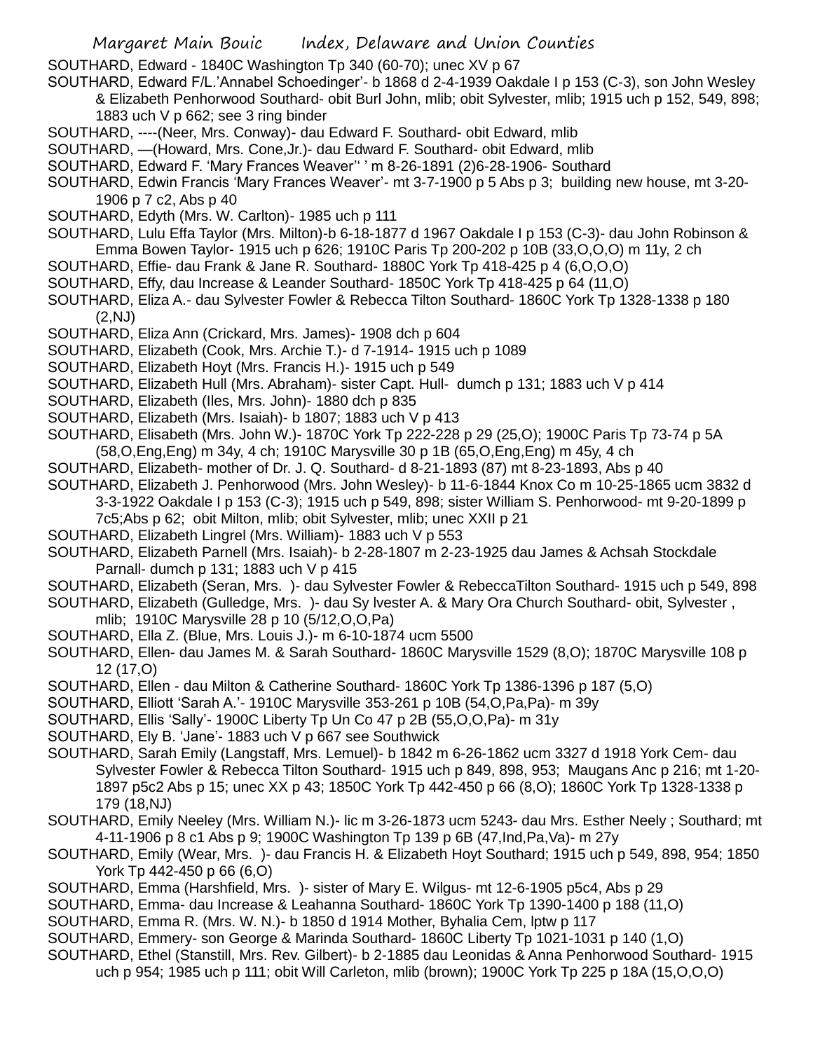SOUTHARD, Edward - 1840C Washington Tp 340 (60-70); unec XV p 67

SOUTHARD, Edward F/L.'Annabel Schoedinger'- b 1868 d 2-4-1939 Oakdale I p 153 (C-3), son John Wesley & Elizabeth Penhorwood Southard- obit Burl John, mlib; obit Sylvester, mlib; 1915 uch p 152, 549, 898; 1883 uch V p 662; see 3 ring binder

SOUTHARD, ----(Neer, Mrs. Conway)- dau Edward F. Southard- obit Edward, mlib

SOUTHARD, —(Howard, Mrs. Cone,Jr.)- dau Edward F. Southard- obit Edward, mlib

SOUTHARD, Edward F. 'Mary Frances Weaver'' ' m 8-26-1891 (2)6-28-1906- Southard

SOUTHARD, Edwin Francis 'Mary Frances Weaver'- mt 3-7-1900 p 5 Abs p 3; building new house, mt 3-20-1906 p 7 c2, Abs p 40

SOUTHARD, Edyth (Mrs. W. Carlton)- 1985 uch p 111

SOUTHARD, Lulu Effa Taylor (Mrs. Milton)-b 6-18-1877 d 1967 Oakdale I p 153 (C-3)- dau John Robinson & Emma Bowen Taylor- 1915 uch p 626; 1910C Paris Tp 200-202 p 10B (33,O,O,O) m 11y, 2 ch

SOUTHARD, Effie- dau Frank & Jane R. Southard- 1880C York Tp 418-425 p 4 (6,O,O,O)

SOUTHARD, Effy, dau Increase & Leander Southard- 1850C York Tp 418-425 p 64 (11,O)

SOUTHARD, Eliza A.- dau Sylvester Fowler & Rebecca Tilton Southard- 1860C York Tp 1328-1338 p 180 (2,NJ)

SOUTHARD, Eliza Ann (Crickard, Mrs. James)- 1908 dch p 604

SOUTHARD, Elizabeth (Cook, Mrs. Archie T.)- d 7-1914- 1915 uch p 1089

SOUTHARD, Elizabeth Hoyt (Mrs. Francis H.)- 1915 uch p 549

SOUTHARD, Elizabeth Hull (Mrs. Abraham)- sister Capt. Hull- dumch p 131; 1883 uch V p 414

SOUTHARD, Elizabeth (Iles, Mrs. John)- 1880 dch p 835

SOUTHARD, Elizabeth (Mrs. Isaiah)- b 1807; 1883 uch V p 413

SOUTHARD, Elisabeth (Mrs. John W.)- 1870C York Tp 222-228 p 29 (25,O); 1900C Paris Tp 73-74 p 5A (58,O,Eng,Eng) m 34y, 4 ch; 1910C Marysville 30 p 1B (65,O,Eng,Eng) m 45y, 4 ch

SOUTHARD, Elizabeth- mother of Dr. J. Q. Southard- d 8-21-1893 (87) mt 8-23-1893, Abs p 40

SOUTHARD, Elizabeth J. Penhorwood (Mrs. John Wesley)- b 11-6-1844 Knox Co m 10-25-1865 ucm 3832 d 3-3-1922 Oakdale I p 153 (C-3); 1915 uch p 549, 898; sister William S. Penhorwood- mt 9-20-1899 p 7c5;Abs p 62; obit Milton, mlib; obit Sylvester, mlib; unec XXII p 21

SOUTHARD, Elizabeth Lingrel (Mrs. William)- 1883 uch V p 553

SOUTHARD, Elizabeth Parnell (Mrs. Isaiah)- b 2-28-1807 m 2-23-1925 dau James & Achsah Stockdale Parnall- dumch p 131; 1883 uch V p 415

SOUTHARD, Elizabeth (Seran, Mrs. )- dau Sylvester Fowler & RebeccaTilton Southard- 1915 uch p 549, 898

SOUTHARD, Elizabeth (Gulledge, Mrs. )- dau Sy lvester A. & Mary Ora Church Southard- obit, Sylvester , mlib; 1910C Marysville 28 p 10 (5/12,O,O,Pa)

SOUTHARD, Ella Z. (Blue, Mrs. Louis J.)- m 6-10-1874 ucm 5500

SOUTHARD, Ellen- dau James M. & Sarah Southard- 1860C Marysville 1529 (8,O); 1870C Marysville 108 p 12 (17,O)

SOUTHARD, Ellen - dau Milton & Catherine Southard- 1860C York Tp 1386-1396 p 187 (5,O)

SOUTHARD, Elliott 'Sarah A.'- 1910C Marysville 353-261 p 10B (54,O,Pa,Pa)- m 39y

SOUTHARD, Ellis 'Sally'- 1900C Liberty Tp Un Co 47 p 2B (55,O,O,Pa)- m 31y

SOUTHARD, Ely B. 'Jane'- 1883 uch V p 667 see Southwick

SOUTHARD, Sarah Emily (Langstaff, Mrs. Lemuel)- b 1842 m 6-26-1862 ucm 3327 d 1918 York Cem- dau Sylvester Fowler & Rebecca Tilton Southard- 1915 uch p 849, 898, 953; Maugans Anc p 216; mt 1-20-1897 p5c2 Abs p 15; unec XX p 43; 1850C York Tp 442-450 p 66 (8,O); 1860C York Tp 1328-1338 p 179 (18,NJ)

SOUTHARD, Emily Neeley (Mrs. William N.)- lic m 3-26-1873 ucm 5243- dau Mrs. Esther Neely ; Southard; mt 4-11-1906 p 8 c1 Abs p 9; 1900C Washington Tp 139 p 6B (47,Ind,Pa,Va)- m 27y

SOUTHARD, Emily (Wear, Mrs. )- dau Francis H. & Elizabeth Hoyt Southard; 1915 uch p 549, 898, 954; 1850 York Tp 442-450 p 66 (6,O)

SOUTHARD, Emma (Harshfield, Mrs. )- sister of Mary E. Wilgus- mt 12-6-1905 p5c4, Abs p 29

SOUTHARD, Emma- dau Increase & Leahanna Southard- 1860C York Tp 1390-1400 p 188 (11,O)

SOUTHARD, Emma R. (Mrs. W. N.)- b 1850 d 1914 Mother, Byhalia Cem, lptw p 117

SOUTHARD, Emmery- son George & Marinda Southard- 1860C Liberty Tp 1021-1031 p 140 (1,O)

SOUTHARD, Ethel (Stanstill, Mrs. Rev. Gilbert)- b 2-1885 dau Leonidas & Anna Penhorwood Southard- 1915 uch p 954; 1985 uch p 111; obit Will Carleton, mlib (brown); 1900C York Tp 225 p 18A (15,O,O,O)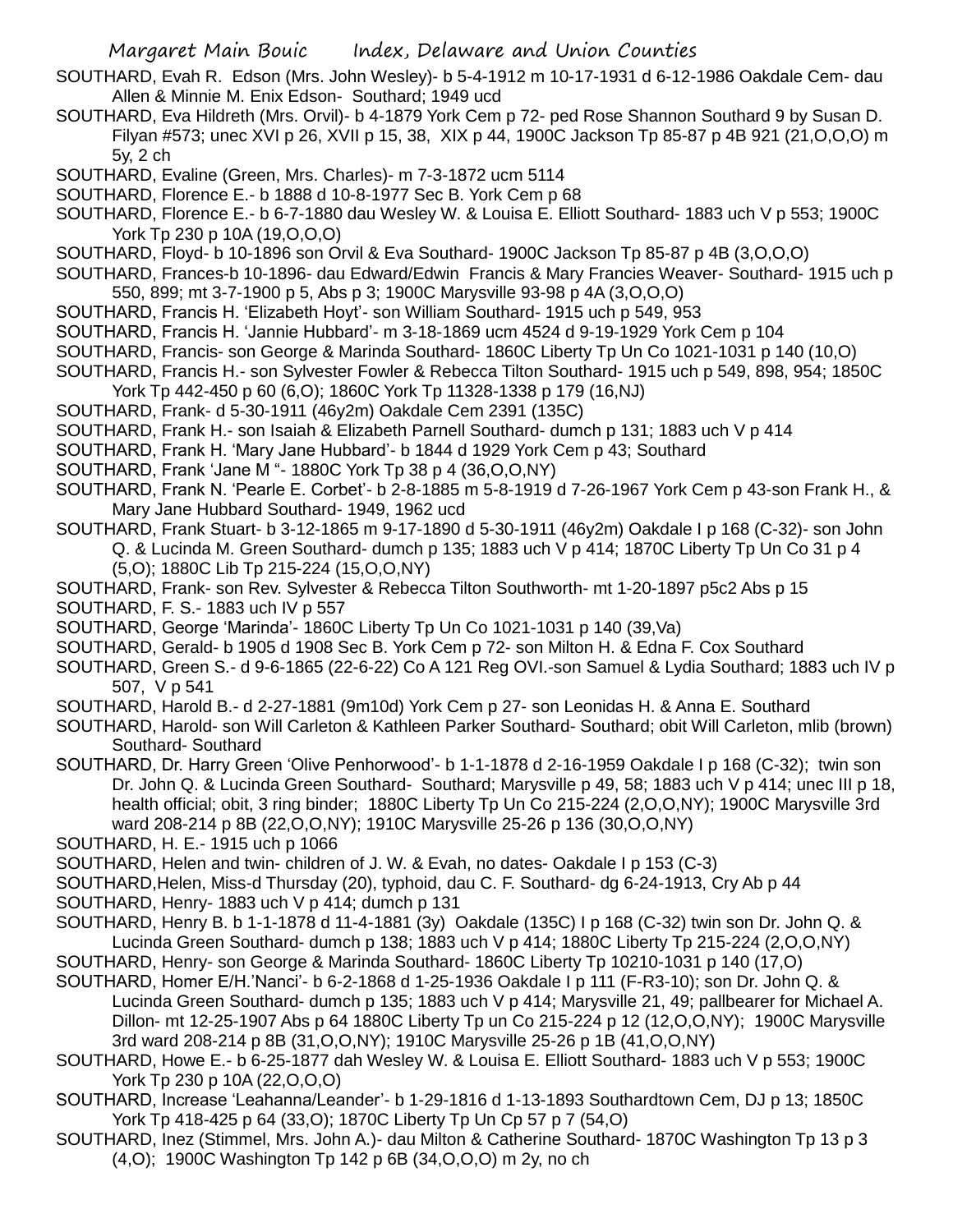SOUTHARD, Evah R. Edson (Mrs. John Wesley)- b 5-4-1912 m 10-17-1931 d 6-12-1986 Oakdale Cem- dau Allen & Minnie M. Enix Edson- Southard; 1949 ucd

SOUTHARD, Eva Hildreth (Mrs. Orvil)- b 4-1879 York Cem p 72- ped Rose Shannon Southard 9 by Susan D. Filyan #573; unec XVI p 26, XVII p 15, 38, XIX p 44, 1900C Jackson Tp 85-87 p 4B 921 (21,O,O,O) m 5y, 2 ch

SOUTHARD, Evaline (Green, Mrs. Charles)- m 7-3-1872 ucm 5114

SOUTHARD, Florence E.- b 1888 d 10-8-1977 Sec B. York Cem p 68

SOUTHARD, Florence E.- b 6-7-1880 dau Wesley W. & Louisa E. Elliott Southard- 1883 uch V p 553; 1900C York Tp 230 p 10A (19,O,O,O)

SOUTHARD, Floyd- b 10-1896 son Orvil & Eva Southard- 1900C Jackson Tp 85-87 p 4B (3,O,O,O)

SOUTHARD, Frances-b 10-1896- dau Edward/Edwin Francis & Mary Francies Weaver- Southard- 1915 uch p 550, 899; mt 3-7-1900 p 5, Abs p 3; 1900C Marysville 93-98 p 4A (3,O,O,O)

SOUTHARD, Francis H. 'Elizabeth Hoyt'- son William Southard- 1915 uch p 549, 953

SOUTHARD, Francis H. 'Jannie Hubbard'- m 3-18-1869 ucm 4524 d 9-19-1929 York Cem p 104

SOUTHARD, Francis- son George & Marinda Southard- 1860C Liberty Tp Un Co 1021-1031 p 140 (10,O)

SOUTHARD, Francis H.- son Sylvester Fowler & Rebecca Tilton Southard- 1915 uch p 549, 898, 954; 1850C York Tp 442-450 p 60 (6,O); 1860C York Tp 11328-1338 p 179 (16,NJ)

SOUTHARD, Frank- d 5-30-1911 (46y2m) Oakdale Cem 2391 (135C)

SOUTHARD, Frank H.- son Isaiah & Elizabeth Parnell Southard- dumch p 131; 1883 uch V p 414

SOUTHARD, Frank H. 'Mary Jane Hubbard'- b 1844 d 1929 York Cem p 43; Southard

SOUTHARD, Frank 'Jane M "- 1880C York Tp 38 p 4 (36,O,O,NY)

SOUTHARD, Frank N. 'Pearle E. Corbet'- b 2-8-1885 m 5-8-1919 d 7-26-1967 York Cem p 43-son Frank H., & Mary Jane Hubbard Southard- 1949, 1962 ucd

SOUTHARD, Frank Stuart- b 3-12-1865 m 9-17-1890 d 5-30-1911 (46y2m) Oakdale I p 168 (C-32)- son John Q. & Lucinda M. Green Southard- dumch p 135; 1883 uch V p 414; 1870C Liberty Tp Un Co 31 p 4 (5,O); 1880C Lib Tp 215-224 (15,O,O,NY)

SOUTHARD, Frank- son Rev. Sylvester & Rebecca Tilton Southworth- mt 1-20-1897 p5c2 Abs p 15

SOUTHARD, F. S.- 1883 uch IV p 557

SOUTHARD, George 'Marinda'- 1860C Liberty Tp Un Co 1021-1031 p 140 (39,Va)

SOUTHARD, Gerald- b 1905 d 1908 Sec B. York Cem p 72- son Milton H. & Edna F. Cox Southard

SOUTHARD, Green S.- d 9-6-1865 (22-6-22) Co A 121 Reg OVI.-son Samuel & Lydia Southard; 1883 uch IV p 507, V p 541

SOUTHARD, Harold B.- d 2-27-1881 (9m10d) York Cem p 27- son Leonidas H. & Anna E. Southard

SOUTHARD, Harold- son Will Carleton & Kathleen Parker Southard- Southard; obit Will Carleton, mlib (brown) Southard- Southard

SOUTHARD, Dr. Harry Green 'Olive Penhorwood'- b 1-1-1878 d 2-16-1959 Oakdale I p 168 (C-32); twin son Dr. John Q. & Lucinda Green Southard- Southard; Marysville p 49, 58; 1883 uch V p 414; unec III p 18, health official; obit, 3 ring binder; 1880C Liberty Tp Un Co 215-224 (2,O,O,NY); 1900C Marysville 3rd ward 208-214 p 8B (22,O,O,NY); 1910C Marysville 25-26 p 136 (30,O,O,NY)

SOUTHARD, H. E.- 1915 uch p 1066

SOUTHARD, Helen and twin- children of J. W. & Evah, no dates- Oakdale I p 153 (C-3)

SOUTHARD,Helen, Miss-d Thursday (20), typhoid, dau C. F. Southard- dg 6-24-1913, Cry Ab p 44

SOUTHARD, Henry- 1883 uch V p 414; dumch p 131

SOUTHARD, Henry B. b 1-1-1878 d 11-4-1881 (3y) Oakdale (135C) I p 168 (C-32) twin son Dr. John Q. & Lucinda Green Southard- dumch p 138; 1883 uch V p 414; 1880C Liberty Tp 215-224 (2,O,O,NY)

SOUTHARD, Henry- son George & Marinda Southard- 1860C Liberty Tp 10210-1031 p 140 (17,O)

SOUTHARD, Homer E/H.'Nanci'- b 6-2-1868 d 1-25-1936 Oakdale I p 111 (F-R3-10); son Dr. John Q. & Lucinda Green Southard- dumch p 135; 1883 uch V p 414; Marysville 21, 49; pallbearer for Michael A. Dillon- mt 12-25-1907 Abs p 64 1880C Liberty Tp un Co 215-224 p 12 (12,O,O,NY); 1900C Marysville 3rd ward 208-214 p 8B (31,O,O,NY); 1910C Marysville 25-26 p 1B (41,O,O,NY)

SOUTHARD, Howe E.- b 6-25-1877 dah Wesley W. & Louisa E. Elliott Southard- 1883 uch V p 553; 1900C York Tp 230 p 10A (22,O,O,O)

SOUTHARD, Increase 'Leahanna/Leander'- b 1-29-1816 d 1-13-1893 Southardtown Cem, DJ p 13; 1850C York Tp 418-425 p 64 (33,O); 1870C Liberty Tp Un Cp 57 p 7 (54,O)

SOUTHARD, Inez (Stimmel, Mrs. John A.)- dau Milton & Catherine Southard- 1870C Washington Tp 13 p 3 (4,O); 1900C Washington Tp 142 p 6B (34,O,O,O) m 2y, no ch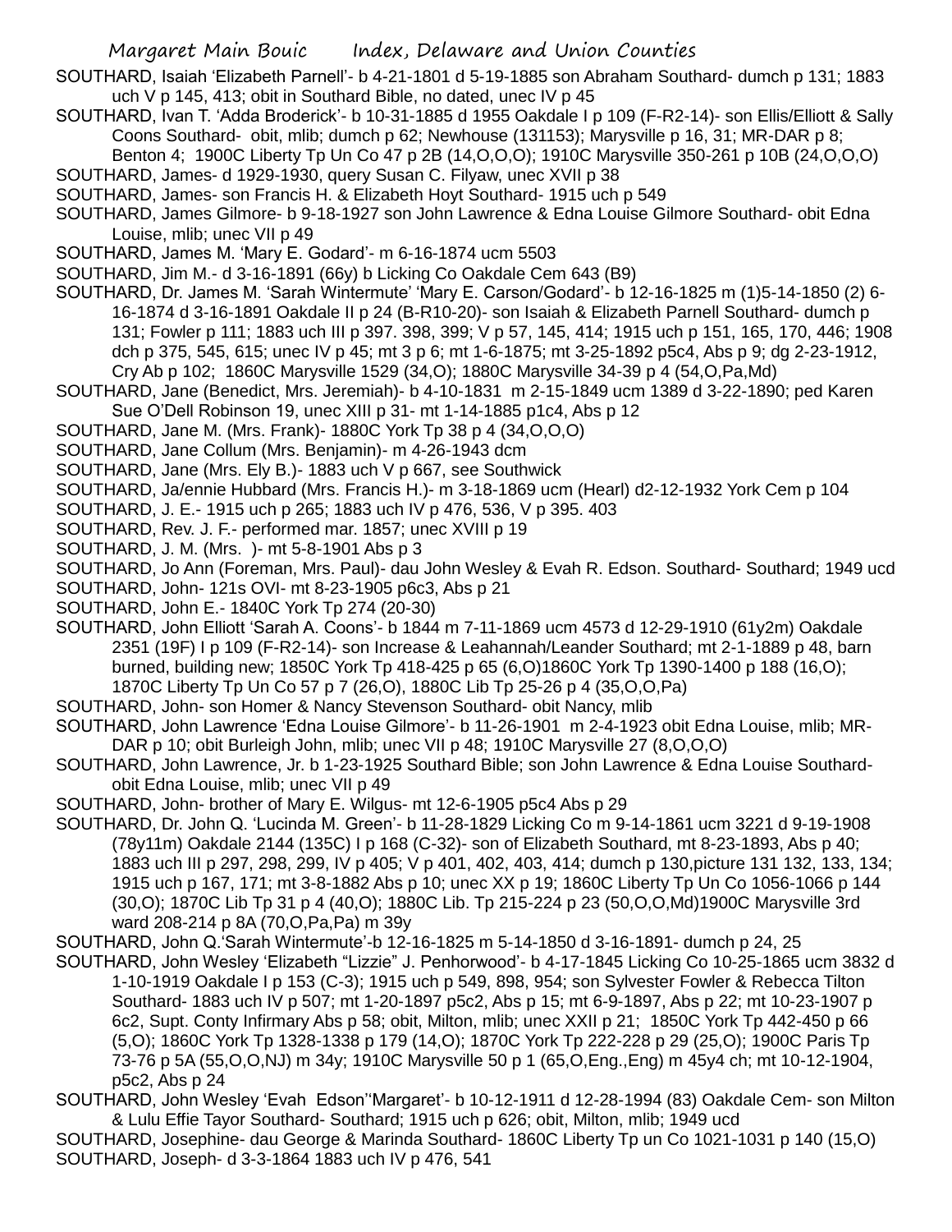SOUTHARD, Isaiah 'Elizabeth Parnell'- b 4-21-1801 d 5-19-1885 son Abraham Southard- dumch p 131; 1883 uch V p 145, 413; obit in Southard Bible, no dated, unec IV p 45

SOUTHARD, Ivan T. 'Adda Broderick'- b 10-31-1885 d 1955 Oakdale I p 109 (F-R2-14)- son Ellis/Elliott & Sally Coons Southard- obit, mlib; dumch p 62; Newhouse (131153); Marysville p 16, 31; MR-DAR p 8; Benton 4; 1900C Liberty Tp Un Co 47 p 2B (14,O,O,O); 1910C Marysville 350-261 p 10B (24,O,O,O)

SOUTHARD, James- d 1929-1930, query Susan C. Filyaw, unec XVII p 38

SOUTHARD, James- son Francis H. & Elizabeth Hoyt Southard- 1915 uch p 549

SOUTHARD, James Gilmore- b 9-18-1927 son John Lawrence & Edna Louise Gilmore Southard- obit Edna Louise, mlib; unec VII p 49

SOUTHARD, James M. 'Mary E. Godard'- m 6-16-1874 ucm 5503

SOUTHARD, Jim M.- d 3-16-1891 (66y) b Licking Co Oakdale Cem 643 (B9)

SOUTHARD, Dr. James M. 'Sarah Wintermute' 'Mary E. Carson/Godard'- b 12-16-1825 m (1)5-14-1850 (2) 6-16-1874 d 3-16-1891 Oakdale II p 24 (B-R10-20)- son Isaiah & Elizabeth Parnell Southard- dumch p 131; Fowler p 111; 1883 uch III p 397. 398, 399; V p 57, 145, 414; 1915 uch p 151, 165, 170, 446; 1908 dch p 375, 545, 615; unec IV p 45; mt 3 p 6; mt 1-6-1875; mt 3-25-1892 p5c4, Abs p 9; dg 2-23-1912, Cry Ab p 102; 1860C Marysville 1529 (34,O); 1880C Marysville 34-39 p 4 (54,O,Pa,Md)

SOUTHARD, Jane (Benedict, Mrs. Jeremiah)- b 4-10-1831 m 2-15-1849 ucm 1389 d 3-22-1890; ped Karen Sue O'Dell Robinson 19, unec XIII p 31- mt 1-14-1885 p1c4, Abs p 12

SOUTHARD, Jane M. (Mrs. Frank)- 1880C York Tp 38 p 4 (34,O,O,O)

SOUTHARD, Jane Collum (Mrs. Benjamin)- m 4-26-1943 dcm

SOUTHARD, Jane (Mrs. Ely B.)- 1883 uch V p 667, see Southwick

SOUTHARD, Ja/ennie Hubbard (Mrs. Francis H.)- m 3-18-1869 ucm (Hearl) d2-12-1932 York Cem p 104

SOUTHARD, J. E.- 1915 uch p 265; 1883 uch IV p 476, 536, V p 395. 403

SOUTHARD, Rev. J. F.- performed mar. 1857; unec XVIII p 19

SOUTHARD, J. M. (Mrs. )- mt 5-8-1901 Abs p 3

SOUTHARD, Jo Ann (Foreman, Mrs. Paul)- dau John Wesley & Evah R. Edson. Southard- Southard; 1949 ucd

SOUTHARD, John- 121s OVI- mt 8-23-1905 p6c3, Abs p 21

SOUTHARD, John E.- 1840C York Tp 274 (20-30)

SOUTHARD, John Elliott 'Sarah A. Coons'- b 1844 m 7-11-1869 ucm 4573 d 12-29-1910 (61y2m) Oakdale 2351 (19F) I p 109 (F-R2-14)- son Increase & Leahannah/Leander Southard; mt 2-1-1889 p 48, barn burned, building new; 1850C York Tp 418-425 p 65 (6,O)1860C York Tp 1390-1400 p 188 (16,O); 1870C Liberty Tp Un Co 57 p 7 (26,O), 1880C Lib Tp 25-26 p 4 (35,O,O,Pa)

SOUTHARD, John- son Homer & Nancy Stevenson Southard- obit Nancy, mlib

SOUTHARD, John Lawrence 'Edna Louise Gilmore'- b 11-26-1901 m 2-4-1923 obit Edna Louise, mlib; MR-DAR p 10; obit Burleigh John, mlib; unec VII p 48; 1910C Marysville 27 (8,O,O,O)

SOUTHARD, John Lawrence, Jr. b 1-23-1925 Southard Bible; son John Lawrence & Edna Louise Southard- obit Edna Louise, mlib; unec VII p 49

SOUTHARD, John- brother of Mary E. Wilgus- mt 12-6-1905 p5c4 Abs p 29

SOUTHARD, Dr. John Q. 'Lucinda M. Green'- b 11-28-1829 Licking Co m 9-14-1861 ucm 3221 d 9-19-1908 (78y11m) Oakdale 2144 (135C) I p 168 (C-32)- son of Elizabeth Southard, mt 8-23-1893, Abs p 40; 1883 uch III p 297, 298, 299, IV p 405; V p 401, 402, 403, 414; dumch p 130,picture 131 132, 133, 134; 1915 uch p 167, 171; mt 3-8-1882 Abs p 10; unec XX p 19; 1860C Liberty Tp Un Co 1056-1066 p 144 (30,O); 1870C Lib Tp 31 p 4 (40,O); 1880C Lib. Tp 215-224 p 23 (50,O,O,Md)1900C Marysville 3rd ward 208-214 p 8A (70,O,Pa,Pa) m 39y

SOUTHARD, John Q.'Sarah Wintermute'-b 12-16-1825 m 5-14-1850 d 3-16-1891- dumch p 24, 25

SOUTHARD, John Wesley 'Elizabeth "Lizzie" J. Penhorwood'- b 4-17-1845 Licking Co 10-25-1865 ucm 3832 d 1-10-1919 Oakdale I p 153 (C-3); 1915 uch p 549, 898, 954; son Sylvester Fowler & Rebecca Tilton Southard- 1883 uch IV p 507; mt 1-20-1897 p5c2, Abs p 15; mt 6-9-1897, Abs p 22; mt 10-23-1907 p 6c2, Supt. Conty Infirmary Abs p 58; obit, Milton, mlib; unec XXII p 21; 1850C York Tp 442-450 p 66 (5,O); 1860C York Tp 1328-1338 p 179 (14,O); 1870C York Tp 222-228 p 29 (25,O); 1900C Paris Tp 73-76 p 5A (55,O,O,NJ) m 34y; 1910C Marysville 50 p 1 (65,O,Eng.,Eng) m 45y4 ch; mt 10-12-1904, p5c2, Abs p 24

SOUTHARD, John Wesley 'Evah Edson''Margaret'- b 10-12-1911 d 12-28-1994 (83) Oakdale Cem- son Milton & Lulu Effie Tayor Southard- Southard; 1915 uch p 626; obit, Milton, mlib; 1949 ucd

SOUTHARD, Josephine- dau George & Marinda Southard- 1860C Liberty Tp un Co 1021-1031 p 140 (15,O)

SOUTHARD, Joseph- d 3-3-1864 1883 uch IV p 476, 541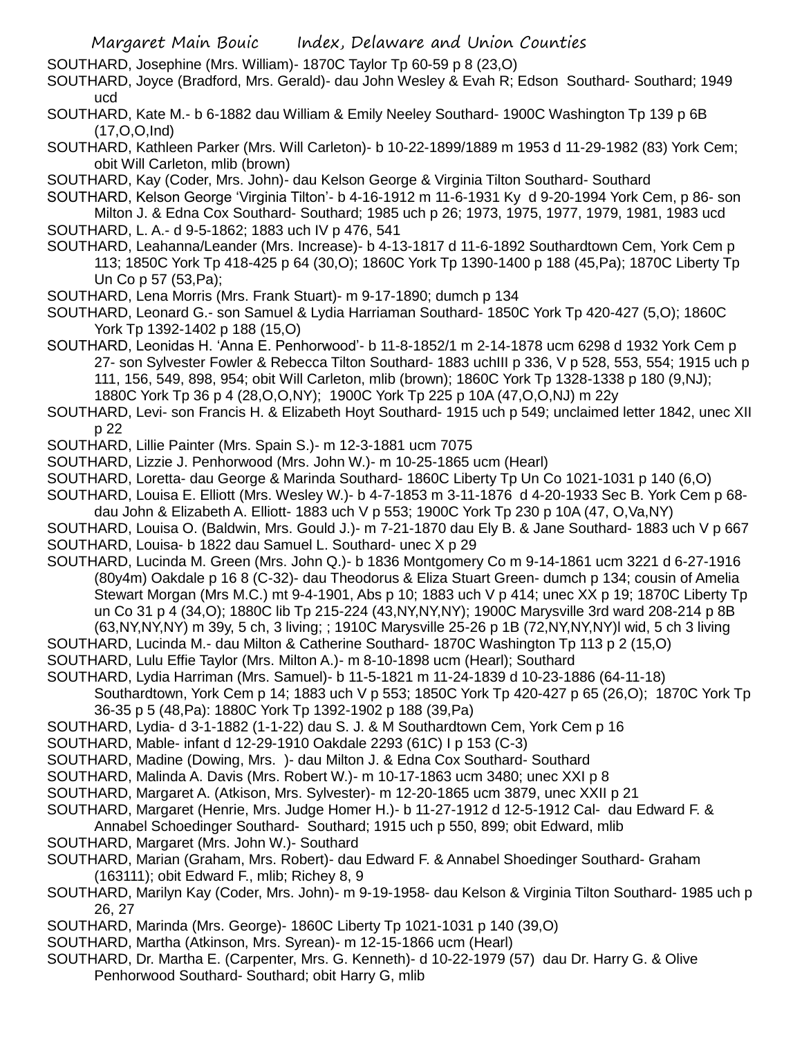SOUTHARD, Josephine (Mrs. William)- 1870C Taylor Tp 60-59 p 8 (23,O)

SOUTHARD, Joyce (Bradford, Mrs. Gerald)- dau John Wesley & Evah R; Edson Southard- Southard; 1949 ucd

SOUTHARD, Kate M.- b 6-1882 dau William & Emily Neeley Southard- 1900C Washington Tp 139 p 6B (17,O,O,Ind)

SOUTHARD, Kathleen Parker (Mrs. Will Carleton)- b 10-22-1899/1889 m 1953 d 11-29-1982 (83) York Cem; obit Will Carleton, mlib (brown)

SOUTHARD, Kay (Coder, Mrs. John)- dau Kelson George & Virginia Tilton Southard- Southard

SOUTHARD, Kelson George 'Virginia Tilton'- b 4-16-1912 m 11-6-1931 Ky d 9-20-1994 York Cem, p 86- son Milton J. & Edna Cox Southard- Southard; 1985 uch p 26; 1973, 1975, 1977, 1979, 1981, 1983 ucd

SOUTHARD, L. A.- d 9-5-1862; 1883 uch IV p 476, 541

SOUTHARD, Leahanna/Leander (Mrs. Increase)- b 4-13-1817 d 11-6-1892 Southardtown Cem, York Cem p 113; 1850C York Tp 418-425 p 64 (30,O); 1860C York Tp 1390-1400 p 188 (45,Pa); 1870C Liberty Tp Un Co p 57 (53,Pa);

SOUTHARD, Lena Morris (Mrs. Frank Stuart)- m 9-17-1890; dumch p 134

SOUTHARD, Leonard G.- son Samuel & Lydia Harriaman Southard- 1850C York Tp 420-427 (5,O); 1860C York Tp 1392-1402 p 188 (15,O)

SOUTHARD, Leonidas H. 'Anna E. Penhorwood'- b 11-8-1852/1 m 2-14-1878 ucm 6298 d 1932 York Cem p 27- son Sylvester Fowler & Rebecca Tilton Southard- 1883 uchIII p 336, V p 528, 553, 554; 1915 uch p 111, 156, 549, 898, 954; obit Will Carleton, mlib (brown); 1860C York Tp 1328-1338 p 180 (9,NJ); 1880C York Tp 36 p 4 (28,O,O,NY); 1900C York Tp 225 p 10A (47,O,O,NJ) m 22y

SOUTHARD, Levi- son Francis H. & Elizabeth Hoyt Southard- 1915 uch p 549; unclaimed letter 1842, unec XII p 22

SOUTHARD, Lillie Painter (Mrs. Spain S.)- m 12-3-1881 ucm 7075

SOUTHARD, Lizzie J. Penhorwood (Mrs. John W.)- m 10-25-1865 ucm (Hearl)

SOUTHARD, Loretta- dau George & Marinda Southard- 1860C Liberty Tp Un Co 1021-1031 p 140 (6,O)

SOUTHARD, Louisa E. Elliott (Mrs. Wesley W.)- b 4-7-1853 m 3-11-1876 d 4-20-1933 Sec B. York Cem p 68- dau John & Elizabeth A. Elliott- 1883 uch V p 553; 1900C York Tp 230 p 10A (47, O,Va,NY)

SOUTHARD, Louisa O. (Baldwin, Mrs. Gould J.)- m 7-21-1870 dau Ely B. & Jane Southard- 1883 uch V p 667

SOUTHARD, Louisa- b 1822 dau Samuel L. Southard- unec X p 29

SOUTHARD, Lucinda M. Green (Mrs. John Q.)- b 1836 Montgomery Co m 9-14-1861 ucm 3221 d 6-27-1916 (80y4m) Oakdale p 16 8 (C-32)- dau Theodorus & Eliza Stuart Green- dumch p 134; cousin of Amelia Stewart Morgan (Mrs M.C.) mt 9-4-1901, Abs p 10; 1883 uch V p 414; unec XX p 19; 1870C Liberty Tp un Co 31 p 4 (34,O); 1880C lib Tp 215-224 (43,NY,NY,NY); 1900C Marysville 3rd ward 208-214 p 8B (63,NY,NY,NY) m 39y, 5 ch, 3 living; ; 1910C Marysville 25-26 p 1B (72,NY,NY,NY)l wid, 5 ch 3 living

SOUTHARD, Lucinda M.- dau Milton & Catherine Southard- 1870C Washington Tp 113 p 2 (15,O)

SOUTHARD, Lulu Effie Taylor (Mrs. Milton A.)- m 8-10-1898 ucm (Hearl); Southard

SOUTHARD, Lydia Harriman (Mrs. Samuel)- b 11-5-1821 m 11-24-1839 d 10-23-1886 (64-11-18) Southardtown, York Cem p 14; 1883 uch V p 553; 1850C York Tp 420-427 p 65 (26,O); 1870C York Tp 36-35 p 5 (48,Pa): 1880C York Tp 1392-1902 p 188 (39,Pa)

SOUTHARD, Lydia- d 3-1-1882 (1-1-22) dau S. J. & M Southardtown Cem, York Cem p 16

SOUTHARD, Mable- infant d 12-29-1910 Oakdale 2293 (61C) I p 153 (C-3)

SOUTHARD, Madine (Dowing, Mrs. )- dau Milton J. & Edna Cox Southard- Southard

SOUTHARD, Malinda A. Davis (Mrs. Robert W.)- m 10-17-1863 ucm 3480; unec XXI p 8

SOUTHARD, Margaret A. (Atkison, Mrs. Sylvester)- m 12-20-1865 ucm 3879, unec XXII p 21

SOUTHARD, Margaret (Henrie, Mrs. Judge Homer H.)- b 11-27-1912 d 12-5-1912 Cal- dau Edward F. & Annabel Schoedinger Southard- Southard; 1915 uch p 550, 899; obit Edward, mlib

SOUTHARD, Margaret (Mrs. John W.)- Southard

SOUTHARD, Marian (Graham, Mrs. Robert)- dau Edward F. & Annabel Shoedinger Southard- Graham (163111); obit Edward F., mlib; Richey 8, 9

SOUTHARD, Marilyn Kay (Coder, Mrs. John)- m 9-19-1958- dau Kelson & Virginia Tilton Southard- 1985 uch p 26, 27

SOUTHARD, Marinda (Mrs. George)- 1860C Liberty Tp 1021-1031 p 140 (39,O)

SOUTHARD, Martha (Atkinson, Mrs. Syrean)- m 12-15-1866 ucm (Hearl)

SOUTHARD, Dr. Martha E. (Carpenter, Mrs. G. Kenneth)- d 10-22-1979 (57) dau Dr. Harry G. & Olive Penhorwood Southard- Southard; obit Harry G, mlib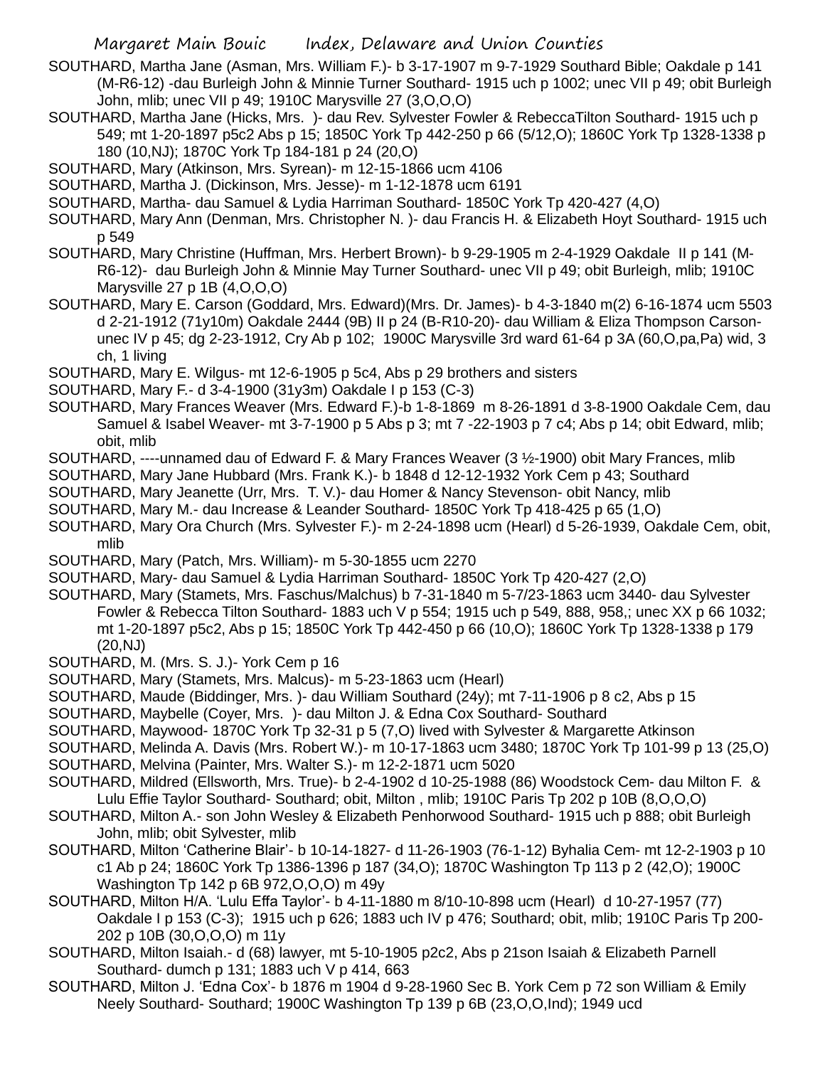SOUTHARD, Martha Jane (Asman, Mrs. William F.)- b 3-17-1907 m 9-7-1929 Southard Bible; Oakdale p 141 (M-R6-12) -dau Burleigh John & Minnie Turner Southard- 1915 uch p 1002; unec VII p 49; obit Burleigh John, mlib; unec VII p 49; 1910C Marysville 27 (3,O,O,O)

SOUTHARD, Martha Jane (Hicks, Mrs. )- dau Rev. Sylvester Fowler & RebeccaTilton Southard- 1915 uch p 549; mt 1-20-1897 p5c2 Abs p 15; 1850C York Tp 442-250 p 66 (5/12,O); 1860C York Tp 1328-1338 p 180 (10,NJ); 1870C York Tp 184-181 p 24 (20,O)

SOUTHARD, Mary (Atkinson, Mrs. Syrean)- m 12-15-1866 ucm 4106

SOUTHARD, Martha J. (Dickinson, Mrs. Jesse)- m 1-12-1878 ucm 6191

SOUTHARD, Martha- dau Samuel & Lydia Harriman Southard- 1850C York Tp 420-427 (4,O)

SOUTHARD, Mary Ann (Denman, Mrs. Christopher N. )- dau Francis H. & Elizabeth Hoyt Southard- 1915 uch p 549

SOUTHARD, Mary Christine (Huffman, Mrs. Herbert Brown)- b 9-29-1905 m 2-4-1929 Oakdale II p 141 (M-R6-12)- dau Burleigh John & Minnie May Turner Southard- unec VII p 49; obit Burleigh, mlib; 1910C Marysville 27 p 1B (4,O,O,O)

SOUTHARD, Mary E. Carson (Goddard, Mrs. Edward)(Mrs. Dr. James)- b 4-3-1840 m(2) 6-16-1874 ucm 5503 d 2-21-1912 (71y10m) Oakdale 2444 (9B) II p 24 (B-R10-20)- dau William & Eliza Thompson Carson- unec IV p 45; dg 2-23-1912, Cry Ab p 102; 1900C Marysville 3rd ward 61-64 p 3A (60,O,pa,Pa) wid, 3 ch, 1 living

SOUTHARD, Mary E. Wilgus- mt 12-6-1905 p 5c4, Abs p 29 brothers and sisters

SOUTHARD, Mary F.- d 3-4-1900 (31y3m) Oakdale I p 153 (C-3)

SOUTHARD, Mary Frances Weaver (Mrs. Edward F.)-b 1-8-1869 m 8-26-1891 d 3-8-1900 Oakdale Cem, dau Samuel & Isabel Weaver- mt 3-7-1900 p 5 Abs p 3; mt 7 -22-1903 p 7 c4; Abs p 14; obit Edward, mlib; obit, mlib

SOUTHARD, ----unnamed dau of Edward F. & Mary Frances Weaver (3 ½-1900) obit Mary Frances, mlib

SOUTHARD, Mary Jane Hubbard (Mrs. Frank K.)- b 1848 d 12-12-1932 York Cem p 43; Southard

SOUTHARD, Mary Jeanette (Urr, Mrs. T. V.)- dau Homer & Nancy Stevenson- obit Nancy, mlib

SOUTHARD, Mary M.- dau Increase & Leander Southard- 1850C York Tp 418-425 p 65 (1,O)

SOUTHARD, Mary Ora Church (Mrs. Sylvester F.)- m 2-24-1898 ucm (Hearl) d 5-26-1939, Oakdale Cem, obit, mlib

SOUTHARD, Mary (Patch, Mrs. William)- m 5-30-1855 ucm 2270

SOUTHARD, Mary- dau Samuel & Lydia Harriman Southard- 1850C York Tp 420-427 (2,O)

SOUTHARD, Mary (Stamets, Mrs. Faschus/Malchus) b 7-31-1840 m 5-7/23-1863 ucm 3440- dau Sylvester Fowler & Rebecca Tilton Southard- 1883 uch V p 554; 1915 uch p 549, 888, 958,; unec XX p 66 1032; mt 1-20-1897 p5c2, Abs p 15; 1850C York Tp 442-450 p 66 (10,O); 1860C York Tp 1328-1338 p 179 (20,NJ)

SOUTHARD, M. (Mrs. S. J.)- York Cem p 16

SOUTHARD, Mary (Stamets, Mrs. Malcus)- m 5-23-1863 ucm (Hearl)

SOUTHARD, Maude (Biddinger, Mrs. )- dau William Southard (24y); mt 7-11-1906 p 8 c2, Abs p 15

SOUTHARD, Maybelle (Coyer, Mrs. )- dau Milton J. & Edna Cox Southard- Southard

SOUTHARD, Maywood- 1870C York Tp 32-31 p 5 (7,O) lived with Sylvester & Margarette Atkinson

SOUTHARD, Melinda A. Davis (Mrs. Robert W.)- m 10-17-1863 ucm 3480; 1870C York Tp 101-99 p 13 (25,O)

SOUTHARD, Melvina (Painter, Mrs. Walter S.)- m 12-2-1871 ucm 5020

SOUTHARD, Mildred (Ellsworth, Mrs. True)- b 2-4-1902 d 10-25-1988 (86) Woodstock Cem- dau Milton F. & Lulu Effie Taylor Southard- Southard; obit, Milton , mlib; 1910C Paris Tp 202 p 10B (8,O,O,O)

SOUTHARD, Milton A.- son John Wesley & Elizabeth Penhorwood Southard- 1915 uch p 888; obit Burleigh John, mlib; obit Sylvester, mlib

SOUTHARD, Milton 'Catherine Blair'- b 10-14-1827- d 11-26-1903 (76-1-12) Byhalia Cem- mt 12-2-1903 p 10 c1 Ab p 24; 1860C York Tp 1386-1396 p 187 (34,O); 1870C Washington Tp 113 p 2 (42,O); 1900C Washington Tp 142 p 6B 972,O,O,O) m 49y

SOUTHARD, Milton H/A. 'Lulu Effa Taylor'- b 4-11-1880 m 8/10-10-898 ucm (Hearl) d 10-27-1957 (77) Oakdale I p 153 (C-3); 1915 uch p 626; 1883 uch IV p 476; Southard; obit, mlib; 1910C Paris Tp 200-202 p 10B (30,O,O,O) m 11y

SOUTHARD, Milton Isaiah.- d (68) lawyer, mt 5-10-1905 p2c2, Abs p 21son Isaiah & Elizabeth Parnell Southard- dumch p 131; 1883 uch V p 414, 663

SOUTHARD, Milton J. 'Edna Cox'- b 1876 m 1904 d 9-28-1960 Sec B. York Cem p 72 son William & Emily Neely Southard- Southard; 1900C Washington Tp 139 p 6B (23,O,O,Ind); 1949 ucd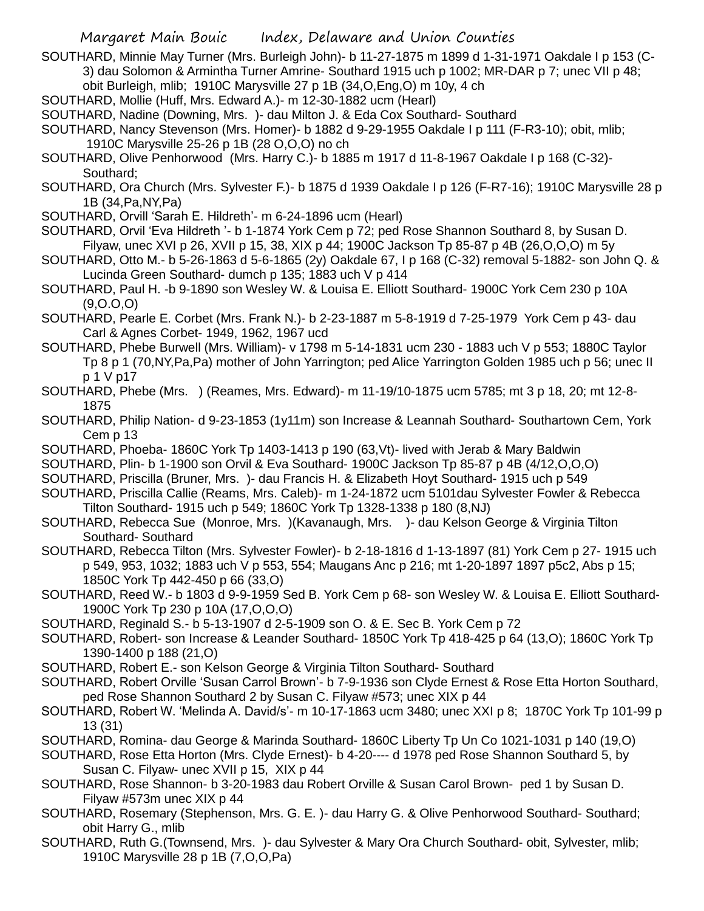SOUTHARD, Minnie May Turner (Mrs. Burleigh John)- b 11-27-1875 m 1899 d 1-31-1971 Oakdale I p 153 (C-3) dau Solomon & Armintha Turner Amrine- Southard 1915 uch p 1002; MR-DAR p 7; unec VII p 48; obit Burleigh, mlib; 1910C Marysville 27 p 1B (34,O,Eng,O) m 10y, 4 ch

SOUTHARD, Mollie (Huff, Mrs. Edward A.)- m 12-30-1882 ucm (Hearl)

SOUTHARD, Nadine (Downing, Mrs. )- dau Milton J. & Eda Cox Southard- Southard

SOUTHARD, Nancy Stevenson (Mrs. Homer)- b 1882 d 9-29-1955 Oakdale I p 111 (F-R3-10); obit, mlib; 1910C Marysville 25-26 p 1B (28 O,O,O) no ch

SOUTHARD, Olive Penhorwood (Mrs. Harry C.)- b 1885 m 1917 d 11-8-1967 Oakdale I p 168 (C-32)- Southard;

SOUTHARD, Ora Church (Mrs. Sylvester F.)- b 1875 d 1939 Oakdale I p 126 (F-R7-16); 1910C Marysville 28 p 1B (34,Pa,NY,Pa)

SOUTHARD, Orvill 'Sarah E. Hildreth'- m 6-24-1896 ucm (Hearl)

SOUTHARD, Orvil 'Eva Hildreth '- b 1-1874 York Cem p 72; ped Rose Shannon Southard 8, by Susan D. Filyaw, unec XVI p 26, XVII p 15, 38, XIX p 44; 1900C Jackson Tp 85-87 p 4B (26,O,O,O) m 5y

SOUTHARD, Otto M.- b 5-26-1863 d 5-6-1865 (2y) Oakdale 67, I p 168 (C-32) removal 5-1882- son John Q. & Lucinda Green Southard- dumch p 135; 1883 uch V p 414

SOUTHARD, Paul H. -b 9-1890 son Wesley W. & Louisa E. Elliott Southard- 1900C York Cem 230 p 10A (9,O.O,O)

SOUTHARD, Pearle E. Corbet (Mrs. Frank N.)- b 2-23-1887 m 5-8-1919 d 7-25-1979 York Cem p 43- dau Carl & Agnes Corbet- 1949, 1962, 1967 ucd

SOUTHARD, Phebe Burwell (Mrs. William)- v 1798 m 5-14-1831 ucm 230 - 1883 uch V p 553; 1880C Taylor Tp 8 p 1 (70,NY,Pa,Pa) mother of John Yarrington; ped Alice Yarrington Golden 1985 uch p 56; unec II p 1 V p17

SOUTHARD, Phebe (Mrs. ) (Reames, Mrs. Edward)- m 11-19/10-1875 ucm 5785; mt 3 p 18, 20; mt 12-8-1875

SOUTHARD, Philip Nation- d 9-23-1853 (1y11m) son Increase & Leannah Southard- Southartown Cem, York Cem p 13

SOUTHARD, Phoeba- 1860C York Tp 1403-1413 p 190 (63,Vt)- lived with Jerab & Mary Baldwin

SOUTHARD, Plin- b 1-1900 son Orvil & Eva Southard- 1900C Jackson Tp 85-87 p 4B (4/12,O,O,O)

SOUTHARD, Priscilla (Bruner, Mrs. )- dau Francis H. & Elizabeth Hoyt Southard- 1915 uch p 549

SOUTHARD, Priscilla Callie (Reams, Mrs. Caleb)- m 1-24-1872 ucm 5101dau Sylvester Fowler & Rebecca Tilton Southard- 1915 uch p 549; 1860C York Tp 1328-1338 p 180 (8,NJ)

SOUTHARD, Rebecca Sue (Monroe, Mrs. )(Kavanaugh, Mrs. )- dau Kelson George & Virginia Tilton Southard- Southard

SOUTHARD, Rebecca Tilton (Mrs. Sylvester Fowler)- b 2-18-1816 d 1-13-1897 (81) York Cem p 27- 1915 uch p 549, 953, 1032; 1883 uch V p 553, 554; Maugans Anc p 216; mt 1-20-1897 1897 p5c2, Abs p 15; 1850C York Tp 442-450 p 66 (33,O)

SOUTHARD, Reed W.- b 1803 d 9-9-1959 Sed B. York Cem p 68- son Wesley W. & Louisa E. Elliott Southard- 1900C York Tp 230 p 10A (17,O,O,O)

SOUTHARD, Reginald S.- b 5-13-1907 d 2-5-1909 son O. & E. Sec B. York Cem p 72

SOUTHARD, Robert- son Increase & Leander Southard- 1850C York Tp 418-425 p 64 (13,O); 1860C York Tp 1390-1400 p 188 (21,O)

SOUTHARD, Robert E.- son Kelson George & Virginia Tilton Southard- Southard

SOUTHARD, Robert Orville 'Susan Carrol Brown'- b 7-9-1936 son Clyde Ernest & Rose Etta Horton Southard, ped Rose Shannon Southard 2 by Susan C. Filyaw #573; unec XIX p 44

SOUTHARD, Robert W. 'Melinda A. David/s'- m 10-17-1863 ucm 3480; unec XXI p 8; 1870C York Tp 101-99 p 13 (31)

SOUTHARD, Romina- dau George & Marinda Southard- 1860C Liberty Tp Un Co 1021-1031 p 140 (19,O)

SOUTHARD, Rose Etta Horton (Mrs. Clyde Ernest)- b 4-20---- d 1978 ped Rose Shannon Southard 5, by Susan C. Filyaw- unec XVII p 15, XIX p 44

SOUTHARD, Rose Shannon- b 3-20-1983 dau Robert Orville & Susan Carol Brown- ped 1 by Susan D. Filyaw #573m unec XIX p 44

SOUTHARD, Rosemary (Stephenson, Mrs. G. E. )- dau Harry G. & Olive Penhorwood Southard- Southard; obit Harry G., mlib

SOUTHARD, Ruth G.(Townsend, Mrs. )- dau Sylvester & Mary Ora Church Southard- obit, Sylvester, mlib; 1910C Marysville 28 p 1B (7,O,O,Pa)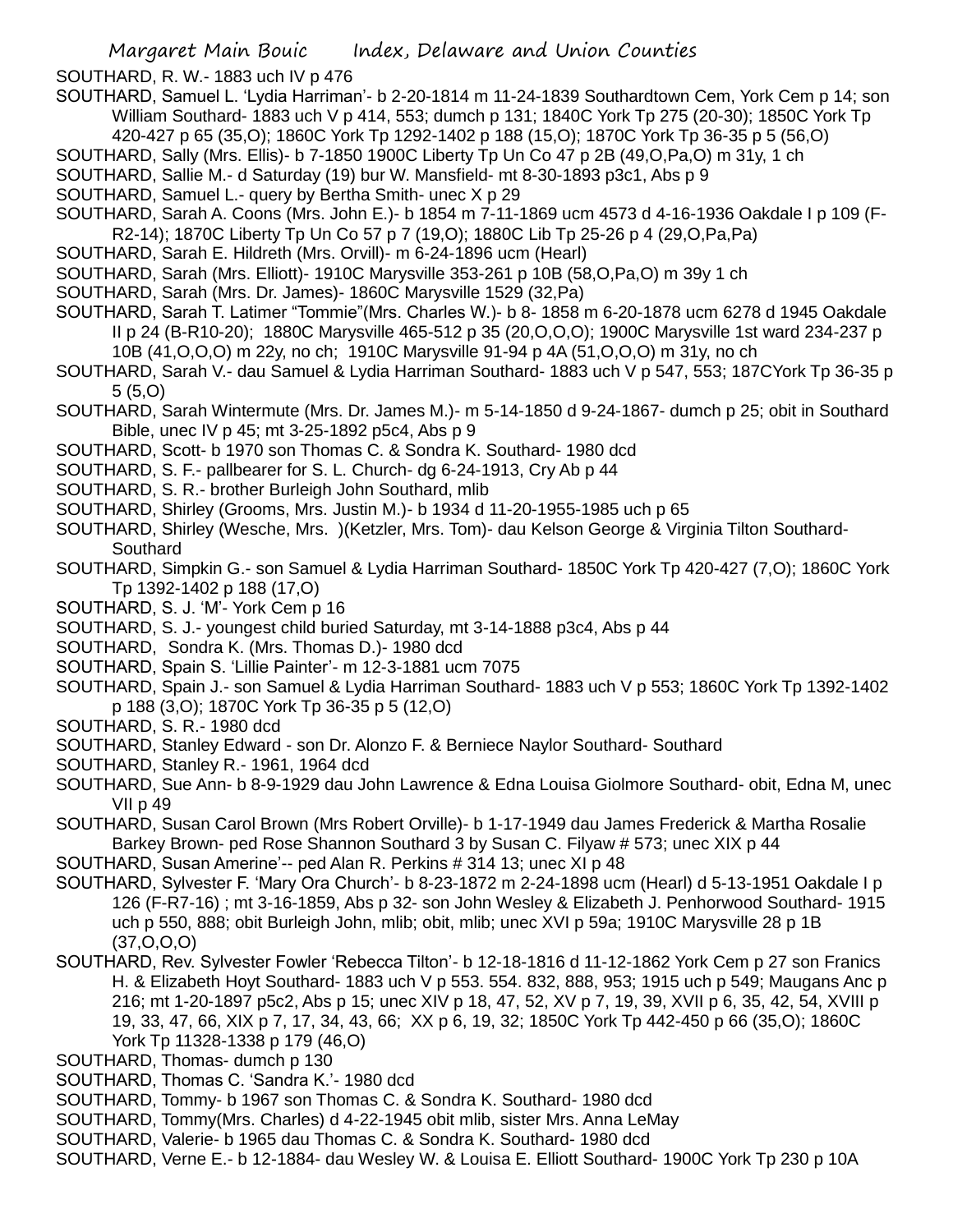SOUTHARD, R. W.- 1883 uch IV p 476

SOUTHARD, Samuel L. 'Lydia Harriman'- b 2-20-1814 m 11-24-1839 Southardtown Cem, York Cem p 14; son William Southard- 1883 uch V p 414, 553; dumch p 131; 1840C York Tp 275 (20-30); 1850C York Tp 420-427 p 65 (35,O); 1860C York Tp 1292-1402 p 188 (15,O); 1870C York Tp 36-35 p 5 (56,O)

SOUTHARD, Sally (Mrs. Ellis)- b 7-1850 1900C Liberty Tp Un Co 47 p 2B (49,O,Pa,O) m 31y, 1 ch

SOUTHARD, Sallie M.- d Saturday (19) bur W. Mansfield- mt 8-30-1893 p3c1, Abs p 9

SOUTHARD, Samuel L.- query by Bertha Smith- unec X p 29

SOUTHARD, Sarah A. Coons (Mrs. John E.)- b 1854 m 7-11-1869 ucm 4573 d 4-16-1936 Oakdale I p 109 (F-R2-14); 1870C Liberty Tp Un Co 57 p 7 (19,O); 1880C Lib Tp 25-26 p 4 (29,O,Pa,Pa)

SOUTHARD, Sarah E. Hildreth (Mrs. Orvill)- m 6-24-1896 ucm (Hearl)

SOUTHARD, Sarah (Mrs. Elliott)- 1910C Marysville 353-261 p 10B (58,O,Pa,O) m 39y 1 ch

SOUTHARD, Sarah (Mrs. Dr. James)- 1860C Marysville 1529 (32,Pa)

SOUTHARD, Sarah T. Latimer "Tommie"(Mrs. Charles W.)- b 8- 1858 m 6-20-1878 ucm 6278 d 1945 Oakdale II p 24 (B-R10-20); 1880C Marysville 465-512 p 35 (20,O,O,O); 1900C Marysville 1st ward 234-237 p 10B (41,O,O,O) m 22y, no ch; 1910C Marysville 91-94 p 4A (51,O,O,O) m 31y, no ch

SOUTHARD, Sarah V.- dau Samuel & Lydia Harriman Southard- 1883 uch V p 547, 553; 187CYork Tp 36-35 p 5 (5,O)

SOUTHARD, Sarah Wintermute (Mrs. Dr. James M.)- m 5-14-1850 d 9-24-1867- dumch p 25; obit in Southard Bible, unec IV p 45; mt 3-25-1892 p5c4, Abs p 9

SOUTHARD, Scott- b 1970 son Thomas C. & Sondra K. Southard- 1980 dcd

SOUTHARD, S. F.- pallbearer for S. L. Church- dg 6-24-1913, Cry Ab p 44

SOUTHARD, S. R.- brother Burleigh John Southard, mlib

SOUTHARD, Shirley (Grooms, Mrs. Justin M.)- b 1934 d 11-20-1955-1985 uch p 65

SOUTHARD, Shirley (Wesche, Mrs. )(Ketzler, Mrs. Tom)- dau Kelson George & Virginia Tilton Southard- Southard

SOUTHARD, Simpkin G.- son Samuel & Lydia Harriman Southard- 1850C York Tp 420-427 (7,O); 1860C York Tp 1392-1402 p 188 (17,O)

SOUTHARD, S. J. 'M'- York Cem p 16

SOUTHARD, S. J.- youngest child buried Saturday, mt 3-14-1888 p3c4, Abs p 44

SOUTHARD, Sondra K. (Mrs. Thomas D.)- 1980 dcd

SOUTHARD, Spain S. 'Lillie Painter'- m 12-3-1881 ucm 7075

SOUTHARD, Spain J.- son Samuel & Lydia Harriman Southard- 1883 uch V p 553; 1860C York Tp 1392-1402 p 188 (3,O); 1870C York Tp 36-35 p 5 (12,O)

SOUTHARD, S. R.- 1980 dcd

SOUTHARD, Stanley Edward - son Dr. Alonzo F. & Berniece Naylor Southard- Southard

SOUTHARD, Stanley R.- 1961, 1964 dcd

SOUTHARD, Sue Ann- b 8-9-1929 dau John Lawrence & Edna Louisa Giolmore Southard- obit, Edna M, unec VII p 49

SOUTHARD, Susan Carol Brown (Mrs Robert Orville)- b 1-17-1949 dau James Frederick & Martha Rosalie Barkey Brown- ped Rose Shannon Southard 3 by Susan C. Filyaw # 573; unec XIX p 44

SOUTHARD, Susan Amerine'-- ped Alan R. Perkins # 314 13; unec XI p 48

SOUTHARD, Sylvester F. 'Mary Ora Church'- b 8-23-1872 m 2-24-1898 ucm (Hearl) d 5-13-1951 Oakdale I p 126 (F-R7-16) ; mt 3-16-1859, Abs p 32- son John Wesley & Elizabeth J. Penhorwood Southard- 1915 uch p 550, 888; obit Burleigh John, mlib; obit, mlib; unec XVI p 59a; 1910C Marysville 28 p 1B (37,O,O,O)

SOUTHARD, Rev. Sylvester Fowler 'Rebecca Tilton'- b 12-18-1816 d 11-12-1862 York Cem p 27 son Franics H. & Elizabeth Hoyt Southard- 1883 uch V p 553. 554. 832, 888, 953; 1915 uch p 549; Maugans Anc p 216; mt 1-20-1897 p5c2, Abs p 15; unec XIV p 18, 47, 52, XV p 7, 19, 39, XVII p 6, 35, 42, 54, XVIII p 19, 33, 47, 66, XIX p 7, 17, 34, 43, 66; XX p 6, 19, 32; 1850C York Tp 442-450 p 66 (35,O); 1860C York Tp 11328-1338 p 179 (46,O)

SOUTHARD, Thomas- dumch p 130

SOUTHARD, Thomas C. 'Sandra K.'- 1980 dcd

SOUTHARD, Tommy- b 1967 son Thomas C. & Sondra K. Southard- 1980 dcd

SOUTHARD, Tommy(Mrs. Charles) d 4-22-1945 obit mlib, sister Mrs. Anna LeMay

SOUTHARD, Valerie- b 1965 dau Thomas C. & Sondra K. Southard- 1980 dcd

SOUTHARD, Verne E.- b 12-1884- dau Wesley W. & Louisa E. Elliott Southard- 1900C York Tp 230 p 10A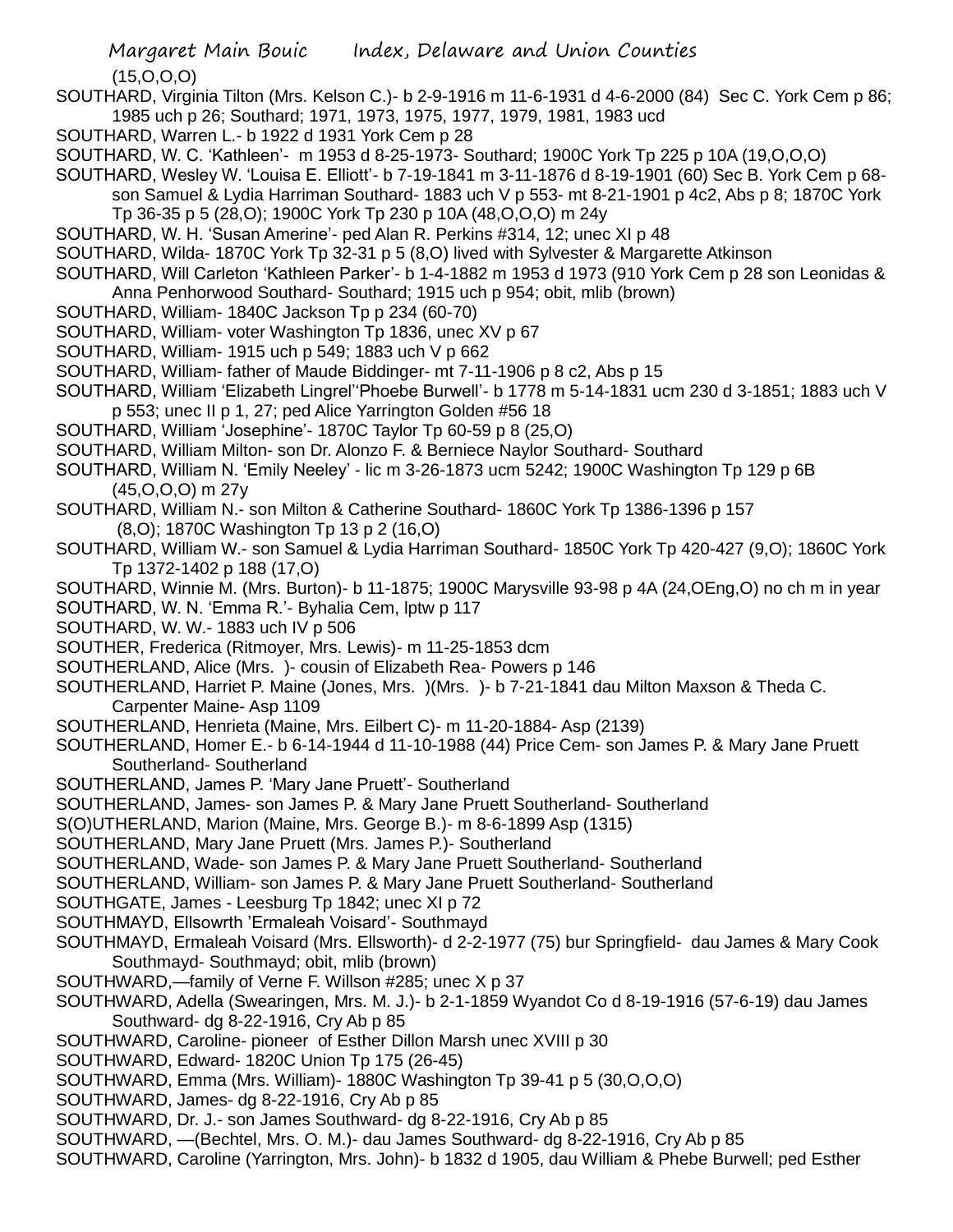(15,O,O,O)

SOUTHARD, Virginia Tilton (Mrs. Kelson C.)- b 2-9-1916 m 11-6-1931 d 4-6-2000 (84) Sec C. York Cem p 86; 1985 uch p 26; Southard; 1971, 1973, 1975, 1977, 1979, 1981, 1983 ucd

SOUTHARD, Warren L.- b 1922 d 1931 York Cem p 28

SOUTHARD, W. C. 'Kathleen'- m 1953 d 8-25-1973- Southard; 1900C York Tp 225 p 10A (19,O,O,O)

SOUTHARD, Wesley W. 'Louisa E. Elliott'- b 7-19-1841 m 3-11-1876 d 8-19-1901 (60) Sec B. York Cem p 68- son Samuel & Lydia Harriman Southard- 1883 uch V p 553- mt 8-21-1901 p 4c2, Abs p 8; 1870C York Tp 36-35 p 5 (28,O); 1900C York Tp 230 p 10A (48,O,O,O) m 24y

SOUTHARD, W. H. 'Susan Amerine'- ped Alan R. Perkins #314, 12; unec XI p 48

SOUTHARD, Wilda- 1870C York Tp 32-31 p 5 (8,O) lived with Sylvester & Margarette Atkinson

SOUTHARD, Will Carleton 'Kathleen Parker'- b 1-4-1882 m 1953 d 1973 (910 York Cem p 28 son Leonidas & Anna Penhorwood Southard- Southard; 1915 uch p 954; obit, mlib (brown)

SOUTHARD, William- 1840C Jackson Tp p 234 (60-70)

SOUTHARD, William- voter Washington Tp 1836, unec XV p 67

SOUTHARD, William- 1915 uch p 549; 1883 uch V p 662

SOUTHARD, William- father of Maude Biddinger- mt 7-11-1906 p 8 c2, Abs p 15

SOUTHARD, William 'Elizabeth Lingrel''Phoebe Burwell'- b 1778 m 5-14-1831 ucm 230 d 3-1851; 1883 uch V p 553; unec II p 1, 27; ped Alice Yarrington Golden #56 18

SOUTHARD, William 'Josephine'- 1870C Taylor Tp 60-59 p 8 (25,O)

SOUTHARD, William Milton- son Dr. Alonzo F. & Berniece Naylor Southard- Southard

SOUTHARD, William N. 'Emily Neeley' - lic m 3-26-1873 ucm 5242; 1900C Washington Tp 129 p 6B (45,O,O,O) m 27y

SOUTHARD, William N.- son Milton & Catherine Southard- 1860C York Tp 1386-1396 p 157 (8,O); 1870C Washington Tp 13 p 2 (16,O)

SOUTHARD, William W.- son Samuel & Lydia Harriman Southard- 1850C York Tp 420-427 (9,O); 1860C York Tp 1372-1402 p 188 (17,O)

SOUTHARD, Winnie M. (Mrs. Burton)- b 11-1875; 1900C Marysville 93-98 p 4A (24,OEng,O) no ch m in year

SOUTHARD, W. N. 'Emma R.'- Byhalia Cem, lptw p 117

SOUTHARD, W. W.- 1883 uch IV p 506

SOUTHER, Frederica (Ritmoyer, Mrs. Lewis)- m 11-25-1853 dcm

SOUTHERLAND, Alice (Mrs. )- cousin of Elizabeth Rea- Powers p 146

SOUTHERLAND, Harriet P. Maine (Jones, Mrs. )(Mrs. )- b 7-21-1841 dau Milton Maxson & Theda C. Carpenter Maine- Asp 1109

SOUTHERLAND, Henrieta (Maine, Mrs. Eilbert C)- m 11-20-1884- Asp (2139)

SOUTHERLAND, Homer E.- b 6-14-1944 d 11-10-1988 (44) Price Cem- son James P. & Mary Jane Pruett Southerland- Southerland

SOUTHERLAND, James P. 'Mary Jane Pruett'- Southerland

SOUTHERLAND, James- son James P. & Mary Jane Pruett Southerland- Southerland

S(O)UTHERLAND, Marion (Maine, Mrs. George B.)- m 8-6-1899 Asp (1315)

SOUTHERLAND, Mary Jane Pruett (Mrs. James P.)- Southerland

SOUTHERLAND, Wade- son James P. & Mary Jane Pruett Southerland- Southerland

SOUTHERLAND, William- son James P. & Mary Jane Pruett Southerland- Southerland

SOUTHGATE, James - Leesburg Tp 1842; unec XI p 72

SOUTHMAYD, Ellsowrth 'Ermaleah Voisard'- Southmayd

SOUTHMAYD, Ermaleah Voisard (Mrs. Ellsworth)- d 2-2-1977 (75) bur Springfield- dau James & Mary Cook Southmayd- Southmayd; obit, mlib (brown)

SOUTHWARD,—family of Verne F. Willson #285; unec X p 37

SOUTHWARD, Adella (Swearingen, Mrs. M. J.)- b 2-1-1859 Wyandot Co d 8-19-1916 (57-6-19) dau James Southward- dg 8-22-1916, Cry Ab p 85

SOUTHWARD, Caroline- pioneer of Esther Dillon Marsh unec XVIII p 30

SOUTHWARD, Edward- 1820C Union Tp 175 (26-45)

SOUTHWARD, Emma (Mrs. William)- 1880C Washington Tp 39-41 p 5 (30,O,O,O)

SOUTHWARD, James- dg 8-22-1916, Cry Ab p 85

SOUTHWARD, Dr. J.- son James Southward- dg 8-22-1916, Cry Ab p 85

SOUTHWARD, —(Bechtel, Mrs. O. M.)- dau James Southward- dg 8-22-1916, Cry Ab p 85

SOUTHWARD, Caroline (Yarrington, Mrs. John)- b 1832 d 1905, dau William & Phebe Burwell; ped Esther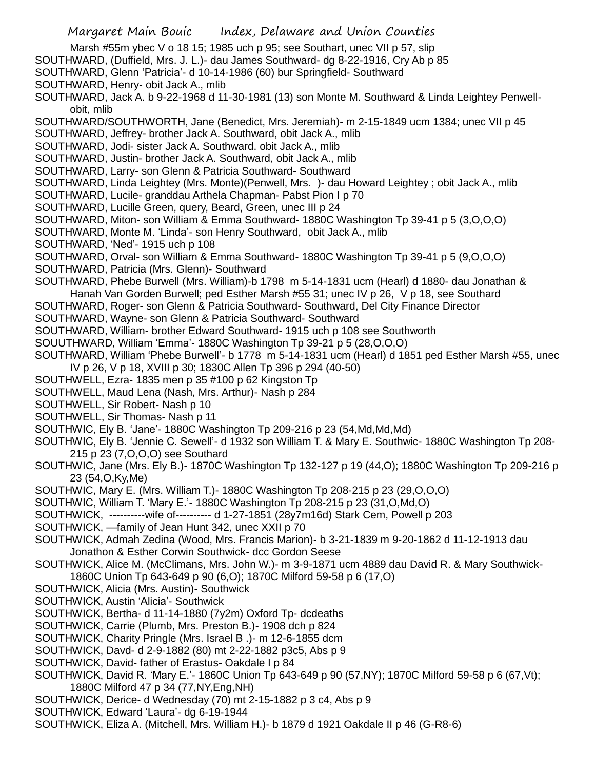Marsh #55m ybec V o 18 15; 1985 uch p 95; see Southart, unec VII p 57, slip

SOUTHWARD, (Duffield, Mrs. J. L.)- dau James Southward- dg 8-22-1916, Cry Ab p 85

SOUTHWARD, Glenn 'Patricia'- d 10-14-1986 (60) bur Springfield- Southward

SOUTHWARD, Henry- obit Jack A., mlib

SOUTHWARD, Jack A. b 9-22-1968 d 11-30-1981 (13) son Monte M. Southward & Linda Leightey Penwell- obit, mlib

SOUTHWARD/SOUTHWORTH, Jane (Benedict, Mrs. Jeremiah)- m 2-15-1849 ucm 1384; unec VII p 45

SOUTHWARD, Jeffrey- brother Jack A. Southward, obit Jack A., mlib

SOUTHWARD, Jodi- sister Jack A. Southward. obit Jack A., mlib

SOUTHWARD, Justin- brother Jack A. Southward, obit Jack A., mlib

SOUTHWARD, Larry- son Glenn & Patricia Southward- Southward

SOUTHWARD, Linda Leightey (Mrs. Monte)(Penwell, Mrs. )- dau Howard Leightey ; obit Jack A., mlib

SOUTHWARD, Lucile- granddau Arthela Chapman- Pabst Pion I p 70

SOUTHWARD, Lucille Green, query, Beard, Green, unec III p 24

SOUTHWARD, Miton- son William & Emma Southward- 1880C Washington Tp 39-41 p 5 (3,O,O,O)

SOUTHWARD, Monte M. 'Linda'- son Henry Southward, obit Jack A., mlib

SOUTHWARD, 'Ned'- 1915 uch p 108

SOUTHWARD, Orval- son William & Emma Southward- 1880C Washington Tp 39-41 p 5 (9,O,O,O)

SOUTHWARD, Patricia (Mrs. Glenn)- Southward

SOUTHWARD, Phebe Burwell (Mrs. William)-b 1798 m 5-14-1831 ucm (Hearl) d 1880- dau Jonathan & Hanah Van Gorden Burwell; ped Esther Marsh #55 31; unec IV p 26, V p 18, see Southard

SOUTHWARD, Roger- son Glenn & Patricia Southward- Southward, Del City Finance Director

SOUTHWARD, Wayne- son Glenn & Patricia Southward- Southward

SOUTHWARD, William- brother Edward Southward- 1915 uch p 108 see Southworth

SOUUTHWARD, William 'Emma'- 1880C Washington Tp 39-21 p 5 (28,O,O,O)

SOUTHWARD, William 'Phebe Burwell'- b 1778 m 5-14-1831 ucm (Hearl) d 1851 ped Esther Marsh #55, unec IV p 26, V p 18, XVIII p 30; 1830C Allen Tp 396 p 294 (40-50)

SOUTHWELL, Ezra- 1835 men p 35 #100 p 62 Kingston Tp

SOUTHWELL, Maud Lena (Nash, Mrs. Arthur)- Nash p 284

SOUTHWELL, Sir Robert- Nash p 10

SOUTHWELL, Sir Thomas- Nash p 11

SOUTHWIC, Ely B. 'Jane'- 1880C Washington Tp 209-216 p 23 (54,Md,Md,Md)

SOUTHWIC, Ely B. 'Jennie C. Sewell'- d 1932 son William T. & Mary E. Southwic- 1880C Washington Tp 208-215 p 23 (7,O,O,O) see Southard

SOUTHWIC, Jane (Mrs. Ely B.)- 1870C Washington Tp 132-127 p 19 (44,O); 1880C Washington Tp 209-216 p 23 (54,O,Ky,Me)

SOUTHWIC, Mary E. (Mrs. William T.)- 1880C Washington Tp 208-215 p 23 (29,O,O,O)

SOUTHWIC, William T. 'Mary E.'- 1880C Washington Tp 208-215 p 23 (31,O,Md,O)

SOUTHWICK, ----------wife of---------- d 1-27-1851 (28y7m16d) Stark Cem, Powell p 203

SOUTHWICK, —family of Jean Hunt 342, unec XXII p 70

SOUTHWICK, Admah Zedina (Wood, Mrs. Francis Marion)- b 3-21-1839 m 9-20-1862 d 11-12-1913 dau Jonathon & Esther Corwin Southwick- dcc Gordon Seese

SOUTHWICK, Alice M. (McClimans, Mrs. John W.)- m 3-9-1871 ucm 4889 dau David R. & Mary Southwick- 1860C Union Tp 643-649 p 90 (6,O); 1870C Milford 59-58 p 6 (17,O)

SOUTHWICK, Alicia (Mrs. Austin)- Southwick

SOUTHWICK, Austin 'Alicia'- Southwick

SOUTHWICK, Bertha- d 11-14-1880 (7y2m) Oxford Tp- dcdeaths

SOUTHWICK, Carrie (Plumb, Mrs. Preston B.)- 1908 dch p 824

SOUTHWICK, Charity Pringle (Mrs. Israel B .)- m 12-6-1855 dcm

SOUTHWICK, Davd- d 2-9-1882 (80) mt 2-22-1882 p3c5, Abs p 9

SOUTHWICK, David- father of Erastus- Oakdale I p 84

SOUTHWICK, David R. 'Mary E.'- 1860C Union Tp 643-649 p 90 (57,NY); 1870C Milford 59-58 p 6 (67,Vt); 1880C Milford 47 p 34 (77,NY,Eng,NH)

SOUTHWICK, Derice- d Wednesday (70) mt 2-15-1882 p 3 c4, Abs p 9

SOUTHWICK, Edward 'Laura'- dg 6-19-1944

SOUTHWICK, Eliza A. (Mitchell, Mrs. William H.)- b 1879 d 1921 Oakdale II p 46 (G-R8-6)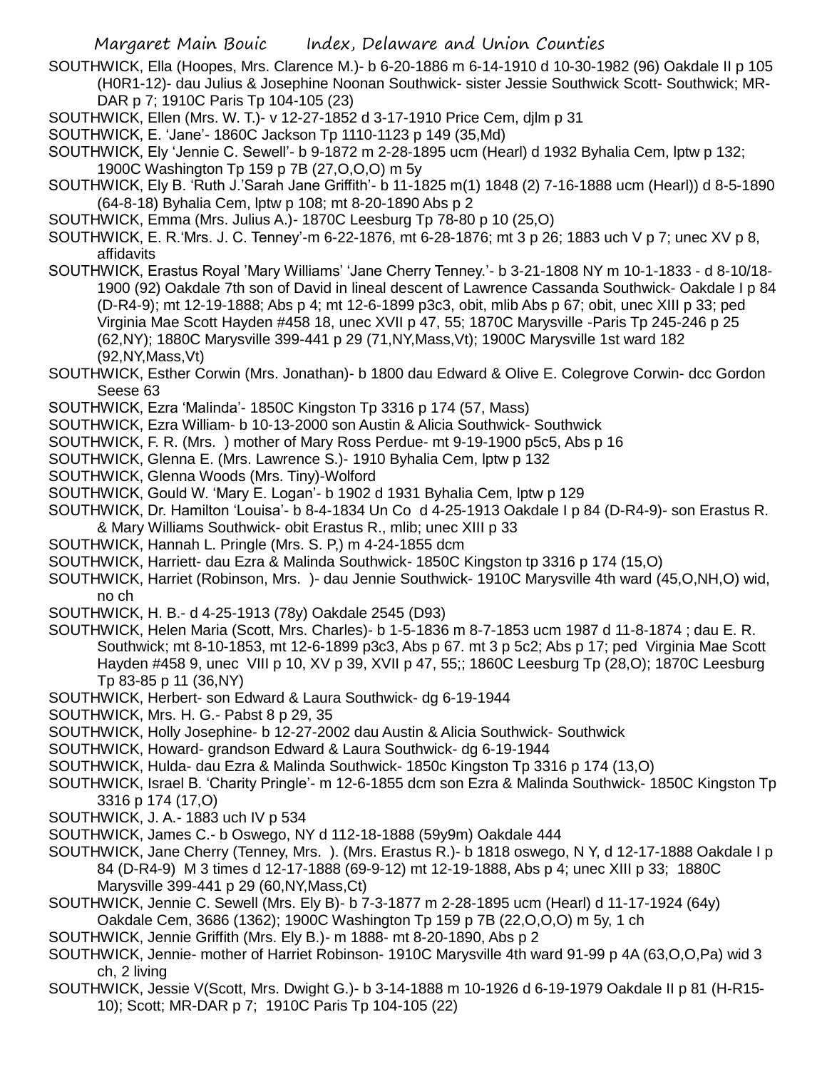SOUTHWICK, Ella (Hoopes, Mrs. Clarence M.)- b 6-20-1886 m 6-14-1910 d 10-30-1982 (96) Oakdale II p 105 (H0R1-12)- dau Julius & Josephine Noonan Southwick- sister Jessie Southwick Scott- Southwick; MR-DAR p 7; 1910C Paris Tp 104-105 (23)

SOUTHWICK, Ellen (Mrs. W. T.)- v 12-27-1852 d 3-17-1910 Price Cem, djlm p 31

SOUTHWICK, E. 'Jane'- 1860C Jackson Tp 1110-1123 p 149 (35,Md)

SOUTHWICK, Ely 'Jennie C. Sewell'- b 9-1872 m 2-28-1895 ucm (Hearl) d 1932 Byhalia Cem, lptw p 132; 1900C Washington Tp 159 p 7B (27,O,O,O) m 5y

SOUTHWICK, Ely B. 'Ruth J.'Sarah Jane Griffith'- b 11-1825 m(1) 1848 (2) 7-16-1888 ucm (Hearl)) d 8-5-1890 (64-8-18) Byhalia Cem, lptw p 108; mt 8-20-1890 Abs p 2

SOUTHWICK, Emma (Mrs. Julius A.)- 1870C Leesburg Tp 78-80 p 10 (25,O)

SOUTHWICK, E. R.'Mrs. J. C. Tenney'-m 6-22-1876, mt 6-28-1876; mt 3 p 26; 1883 uch V p 7; unec XV p 8, affidavits

SOUTHWICK, Erastus Royal 'Mary Williams' 'Jane Cherry Tenney.'- b 3-21-1808 NY m 10-1-1833 - d 8-10/18-1900 (92) Oakdale 7th son of David in lineal descent of Lawrence Cassanda Southwick- Oakdale I p 84 (D-R4-9); mt 12-19-1888; Abs p 4; mt 12-6-1899 p3c3, obit, mlib Abs p 67; obit, unec XIII p 33; ped Virginia Mae Scott Hayden #458 18, unec XVII p 47, 55; 1870C Marysville -Paris Tp 245-246 p 25 (62,NY); 1880C Marysville 399-441 p 29 (71,NY,Mass,Vt); 1900C Marysville 1st ward 182 (92,NY,Mass,Vt)

SOUTHWICK, Esther Corwin (Mrs. Jonathan)- b 1800 dau Edward & Olive E. Colegrove Corwin- dcc Gordon Seese 63

SOUTHWICK, Ezra 'Malinda'- 1850C Kingston Tp 3316 p 174 (57, Mass)

SOUTHWICK, Ezra William- b 10-13-2000 son Austin & Alicia Southwick- Southwick

SOUTHWICK, F. R. (Mrs. ) mother of Mary Ross Perdue- mt 9-19-1900 p5c5, Abs p 16

SOUTHWICK, Glenna E. (Mrs. Lawrence S.)- 1910 Byhalia Cem, lptw p 132

SOUTHWICK, Glenna Woods (Mrs. Tiny)-Wolford

SOUTHWICK, Gould W. 'Mary E. Logan'- b 1902 d 1931 Byhalia Cem, lptw p 129

SOUTHWICK, Dr. Hamilton 'Louisa'- b 8-4-1834 Un Co d 4-25-1913 Oakdale I p 84 (D-R4-9)- son Erastus R. & Mary Williams Southwick- obit Erastus R., mlib; unec XIII p 33

SOUTHWICK, Hannah L. Pringle (Mrs. S. P,) m 4-24-1855 dcm

SOUTHWICK, Harriett- dau Ezra & Malinda Southwick- 1850C Kingston tp 3316 p 174 (15,O)

SOUTHWICK, Harriet (Robinson, Mrs. )- dau Jennie Southwick- 1910C Marysville 4th ward (45,O,NH,O) wid, no ch

SOUTHWICK, H. B.- d 4-25-1913 (78y) Oakdale 2545 (D93)

SOUTHWICK, Helen Maria (Scott, Mrs. Charles)- b 1-5-1836 m 8-7-1853 ucm 1987 d 11-8-1874 ; dau E. R. Southwick; mt 8-10-1853, mt 12-6-1899 p3c3, Abs p 67. mt 3 p 5c2; Abs p 17; ped Virginia Mae Scott Hayden #458 9, unec VIII p 10, XV p 39, XVII p 47, 55;; 1860C Leesburg Tp (28,O); 1870C Leesburg Tp 83-85 p 11 (36,NY)

SOUTHWICK, Herbert- son Edward & Laura Southwick- dg 6-19-1944

SOUTHWICK, Mrs. H. G.- Pabst 8 p 29, 35

SOUTHWICK, Holly Josephine- b 12-27-2002 dau Austin & Alicia Southwick- Southwick

SOUTHWICK, Howard- grandson Edward & Laura Southwick- dg 6-19-1944

SOUTHWICK, Hulda- dau Ezra & Malinda Southwick- 1850c Kingston Tp 3316 p 174 (13,O)

SOUTHWICK, Israel B. 'Charity Pringle'- m 12-6-1855 dcm son Ezra & Malinda Southwick- 1850C Kingston Tp 3316 p 174 (17,O)

SOUTHWICK, J. A.- 1883 uch IV p 534

SOUTHWICK, James C.- b Oswego, NY d 112-18-1888 (59y9m) Oakdale 444

SOUTHWICK, Jane Cherry (Tenney, Mrs. ). (Mrs. Erastus R.)- b 1818 oswego, N Y, d 12-17-1888 Oakdale I p 84 (D-R4-9) M 3 times d 12-17-1888 (69-9-12) mt 12-19-1888, Abs p 4; unec XIII p 33; 1880C Marysville 399-441 p 29 (60,NY,Mass,Ct)

SOUTHWICK, Jennie C. Sewell (Mrs. Ely B)- b 7-3-1877 m 2-28-1895 ucm (Hearl) d 11-17-1924 (64y) Oakdale Cem, 3686 (1362); 1900C Washington Tp 159 p 7B (22,O,O,O) m 5y, 1 ch

SOUTHWICK, Jennie Griffith (Mrs. Ely B.)- m 1888- mt 8-20-1890, Abs p 2

SOUTHWICK, Jennie- mother of Harriet Robinson- 1910C Marysville 4th ward 91-99 p 4A (63,O,O,Pa) wid 3 ch, 2 living

SOUTHWICK, Jessie V(Scott, Mrs. Dwight G.)- b 3-14-1888 m 10-1926 d 6-19-1979 Oakdale II p 81 (H-R15-10); Scott; MR-DAR p 7; 1910C Paris Tp 104-105 (22)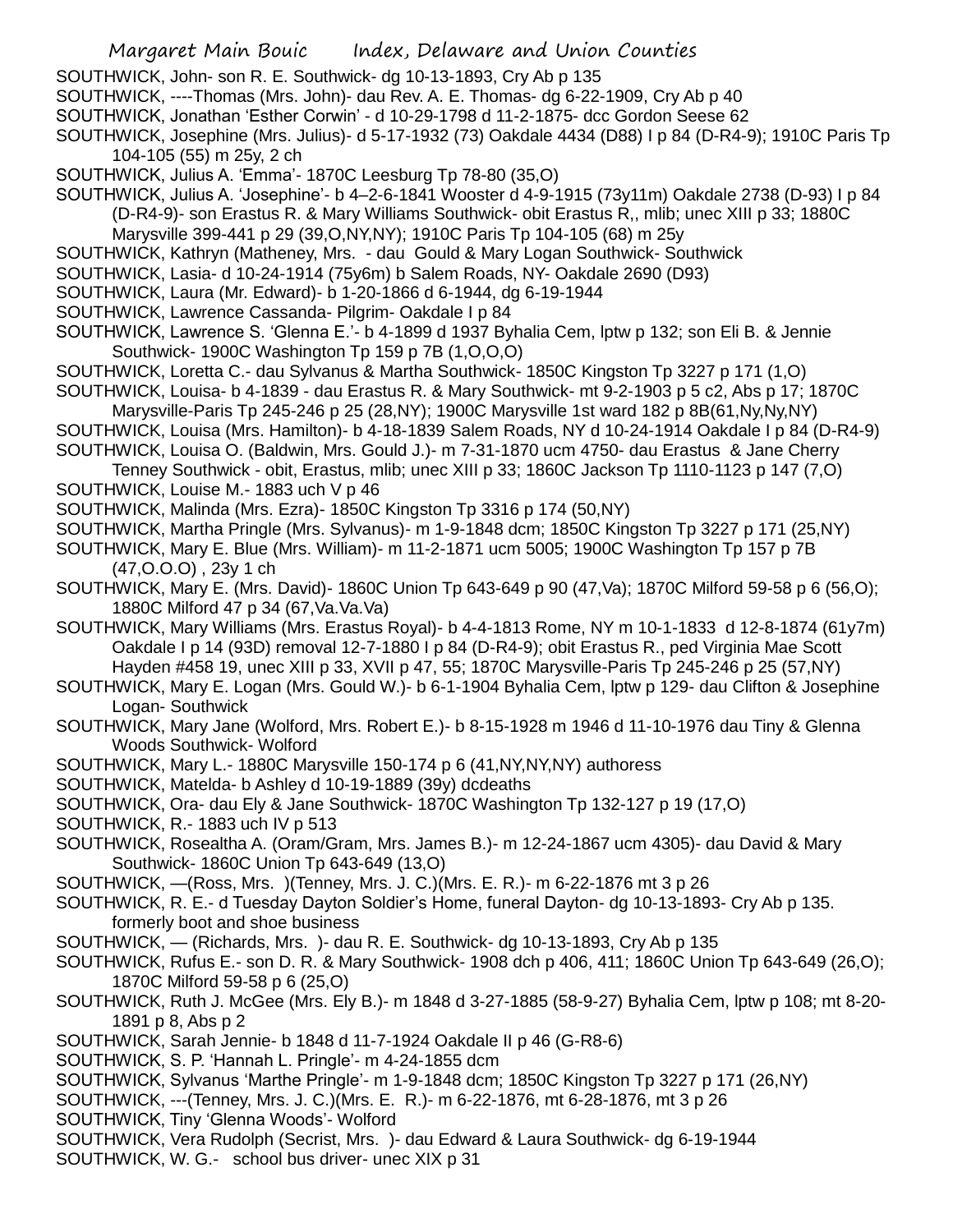SOUTHWICK, John- son R. E. Southwick- dg 10-13-1893, Cry Ab p 135

SOUTHWICK, ----Thomas (Mrs. John)- dau Rev. A. E. Thomas- dg 6-22-1909, Cry Ab p 40

SOUTHWICK, Jonathan 'Esther Corwin' - d 10-29-1798 d 11-2-1875- dcc Gordon Seese 62

SOUTHWICK, Josephine (Mrs. Julius)- d 5-17-1932 (73) Oakdale 4434 (D88) I p 84 (D-R4-9); 1910C Paris Tp 104-105 (55) m 25y, 2 ch

SOUTHWICK, Julius A. 'Emma'- 1870C Leesburg Tp 78-80 (35,O)

SOUTHWICK, Julius A. 'Josephine'- b 4–2-6-1841 Wooster d 4-9-1915 (73y11m) Oakdale 2738 (D-93) I p 84 (D-R4-9)- son Erastus R. & Mary Williams Southwick- obit Erastus R,, mlib; unec XIII p 33; 1880C Marysville 399-441 p 29 (39,O,NY,NY); 1910C Paris Tp 104-105 (68) m 25y

SOUTHWICK, Kathryn (Matheney, Mrs. - dau Gould & Mary Logan Southwick- Southwick

SOUTHWICK, Lasia- d 10-24-1914 (75y6m) b Salem Roads, NY- Oakdale 2690 (D93)

SOUTHWICK, Laura (Mr. Edward)- b 1-20-1866 d 6-1944, dg 6-19-1944

SOUTHWICK, Lawrence Cassanda- Pilgrim- Oakdale I p 84

SOUTHWICK, Lawrence S. 'Glenna E.'- b 4-1899 d 1937 Byhalia Cem, lptw p 132; son Eli B. & Jennie Southwick- 1900C Washington Tp 159 p 7B (1,O,O,O)

SOUTHWICK, Loretta C.- dau Sylvanus & Martha Southwick- 1850C Kingston Tp 3227 p 171 (1,O)

SOUTHWICK, Louisa- b 4-1839 - dau Erastus R. & Mary Southwick- mt 9-2-1903 p 5 c2, Abs p 17; 1870C Marysville-Paris Tp 245-246 p 25 (28,NY); 1900C Marysville 1st ward 182 p 8B(61,Ny,Ny,NY)

SOUTHWICK, Louisa (Mrs. Hamilton)- b 4-18-1839 Salem Roads, NY d 10-24-1914 Oakdale I p 84 (D-R4-9)

SOUTHWICK, Louisa O. (Baldwin, Mrs. Gould J.)- m 7-31-1870 ucm 4750- dau Erastus & Jane Cherry Tenney Southwick - obit, Erastus, mlib; unec XIII p 33; 1860C Jackson Tp 1110-1123 p 147 (7,O)

SOUTHWICK, Louise M.- 1883 uch V p 46

SOUTHWICK, Malinda (Mrs. Ezra)- 1850C Kingston Tp 3316 p 174 (50,NY)

SOUTHWICK, Martha Pringle (Mrs. Sylvanus)- m 1-9-1848 dcm; 1850C Kingston Tp 3227 p 171 (25,NY)

SOUTHWICK, Mary E. Blue (Mrs. William)- m 11-2-1871 ucm 5005; 1900C Washington Tp 157 p 7B (47,O.O.O) , 23y 1 ch

SOUTHWICK, Mary E. (Mrs. David)- 1860C Union Tp 643-649 p 90 (47,Va); 1870C Milford 59-58 p 6 (56,O); 1880C Milford 47 p 34 (67,Va.Va.Va)

SOUTHWICK, Mary Williams (Mrs. Erastus Royal)- b 4-4-1813 Rome, NY m 10-1-1833 d 12-8-1874 (61y7m) Oakdale I p 14 (93D) removal 12-7-1880 I p 84 (D-R4-9); obit Erastus R., ped Virginia Mae Scott Hayden #458 19, unec XIII p 33, XVII p 47, 55; 1870C Marysville-Paris Tp 245-246 p 25 (57,NY)

SOUTHWICK, Mary E. Logan (Mrs. Gould W.)- b 6-1-1904 Byhalia Cem, lptw p 129- dau Clifton & Josephine Logan- Southwick

SOUTHWICK, Mary Jane (Wolford, Mrs. Robert E.)- b 8-15-1928 m 1946 d 11-10-1976 dau Tiny & Glenna Woods Southwick- Wolford

SOUTHWICK, Mary L.- 1880C Marysville 150-174 p 6 (41,NY,NY,NY) authoress

SOUTHWICK, Matelda- b Ashley d 10-19-1889 (39y) dcdeaths

SOUTHWICK, Ora- dau Ely & Jane Southwick- 1870C Washington Tp 132-127 p 19 (17,O)

SOUTHWICK, R.- 1883 uch IV p 513

SOUTHWICK, Rosealtha A. (Oram/Gram, Mrs. James B.)- m 12-24-1867 ucm 4305)- dau David & Mary Southwick- 1860C Union Tp 643-649 (13,O)

SOUTHWICK, —(Ross, Mrs. )(Tenney, Mrs. J. C.)(Mrs. E. R.)- m 6-22-1876 mt 3 p 26

SOUTHWICK, R. E.- d Tuesday Dayton Soldier's Home, funeral Dayton- dg 10-13-1893- Cry Ab p 135. formerly boot and shoe business

SOUTHWICK, — (Richards, Mrs. )- dau R. E. Southwick- dg 10-13-1893, Cry Ab p 135

SOUTHWICK, Rufus E.- son D. R. & Mary Southwick- 1908 dch p 406, 411; 1860C Union Tp 643-649 (26,O); 1870C Milford 59-58 p 6 (25,O)

SOUTHWICK, Ruth J. McGee (Mrs. Ely B.)- m 1848 d 3-27-1885 (58-9-27) Byhalia Cem, lptw p 108; mt 8-20-1891 p 8, Abs p 2

SOUTHWICK, Sarah Jennie- b 1848 d 11-7-1924 Oakdale II p 46 (G-R8-6)

SOUTHWICK, S. P. 'Hannah L. Pringle'- m 4-24-1855 dcm

SOUTHWICK, Sylvanus 'Marthe Pringle'- m 1-9-1848 dcm; 1850C Kingston Tp 3227 p 171 (26,NY)

SOUTHWICK, ---(Tenney, Mrs. J. C.)(Mrs. E. R.)- m 6-22-1876, mt 6-28-1876, mt 3 p 26

SOUTHWICK, Tiny 'Glenna Woods'- Wolford

SOUTHWICK, Vera Rudolph (Secrist, Mrs. )- dau Edward & Laura Southwick- dg 6-19-1944

SOUTHWICK, W. G.- school bus driver- unec XIX p 31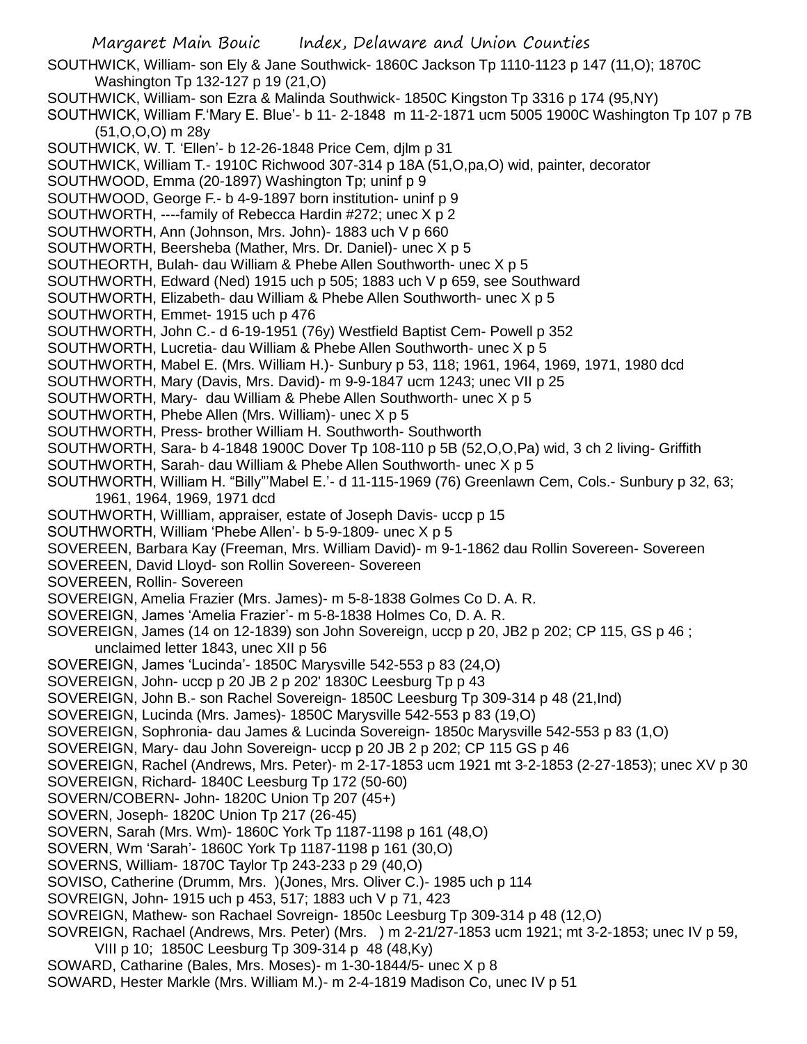SOUTHWICK, William- son Ely & Jane Southwick- 1860C Jackson Tp 1110-1123 p 147 (11,O); 1870C Washington Tp 132-127 p 19 (21,O)

SOUTHWICK, William- son Ezra & Malinda Southwick- 1850C Kingston Tp 3316 p 174 (95,NY)

SOUTHWICK, William F.'Mary E. Blue'- b 11- 2-1848 m 11-2-1871 ucm 5005 1900C Washington Tp 107 p 7B (51,O,O,O) m 28y

SOUTHWICK, W. T. 'Ellen'- b 12-26-1848 Price Cem, djlm p 31

SOUTHWICK, William T.- 1910C Richwood 307-314 p 18A (51,O,pa,O) wid, painter, decorator

SOUTHWOOD, Emma (20-1897) Washington Tp; uninf p 9

SOUTHWOOD, George F.- b 4-9-1897 born institution- uninf p 9

SOUTHWORTH, ----family of Rebecca Hardin #272; unec X p 2

SOUTHWORTH, Ann (Johnson, Mrs. John)- 1883 uch V p 660

SOUTHWORTH, Beersheba (Mather, Mrs. Dr. Daniel)- unec X p 5

SOUTHEORTH, Bulah- dau William & Phebe Allen Southworth- unec X p 5

SOUTHWORTH, Edward (Ned) 1915 uch p 505; 1883 uch V p 659, see Southward

SOUTHWORTH, Elizabeth- dau William & Phebe Allen Southworth- unec X p 5

SOUTHWORTH, Emmet- 1915 uch p 476

SOUTHWORTH, John C.- d 6-19-1951 (76y) Westfield Baptist Cem- Powell p 352

SOUTHWORTH, Lucretia- dau William & Phebe Allen Southworth- unec X p 5

SOUTHWORTH, Mabel E. (Mrs. William H.)- Sunbury p 53, 118; 1961, 1964, 1969, 1971, 1980 dcd

SOUTHWORTH, Mary (Davis, Mrs. David)- m 9-9-1847 ucm 1243; unec VII p 25

SOUTHWORTH, Mary- dau William & Phebe Allen Southworth- unec X p 5

SOUTHWORTH, Phebe Allen (Mrs. William)- unec X p 5

SOUTHWORTH, Press- brother William H. Southworth- Southworth

SOUTHWORTH, Sara- b 4-1848 1900C Dover Tp 108-110 p 5B (52,O,O,Pa) wid, 3 ch 2 living- Griffith

SOUTHWORTH, Sarah- dau William & Phebe Allen Southworth- unec X p 5

SOUTHWORTH, William H. "Billy"'Mabel E.'- d 11-115-1969 (76) Greenlawn Cem, Cols.- Sunbury p 32, 63; 1961, 1964, 1969, 1971 dcd

SOUTHWORTH, Willliam, appraiser, estate of Joseph Davis- uccp p 15

SOUTHWORTH, William 'Phebe Allen'- b 5-9-1809- unec X p 5

SOVEREEN, Barbara Kay (Freeman, Mrs. William David)- m 9-1-1862 dau Rollin Sovereen- Sovereen

SOVEREEN, David Lloyd- son Rollin Sovereen- Sovereen

SOVEREEN, Rollin- Sovereen

SOVEREIGN, Amelia Frazier (Mrs. James)- m 5-8-1838 Golmes Co D. A. R.

SOVEREIGN, James 'Amelia Frazier'- m 5-8-1838 Holmes Co, D. A. R.

SOVEREIGN, James (14 on 12-1839) son John Sovereign, uccp p 20, JB2 p 202; CP 115, GS p 46 ; unclaimed letter 1843, unec XII p 56

SOVEREIGN, James 'Lucinda'- 1850C Marysville 542-553 p 83 (24,O)

SOVEREIGN, John- uccp p 20 JB 2 p 202' 1830C Leesburg Tp p 43

SOVEREIGN, John B.- son Rachel Sovereign- 1850C Leesburg Tp 309-314 p 48 (21,Ind)

SOVEREIGN, Lucinda (Mrs. James)- 1850C Marysville 542-553 p 83 (19,O)

SOVEREIGN, Sophronia- dau James & Lucinda Sovereign- 1850c Marysville 542-553 p 83 (1,O)

SOVEREIGN, Mary- dau John Sovereign- uccp p 20 JB 2 p 202; CP 115 GS p 46

SOVEREIGN, Rachel (Andrews, Mrs. Peter)- m 2-17-1853 ucm 1921 mt 3-2-1853 (2-27-1853); unec XV p 30

SOVEREIGN, Richard- 1840C Leesburg Tp 172 (50-60)

SOVERN/COBERN- John- 1820C Union Tp 207 (45+)

SOVERN, Joseph- 1820C Union Tp 217 (26-45)

SOVERN, Sarah (Mrs. Wm)- 1860C York Tp 1187-1198 p 161 (48,O)

SOVERN, Wm 'Sarah'- 1860C York Tp 1187-1198 p 161 (30,O)

SOVERNS, William- 1870C Taylor Tp 243-233 p 29 (40,O)

SOVISO, Catherine (Drumm, Mrs. )(Jones, Mrs. Oliver C.)- 1985 uch p 114

SOVREIGN, John- 1915 uch p 453, 517; 1883 uch V p 71, 423

SOVREIGN, Mathew- son Rachael Sovreign- 1850c Leesburg Tp 309-314 p 48 (12,O)

SOVREIGN, Rachael (Andrews, Mrs. Peter) (Mrs. ) m 2-21/27-1853 ucm 1921; mt 3-2-1853; unec IV p 59, VIII p 10; 1850C Leesburg Tp 309-314 p 48 (48,Ky)

SOWARD, Catharine (Bales, Mrs. Moses)- m 1-30-1844/5- unec X p 8

SOWARD, Hester Markle (Mrs. William M.)- m 2-4-1819 Madison Co, unec IV p 51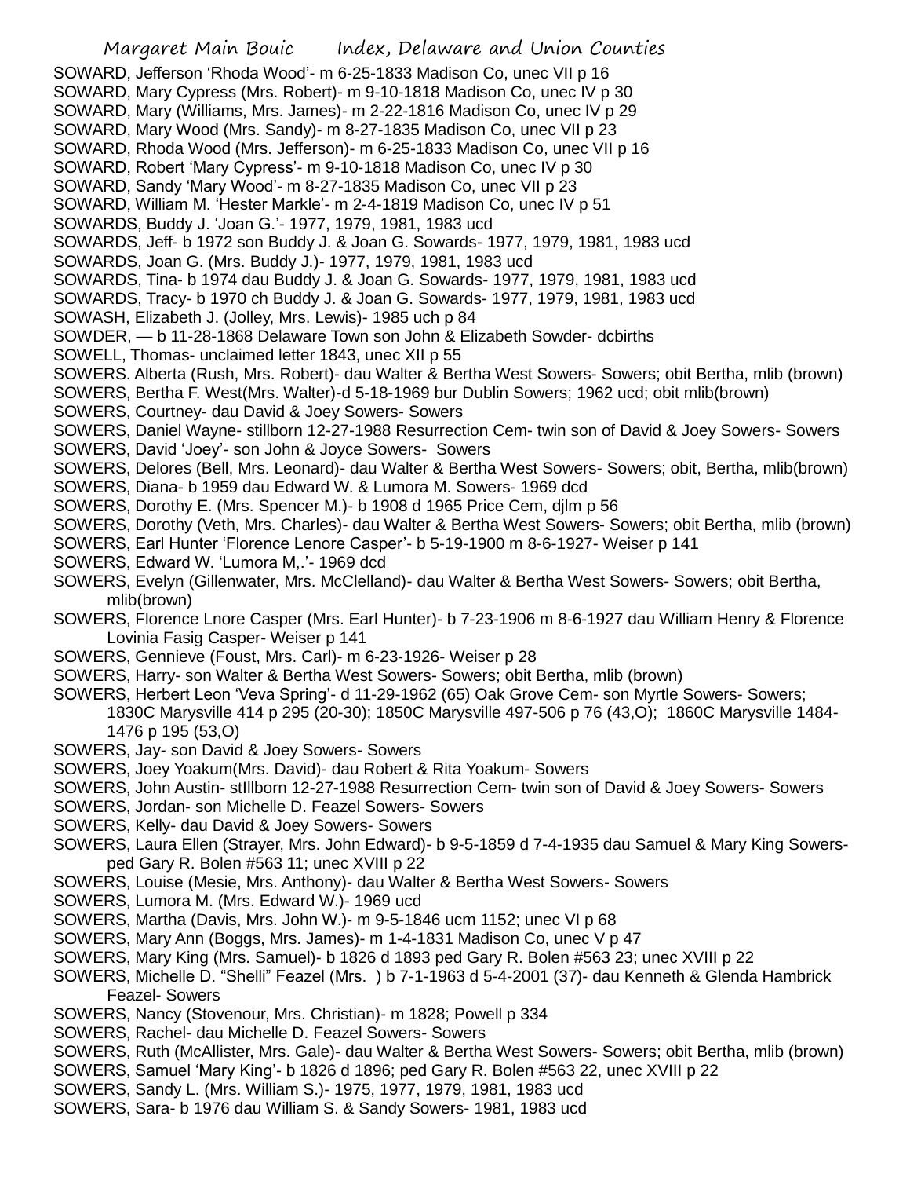SOWARD, Jefferson 'Rhoda Wood'- m 6-25-1833 Madison Co, unec VII p 16
SOWARD, Mary Cypress (Mrs. Robert)- m 9-10-1818 Madison Co, unec IV p 30
SOWARD, Mary (Williams, Mrs. James)- m 2-22-1816 Madison Co, unec IV p 29
SOWARD, Mary Wood (Mrs. Sandy)- m 8-27-1835 Madison Co, unec VII p 23
SOWARD, Rhoda Wood (Mrs. Jefferson)- m 6-25-1833 Madison Co, unec VII p 16
SOWARD, Robert 'Mary Cypress'- m 9-10-1818 Madison Co, unec IV p 30
SOWARD, Sandy 'Mary Wood'- m 8-27-1835 Madison Co, unec VII p 23
SOWARD, William M. 'Hester Markle'- m 2-4-1819 Madison Co, unec IV p 51
SOWARDS, Buddy J. 'Joan G.'- 1977, 1979, 1981, 1983 ucd
SOWARDS, Jeff- b 1972 son Buddy J. & Joan G. Sowards- 1977, 1979, 1981, 1983 ucd
SOWARDS, Joan G. (Mrs. Buddy J.)- 1977, 1979, 1981, 1983 ucd
SOWARDS, Tina- b 1974 dau Buddy J. & Joan G. Sowards- 1977, 1979, 1981, 1983 ucd
SOWARDS, Tracy- b 1970 ch Buddy J. & Joan G. Sowards- 1977, 1979, 1981, 1983 ucd
SOWASH, Elizabeth J. (Jolley, Mrs. Lewis)- 1985 uch p 84
SOWDER, — b 11-28-1868 Delaware Town son John & Elizabeth Sowder- dcbirths
SOWELL, Thomas- unclaimed letter 1843, unec XII p 55
SOWERS. Alberta (Rush, Mrs. Robert)- dau Walter & Bertha West Sowers- Sowers; obit Bertha, mlib (brown)
SOWERS, Bertha F. West(Mrs. Walter)-d 5-18-1969 bur Dublin Sowers; 1962 ucd; obit mlib(brown)
SOWERS, Courtney- dau David & Joey Sowers- Sowers
SOWERS, Daniel Wayne- stillborn 12-27-1988 Resurrection Cem- twin son of David & Joey Sowers- Sowers
SOWERS, David 'Joey'- son John & Joyce Sowers- Sowers
SOWERS, Delores (Bell, Mrs. Leonard)- dau Walter & Bertha West Sowers- Sowers; obit, Bertha, mlib(brown)
SOWERS, Diana- b 1959 dau Edward W. & Lumora M. Sowers- 1969 dcd
SOWERS, Dorothy E. (Mrs. Spencer M.)- b 1908 d 1965 Price Cem, djlm p 56
SOWERS, Dorothy (Veth, Mrs. Charles)- dau Walter & Bertha West Sowers- Sowers; obit Bertha, mlib (brown)
SOWERS, Earl Hunter 'Florence Lenore Casper'- b 5-19-1900 m 8-6-1927- Weiser p 141
SOWERS, Edward W. 'Lumora M,.'- 1969 dcd
SOWERS, Evelyn (Gillenwater, Mrs. McClelland)- dau Walter & Bertha West Sowers- Sowers; obit Bertha, mlib(brown)
SOWERS, Florence Lnore Casper (Mrs. Earl Hunter)- b 7-23-1906 m 8-6-1927 dau William Henry & Florence Lovinia Fasig Casper- Weiser p 141
SOWERS, Gennieve (Foust, Mrs. Carl)- m 6-23-1926- Weiser p 28
SOWERS, Harry- son Walter & Bertha West Sowers- Sowers; obit Bertha, mlib (brown)
SOWERS, Herbert Leon 'Veva Spring'- d 11-29-1962 (65) Oak Grove Cem- son Myrtle Sowers- Sowers; 1830C Marysville 414 p 295 (20-30); 1850C Marysville 497-506 p 76 (43,O); 1860C Marysville 1484-1476 p 195 (53,O)
SOWERS, Jay- son David & Joey Sowers- Sowers
SOWERS, Joey Yoakum(Mrs. David)- dau Robert & Rita Yoakum- Sowers
SOWERS, John Austin- stIllborn 12-27-1988 Resurrection Cem- twin son of David & Joey Sowers- Sowers
SOWERS, Jordan- son Michelle D. Feazel Sowers- Sowers
SOWERS, Kelly- dau David & Joey Sowers- Sowers
SOWERS, Laura Ellen (Strayer, Mrs. John Edward)- b 9-5-1859 d 7-4-1935 dau Samuel & Mary King Sowers-ped Gary R. Bolen #563 11; unec XVIII p 22
SOWERS, Louise (Mesie, Mrs. Anthony)- dau Walter & Bertha West Sowers- Sowers
SOWERS, Lumora M. (Mrs. Edward W.)- 1969 ucd
SOWERS, Martha (Davis, Mrs. John W.)- m 9-5-1846 ucm 1152; unec VI p 68
SOWERS, Mary Ann (Boggs, Mrs. James)- m 1-4-1831 Madison Co, unec V p 47
SOWERS, Mary King (Mrs. Samuel)- b 1826 d 1893 ped Gary R. Bolen #563 23; unec XVIII p 22
SOWERS, Michelle D. "Shelli" Feazel (Mrs. ) b 7-1-1963 d 5-4-2001 (37)- dau Kenneth & Glenda Hambrick Feazel- Sowers
SOWERS, Nancy (Stovenour, Mrs. Christian)- m 1828; Powell p 334
SOWERS, Rachel- dau Michelle D. Feazel Sowers- Sowers
SOWERS, Ruth (McAllister, Mrs. Gale)- dau Walter & Bertha West Sowers- Sowers; obit Bertha, mlib (brown)
SOWERS, Samuel 'Mary King'- b 1826 d 1896; ped Gary R. Bolen #563 22, unec XVIII p 22
SOWERS, Sandy L. (Mrs. William S.)- 1975, 1977, 1979, 1981, 1983 ucd
SOWERS, Sara- b 1976 dau William S. & Sandy Sowers- 1981, 1983 ucd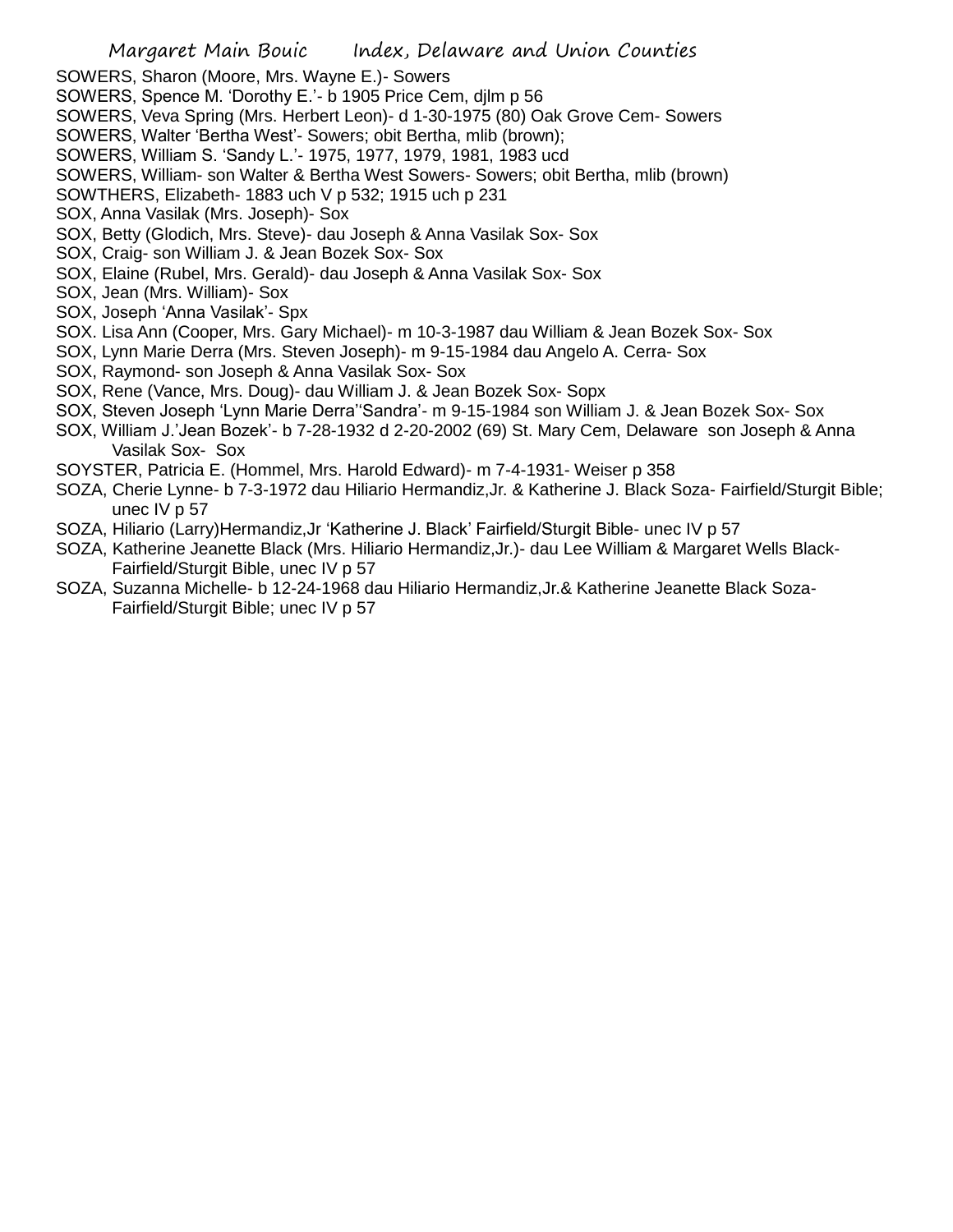SOWERS, Sharon (Moore, Mrs. Wayne E.)- Sowers

SOWERS, Spence M. 'Dorothy E.'- b 1905 Price Cem, djlm p 56

SOWERS, Veva Spring (Mrs. Herbert Leon)- d 1-30-1975 (80) Oak Grove Cem- Sowers

SOWERS, Walter 'Bertha West'- Sowers; obit Bertha, mlib (brown);

SOWERS, William S. 'Sandy L.'- 1975, 1977, 1979, 1981, 1983 ucd

SOWERS, William- son Walter & Bertha West Sowers- Sowers; obit Bertha, mlib (brown)

SOWTHERS, Elizabeth- 1883 uch V p 532; 1915 uch p 231

SOX, Anna Vasilak (Mrs. Joseph)- Sox

SOX, Betty (Glodich, Mrs. Steve)- dau Joseph & Anna Vasilak Sox- Sox

SOX, Craig- son William J. & Jean Bozek Sox- Sox

SOX, Elaine (Rubel, Mrs. Gerald)- dau Joseph & Anna Vasilak Sox- Sox

SOX, Jean (Mrs. William)- Sox

SOX, Joseph 'Anna Vasilak'- Spx

SOX. Lisa Ann (Cooper, Mrs. Gary Michael)- m 10-3-1987 dau William & Jean Bozek Sox- Sox

SOX, Lynn Marie Derra (Mrs. Steven Joseph)- m 9-15-1984 dau Angelo A. Cerra- Sox

SOX, Raymond- son Joseph & Anna Vasilak Sox- Sox

SOX, Rene (Vance, Mrs. Doug)- dau William J. & Jean Bozek Sox- Sopx

SOX, Steven Joseph 'Lynn Marie Derra''Sandra'- m 9-15-1984 son William J. & Jean Bozek Sox- Sox

SOX, William J.'Jean Bozek'- b 7-28-1932 d 2-20-2002 (69) St. Mary Cem, Delaware son Joseph & Anna Vasilak Sox- Sox

SOYSTER, Patricia E. (Hommel, Mrs. Harold Edward)- m 7-4-1931- Weiser p 358

SOZA, Cherie Lynne- b 7-3-1972 dau Hiliario Hermandiz,Jr. & Katherine J. Black Soza- Fairfield/Sturgit Bible; unec IV p 57

SOZA, Hiliario (Larry)Hermandiz,Jr 'Katherine J. Black' Fairfield/Sturgit Bible- unec IV p 57

SOZA, Katherine Jeanette Black (Mrs. Hiliario Hermandiz,Jr.)- dau Lee William & Margaret Wells Black- Fairfield/Sturgit Bible, unec IV p 57

SOZA, Suzanna Michelle- b 12-24-1968 dau Hiliario Hermandiz,Jr.& Katherine Jeanette Black Soza- Fairfield/Sturgit Bible; unec IV p 57